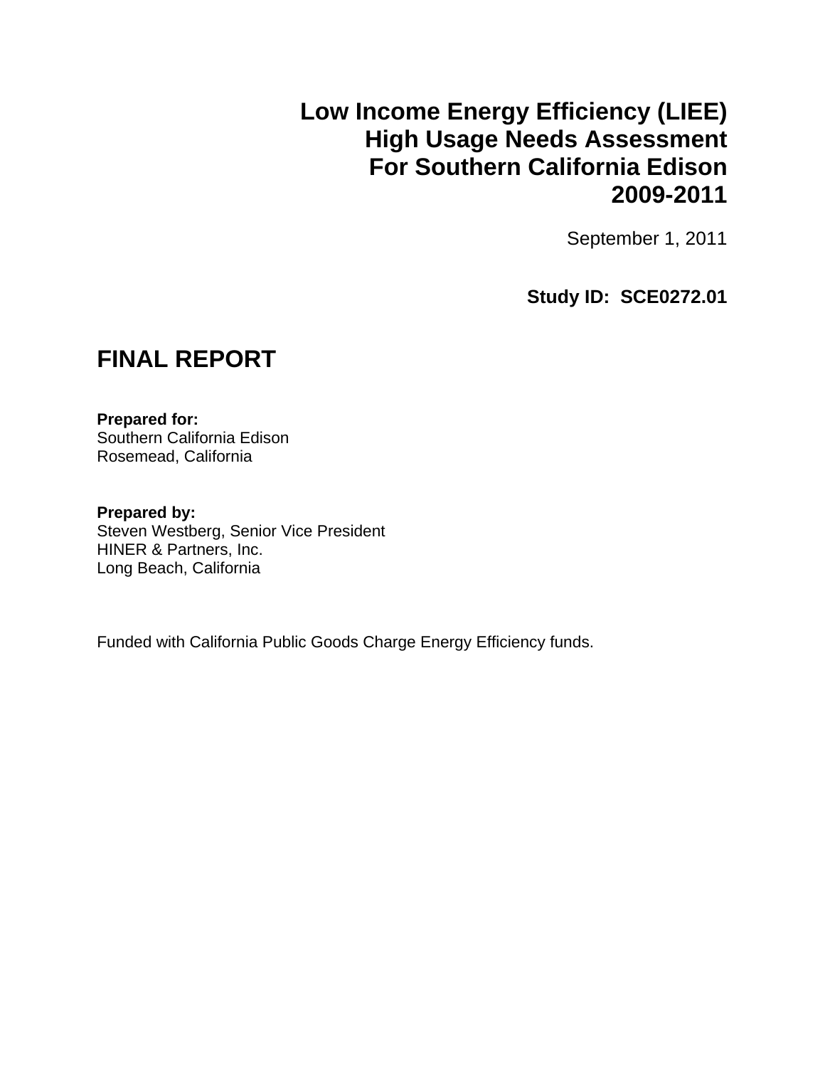# Low Income Energy Efficiency (LIEE) High Usage Needs Assessment For Southern California Edison 2009-2011

September 1, 2011

**Study ID: SCE0272.01**

## FINAL REPORT

**Prepared for:**
Southern California Edison
Rosemead, California

**Prepared by:**
Steven Westberg, Senior Vice President
HINER & Partners, Inc.
Long Beach, California

Funded with California Public Goods Charge Energy Efficiency funds.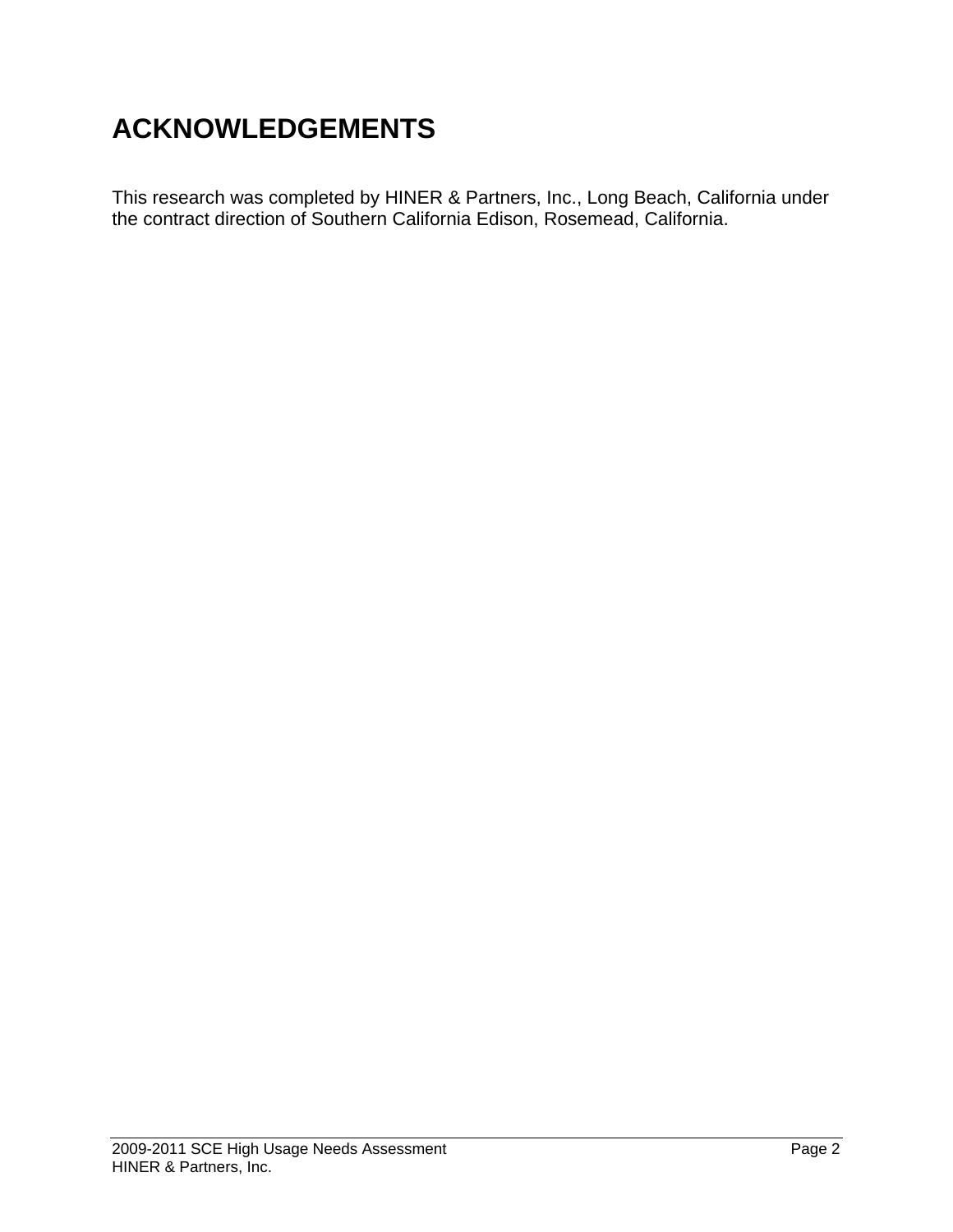# ACKNOWLEDGEMENTS

This research was completed by HINER & Partners, Inc., Long Beach, California under the contract direction of Southern California Edison, Rosemead, California.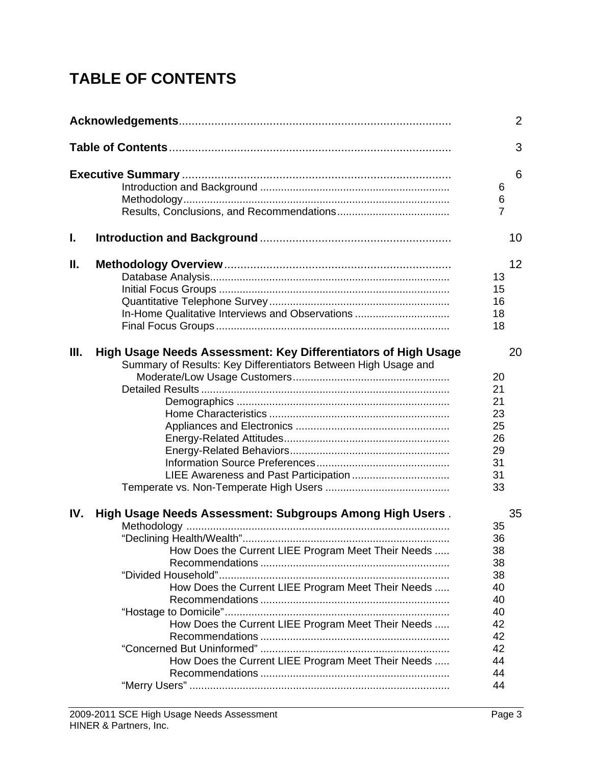# TABLE OF CONTENTS

| | | |
|---|---|---|
| **Acknowledgements** | | 2 |
| **Table of Contents** | | 3 |
| **Executive Summary** | | 6 |
| Introduction and Background | 6 | |
| Methodology | 6 | |
| Results, Conclusions, and Recommendations | 7 | |
| **I. Introduction and Background** | | 10 |
| **II. Methodology Overview** | | 12 |
| Database Analysis | 13 | |
| Initial Focus Groups | 15 | |
| Quantitative Telephone Survey | 16 | |
| In-Home Qualitative Interviews and Observations | 18 | |
| Final Focus Groups | 18 | |
| **III. High Usage Needs Assessment: Key Differentiators of High Usage** | | 20 |
| Summary of Results: Key Differentiators Between High Usage and Moderate/Low Usage Customers | 20 | |
| Detailed Results | 21 | |
| Demographics | 21 | |
| Home Characteristics | 23 | |
| Appliances and Electronics | 25 | |
| Energy-Related Attitudes | 26 | |
| Energy-Related Behaviors | 29 | |
| Information Source Preferences | 31 | |
| LIEE Awareness and Past Participation | 31 | |
| Temperate vs. Non-Temperate High Users | 33 | |
| **IV. High Usage Needs Assessment: Subgroups Among High Users** | | 35 |
| Methodology | 35 | |
| "Declining Health/Wealth" | 36 | |
| How Does the Current LIEE Program Meet Their Needs | 38 | |
| Recommendations | 38 | |
| "Divided Household" | 38 | |
| How Does the Current LIEE Program Meet Their Needs | 40 | |
| Recommendations | 40 | |
| "Hostage to Domicile" | 40 | |
| How Does the Current LIEE Program Meet Their Needs | 42 | |
| Recommendations | 42 | |
| "Concerned But Uninformed" | 42 | |
| How Does the Current LIEE Program Meet Their Needs | 44 | |
| Recommendations | 44 | |
| "Merry Users" | 44 | |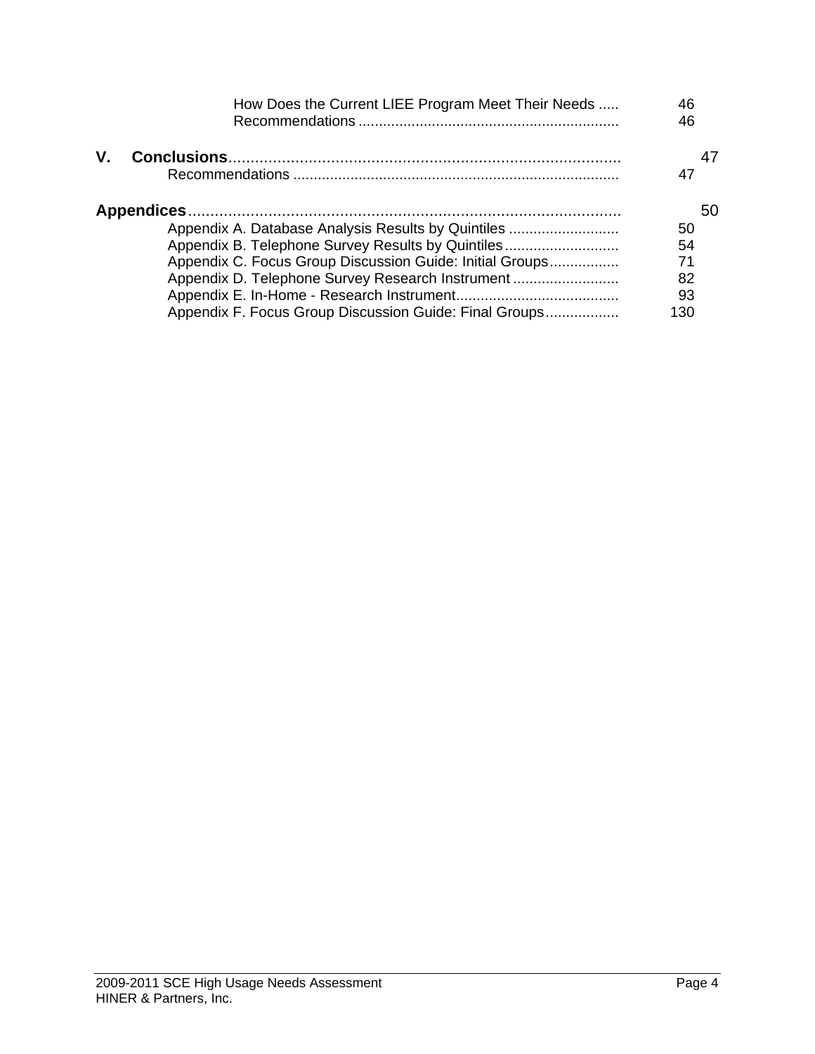How Does the Current LIEE Program Meet Their Needs ..... 46
Recommendations ............................................................... 46

**V. Conclusions**......................................................................................... 47
Recommendations ............................................................................... 47

**Appendices**.................................................................................................. 50
Appendix A. Database Analysis Results by Quintiles ........................... 50
Appendix B. Telephone Survey Results by Quintiles............................ 54
Appendix C. Focus Group Discussion Guide: Initial Groups................. 71
Appendix D. Telephone Survey Research Instrument .......................... 82
Appendix E. In-Home - Research Instrument........................................ 93
Appendix F. Focus Group Discussion Guide: Final Groups.................. 130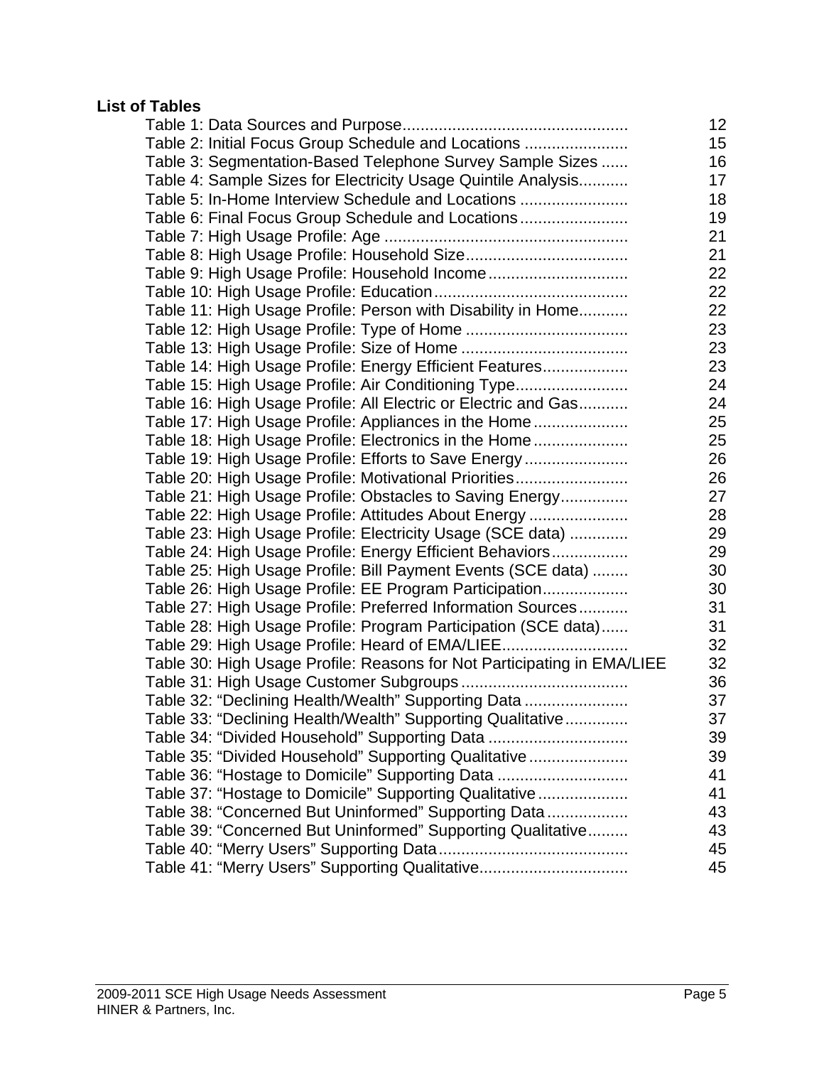**List of Tables**

Table 1: Data Sources and Purpose .......... 12
Table 2: Initial Focus Group Schedule and Locations .......... 15
Table 3: Segmentation-Based Telephone Survey Sample Sizes .......... 16
Table 4: Sample Sizes for Electricity Usage Quintile Analysis .......... 17
Table 5: In-Home Interview Schedule and Locations .......... 18
Table 6: Final Focus Group Schedule and Locations .......... 19
Table 7: High Usage Profile: Age .......... 21
Table 8: High Usage Profile: Household Size .......... 21
Table 9: High Usage Profile: Household Income .......... 22
Table 10: High Usage Profile: Education .......... 22
Table 11: High Usage Profile: Person with Disability in Home .......... 22
Table 12: High Usage Profile: Type of Home .......... 23
Table 13: High Usage Profile: Size of Home .......... 23
Table 14: High Usage Profile: Energy Efficient Features .......... 23
Table 15: High Usage Profile: Air Conditioning Type .......... 24
Table 16: High Usage Profile: All Electric or Electric and Gas .......... 24
Table 17: High Usage Profile: Appliances in the Home .......... 25
Table 18: High Usage Profile: Electronics in the Home .......... 25
Table 19: High Usage Profile: Efforts to Save Energy .......... 26
Table 20: High Usage Profile: Motivational Priorities .......... 26
Table 21: High Usage Profile: Obstacles to Saving Energy .......... 27
Table 22: High Usage Profile: Attitudes About Energy .......... 28
Table 23: High Usage Profile: Electricity Usage (SCE data) .......... 29
Table 24: High Usage Profile: Energy Efficient Behaviors .......... 29
Table 25: High Usage Profile: Bill Payment Events (SCE data) .......... 30
Table 26: High Usage Profile: EE Program Participation .......... 30
Table 27: High Usage Profile: Preferred Information Sources .......... 31
Table 28: High Usage Profile: Program Participation (SCE data) .......... 31
Table 29: High Usage Profile: Heard of EMA/LIEE .......... 32
Table 30: High Usage Profile: Reasons for Not Participating in EMA/LIEE .......... 32
Table 31: High Usage Customer Subgroups .......... 36
Table 32: "Declining Health/Wealth" Supporting Data .......... 37
Table 33: "Declining Health/Wealth" Supporting Qualitative .......... 37
Table 34: "Divided Household" Supporting Data .......... 39
Table 35: "Divided Household" Supporting Qualitative .......... 39
Table 36: "Hostage to Domicile" Supporting Data .......... 41
Table 37: "Hostage to Domicile" Supporting Qualitative .......... 41
Table 38: "Concerned But Uninformed" Supporting Data .......... 43
Table 39: "Concerned But Uninformed" Supporting Qualitative .......... 43
Table 40: "Merry Users" Supporting Data .......... 45
Table 41: "Merry Users" Supporting Qualitative .......... 45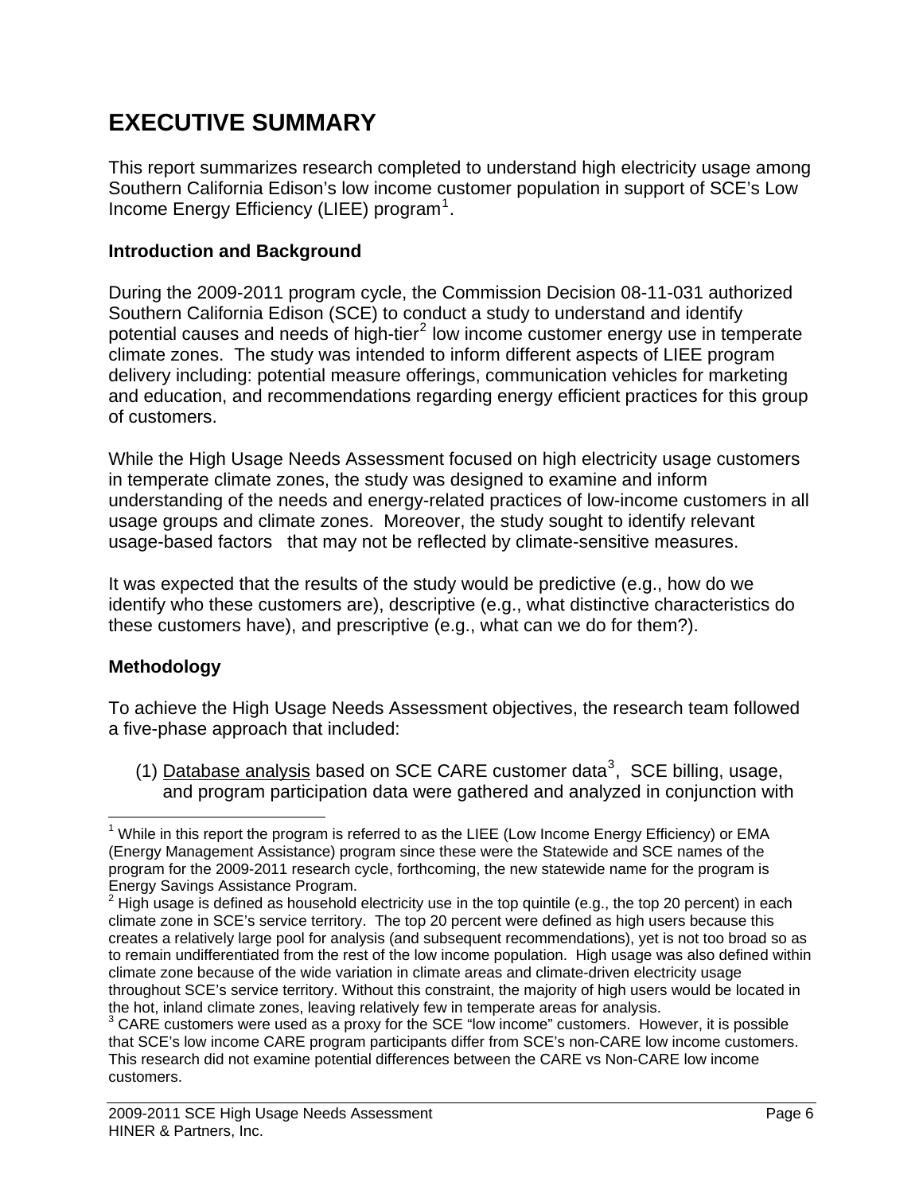# EXECUTIVE SUMMARY

This report summarizes research completed to understand high electricity usage among Southern California Edison's low income customer population in support of SCE's Low Income Energy Efficiency (LIEE) program[1].

### Introduction and Background

During the 2009-2011 program cycle, the Commission Decision 08-11-031 authorized Southern California Edison (SCE) to conduct a study to understand and identify potential causes and needs of high-tier[2] low income customer energy use in temperate climate zones. The study was intended to inform different aspects of LIEE program delivery including: potential measure offerings, communication vehicles for marketing and education, and recommendations regarding energy efficient practices for this group of customers.

While the High Usage Needs Assessment focused on high electricity usage customers in temperate climate zones, the study was designed to examine and inform understanding of the needs and energy-related practices of low-income customers in all usage groups and climate zones. Moreover, the study sought to identify relevant usage-based factors that may not be reflected by climate-sensitive measures.

It was expected that the results of the study would be predictive (e.g., how do we identify who these customers are), descriptive (e.g., what distinctive characteristics do these customers have), and prescriptive (e.g., what can we do for them?).

### Methodology

To achieve the High Usage Needs Assessment objectives, the research team followed a five-phase approach that included:

(1) Database analysis based on SCE CARE customer data[3], SCE billing, usage, and program participation data were gathered and analyzed in conjunction with

---

[1] While in this report the program is referred to as the LIEE (Low Income Energy Efficiency) or EMA (Energy Management Assistance) program since these were the Statewide and SCE names of the program for the 2009-2011 research cycle, forthcoming, the new statewide name for the program is Energy Savings Assistance Program.

[2] High usage is defined as household electricity use in the top quintile (e.g., the top 20 percent) in each climate zone in SCE's service territory. The top 20 percent were defined as high users because this creates a relatively large pool for analysis (and subsequent recommendations), yet is not too broad so as to remain undifferentiated from the rest of the low income population. High usage was also defined within climate zone because of the wide variation in climate areas and climate-driven electricity usage throughout SCE's service territory. Without this constraint, the majority of high users would be located in the hot, inland climate zones, leaving relatively few in temperate areas for analysis.

[3] CARE customers were used as a proxy for the SCE "low income" customers. However, it is possible that SCE's low income CARE program participants differ from SCE's non-CARE low income customers. This research did not examine potential differences between the CARE vs Non-CARE low income customers.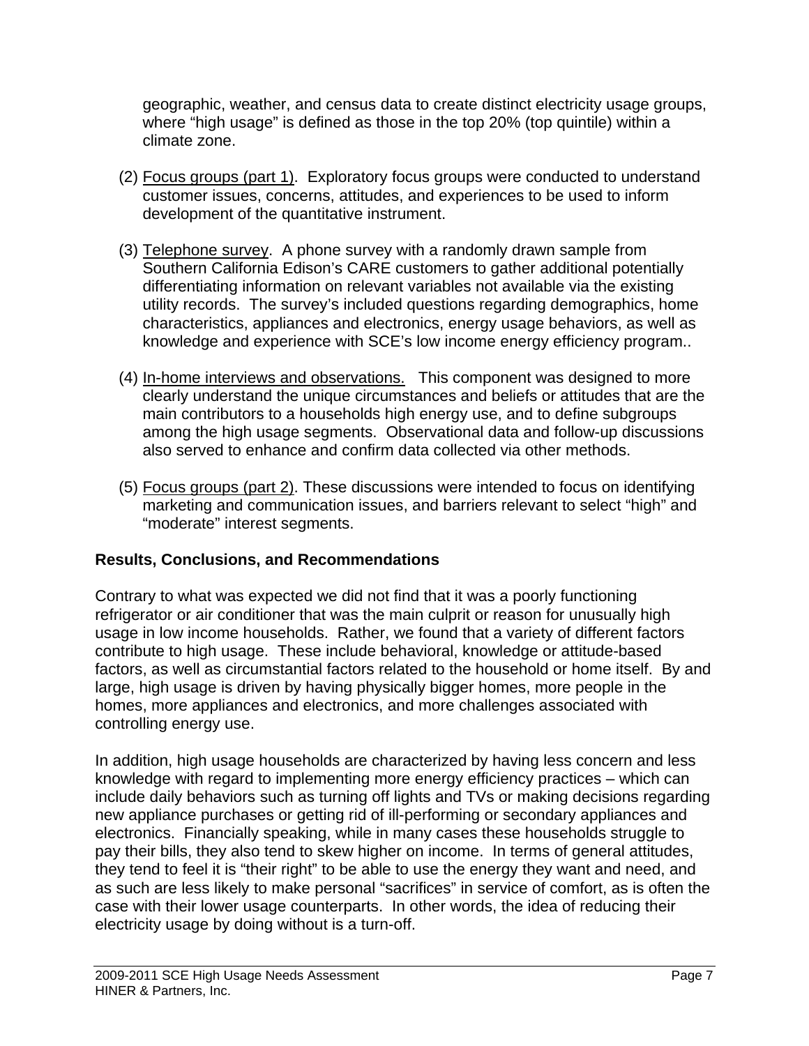geographic, weather, and census data to create distinct electricity usage groups, where "high usage" is defined as those in the top 20% (top quintile) within a climate zone.

(2) Focus groups (part 1). Exploratory focus groups were conducted to understand customer issues, concerns, attitudes, and experiences to be used to inform development of the quantitative instrument.

(3) Telephone survey. A phone survey with a randomly drawn sample from Southern California Edison's CARE customers to gather additional potentially differentiating information on relevant variables not available via the existing utility records. The survey's included questions regarding demographics, home characteristics, appliances and electronics, energy usage behaviors, as well as knowledge and experience with SCE's low income energy efficiency program..

(4) In-home interviews and observations. This component was designed to more clearly understand the unique circumstances and beliefs or attitudes that are the main contributors to a households high energy use, and to define subgroups among the high usage segments. Observational data and follow-up discussions also served to enhance and confirm data collected via other methods.

(5) Focus groups (part 2). These discussions were intended to focus on identifying marketing and communication issues, and barriers relevant to select "high" and "moderate" interest segments.

## Results, Conclusions, and Recommendations

Contrary to what was expected we did not find that it was a poorly functioning refrigerator or air conditioner that was the main culprit or reason for unusually high usage in low income households. Rather, we found that a variety of different factors contribute to high usage. These include behavioral, knowledge or attitude-based factors, as well as circumstantial factors related to the household or home itself. By and large, high usage is driven by having physically bigger homes, more people in the homes, more appliances and electronics, and more challenges associated with controlling energy use.

In addition, high usage households are characterized by having less concern and less knowledge with regard to implementing more energy efficiency practices – which can include daily behaviors such as turning off lights and TVs or making decisions regarding new appliance purchases or getting rid of ill-performing or secondary appliances and electronics. Financially speaking, while in many cases these households struggle to pay their bills, they also tend to skew higher on income. In terms of general attitudes, they tend to feel it is "their right" to be able to use the energy they want and need, and as such are less likely to make personal "sacrifices" in service of comfort, as is often the case with their lower usage counterparts. In other words, the idea of reducing their electricity usage by doing without is a turn-off.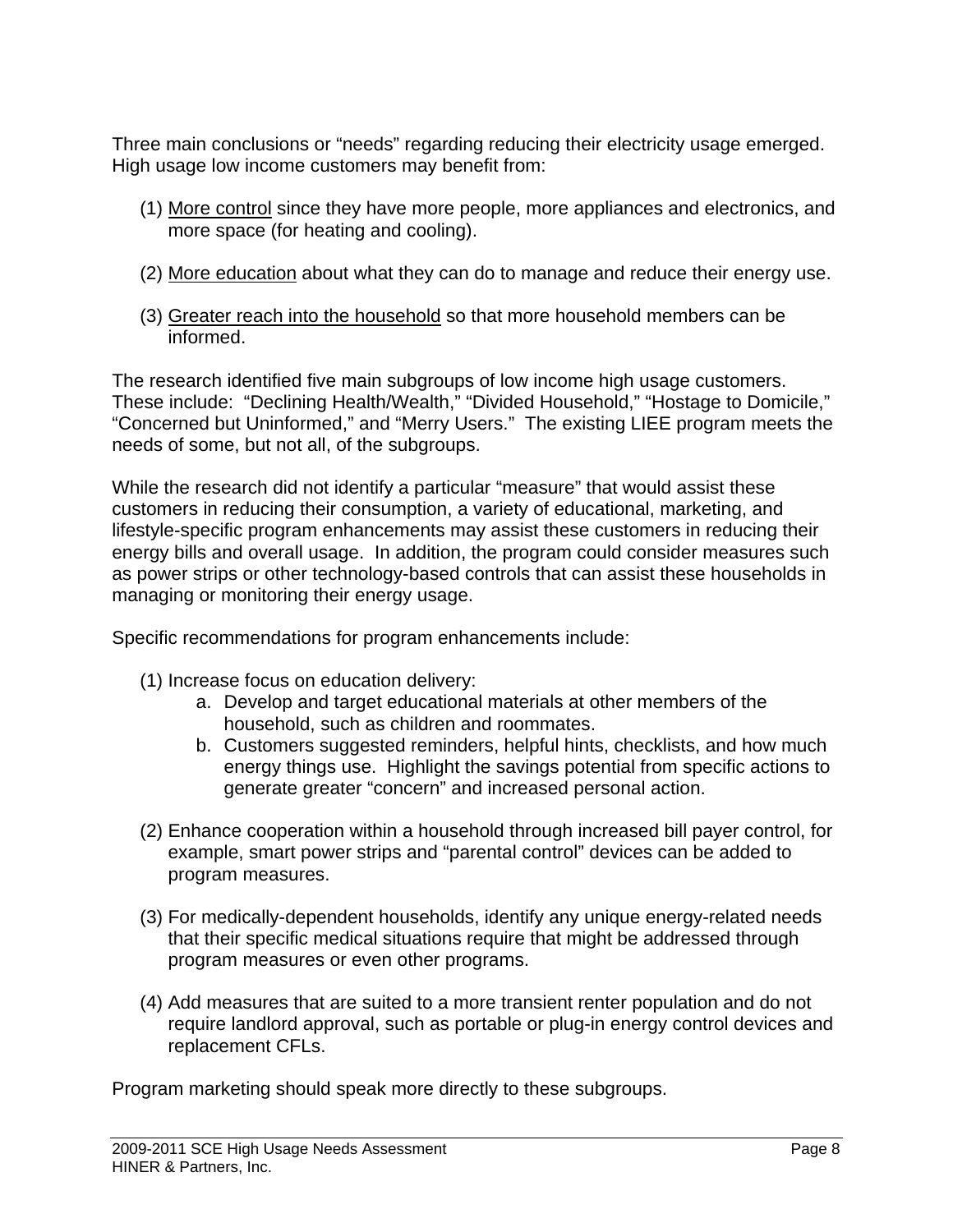Three main conclusions or "needs" regarding reducing their electricity usage emerged. High usage low income customers may benefit from:

(1) <u>More control</u> since they have more people, more appliances and electronics, and more space (for heating and cooling).

(2) <u>More education</u> about what they can do to manage and reduce their energy use.

(3) <u>Greater reach into the household</u> so that more household members can be informed.

The research identified five main subgroups of low income high usage customers. These include: "Declining Health/Wealth," "Divided Household," "Hostage to Domicile," "Concerned but Uninformed," and "Merry Users." The existing LIEE program meets the needs of some, but not all, of the subgroups.

While the research did not identify a particular "measure" that would assist these customers in reducing their consumption, a variety of educational, marketing, and lifestyle-specific program enhancements may assist these customers in reducing their energy bills and overall usage. In addition, the program could consider measures such as power strips or other technology-based controls that can assist these households in managing or monitoring their energy usage.

Specific recommendations for program enhancements include:

(1) Increase focus on education delivery:
   a. Develop and target educational materials at other members of the household, such as children and roommates.
   b. Customers suggested reminders, helpful hints, checklists, and how much energy things use. Highlight the savings potential from specific actions to generate greater "concern" and increased personal action.

(2) Enhance cooperation within a household through increased bill payer control, for example, smart power strips and "parental control" devices can be added to program measures.

(3) For medically-dependent households, identify any unique energy-related needs that their specific medical situations require that might be addressed through program measures or even other programs.

(4) Add measures that are suited to a more transient renter population and do not require landlord approval, such as portable or plug-in energy control devices and replacement CFLs.

Program marketing should speak more directly to these subgroups.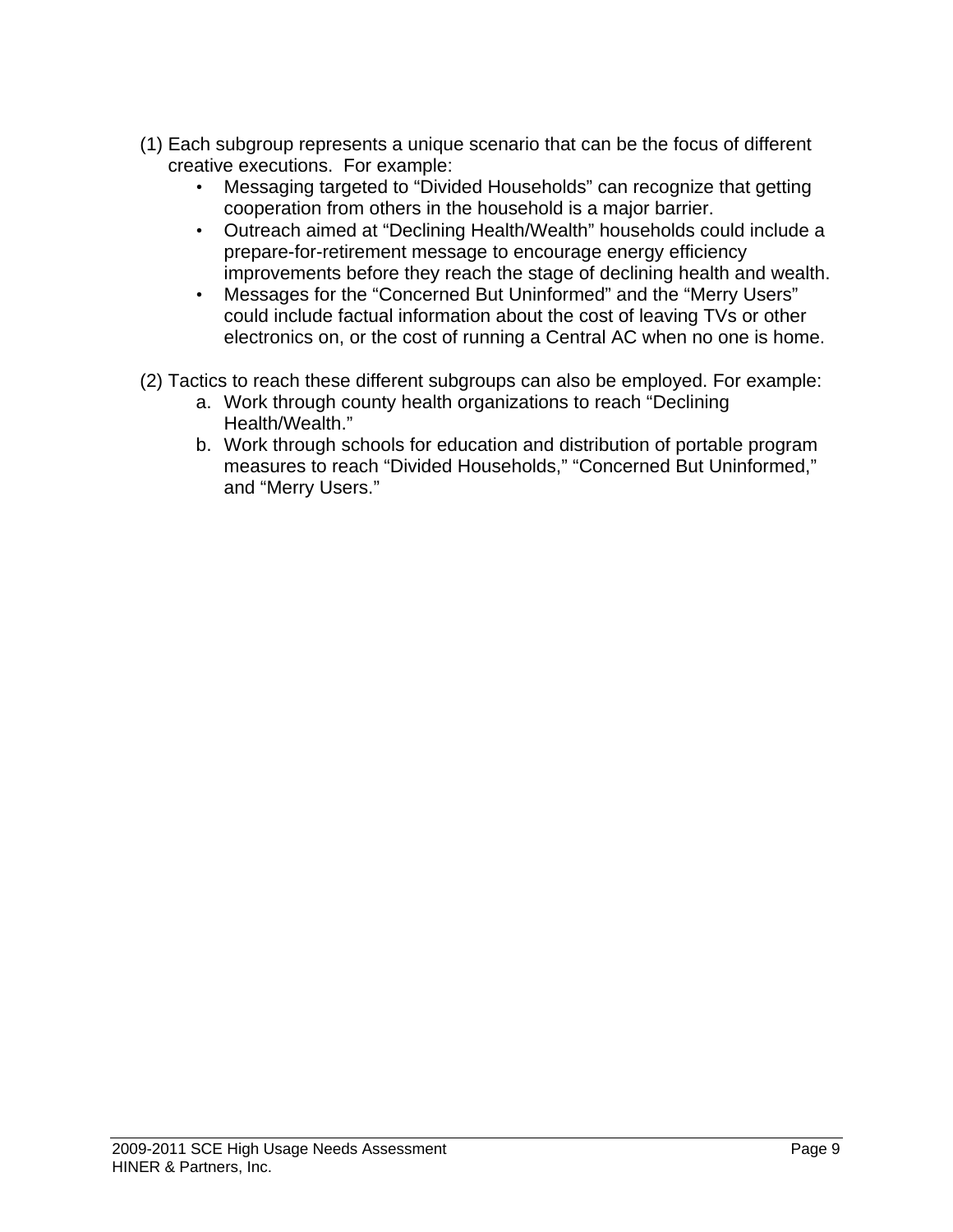(1) Each subgroup represents a unique scenario that can be the focus of different creative executions.  For example:

- Messaging targeted to “Divided Households” can recognize that getting cooperation from others in the household is a major barrier.
- Outreach aimed at “Declining Health/Wealth” households could include a prepare-for-retirement message to encourage energy efficiency improvements before they reach the stage of declining health and wealth.
- Messages for the “Concerned But Uninformed” and the “Merry Users” could include factual information about the cost of leaving TVs or other electronics on, or the cost of running a Central AC when no one is home.

(2) Tactics to reach these different subgroups can also be employed. For example:

a. Work through county health organizations to reach “Declining Health/Wealth.”
b. Work through schools for education and distribution of portable program measures to reach “Divided Households,” “Concerned But Uninformed,” and “Merry Users.”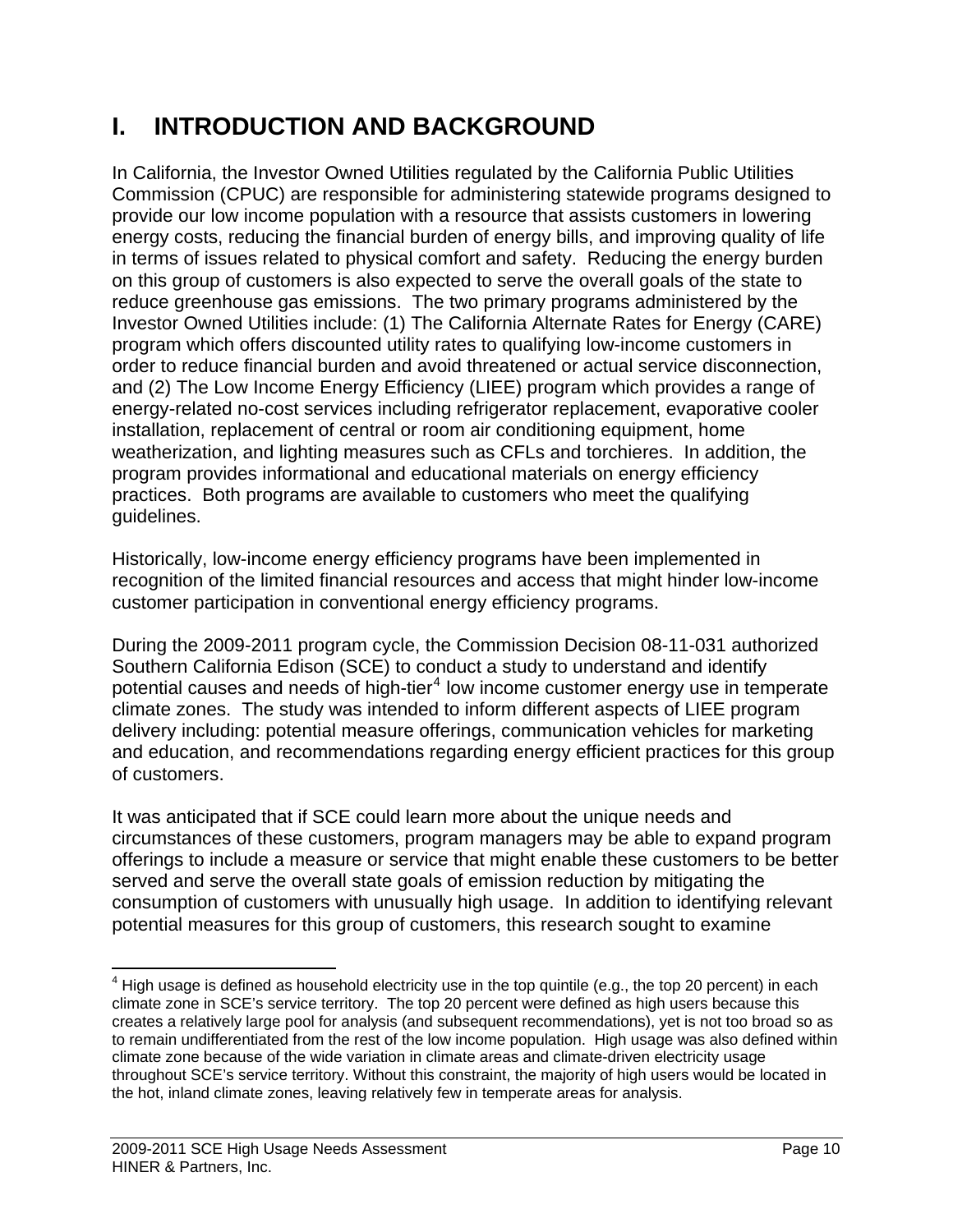# I. INTRODUCTION AND BACKGROUND

In California, the Investor Owned Utilities regulated by the California Public Utilities Commission (CPUC) are responsible for administering statewide programs designed to provide our low income population with a resource that assists customers in lowering energy costs, reducing the financial burden of energy bills, and improving quality of life in terms of issues related to physical comfort and safety. Reducing the energy burden on this group of customers is also expected to serve the overall goals of the state to reduce greenhouse gas emissions. The two primary programs administered by the Investor Owned Utilities include: (1) The California Alternate Rates for Energy (CARE) program which offers discounted utility rates to qualifying low-income customers in order to reduce financial burden and avoid threatened or actual service disconnection, and (2) The Low Income Energy Efficiency (LIEE) program which provides a range of energy-related no-cost services including refrigerator replacement, evaporative cooler installation, replacement of central or room air conditioning equipment, home weatherization, and lighting measures such as CFLs and torchieres. In addition, the program provides informational and educational materials on energy efficiency practices. Both programs are available to customers who meet the qualifying guidelines.

Historically, low-income energy efficiency programs have been implemented in recognition of the limited financial resources and access that might hinder low-income customer participation in conventional energy efficiency programs.

During the 2009-2011 program cycle, the Commission Decision 08-11-031 authorized Southern California Edison (SCE) to conduct a study to understand and identify potential causes and needs of high-tier[4] low income customer energy use in temperate climate zones. The study was intended to inform different aspects of LIEE program delivery including: potential measure offerings, communication vehicles for marketing and education, and recommendations regarding energy efficient practices for this group of customers.

It was anticipated that if SCE could learn more about the unique needs and circumstances of these customers, program managers may be able to expand program offerings to include a measure or service that might enable these customers to be better served and serve the overall state goals of emission reduction by mitigating the consumption of customers with unusually high usage. In addition to identifying relevant potential measures for this group of customers, this research sought to examine

[4] High usage is defined as household electricity use in the top quintile (e.g., the top 20 percent) in each climate zone in SCE's service territory. The top 20 percent were defined as high users because this creates a relatively large pool for analysis (and subsequent recommendations), yet is not too broad so as to remain undifferentiated from the rest of the low income population. High usage was also defined within climate zone because of the wide variation in climate areas and climate-driven electricity usage throughout SCE's service territory. Without this constraint, the majority of high users would be located in the hot, inland climate zones, leaving relatively few in temperate areas for analysis.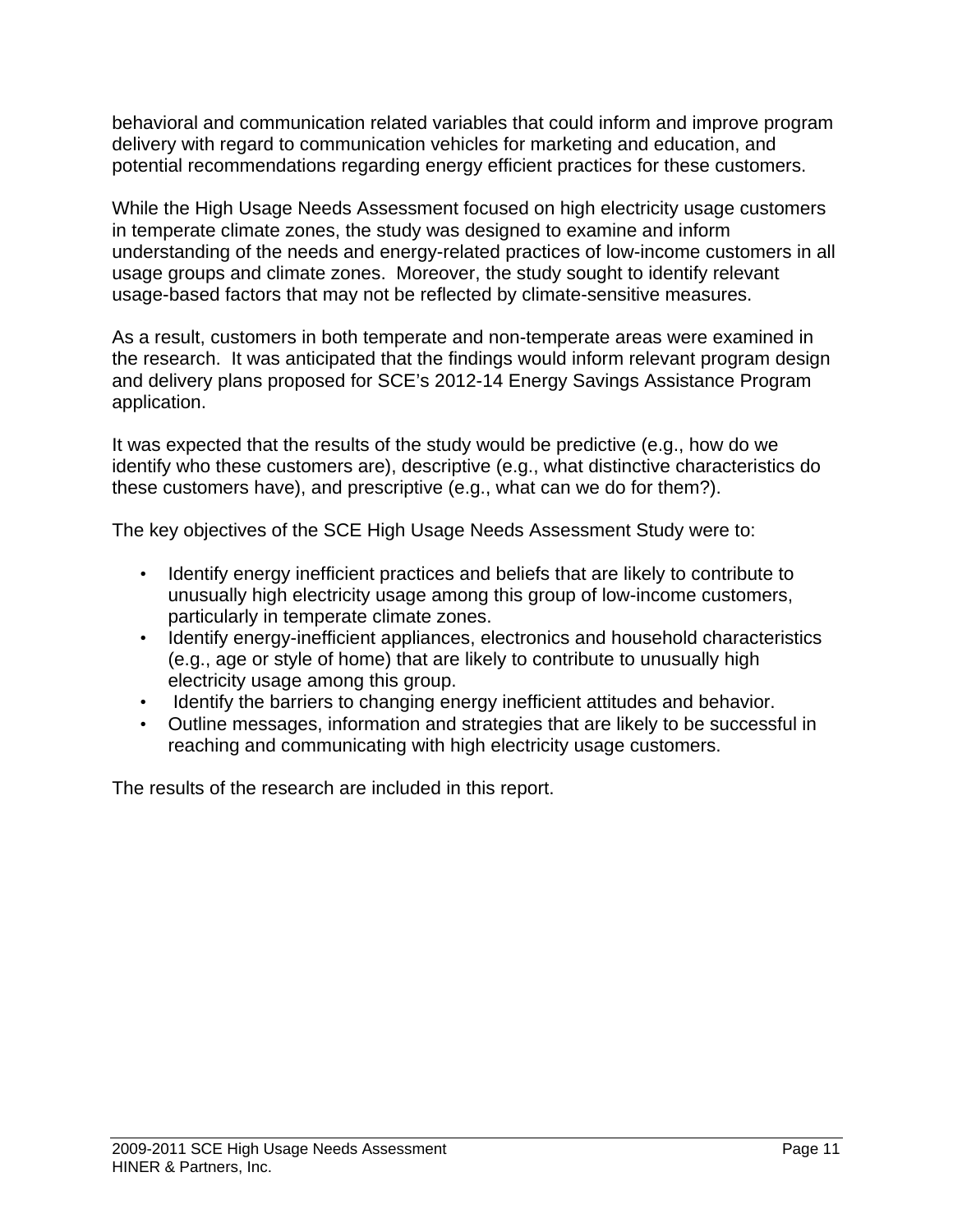behavioral and communication related variables that could inform and improve program delivery with regard to communication vehicles for marketing and education, and potential recommendations regarding energy efficient practices for these customers.

While the High Usage Needs Assessment focused on high electricity usage customers in temperate climate zones, the study was designed to examine and inform understanding of the needs and energy-related practices of low-income customers in all usage groups and climate zones. Moreover, the study sought to identify relevant usage-based factors that may not be reflected by climate-sensitive measures.

As a result, customers in both temperate and non-temperate areas were examined in the research. It was anticipated that the findings would inform relevant program design and delivery plans proposed for SCE's 2012-14 Energy Savings Assistance Program application.

It was expected that the results of the study would be predictive (e.g., how do we identify who these customers are), descriptive (e.g., what distinctive characteristics do these customers have), and prescriptive (e.g., what can we do for them?).

The key objectives of the SCE High Usage Needs Assessment Study were to:

- Identify energy inefficient practices and beliefs that are likely to contribute to unusually high electricity usage among this group of low-income customers, particularly in temperate climate zones.
- Identify energy-inefficient appliances, electronics and household characteristics (e.g., age or style of home) that are likely to contribute to unusually high electricity usage among this group.
- Identify the barriers to changing energy inefficient attitudes and behavior.
- Outline messages, information and strategies that are likely to be successful in reaching and communicating with high electricity usage customers.

The results of the research are included in this report.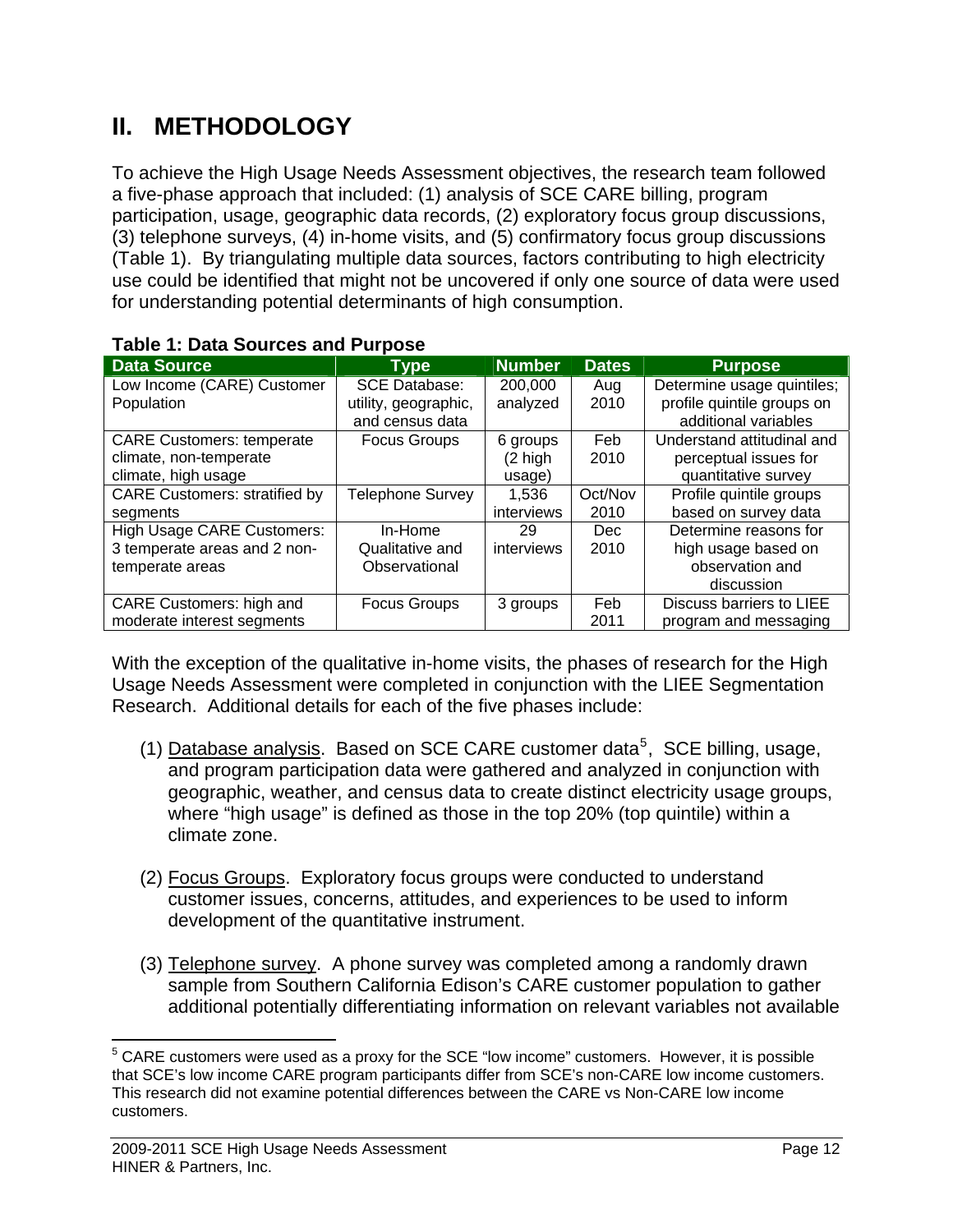# II. METHODOLOGY

To achieve the High Usage Needs Assessment objectives, the research team followed a five-phase approach that included: (1) analysis of SCE CARE billing, program participation, usage, geographic data records, (2) exploratory focus group discussions, (3) telephone surveys, (4) in-home visits, and (5) confirmatory focus group discussions (Table 1). By triangulating multiple data sources, factors contributing to high electricity use could be identified that might not be uncovered if only one source of data were used for understanding potential determinants of high consumption.

**Table 1: Data Sources and Purpose**

| Data Source | Type | Number | Dates | Purpose |
|---|---|---|---|---|
| Low Income (CARE) Customer Population | SCE Database: utility, geographic, and census data | 200,000 analyzed | Aug 2010 | Determine usage quintiles; profile quintile groups on additional variables |
| CARE Customers: temperate climate, non-temperate climate, high usage | Focus Groups | 6 groups (2 high usage) | Feb 2010 | Understand attitudinal and perceptual issues for quantitative survey |
| CARE Customers: stratified by segments | Telephone Survey | 1,536 interviews | Oct/Nov 2010 | Profile quintile groups based on survey data |
| High Usage CARE Customers: 3 temperate areas and 2 non-temperate areas | In-Home Qualitative and Observational | 29 interviews | Dec 2010 | Determine reasons for high usage based on observation and discussion |
| CARE Customers: high and moderate interest segments | Focus Groups | 3 groups | Feb 2011 | Discuss barriers to LIEE program and messaging |

With the exception of the qualitative in-home visits, the phases of research for the High Usage Needs Assessment were completed in conjunction with the LIEE Segmentation Research. Additional details for each of the five phases include:

(1) Database analysis. Based on SCE CARE customer data[5], SCE billing, usage, and program participation data were gathered and analyzed in conjunction with geographic, weather, and census data to create distinct electricity usage groups, where "high usage" is defined as those in the top 20% (top quintile) within a climate zone.

(2) Focus Groups. Exploratory focus groups were conducted to understand customer issues, concerns, attitudes, and experiences to be used to inform development of the quantitative instrument.

(3) Telephone survey. A phone survey was completed among a randomly drawn sample from Southern California Edison's CARE customer population to gather additional potentially differentiating information on relevant variables not available

---

[5] CARE customers were used as a proxy for the SCE "low income" customers. However, it is possible that SCE's low income CARE program participants differ from SCE's non-CARE low income customers. This research did not examine potential differences between the CARE vs Non-CARE low income customers.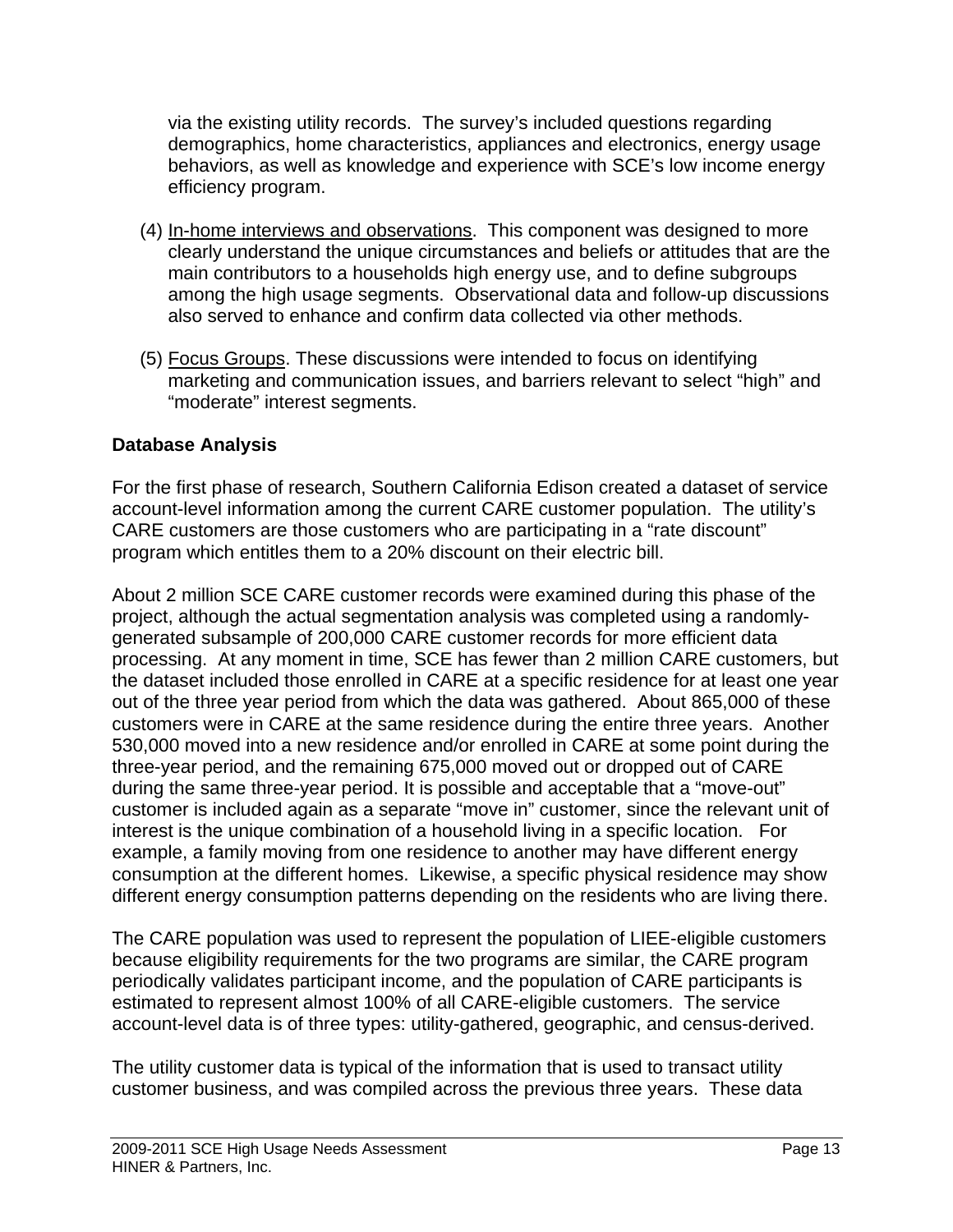via the existing utility records. The survey's included questions regarding demographics, home characteristics, appliances and electronics, energy usage behaviors, as well as knowledge and experience with SCE's low income energy efficiency program.

(4) In-home interviews and observations. This component was designed to more clearly understand the unique circumstances and beliefs or attitudes that are the main contributors to a households high energy use, and to define subgroups among the high usage segments. Observational data and follow-up discussions also served to enhance and confirm data collected via other methods.

(5) Focus Groups. These discussions were intended to focus on identifying marketing and communication issues, and barriers relevant to select "high" and "moderate" interest segments.

**Database Analysis**

For the first phase of research, Southern California Edison created a dataset of service account-level information among the current CARE customer population. The utility's CARE customers are those customers who are participating in a "rate discount" program which entitles them to a 20% discount on their electric bill.

About 2 million SCE CARE customer records were examined during this phase of the project, although the actual segmentation analysis was completed using a randomly-generated subsample of 200,000 CARE customer records for more efficient data processing. At any moment in time, SCE has fewer than 2 million CARE customers, but the dataset included those enrolled in CARE at a specific residence for at least one year out of the three year period from which the data was gathered. About 865,000 of these customers were in CARE at the same residence during the entire three years. Another 530,000 moved into a new residence and/or enrolled in CARE at some point during the three-year period, and the remaining 675,000 moved out or dropped out of CARE during the same three-year period. It is possible and acceptable that a "move-out" customer is included again as a separate "move in" customer, since the relevant unit of interest is the unique combination of a household living in a specific location. For example, a family moving from one residence to another may have different energy consumption at the different homes. Likewise, a specific physical residence may show different energy consumption patterns depending on the residents who are living there.

The CARE population was used to represent the population of LIEE-eligible customers because eligibility requirements for the two programs are similar, the CARE program periodically validates participant income, and the population of CARE participants is estimated to represent almost 100% of all CARE-eligible customers. The service account-level data is of three types: utility-gathered, geographic, and census-derived.

The utility customer data is typical of the information that is used to transact utility customer business, and was compiled across the previous three years. These data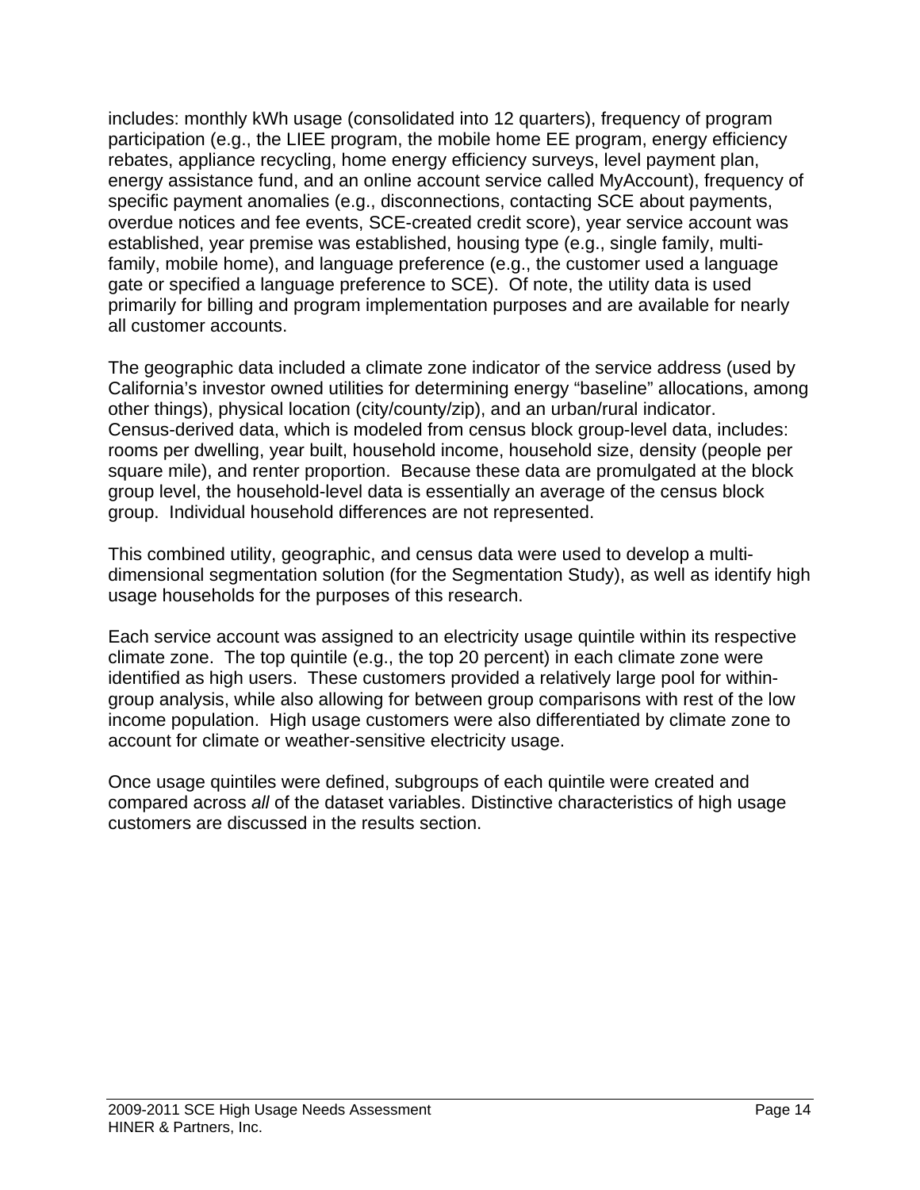includes: monthly kWh usage (consolidated into 12 quarters), frequency of program participation (e.g., the LIEE program, the mobile home EE program, energy efficiency rebates, appliance recycling, home energy efficiency surveys, level payment plan, energy assistance fund, and an online account service called MyAccount), frequency of specific payment anomalies (e.g., disconnections, contacting SCE about payments, overdue notices and fee events, SCE-created credit score), year service account was established, year premise was established, housing type (e.g., single family, multi-family, mobile home), and language preference (e.g., the customer used a language gate or specified a language preference to SCE). Of note, the utility data is used primarily for billing and program implementation purposes and are available for nearly all customer accounts.

The geographic data included a climate zone indicator of the service address (used by California's investor owned utilities for determining energy "baseline" allocations, among other things), physical location (city/county/zip), and an urban/rural indicator. Census-derived data, which is modeled from census block group-level data, includes: rooms per dwelling, year built, household income, household size, density (people per square mile), and renter proportion. Because these data are promulgated at the block group level, the household-level data is essentially an average of the census block group. Individual household differences are not represented.

This combined utility, geographic, and census data were used to develop a multi-dimensional segmentation solution (for the Segmentation Study), as well as identify high usage households for the purposes of this research.

Each service account was assigned to an electricity usage quintile within its respective climate zone. The top quintile (e.g., the top 20 percent) in each climate zone were identified as high users. These customers provided a relatively large pool for within-group analysis, while also allowing for between group comparisons with rest of the low income population. High usage customers were also differentiated by climate zone to account for climate or weather-sensitive electricity usage.

Once usage quintiles were defined, subgroups of each quintile were created and compared across *all* of the dataset variables. Distinctive characteristics of high usage customers are discussed in the results section.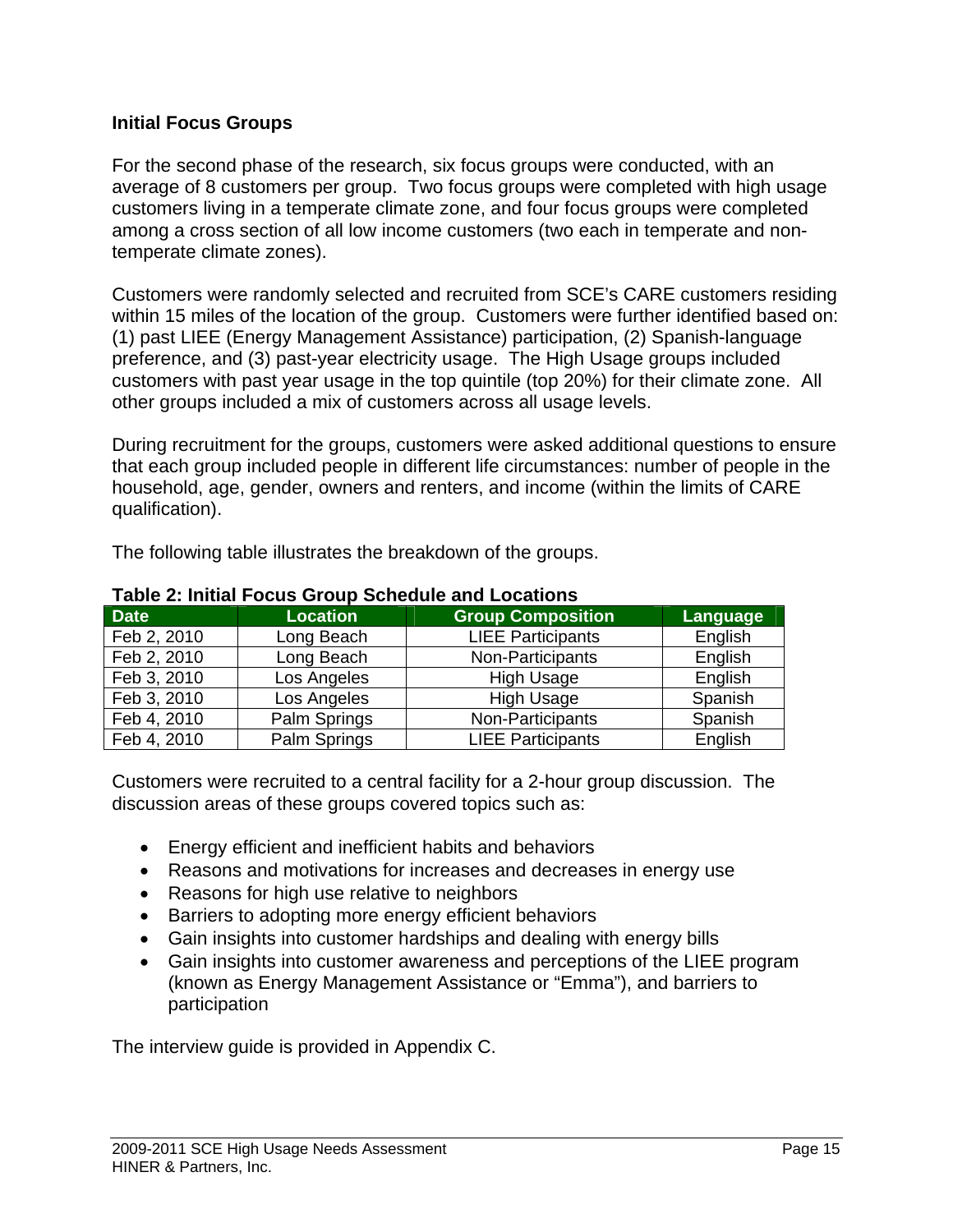### Initial Focus Groups

For the second phase of the research, six focus groups were conducted, with an average of 8 customers per group. Two focus groups were completed with high usage customers living in a temperate climate zone, and four focus groups were completed among a cross section of all low income customers (two each in temperate and non-temperate climate zones).

Customers were randomly selected and recruited from SCE's CARE customers residing within 15 miles of the location of the group. Customers were further identified based on: (1) past LIEE (Energy Management Assistance) participation, (2) Spanish-language preference, and (3) past-year electricity usage. The High Usage groups included customers with past year usage in the top quintile (top 20%) for their climate zone. All other groups included a mix of customers across all usage levels.

During recruitment for the groups, customers were asked additional questions to ensure that each group included people in different life circumstances: number of people in the household, age, gender, owners and renters, and income (within the limits of CARE qualification).

The following table illustrates the breakdown of the groups.

**Table 2: Initial Focus Group Schedule and Locations**

| Date | Location | Group Composition | Language |
|---|---|---|---|
| Feb 2, 2010 | Long Beach | LIEE Participants | English |
| Feb 2, 2010 | Long Beach | Non-Participants | English |
| Feb 3, 2010 | Los Angeles | High Usage | English |
| Feb 3, 2010 | Los Angeles | High Usage | Spanish |
| Feb 4, 2010 | Palm Springs | Non-Participants | Spanish |
| Feb 4, 2010 | Palm Springs | LIEE Participants | English |

Customers were recruited to a central facility for a 2-hour group discussion. The discussion areas of these groups covered topics such as:

- Energy efficient and inefficient habits and behaviors
- Reasons and motivations for increases and decreases in energy use
- Reasons for high use relative to neighbors
- Barriers to adopting more energy efficient behaviors
- Gain insights into customer hardships and dealing with energy bills
- Gain insights into customer awareness and perceptions of the LIEE program (known as Energy Management Assistance or "Emma"), and barriers to participation

The interview guide is provided in Appendix C.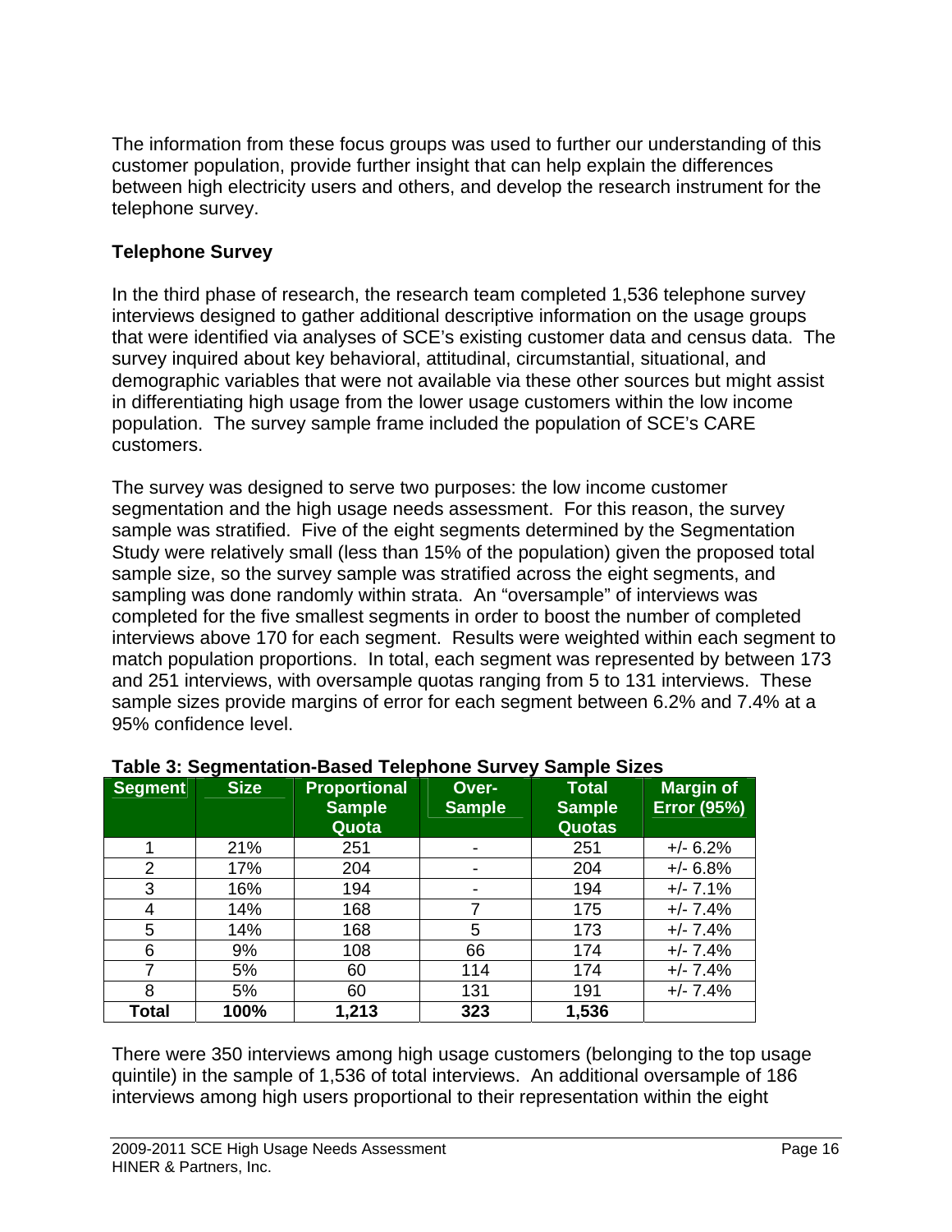The information from these focus groups was used to further our understanding of this customer population, provide further insight that can help explain the differences between high electricity users and others, and develop the research instrument for the telephone survey.

### Telephone Survey

In the third phase of research, the research team completed 1,536 telephone survey interviews designed to gather additional descriptive information on the usage groups that were identified via analyses of SCE's existing customer data and census data. The survey inquired about key behavioral, attitudinal, circumstantial, situational, and demographic variables that were not available via these other sources but might assist in differentiating high usage from the lower usage customers within the low income population. The survey sample frame included the population of SCE's CARE customers.

The survey was designed to serve two purposes: the low income customer segmentation and the high usage needs assessment. For this reason, the survey sample was stratified. Five of the eight segments determined by the Segmentation Study were relatively small (less than 15% of the population) given the proposed total sample size, so the survey sample was stratified across the eight segments, and sampling was done randomly within strata. An "oversample" of interviews was completed for the five smallest segments in order to boost the number of completed interviews above 170 for each segment. Results were weighted within each segment to match population proportions. In total, each segment was represented by between 173 and 251 interviews, with oversample quotas ranging from 5 to 131 interviews. These sample sizes provide margins of error for each segment between 6.2% and 7.4% at a 95% confidence level.

**Table 3: Segmentation-Based Telephone Survey Sample Sizes**

| Segment | Size | Proportional Sample Quota | Over-Sample | Total Sample Quotas | Margin of Error (95%) |
|---|---|---|---|---|---|
| 1 | 21% | 251 | - | 251 | +/- 6.2% |
| 2 | 17% | 204 | - | 204 | +/- 6.8% |
| 3 | 16% | 194 | - | 194 | +/- 7.1% |
| 4 | 14% | 168 | 7 | 175 | +/- 7.4% |
| 5 | 14% | 168 | 5 | 173 | +/- 7.4% |
| 6 | 9% | 108 | 66 | 174 | +/- 7.4% |
| 7 | 5% | 60 | 114 | 174 | +/- 7.4% |
| 8 | 5% | 60 | 131 | 191 | +/- 7.4% |
| **Total** | **100%** | **1,213** | **323** | **1,536** | |

There were 350 interviews among high usage customers (belonging to the top usage quintile) in the sample of 1,536 of total interviews. An additional oversample of 186 interviews among high users proportional to their representation within the eight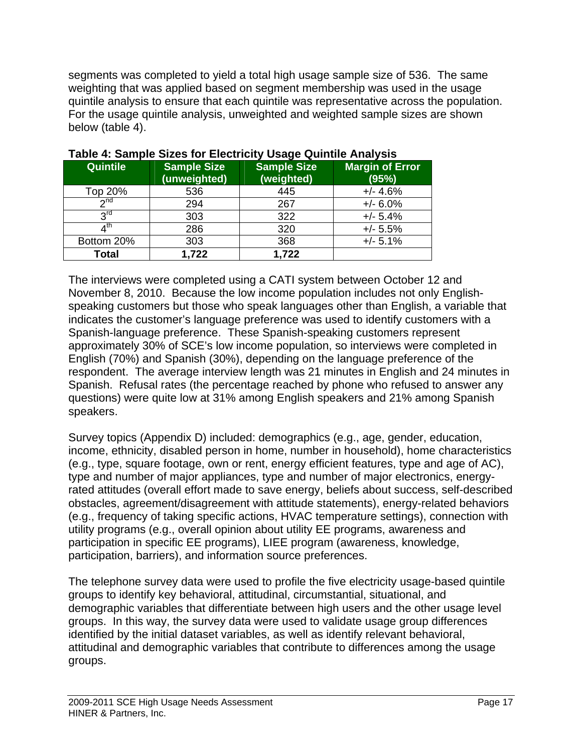segments was completed to yield a total high usage sample size of 536. The same weighting that was applied based on segment membership was used in the usage quintile analysis to ensure that each quintile was representative across the population. For the usage quintile analysis, unweighted and weighted sample sizes are shown below (table 4).

**Table 4: Sample Sizes for Electricity Usage Quintile Analysis**

| Quintile | Sample Size (unweighted) | Sample Size (weighted) | Margin of Error (95%) |
|---|---|---|---|
| Top 20% | 536 | 445 | +/- 4.6% |
| 2nd | 294 | 267 | +/- 6.0% |
| 3rd | 303 | 322 | +/- 5.4% |
| 4th | 286 | 320 | +/- 5.5% |
| Bottom 20% | 303 | 368 | +/- 5.1% |
| **Total** | **1,722** | **1,722** | |

The interviews were completed using a CATI system between October 12 and November 8, 2010. Because the low income population includes not only English-speaking customers but those who speak languages other than English, a variable that indicates the customer's language preference was used to identify customers with a Spanish-language preference. These Spanish-speaking customers represent approximately 30% of SCE's low income population, so interviews were completed in English (70%) and Spanish (30%), depending on the language preference of the respondent. The average interview length was 21 minutes in English and 24 minutes in Spanish. Refusal rates (the percentage reached by phone who refused to answer any questions) were quite low at 31% among English speakers and 21% among Spanish speakers.

Survey topics (Appendix D) included: demographics (e.g., age, gender, education, income, ethnicity, disabled person in home, number in household), home characteristics (e.g., type, square footage, own or rent, energy efficient features, type and age of AC), type and number of major appliances, type and number of major electronics, energy-rated attitudes (overall effort made to save energy, beliefs about success, self-described obstacles, agreement/disagreement with attitude statements), energy-related behaviors (e.g., frequency of taking specific actions, HVAC temperature settings), connection with utility programs (e.g., overall opinion about utility EE programs, awareness and participation in specific EE programs), LIEE program (awareness, knowledge, participation, barriers), and information source preferences.

The telephone survey data were used to profile the five electricity usage-based quintile groups to identify key behavioral, attitudinal, circumstantial, situational, and demographic variables that differentiate between high users and the other usage level groups. In this way, the survey data were used to validate usage group differences identified by the initial dataset variables, as well as identify relevant behavioral, attitudinal and demographic variables that contribute to differences among the usage groups.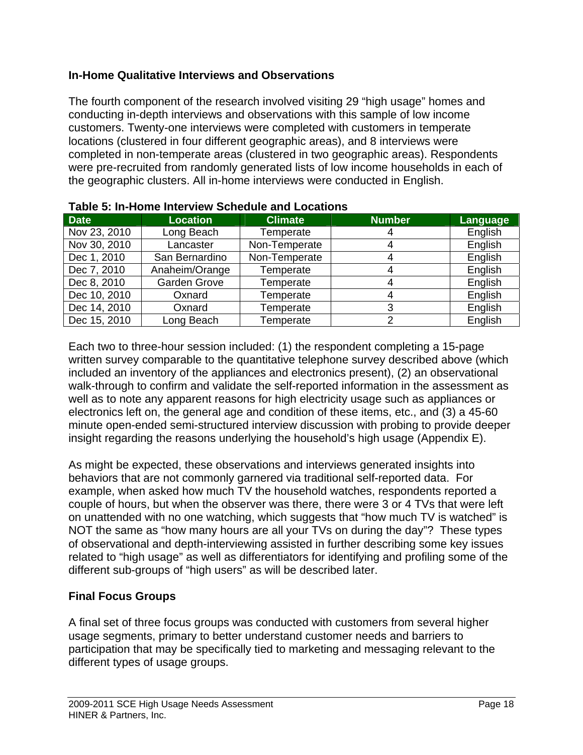### In-Home Qualitative Interviews and Observations

The fourth component of the research involved visiting 29 "high usage" homes and conducting in-depth interviews and observations with this sample of low income customers. Twenty-one interviews were completed with customers in temperate locations (clustered in four different geographic areas), and 8 interviews were completed in non-temperate areas (clustered in two geographic areas). Respondents were pre-recruited from randomly generated lists of low income households in each of the geographic clusters. All in-home interviews were conducted in English.

**Table 5: In-Home Interview Schedule and Locations**

| Date | Location | Climate | Number | Language |
|---|---|---|---|---|
| Nov 23, 2010 | Long Beach | Temperate | 4 | English |
| Nov 30, 2010 | Lancaster | Non-Temperate | 4 | English |
| Dec 1, 2010 | San Bernardino | Non-Temperate | 4 | English |
| Dec 7, 2010 | Anaheim/Orange | Temperate | 4 | English |
| Dec 8, 2010 | Garden Grove | Temperate | 4 | English |
| Dec 10, 2010 | Oxnard | Temperate | 4 | English |
| Dec 14, 2010 | Oxnard | Temperate | 3 | English |
| Dec 15, 2010 | Long Beach | Temperate | 2 | English |

Each two to three-hour session included: (1) the respondent completing a 15-page written survey comparable to the quantitative telephone survey described above (which included an inventory of the appliances and electronics present), (2) an observational walk-through to confirm and validate the self-reported information in the assessment as well as to note any apparent reasons for high electricity usage such as appliances or electronics left on, the general age and condition of these items, etc., and (3) a 45-60 minute open-ended semi-structured interview discussion with probing to provide deeper insight regarding the reasons underlying the household's high usage (Appendix E).

As might be expected, these observations and interviews generated insights into behaviors that are not commonly garnered via traditional self-reported data. For example, when asked how much TV the household watches, respondents reported a couple of hours, but when the observer was there, there were 3 or 4 TVs that were left on unattended with no one watching, which suggests that "how much TV is watched" is NOT the same as "how many hours are all your TVs on during the day"? These types of observational and depth-interviewing assisted in further describing some key issues related to "high usage" as well as differentiators for identifying and profiling some of the different sub-groups of "high users" as will be described later.

### Final Focus Groups

A final set of three focus groups was conducted with customers from several higher usage segments, primary to better understand customer needs and barriers to participation that may be specifically tied to marketing and messaging relevant to the different types of usage groups.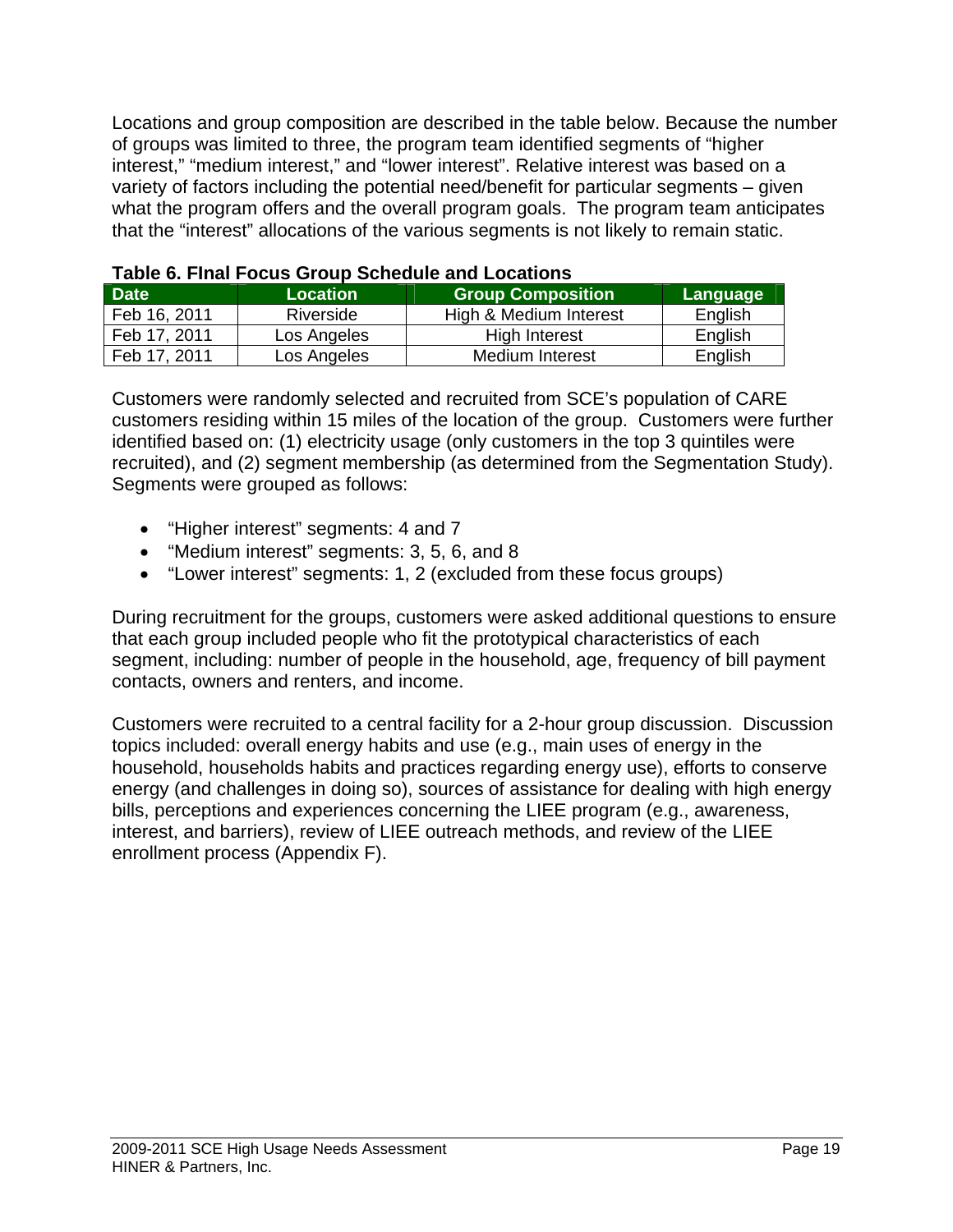Locations and group composition are described in the table below. Because the number of groups was limited to three, the program team identified segments of “higher interest,” “medium interest,” and “lower interest”. Relative interest was based on a variety of factors including the potential need/benefit for particular segments – given what the program offers and the overall program goals. The program team anticipates that the “interest” allocations of the various segments is not likely to remain static.

**Table 6. FInal Focus Group Schedule and Locations**

| Date | Location | Group Composition | Language |
|---|---|---|---|
| Feb 16, 2011 | Riverside | High & Medium Interest | English |
| Feb 17, 2011 | Los Angeles | High Interest | English |
| Feb 17, 2011 | Los Angeles | Medium Interest | English |

Customers were randomly selected and recruited from SCE’s population of CARE customers residing within 15 miles of the location of the group. Customers were further identified based on: (1) electricity usage (only customers in the top 3 quintiles were recruited), and (2) segment membership (as determined from the Segmentation Study). Segments were grouped as follows:

- “Higher interest” segments: 4 and 7
- “Medium interest” segments: 3, 5, 6, and 8
- “Lower interest” segments: 1, 2 (excluded from these focus groups)

During recruitment for the groups, customers were asked additional questions to ensure that each group included people who fit the prototypical characteristics of each segment, including: number of people in the household, age, frequency of bill payment contacts, owners and renters, and income.

Customers were recruited to a central facility for a 2-hour group discussion. Discussion topics included: overall energy habits and use (e.g., main uses of energy in the household, households habits and practices regarding energy use), efforts to conserve energy (and challenges in doing so), sources of assistance for dealing with high energy bills, perceptions and experiences concerning the LIEE program (e.g., awareness, interest, and barriers), review of LIEE outreach methods, and review of the LIEE enrollment process (Appendix F).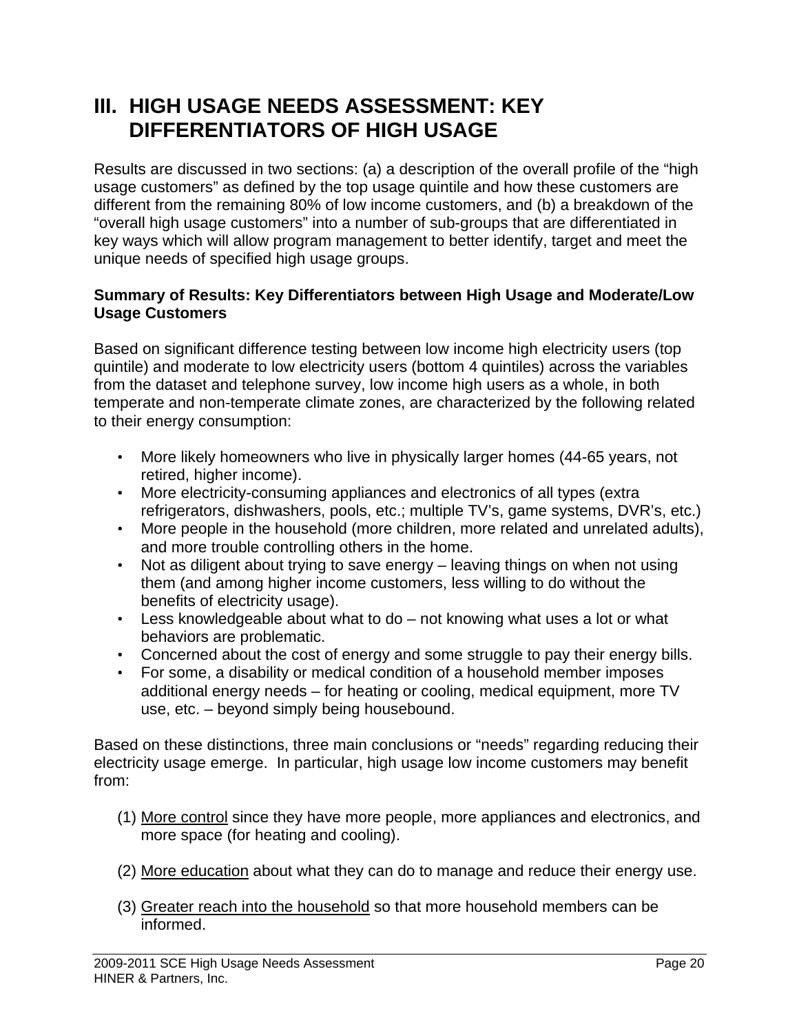# III. HIGH USAGE NEEDS ASSESSMENT: KEY DIFFERENTIATORS OF HIGH USAGE

Results are discussed in two sections: (a) a description of the overall profile of the "high usage customers" as defined by the top usage quintile and how these customers are different from the remaining 80% of low income customers, and (b) a breakdown of the "overall high usage customers" into a number of sub-groups that are differentiated in key ways which will allow program management to better identify, target and meet the unique needs of specified high usage groups.

**Summary of Results: Key Differentiators between High Usage and Moderate/Low Usage Customers**

Based on significant difference testing between low income high electricity users (top quintile) and moderate to low electricity users (bottom 4 quintiles) across the variables from the dataset and telephone survey, low income high users as a whole, in both temperate and non-temperate climate zones, are characterized by the following related to their energy consumption:

- More likely homeowners who live in physically larger homes (44-65 years, not retired, higher income).
- More electricity-consuming appliances and electronics of all types (extra refrigerators, dishwashers, pools, etc.; multiple TV's, game systems, DVR's, etc.)
- More people in the household (more children, more related and unrelated adults), and more trouble controlling others in the home.
- Not as diligent about trying to save energy – leaving things on when not using them (and among higher income customers, less willing to do without the benefits of electricity usage).
- Less knowledgeable about what to do – not knowing what uses a lot or what behaviors are problematic.
- Concerned about the cost of energy and some struggle to pay their energy bills.
- For some, a disability or medical condition of a household member imposes additional energy needs – for heating or cooling, medical equipment, more TV use, etc. – beyond simply being housebound.

Based on these distinctions, three main conclusions or "needs" regarding reducing their electricity usage emerge. In particular, high usage low income customers may benefit from:

(1) <u>More control</u> since they have more people, more appliances and electronics, and more space (for heating and cooling).

(2) <u>More education</u> about what they can do to manage and reduce their energy use.

(3) <u>Greater reach into the household</u> so that more household members can be informed.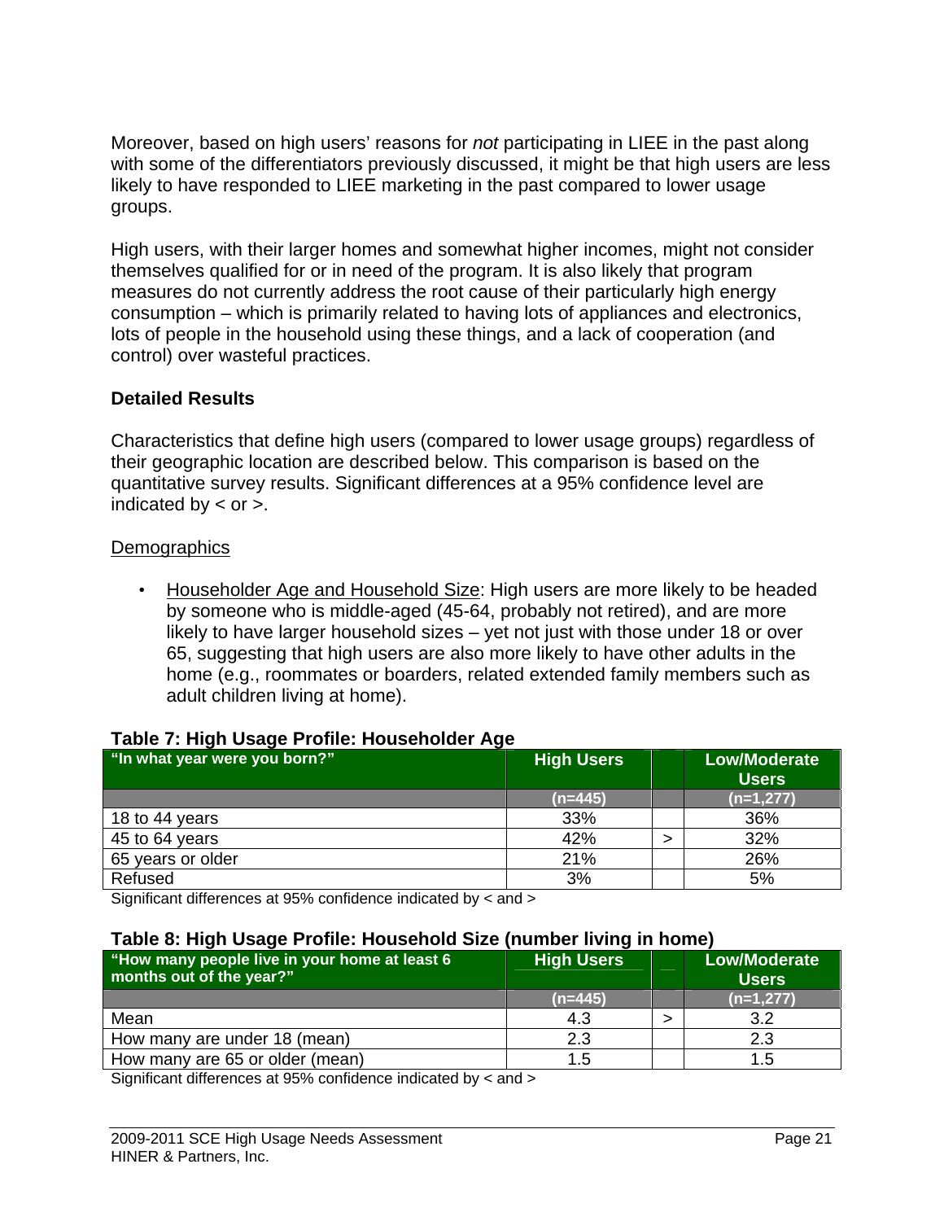Moreover, based on high users' reasons for *not* participating in LIEE in the past along with some of the differentiators previously discussed, it might be that high users are less likely to have responded to LIEE marketing in the past compared to lower usage groups.

High users, with their larger homes and somewhat higher incomes, might not consider themselves qualified for or in need of the program. It is also likely that program measures do not currently address the root cause of their particularly high energy consumption – which is primarily related to having lots of appliances and electronics, lots of people in the household using these things, and a lack of cooperation (and control) over wasteful practices.

### Detailed Results

Characteristics that define high users (compared to lower usage groups) regardless of their geographic location are described below. This comparison is based on the quantitative survey results. Significant differences at a 95% confidence level are indicated by < or >.

Demographics

- Householder Age and Household Size: High users are more likely to be headed by someone who is middle-aged (45-64, probably not retired), and are more likely to have larger household sizes – yet not just with those under 18 or over 65, suggesting that high users are also more likely to have other adults in the home (e.g., roommates or boarders, related extended family members such as adult children living at home).

**Table 7: High Usage Profile: Householder Age**

| "In what year were you born?" | High Users | | Low/Moderate Users |
|---|---|---|---|
| | (n=445) | | (n=1,277) |
| 18 to 44 years | 33% | | 36% |
| 45 to 64 years | 42% | > | 32% |
| 65 years or older | 21% | | 26% |
| Refused | 3% | | 5% |

Significant differences at 95% confidence indicated by < and >

**Table 8: High Usage Profile: Household Size (number living in home)**

| "How many people live in your home at least 6 months out of the year?" | High Users | | Low/Moderate Users |
|---|---|---|---|
| | (n=445) | | (n=1,277) |
| Mean | 4.3 | > | 3.2 |
| How many are under 18 (mean) | 2.3 | | 2.3 |
| How many are 65 or older (mean) | 1.5 | | 1.5 |

Significant differences at 95% confidence indicated by < and >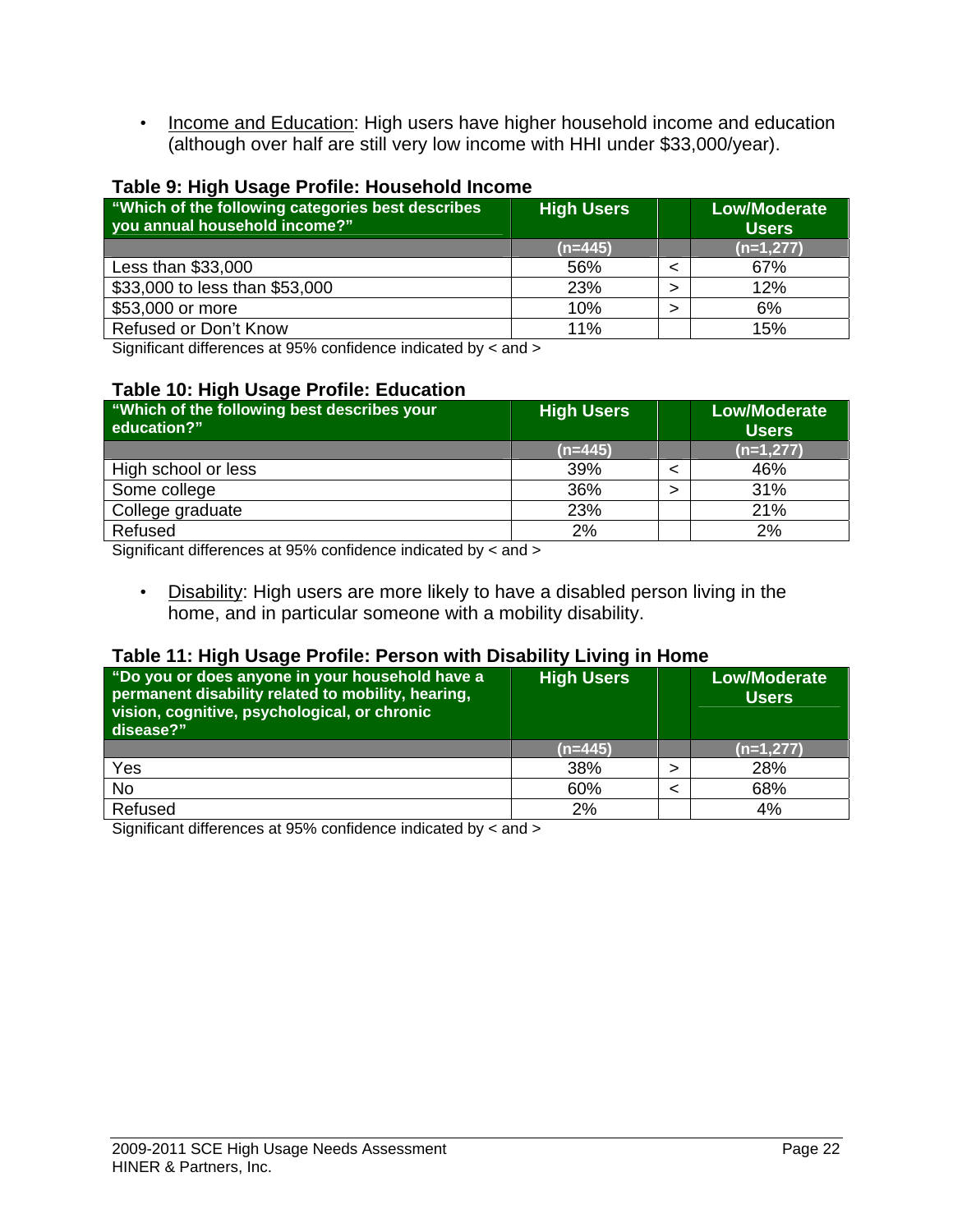- Income and Education: High users have higher household income and education (although over half are still very low income with HHI under $33,000/year).

**Table 9: High Usage Profile: Household Income**

| "Which of the following categories best describes you annual household income?" | High Users | | Low/Moderate Users |
|---|---|---|---|
| | (n=445) | | (n=1,277) |
| Less than $33,000 | 56% | < | 67% |
| $33,000 to less than $53,000 | 23% | > | 12% |
| $53,000 or more | 10% | > | 6% |
| Refused or Don't Know | 11% | | 15% |

Significant differences at 95% confidence indicated by < and >

**Table 10: High Usage Profile: Education**

| "Which of the following best describes your education?" | High Users | | Low/Moderate Users |
|---|---|---|---|
| | (n=445) | | (n=1,277) |
| High school or less | 39% | < | 46% |
| Some college | 36% | > | 31% |
| College graduate | 23% | | 21% |
| Refused | 2% | | 2% |

Significant differences at 95% confidence indicated by < and >

- Disability: High users are more likely to have a disabled person living in the home, and in particular someone with a mobility disability.

**Table 11: High Usage Profile: Person with Disability Living in Home**

| "Do you or does anyone in your household have a permanent disability related to mobility, hearing, vision, cognitive, psychological, or chronic disease?" | High Users | | Low/Moderate Users |
|---|---|---|---|
| | (n=445) | | (n=1,277) |
| Yes | 38% | > | 28% |
| No | 60% | < | 68% |
| Refused | 2% | | 4% |

Significant differences at 95% confidence indicated by < and >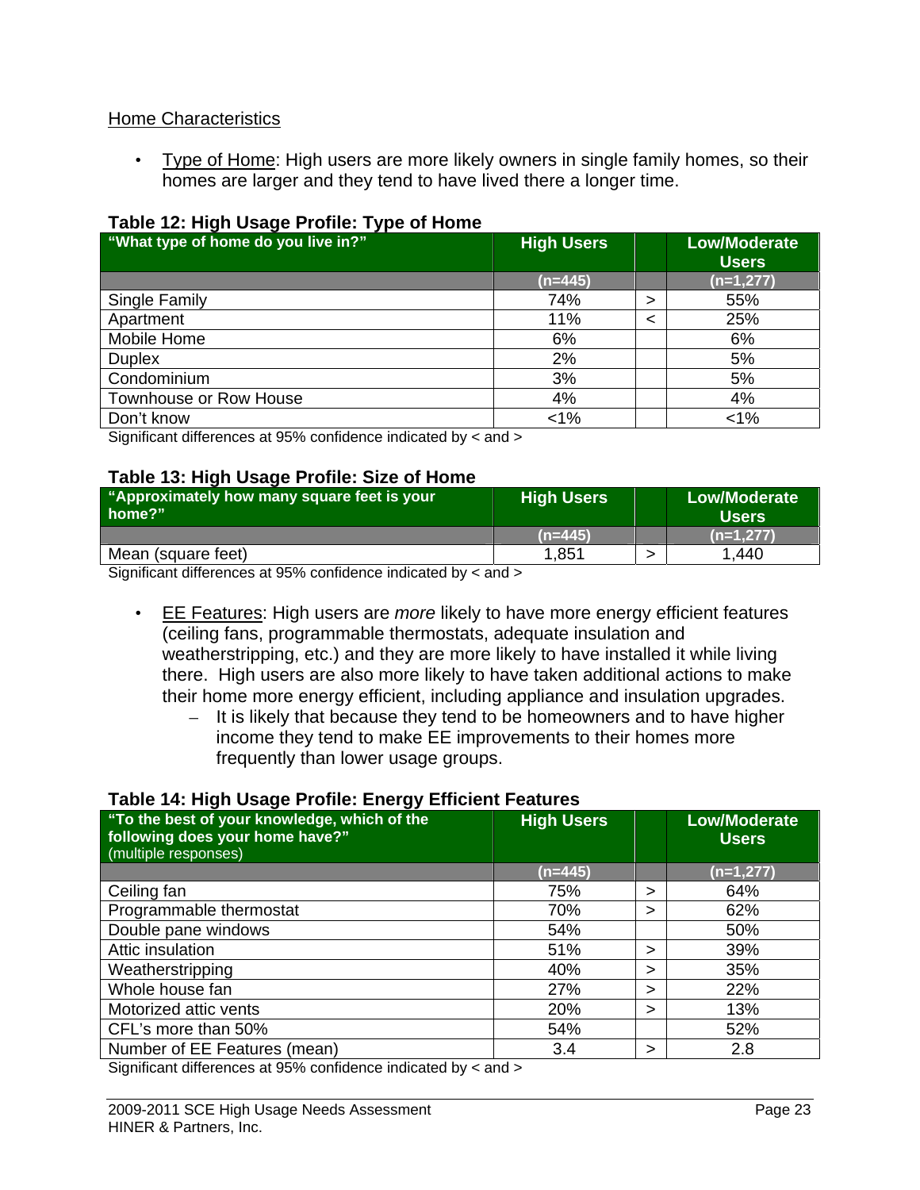Home Characteristics

- Type of Home: High users are more likely owners in single family homes, so their homes are larger and they tend to have lived there a longer time.

**Table 12: High Usage Profile: Type of Home**

| "What type of home do you live in?" | High Users | | Low/Moderate Users |
|---|---|---|---|
| | (n=445) | | (n=1,277) |
| Single Family | 74% | > | 55% |
| Apartment | 11% | < | 25% |
| Mobile Home | 6% | | 6% |
| Duplex | 2% | | 5% |
| Condominium | 3% | | 5% |
| Townhouse or Row House | 4% | | 4% |
| Don't know | <1% | | <1% |

Significant differences at 95% confidence indicated by < and >

**Table 13: High Usage Profile: Size of Home**

| "Approximately how many square feet is your home?" | High Users | | Low/Moderate Users |
|---|---|---|---|
| | (n=445) | | (n=1,277) |
| Mean (square feet) | 1,851 | > | 1,440 |

Significant differences at 95% confidence indicated by < and >

- EE Features: High users are *more* likely to have more energy efficient features (ceiling fans, programmable thermostats, adequate insulation and weatherstripping, etc.) and they are more likely to have installed it while living there. High users are also more likely to have taken additional actions to make their home more energy efficient, including appliance and insulation upgrades.
  - It is likely that because they tend to be homeowners and to have higher income they tend to make EE improvements to their homes more frequently than lower usage groups.

**Table 14: High Usage Profile: Energy Efficient Features**

| "To the best of your knowledge, which of the following does your home have?" (multiple responses) | High Users | | Low/Moderate Users |
|---|---|---|---|
| | (n=445) | | (n=1,277) |
| Ceiling fan | 75% | > | 64% |
| Programmable thermostat | 70% | > | 62% |
| Double pane windows | 54% | | 50% |
| Attic insulation | 51% | > | 39% |
| Weatherstripping | 40% | > | 35% |
| Whole house fan | 27% | > | 22% |
| Motorized attic vents | 20% | > | 13% |
| CFL's more than 50% | 54% | | 52% |
| Number of EE Features (mean) | 3.4 | > | 2.8 |

Significant differences at 95% confidence indicated by < and >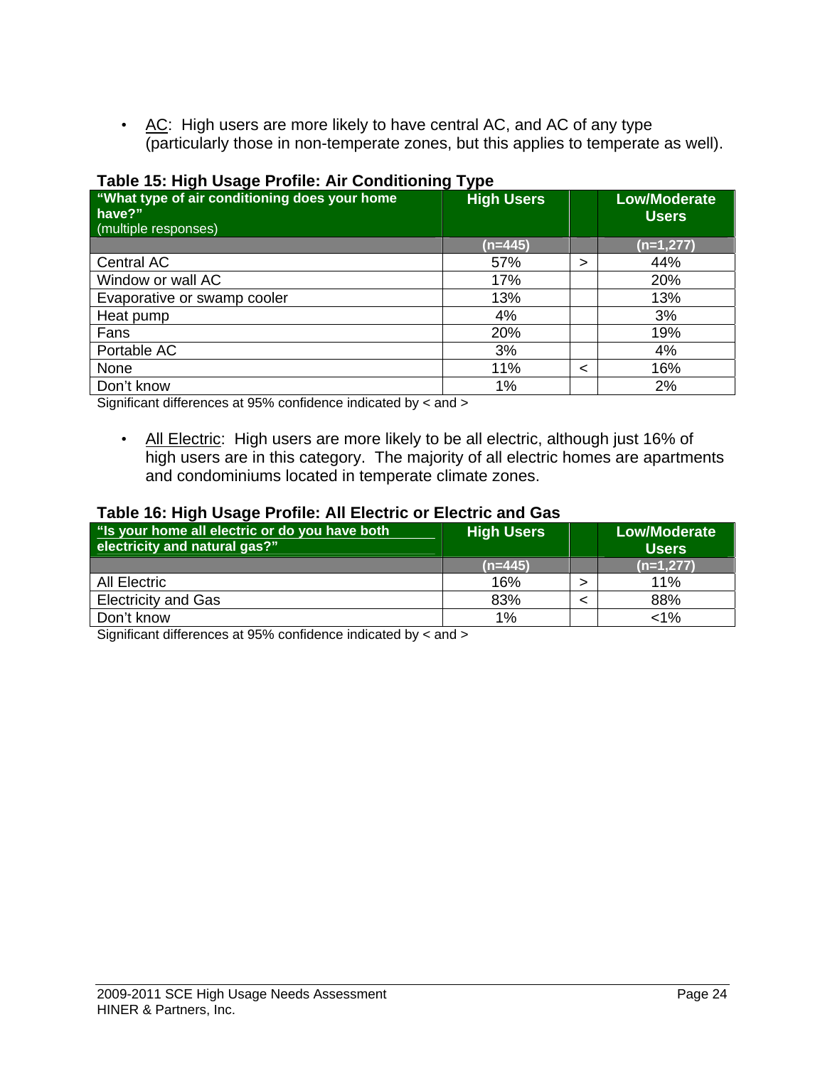- AC: High users are more likely to have central AC, and AC of any type (particularly those in non-temperate zones, but this applies to temperate as well).

**Table 15: High Usage Profile: Air Conditioning Type**

| "What type of air conditioning does your home have?" (multiple responses) | High Users | | Low/Moderate Users |
|---|---|---|---|
| | (n=445) | | (n=1,277) |
| Central AC | 57% | > | 44% |
| Window or wall AC | 17% | | 20% |
| Evaporative or swamp cooler | 13% | | 13% |
| Heat pump | 4% | | 3% |
| Fans | 20% | | 19% |
| Portable AC | 3% | | 4% |
| None | 11% | < | 16% |
| Don't know | 1% | | 2% |

Significant differences at 95% confidence indicated by < and >

- All Electric: High users are more likely to be all electric, although just 16% of high users are in this category. The majority of all electric homes are apartments and condominiums located in temperate climate zones.

**Table 16: High Usage Profile: All Electric or Electric and Gas**

| "Is your home all electric or do you have both electricity and natural gas?" | High Users | | Low/Moderate Users |
|---|---|---|---|
| | (n=445) | | (n=1,277) |
| All Electric | 16% | > | 11% |
| Electricity and Gas | 83% | < | 88% |
| Don't know | 1% | | <1% |

Significant differences at 95% confidence indicated by < and >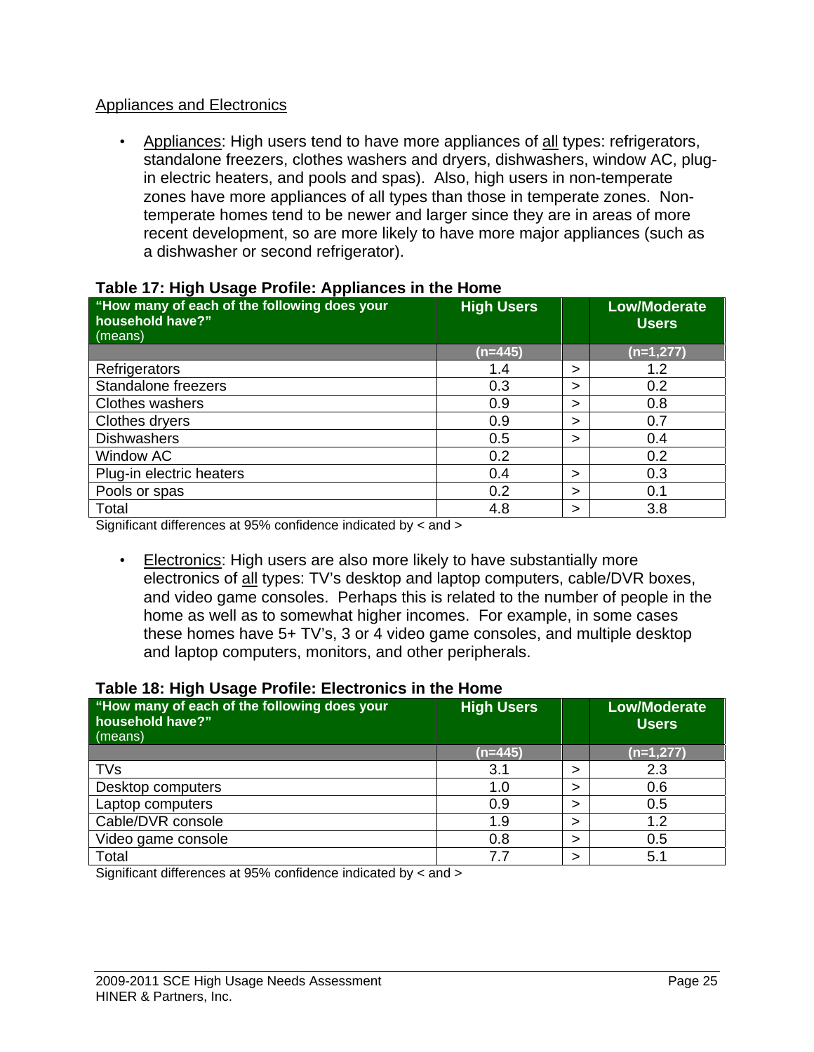Appliances and Electronics

- Appliances: High users tend to have more appliances of all types: refrigerators, standalone freezers, clothes washers and dryers, dishwashers, window AC, plug-in electric heaters, and pools and spas). Also, high users in non-temperate zones have more appliances of all types than those in temperate zones. Non-temperate homes tend to be newer and larger since they are in areas of more recent development, so are more likely to have more major appliances (such as a dishwasher or second refrigerator).

**Table 17: High Usage Profile: Appliances in the Home**

| "How many of each of the following does your household have?" (means) | High Users | | Low/Moderate Users |
|---|---|---|---|
| | (n=445) | | (n=1,277) |
| Refrigerators | 1.4 | > | 1.2 |
| Standalone freezers | 0.3 | > | 0.2 |
| Clothes washers | 0.9 | > | 0.8 |
| Clothes dryers | 0.9 | > | 0.7 |
| Dishwashers | 0.5 | > | 0.4 |
| Window AC | 0.2 | | 0.2 |
| Plug-in electric heaters | 0.4 | > | 0.3 |
| Pools or spas | 0.2 | > | 0.1 |
| Total | 4.8 | > | 3.8 |

Significant differences at 95% confidence indicated by < and >

- Electronics: High users are also more likely to have substantially more electronics of all types: TV's desktop and laptop computers, cable/DVR boxes, and video game consoles. Perhaps this is related to the number of people in the home as well as to somewhat higher incomes. For example, in some cases these homes have 5+ TV's, 3 or 4 video game consoles, and multiple desktop and laptop computers, monitors, and other peripherals.

**Table 18: High Usage Profile: Electronics in the Home**

| "How many of each of the following does your household have?" (means) | High Users | | Low/Moderate Users |
|---|---|---|---|
| | (n=445) | | (n=1,277) |
| TVs | 3.1 | > | 2.3 |
| Desktop computers | 1.0 | > | 0.6 |
| Laptop computers | 0.9 | > | 0.5 |
| Cable/DVR console | 1.9 | > | 1.2 |
| Video game console | 0.8 | > | 0.5 |
| Total | 7.7 | > | 5.1 |

Significant differences at 95% confidence indicated by < and >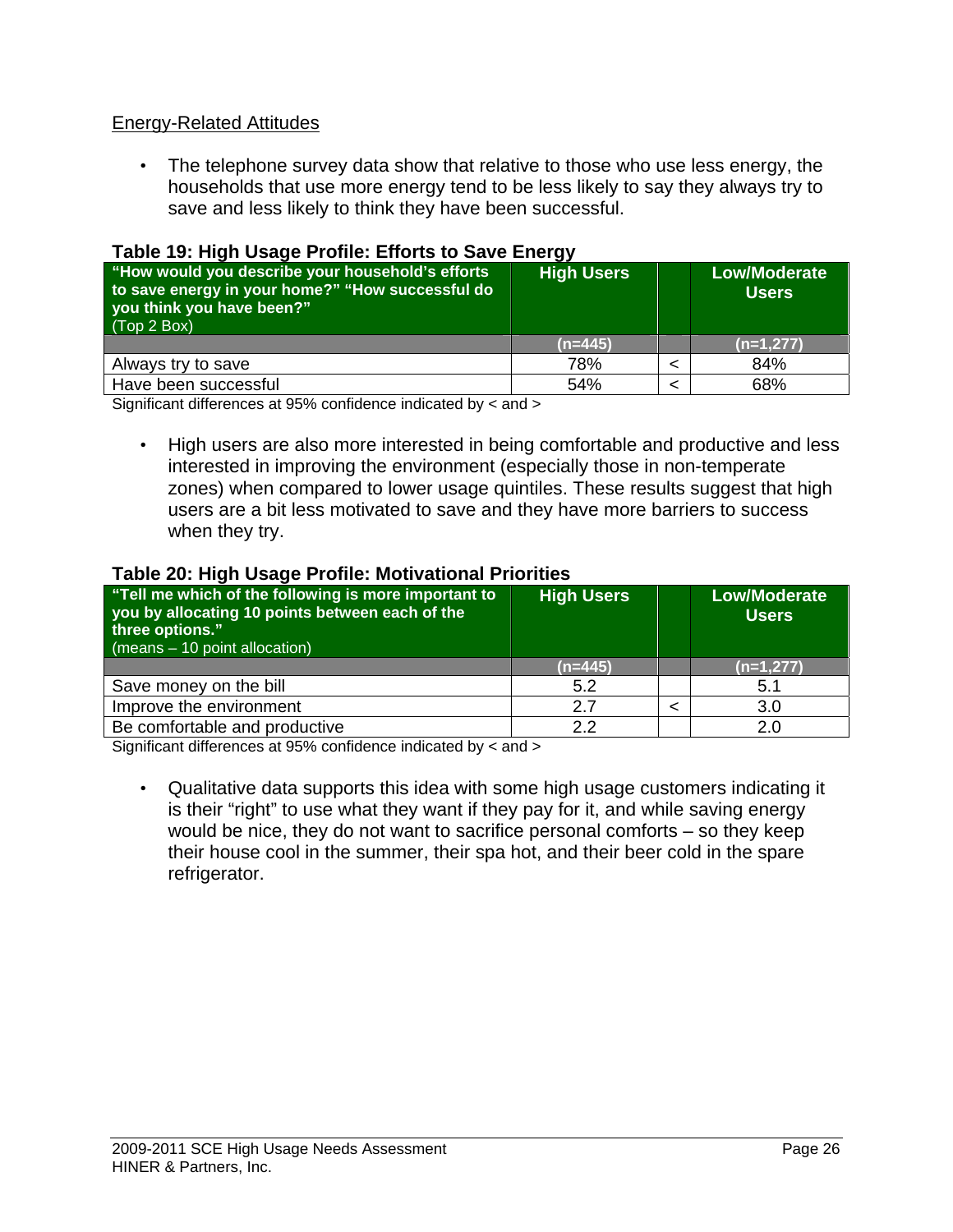Energy-Related Attitudes

- The telephone survey data show that relative to those who use less energy, the households that use more energy tend to be less likely to say they always try to save and less likely to think they have been successful.

**Table 19: High Usage Profile: Efforts to Save Energy**

| **"How would you describe your household's efforts to save energy in your home?" "How successful do you think you have been?"** (Top 2 Box) | **High Users** | | **Low/Moderate Users** |
|---|---|---|---|
| | (n=445) | | (n=1,277) |
| Always try to save | 78% | < | 84% |
| Have been successful | 54% | < | 68% |

Significant differences at 95% confidence indicated by < and >

- High users are also more interested in being comfortable and productive and less interested in improving the environment (especially those in non-temperate zones) when compared to lower usage quintiles. These results suggest that high users are a bit less motivated to save and they have more barriers to success when they try.

**Table 20: High Usage Profile: Motivational Priorities**

| **"Tell me which of the following is more important to you by allocating 10 points between each of the three options."** (means – 10 point allocation) | **High Users** | | **Low/Moderate Users** |
|---|---|---|---|
| | (n=445) | | (n=1,277) |
| Save money on the bill | 5.2 | | 5.1 |
| Improve the environment | 2.7 | < | 3.0 |
| Be comfortable and productive | 2.2 | | 2.0 |

Significant differences at 95% confidence indicated by < and >

- Qualitative data supports this idea with some high usage customers indicating it is their "right" to use what they want if they pay for it, and while saving energy would be nice, they do not want to sacrifice personal comforts – so they keep their house cool in the summer, their spa hot, and their beer cold in the spare refrigerator.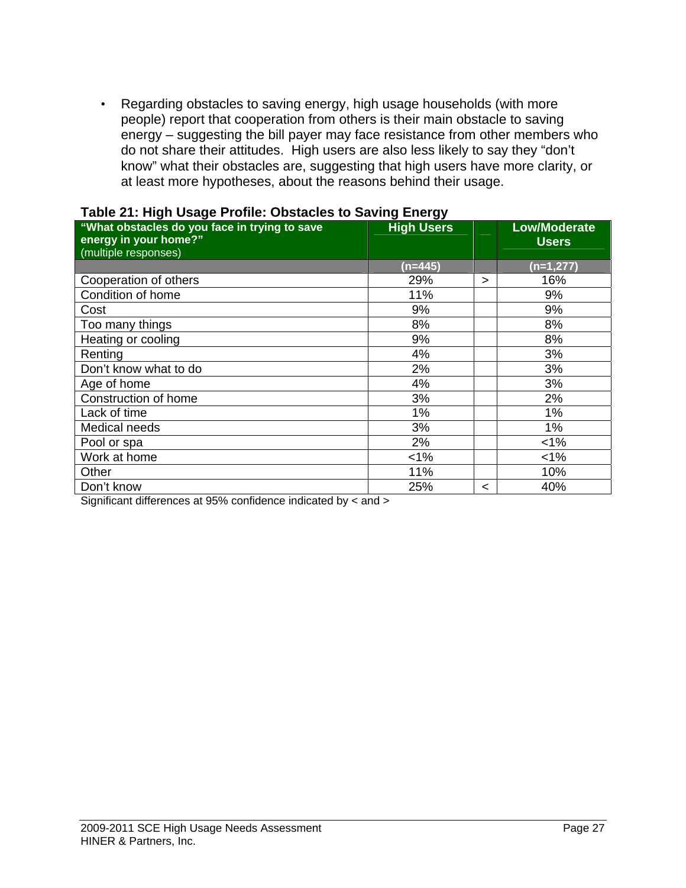- Regarding obstacles to saving energy, high usage households (with more people) report that cooperation from others is their main obstacle to saving energy – suggesting the bill payer may face resistance from other members who do not share their attitudes. High users are also less likely to say they "don't know" what their obstacles are, suggesting that high users have more clarity, or at least more hypotheses, about the reasons behind their usage.

**Table 21: High Usage Profile: Obstacles to Saving Energy**

| "What obstacles do you face in trying to save energy in your home?" (multiple responses) | High Users | | Low/Moderate Users |
|---|---|---|---|
| | (n=445) | | (n=1,277) |
| Cooperation of others | 29% | > | 16% |
| Condition of home | 11% | | 9% |
| Cost | 9% | | 9% |
| Too many things | 8% | | 8% |
| Heating or cooling | 9% | | 8% |
| Renting | 4% | | 3% |
| Don't know what to do | 2% | | 3% |
| Age of home | 4% | | 3% |
| Construction of home | 3% | | 2% |
| Lack of time | 1% | | 1% |
| Medical needs | 3% | | 1% |
| Pool or spa | 2% | | <1% |
| Work at home | <1% | | <1% |
| Other | 11% | | 10% |
| Don't know | 25% | < | 40% |

Significant differences at 95% confidence indicated by < and >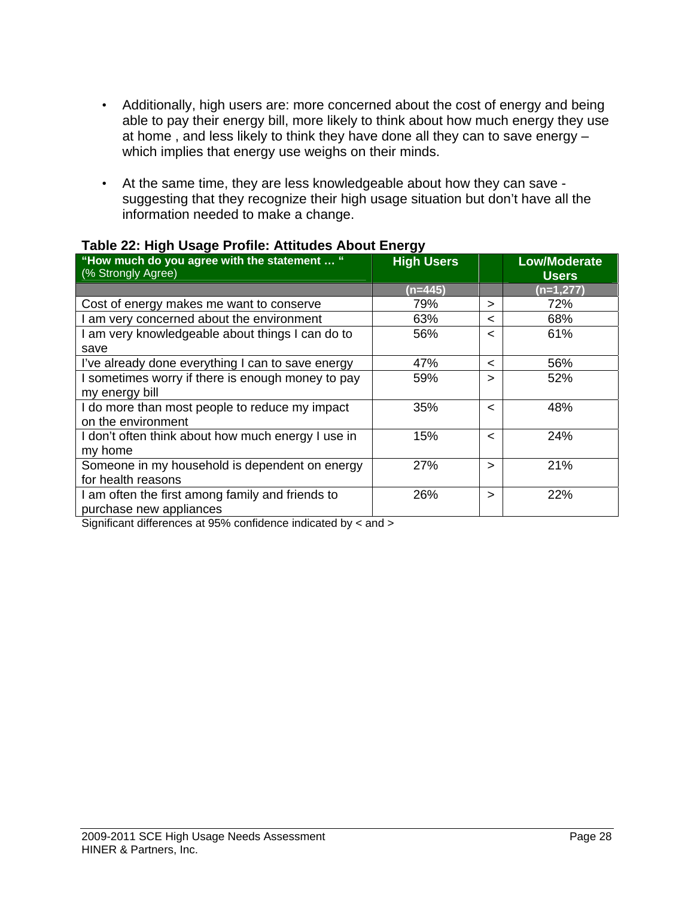- Additionally, high users are: more concerned about the cost of energy and being able to pay their energy bill, more likely to think about how much energy they use at home , and less likely to think they have done all they can to save energy – which implies that energy use weighs on their minds.

- At the same time, they are less knowledgeable about how they can save - suggesting that they recognize their high usage situation but don't have all the information needed to make a change.

**Table 22: High Usage Profile: Attitudes About Energy**

| "How much do you agree with the statement … " (% Strongly Agree) | High Users | | Low/Moderate Users |
|---|---|---|---|
| | (n=445) | | (n=1,277) |
| Cost of energy makes me want to conserve | 79% | > | 72% |
| I am very concerned about the environment | 63% | < | 68% |
| I am very knowledgeable about things I can do to save | 56% | < | 61% |
| I've already done everything I can to save energy | 47% | < | 56% |
| I sometimes worry if there is enough money to pay my energy bill | 59% | > | 52% |
| I do more than most people to reduce my impact on the environment | 35% | < | 48% |
| I don't often think about how much energy I use in my home | 15% | < | 24% |
| Someone in my household is dependent on energy for health reasons | 27% | > | 21% |
| I am often the first among family and friends to purchase new appliances | 26% | > | 22% |

Significant differences at 95% confidence indicated by < and >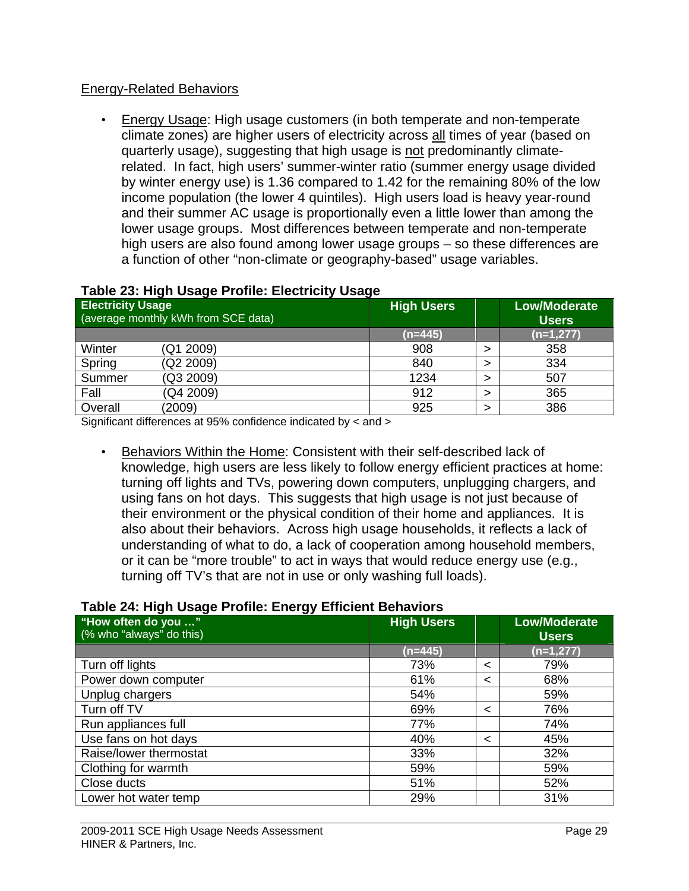## Energy-Related Behaviors

- Energy Usage: High usage customers (in both temperate and non-temperate climate zones) are higher users of electricity across all times of year (based on quarterly usage), suggesting that high usage is not predominantly climate-related. In fact, high users' summer-winter ratio (summer energy usage divided by winter energy use) is 1.36 compared to 1.42 for the remaining 80% of the low income population (the lower 4 quintiles). High users load is heavy year-round and their summer AC usage is proportionally even a little lower than among the lower usage groups. Most differences between temperate and non-temperate high users are also found among lower usage groups – so these differences are a function of other "non-climate or geography-based" usage variables.

**Table 23: High Usage Profile: Electricity Usage**

| Electricity Usage (average monthly kWh from SCE data) | | High Users | | Low/Moderate Users |
|---|---|---|---|---|
| | | (n=445) | | (n=1,277) |
| Winter | (Q1 2009) | 908 | > | 358 |
| Spring | (Q2 2009) | 840 | > | 334 |
| Summer | (Q3 2009) | 1234 | > | 507 |
| Fall | (Q4 2009) | 912 | > | 365 |
| Overall | (2009) | 925 | > | 386 |

Significant differences at 95% confidence indicated by < and >

- Behaviors Within the Home: Consistent with their self-described lack of knowledge, high users are less likely to follow energy efficient practices at home: turning off lights and TVs, powering down computers, unplugging chargers, and using fans on hot days. This suggests that high usage is not just because of their environment or the physical condition of their home and appliances. It is also about their behaviors. Across high usage households, it reflects a lack of understanding of what to do, a lack of cooperation among household members, or it can be "more trouble" to act in ways that would reduce energy use (e.g., turning off TV's that are not in use or only washing full loads).

**Table 24: High Usage Profile: Energy Efficient Behaviors**

| "How often do you …" (% who "always" do this) | High Users | | Low/Moderate Users |
|---|---|---|---|
| | (n=445) | | (n=1,277) |
| Turn off lights | 73% | < | 79% |
| Power down computer | 61% | < | 68% |
| Unplug chargers | 54% | | 59% |
| Turn off TV | 69% | < | 76% |
| Run appliances full | 77% | | 74% |
| Use fans on hot days | 40% | < | 45% |
| Raise/lower thermostat | 33% | | 32% |
| Clothing for warmth | 59% | | 59% |
| Close ducts | 51% | | 52% |
| Lower hot water temp | 29% | | 31% |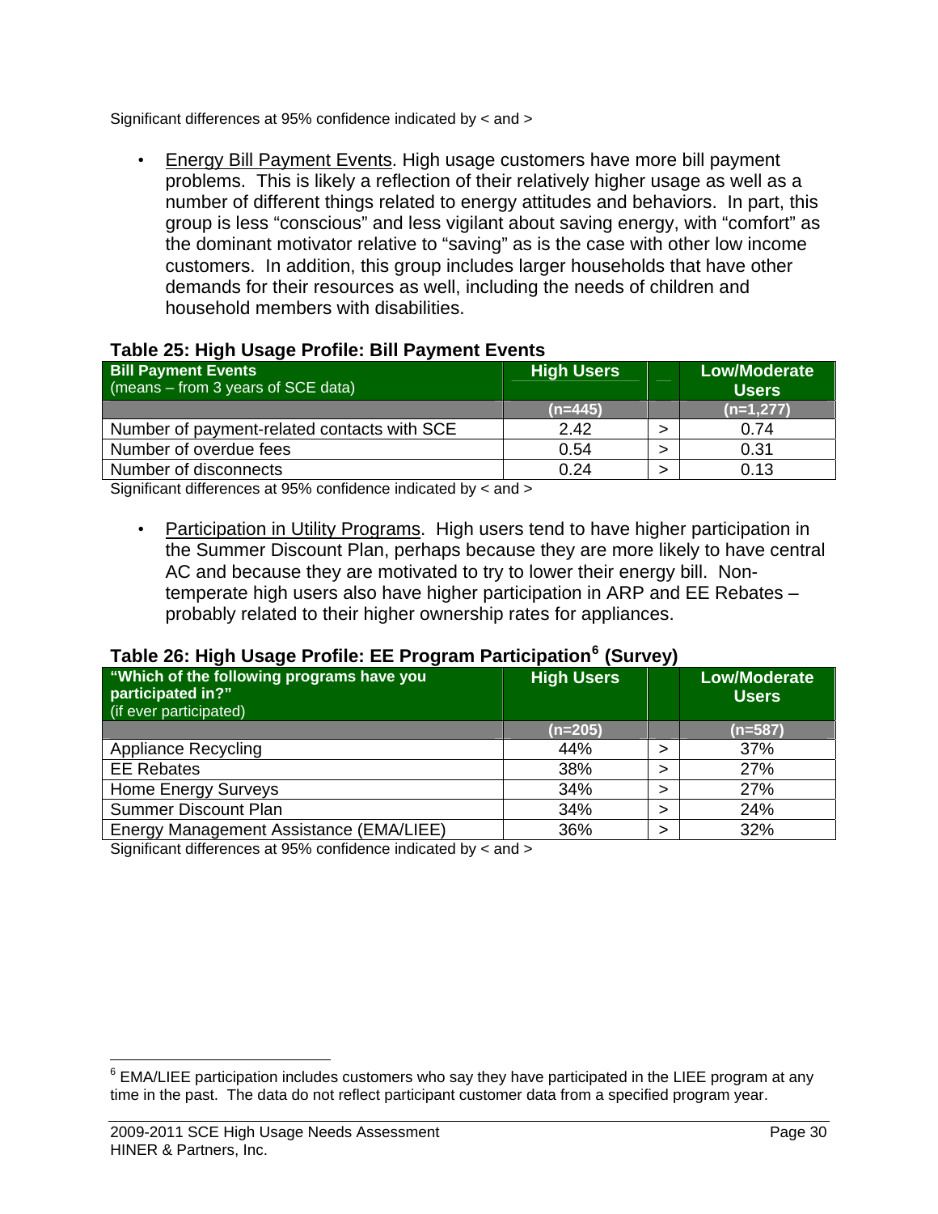Significant differences at 95% confidence indicated by < and >

- Energy Bill Payment Events. High usage customers have more bill payment problems. This is likely a reflection of their relatively higher usage as well as a number of different things related to energy attitudes and behaviors. In part, this group is less "conscious" and less vigilant about saving energy, with "comfort" as the dominant motivator relative to "saving" as is the case with other low income customers. In addition, this group includes larger households that have other demands for their resources as well, including the needs of children and household members with disabilities.

**Table 25: High Usage Profile: Bill Payment Events**

| **Bill Payment Events** (means – from 3 years of SCE data) | **High Users** | | **Low/Moderate Users** |
|---|---|---|---|
| | (n=445) | | (n=1,277) |
| Number of payment-related contacts with SCE | 2.42 | > | 0.74 |
| Number of overdue fees | 0.54 | > | 0.31 |
| Number of disconnects | 0.24 | > | 0.13 |

Significant differences at 95% confidence indicated by < and >

- Participation in Utility Programs. High users tend to have higher participation in the Summer Discount Plan, perhaps because they are more likely to have central AC and because they are motivated to try to lower their energy bill. Non-temperate high users also have higher participation in ARP and EE Rebates – probably related to their higher ownership rates for appliances.

**Table 26: High Usage Profile: EE Program Participation[6] (Survey)**

| **"Which of the following programs have you participated in?"** (if ever participated) | **High Users** | | **Low/Moderate Users** |
|---|---|---|---|
| | (n=205) | | (n=587) |
| Appliance Recycling | 44% | > | 37% |
| EE Rebates | 38% | > | 27% |
| Home Energy Surveys | 34% | > | 27% |
| Summer Discount Plan | 34% | > | 24% |
| Energy Management Assistance (EMA/LIEE) | 36% | > | 32% |

Significant differences at 95% confidence indicated by < and >

[6] EMA/LIEE participation includes customers who say they have participated in the LIEE program at any time in the past. The data do not reflect participant customer data from a specified program year.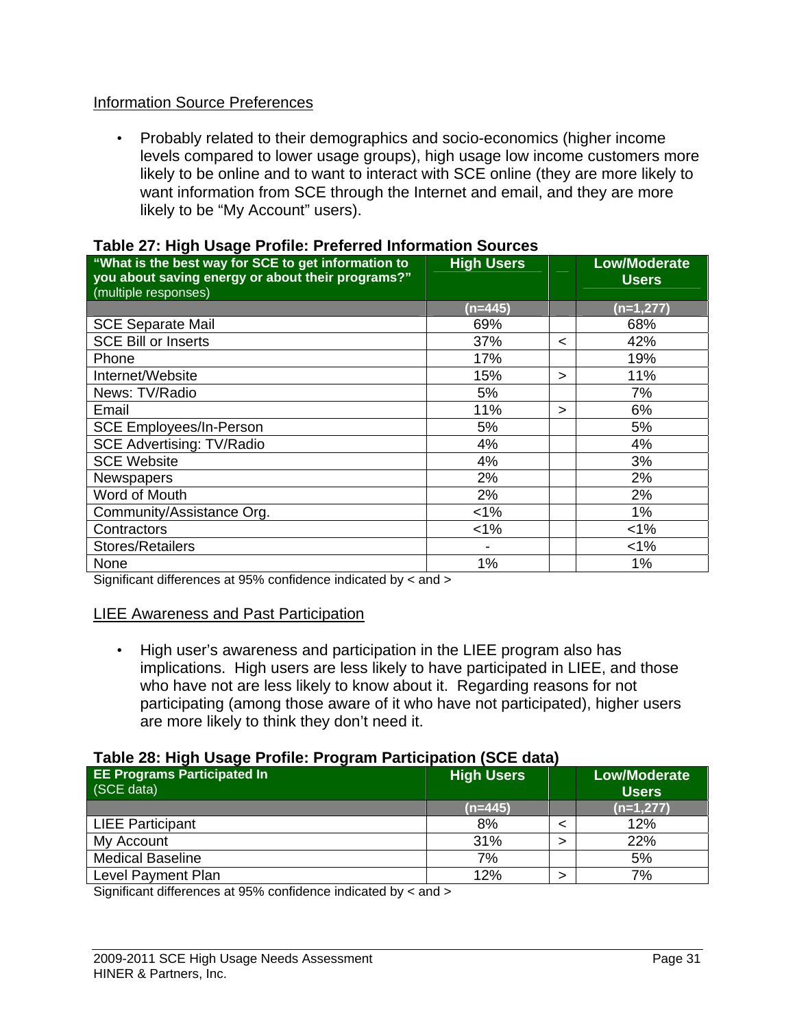Information Source Preferences

- Probably related to their demographics and socio-economics (higher income levels compared to lower usage groups), high usage low income customers more likely to be online and to want to interact with SCE online (they are more likely to want information from SCE through the Internet and email, and they are more likely to be "My Account" users).

**Table 27: High Usage Profile: Preferred Information Sources**

| **"What is the best way for SCE to get information to you about saving energy or about their programs?"** (multiple responses) | **High Users** | | **Low/Moderate Users** |
|---|---|---|---|
| | (n=445) | | (n=1,277) |
| SCE Separate Mail | 69% | | 68% |
| SCE Bill or Inserts | 37% | < | 42% |
| Phone | 17% | | 19% |
| Internet/Website | 15% | > | 11% |
| News: TV/Radio | 5% | | 7% |
| Email | 11% | > | 6% |
| SCE Employees/In-Person | 5% | | 5% |
| SCE Advertising: TV/Radio | 4% | | 4% |
| SCE Website | 4% | | 3% |
| Newspapers | 2% | | 2% |
| Word of Mouth | 2% | | 2% |
| Community/Assistance Org. | <1% | | 1% |
| Contractors | <1% | | <1% |
| Stores/Retailers | - | | <1% |
| None | 1% | | 1% |

Significant differences at 95% confidence indicated by < and >

LIEE Awareness and Past Participation

- High user's awareness and participation in the LIEE program also has implications. High users are less likely to have participated in LIEE, and those who have not are less likely to know about it. Regarding reasons for not participating (among those aware of it who have not participated), higher users are more likely to think they don't need it.

**Table 28: High Usage Profile: Program Participation (SCE data)**

| **EE Programs Participated In** (SCE data) | **High Users** | | **Low/Moderate Users** |
|---|---|---|---|
| | (n=445) | | (n=1,277) |
| LIEE Participant | 8% | < | 12% |
| My Account | 31% | > | 22% |
| Medical Baseline | 7% | | 5% |
| Level Payment Plan | 12% | > | 7% |

Significant differences at 95% confidence indicated by < and >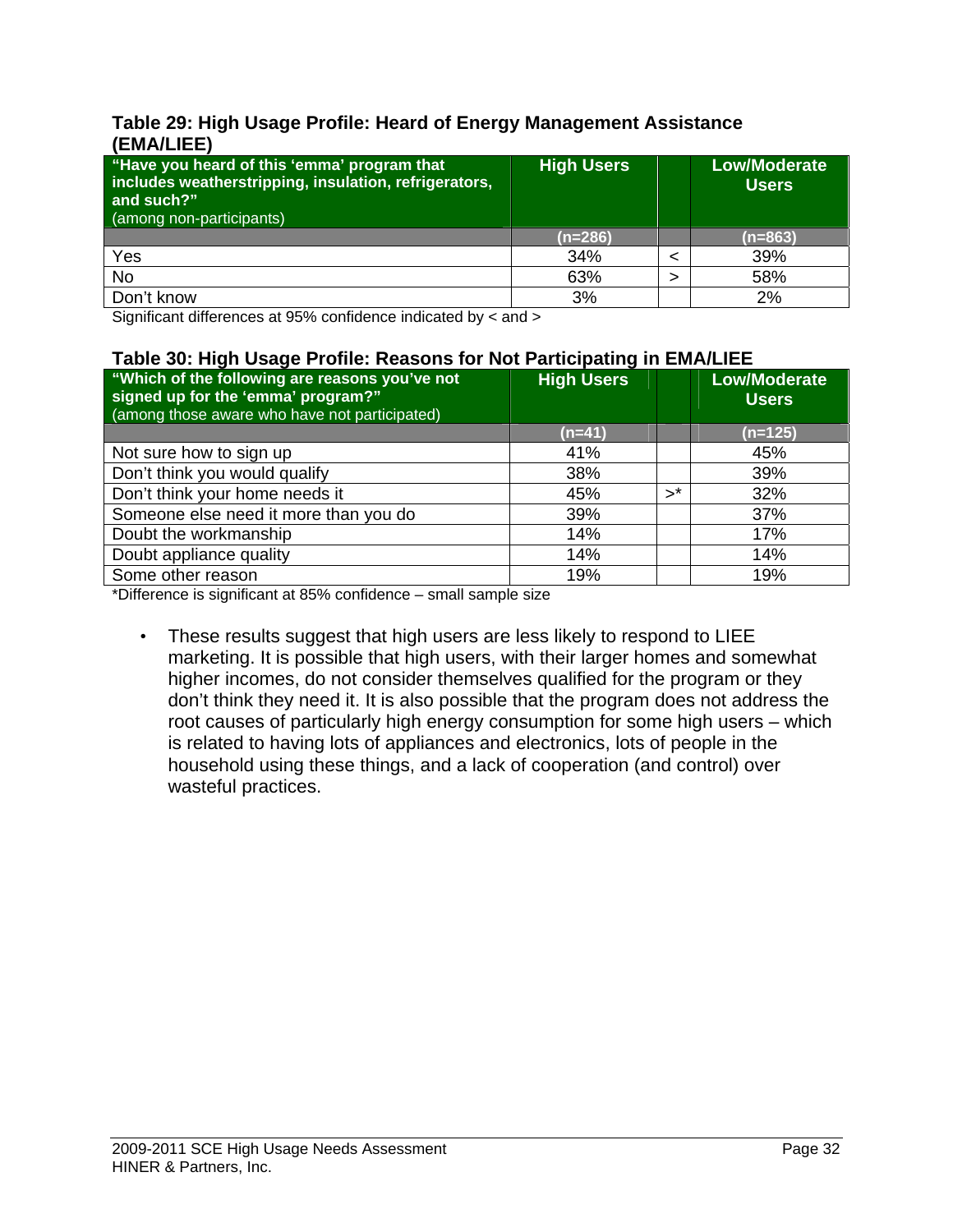**Table 29: High Usage Profile: Heard of Energy Management Assistance (EMA/LIEE)**

| **"Have you heard of this 'emma' program that includes weatherstripping, insulation, refrigerators, and such?"** (among non-participants) | **High Users** | | **Low/Moderate Users** |
|---|---|---|---|
| | (n=286) | | (n=863) |
| Yes | 34% | < | 39% |
| No | 63% | > | 58% |
| Don't know | 3% | | 2% |

Significant differences at 95% confidence indicated by < and >

**Table 30: High Usage Profile: Reasons for Not Participating in EMA/LIEE**

| **"Which of the following are reasons you've not signed up for the 'emma' program?"** (among those aware who have not participated) | **High Users** | | **Low/Moderate Users** |
|---|---|---|---|
| | (n=41) | | (n=125) |
| Not sure how to sign up | 41% | | 45% |
| Don't think you would qualify | 38% | | 39% |
| Don't think your home needs it | 45% | >* | 32% |
| Someone else need it more than you do | 39% | | 37% |
| Doubt the workmanship | 14% | | 17% |
| Doubt appliance quality | 14% | | 14% |
| Some other reason | 19% | | 19% |

*Difference is significant at 85% confidence – small sample size

- These results suggest that high users are less likely to respond to LIEE marketing. It is possible that high users, with their larger homes and somewhat higher incomes, do not consider themselves qualified for the program or they don't think they need it. It is also possible that the program does not address the root causes of particularly high energy consumption for some high users – which is related to having lots of appliances and electronics, lots of people in the household using these things, and a lack of cooperation (and control) over wasteful practices.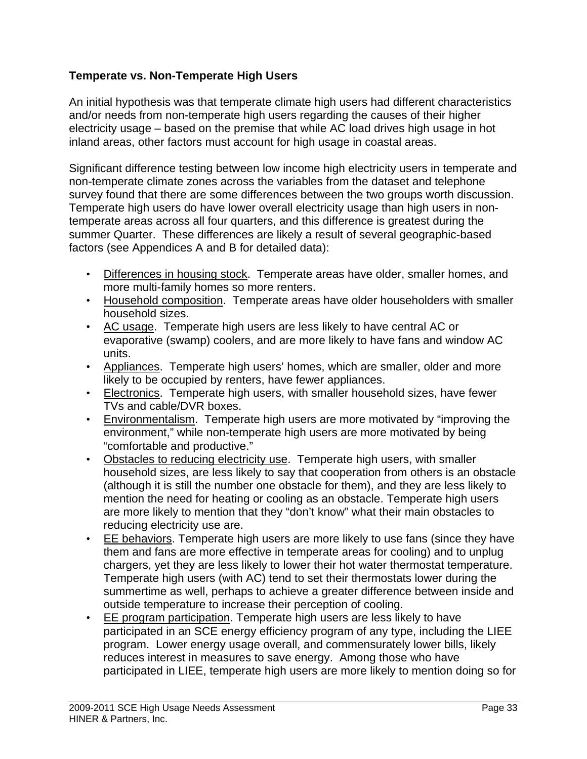**Temperate vs. Non-Temperate High Users**

An initial hypothesis was that temperate climate high users had different characteristics and/or needs from non-temperate high users regarding the causes of their higher electricity usage – based on the premise that while AC load drives high usage in hot inland areas, other factors must account for high usage in coastal areas.

Significant difference testing between low income high electricity users in temperate and non-temperate climate zones across the variables from the dataset and telephone survey found that there are some differences between the two groups worth discussion. Temperate high users do have lower overall electricity usage than high users in non-temperate areas across all four quarters, and this difference is greatest during the summer Quarter. These differences are likely a result of several geographic-based factors (see Appendices A and B for detailed data):

- <u>Differences in housing stock</u>. Temperate areas have older, smaller homes, and more multi-family homes so more renters.
- <u>Household composition</u>. Temperate areas have older householders with smaller household sizes.
- <u>AC usage</u>. Temperate high users are less likely to have central AC or evaporative (swamp) coolers, and are more likely to have fans and window AC units.
- <u>Appliances</u>. Temperate high users' homes, which are smaller, older and more likely to be occupied by renters, have fewer appliances.
- <u>Electronics</u>. Temperate high users, with smaller household sizes, have fewer TVs and cable/DVR boxes.
- <u>Environmentalism</u>. Temperate high users are more motivated by "improving the environment," while non-temperate high users are more motivated by being "comfortable and productive."
- <u>Obstacles to reducing electricity use</u>. Temperate high users, with smaller household sizes, are less likely to say that cooperation from others is an obstacle (although it is still the number one obstacle for them), and they are less likely to mention the need for heating or cooling as an obstacle. Temperate high users are more likely to mention that they "don't know" what their main obstacles to reducing electricity use are.
- <u>EE behaviors</u>. Temperate high users are more likely to use fans (since they have them and fans are more effective in temperate areas for cooling) and to unplug chargers, yet they are less likely to lower their hot water thermostat temperature. Temperate high users (with AC) tend to set their thermostats lower during the summertime as well, perhaps to achieve a greater difference between inside and outside temperature to increase their perception of cooling.
- <u>EE program participation</u>. Temperate high users are less likely to have participated in an SCE energy efficiency program of any type, including the LIEE program. Lower energy usage overall, and commensurately lower bills, likely reduces interest in measures to save energy. Among those who have participated in LIEE, temperate high users are more likely to mention doing so for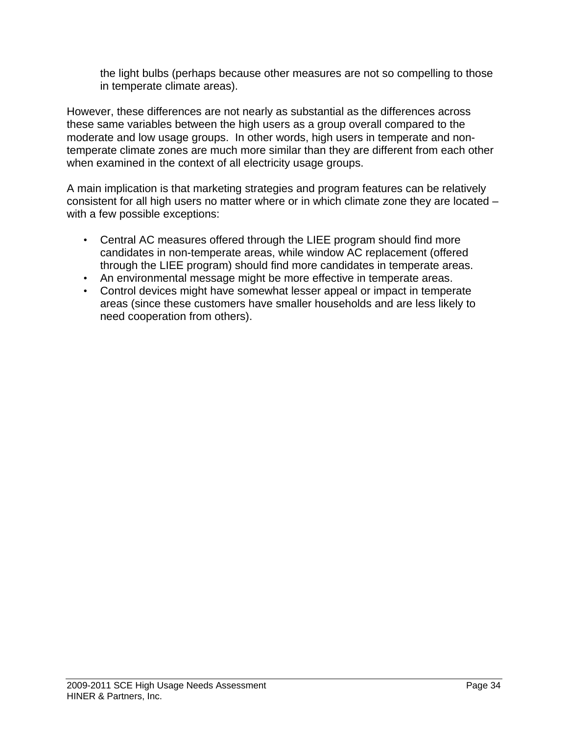the light bulbs (perhaps because other measures are not so compelling to those in temperate climate areas).

However, these differences are not nearly as substantial as the differences across these same variables between the high users as a group overall compared to the moderate and low usage groups. In other words, high users in temperate and non-temperate climate zones are much more similar than they are different from each other when examined in the context of all electricity usage groups.

A main implication is that marketing strategies and program features can be relatively consistent for all high users no matter where or in which climate zone they are located – with a few possible exceptions:

- Central AC measures offered through the LIEE program should find more candidates in non-temperate areas, while window AC replacement (offered through the LIEE program) should find more candidates in temperate areas.
- An environmental message might be more effective in temperate areas.
- Control devices might have somewhat lesser appeal or impact in temperate areas (since these customers have smaller households and are less likely to need cooperation from others).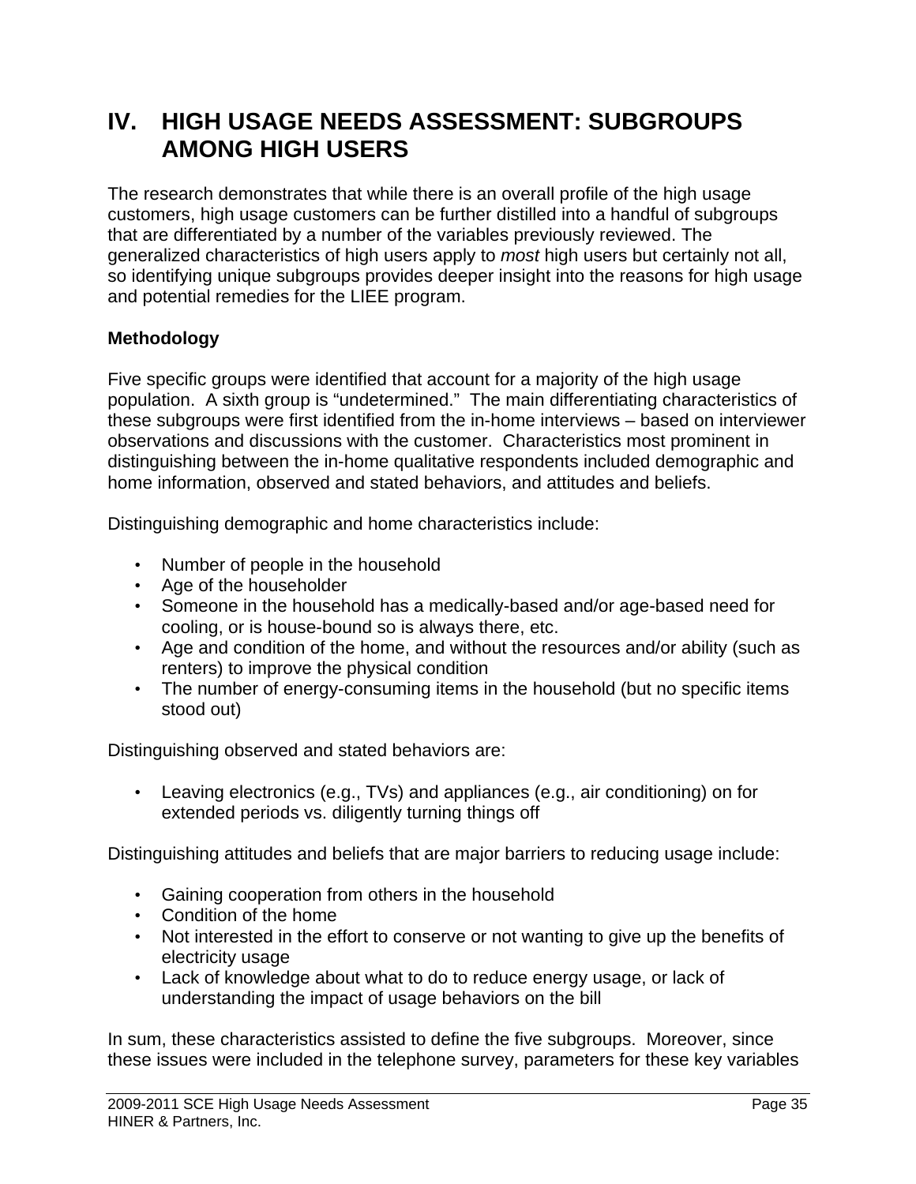# IV. HIGH USAGE NEEDS ASSESSMENT: SUBGROUPS AMONG HIGH USERS

The research demonstrates that while there is an overall profile of the high usage customers, high usage customers can be further distilled into a handful of subgroups that are differentiated by a number of the variables previously reviewed. The generalized characteristics of high users apply to *most* high users but certainly not all, so identifying unique subgroups provides deeper insight into the reasons for high usage and potential remedies for the LIEE program.

### Methodology

Five specific groups were identified that account for a majority of the high usage population. A sixth group is "undetermined." The main differentiating characteristics of these subgroups were first identified from the in-home interviews – based on interviewer observations and discussions with the customer. Characteristics most prominent in distinguishing between the in-home qualitative respondents included demographic and home information, observed and stated behaviors, and attitudes and beliefs.

Distinguishing demographic and home characteristics include:

- Number of people in the household
- Age of the householder
- Someone in the household has a medically-based and/or age-based need for cooling, or is house-bound so is always there, etc.
- Age and condition of the home, and without the resources and/or ability (such as renters) to improve the physical condition
- The number of energy-consuming items in the household (but no specific items stood out)

Distinguishing observed and stated behaviors are:

- Leaving electronics (e.g., TVs) and appliances (e.g., air conditioning) on for extended periods vs. diligently turning things off

Distinguishing attitudes and beliefs that are major barriers to reducing usage include:

- Gaining cooperation from others in the household
- Condition of the home
- Not interested in the effort to conserve or not wanting to give up the benefits of electricity usage
- Lack of knowledge about what to do to reduce energy usage, or lack of understanding the impact of usage behaviors on the bill

In sum, these characteristics assisted to define the five subgroups. Moreover, since these issues were included in the telephone survey, parameters for these key variables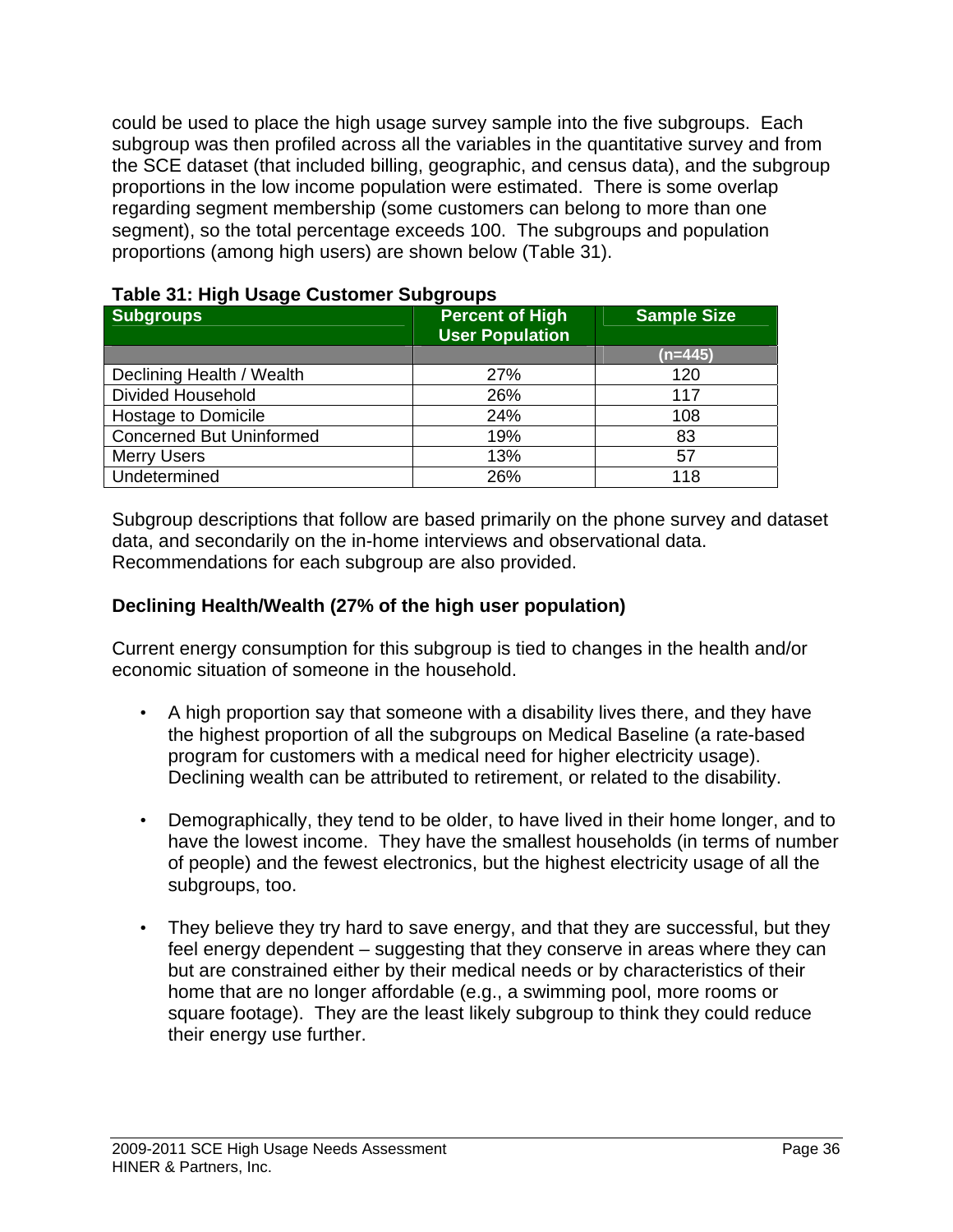could be used to place the high usage survey sample into the five subgroups. Each subgroup was then profiled across all the variables in the quantitative survey and from the SCE dataset (that included billing, geographic, and census data), and the subgroup proportions in the low income population were estimated. There is some overlap regarding segment membership (some customers can belong to more than one segment), so the total percentage exceeds 100. The subgroups and population proportions (among high users) are shown below (Table 31).

**Table 31: High Usage Customer Subgroups**

| Subgroups | Percent of High User Population | Sample Size |
|---|---|---|
| | | (n=445) |
| Declining Health / Wealth | 27% | 120 |
| Divided Household | 26% | 117 |
| Hostage to Domicile | 24% | 108 |
| Concerned But Uninformed | 19% | 83 |
| Merry Users | 13% | 57 |
| Undetermined | 26% | 118 |

Subgroup descriptions that follow are based primarily on the phone survey and dataset data, and secondarily on the in-home interviews and observational data. Recommendations for each subgroup are also provided.

**Declining Health/Wealth (27% of the high user population)**

Current energy consumption for this subgroup is tied to changes in the health and/or economic situation of someone in the household.

- A high proportion say that someone with a disability lives there, and they have the highest proportion of all the subgroups on Medical Baseline (a rate-based program for customers with a medical need for higher electricity usage). Declining wealth can be attributed to retirement, or related to the disability.

- Demographically, they tend to be older, to have lived in their home longer, and to have the lowest income. They have the smallest households (in terms of number of people) and the fewest electronics, but the highest electricity usage of all the subgroups, too.

- They believe they try hard to save energy, and that they are successful, but they feel energy dependent – suggesting that they conserve in areas where they can but are constrained either by their medical needs or by characteristics of their home that are no longer affordable (e.g., a swimming pool, more rooms or square footage). They are the least likely subgroup to think they could reduce their energy use further.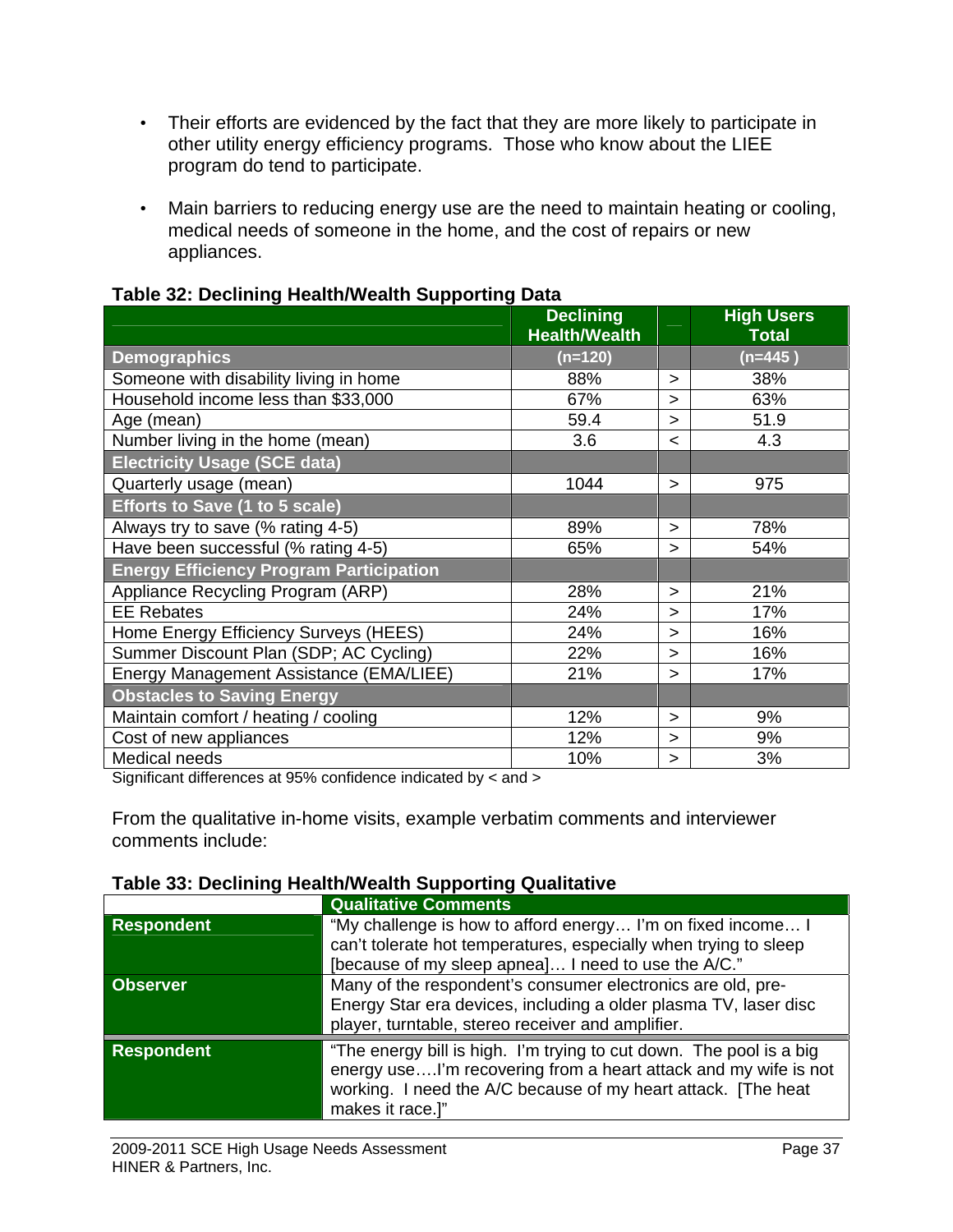- Their efforts are evidenced by the fact that they are more likely to participate in other utility energy efficiency programs. Those who know about the LIEE program do tend to participate.

- Main barriers to reducing energy use are the need to maintain heating or cooling, medical needs of someone in the home, and the cost of repairs or new appliances.

**Table 32: Declining Health/Wealth Supporting Data**

| | Declining Health/Wealth | | High Users Total |
|---|---|---|---|
| **Demographics** | (n=120) | | (n=445 ) |
| Someone with disability living in home | 88% | > | 38% |
| Household income less than $33,000 | 67% | > | 63% |
| Age (mean) | 59.4 | > | 51.9 |
| Number living in the home (mean) | 3.6 | < | 4.3 |
| **Electricity Usage (SCE data)** | | | |
| Quarterly usage (mean) | 1044 | > | 975 |
| **Efforts to Save (1 to 5 scale)** | | | |
| Always try to save (% rating 4-5) | 89% | > | 78% |
| Have been successful (% rating 4-5) | 65% | > | 54% |
| **Energy Efficiency Program Participation** | | | |
| Appliance Recycling Program (ARP) | 28% | > | 21% |
| EE Rebates | 24% | > | 17% |
| Home Energy Efficiency Surveys (HEES) | 24% | > | 16% |
| Summer Discount Plan (SDP; AC Cycling) | 22% | > | 16% |
| Energy Management Assistance (EMA/LIEE) | 21% | > | 17% |
| **Obstacles to Saving Energy** | | | |
| Maintain comfort / heating / cooling | 12% | > | 9% |
| Cost of new appliances | 12% | > | 9% |
| Medical needs | 10% | > | 3% |

Significant differences at 95% confidence indicated by < and >

From the qualitative in-home visits, example verbatim comments and interviewer comments include:

**Table 33: Declining Health/Wealth Supporting Qualitative**

| | Qualitative Comments |
|---|---|
| **Respondent** | "My challenge is how to afford energy… I'm on fixed income… I can't tolerate hot temperatures, especially when trying to sleep [because of my sleep apnea]… I need to use the A/C." |
| **Observer** | Many of the respondent's consumer electronics are old, pre-Energy Star era devices, including a older plasma TV, laser disc player, turntable, stereo receiver and amplifier. |
| **Respondent** | "The energy bill is high. I'm trying to cut down. The pool is a big energy use….I'm recovering from a heart attack and my wife is not working. I need the A/C because of my heart attack. [The heat makes it race.]" |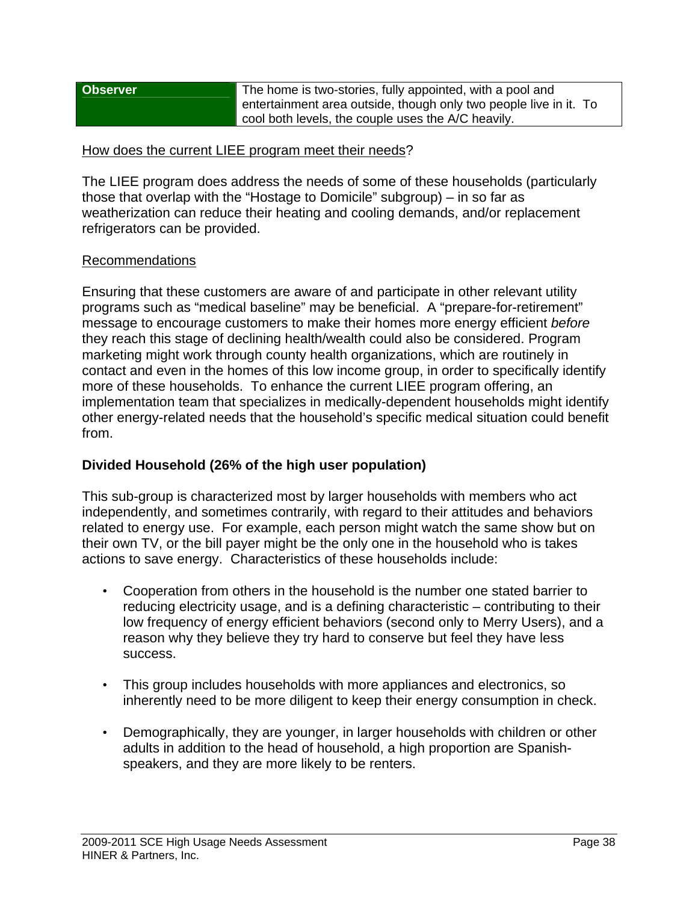| Observer | The home is two-stories, fully appointed, with a pool and entertainment area outside, though only two people live in it. To cool both levels, the couple uses the A/C heavily. |
|---|---|

How does the current LIEE program meet their needs?

The LIEE program does address the needs of some of these households (particularly those that overlap with the "Hostage to Domicile" subgroup) – in so far as weatherization can reduce their heating and cooling demands, and/or replacement refrigerators can be provided.

Recommendations

Ensuring that these customers are aware of and participate in other relevant utility programs such as "medical baseline" may be beneficial. A "prepare-for-retirement" message to encourage customers to make their homes more energy efficient *before* they reach this stage of declining health/wealth could also be considered. Program marketing might work through county health organizations, which are routinely in contact and even in the homes of this low income group, in order to specifically identify more of these households. To enhance the current LIEE program offering, an implementation team that specializes in medically-dependent households might identify other energy-related needs that the household's specific medical situation could benefit from.

**Divided Household (26% of the high user population)**

This sub-group is characterized most by larger households with members who act independently, and sometimes contrarily, with regard to their attitudes and behaviors related to energy use. For example, each person might watch the same show but on their own TV, or the bill payer might be the only one in the household who is takes actions to save energy. Characteristics of these households include:

- Cooperation from others in the household is the number one stated barrier to reducing electricity usage, and is a defining characteristic – contributing to their low frequency of energy efficient behaviors (second only to Merry Users), and a reason why they believe they try hard to conserve but feel they have less success.

- This group includes households with more appliances and electronics, so inherently need to be more diligent to keep their energy consumption in check.

- Demographically, they are younger, in larger households with children or other adults in addition to the head of household, a high proportion are Spanish-speakers, and they are more likely to be renters.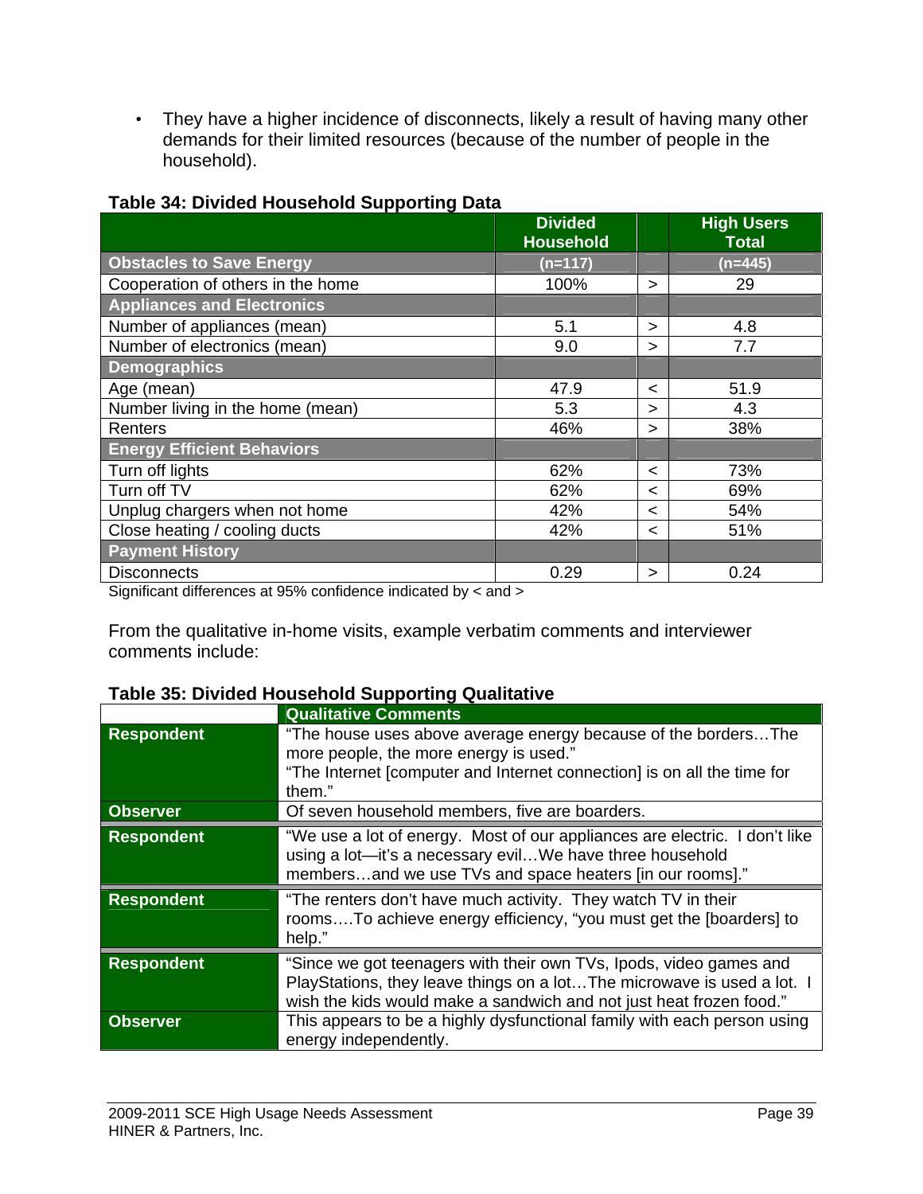- They have a higher incidence of disconnects, likely a result of having many other demands for their limited resources (because of the number of people in the household).

**Table 34: Divided Household Supporting Data**

| | Divided Household | | High Users Total |
|---|---|---|---|
| **Obstacles to Save Energy** | **(n=117)** | | **(n=445)** |
| Cooperation of others in the home | 100% | > | 29 |
| **Appliances and Electronics** | | | |
| Number of appliances (mean) | 5.1 | > | 4.8 |
| Number of electronics (mean) | 9.0 | > | 7.7 |
| **Demographics** | | | |
| Age (mean) | 47.9 | < | 51.9 |
| Number living in the home (mean) | 5.3 | > | 4.3 |
| Renters | 46% | > | 38% |
| **Energy Efficient Behaviors** | | | |
| Turn off lights | 62% | < | 73% |
| Turn off TV | 62% | < | 69% |
| Unplug chargers when not home | 42% | < | 54% |
| Close heating / cooling ducts | 42% | < | 51% |
| **Payment History** | | | |
| Disconnects | 0.29 | > | 0.24 |

Significant differences at 95% confidence indicated by < and >

From the qualitative in-home visits, example verbatim comments and interviewer comments include:

**Table 35: Divided Household Supporting Qualitative**

| | Qualitative Comments |
|---|---|
| **Respondent** | "The house uses above average energy because of the borders…The more people, the more energy is used." "The Internet [computer and Internet connection] is on all the time for them." |
| **Observer** | Of seven household members, five are boarders. |
| **Respondent** | "We use a lot of energy. Most of our appliances are electric. I don't like using a lot—it's a necessary evil…We have three household members…and we use TVs and space heaters [in our rooms]." |
| **Respondent** | "The renters don't have much activity. They watch TV in their rooms….To achieve energy efficiency, "you must get the [boarders] to help." |
| **Respondent** | "Since we got teenagers with their own TVs, Ipods, video games and PlayStations, they leave things on a lot…The microwave is used a lot. I wish the kids would make a sandwich and not just heat frozen food." |
| **Observer** | This appears to be a highly dysfunctional family with each person using energy independently. |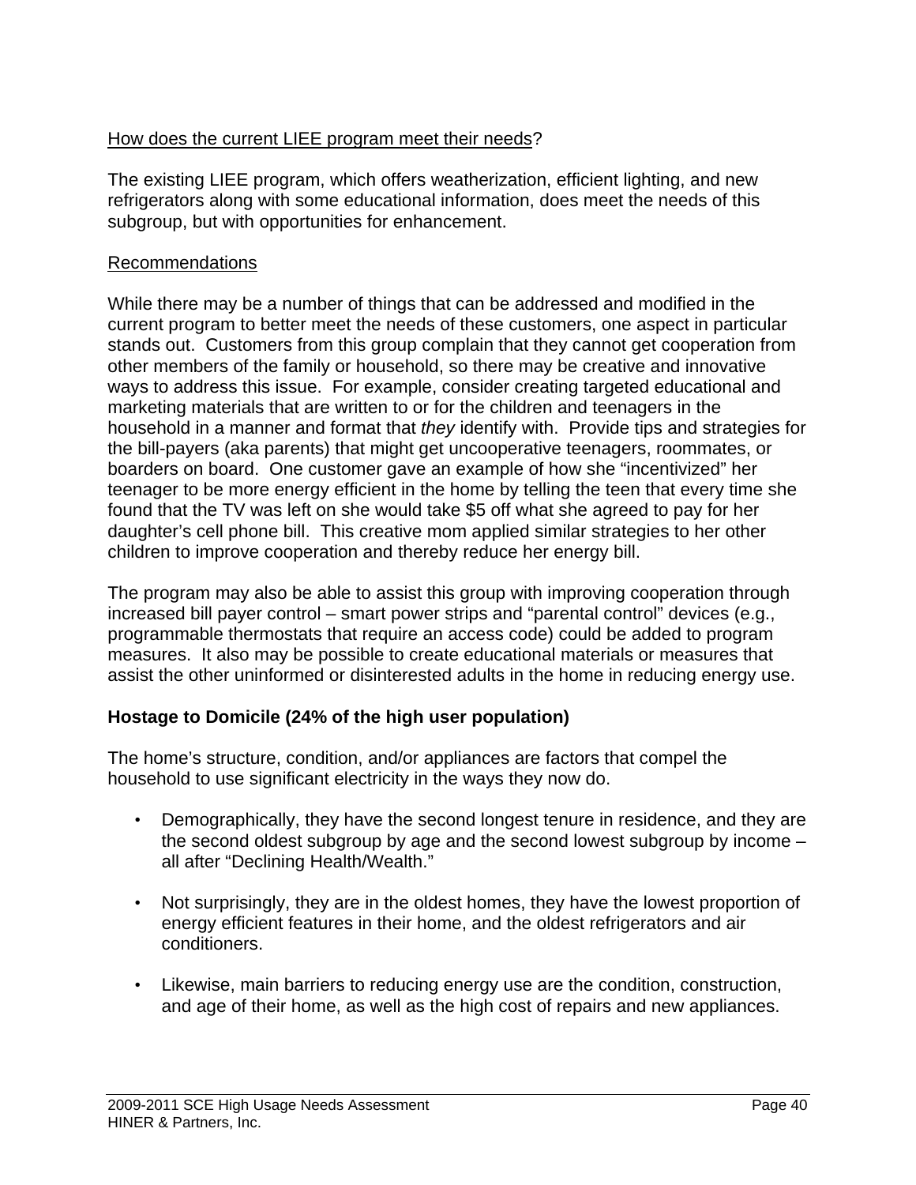<u>How does the current LIEE program meet their needs</u>?

The existing LIEE program, which offers weatherization, efficient lighting, and new refrigerators along with some educational information, does meet the needs of this subgroup, but with opportunities for enhancement.

<u>Recommendations</u>

While there may be a number of things that can be addressed and modified in the current program to better meet the needs of these customers, one aspect in particular stands out. Customers from this group complain that they cannot get cooperation from other members of the family or household, so there may be creative and innovative ways to address this issue. For example, consider creating targeted educational and marketing materials that are written to or for the children and teenagers in the household in a manner and format that *they* identify with. Provide tips and strategies for the bill-payers (aka parents) that might get uncooperative teenagers, roommates, or boarders on board. One customer gave an example of how she "incentivized" her teenager to be more energy efficient in the home by telling the teen that every time she found that the TV was left on she would take $5 off what she agreed to pay for her daughter's cell phone bill. This creative mom applied similar strategies to her other children to improve cooperation and thereby reduce her energy bill.

The program may also be able to assist this group with improving cooperation through increased bill payer control – smart power strips and "parental control" devices (e.g., programmable thermostats that require an access code) could be added to program measures. It also may be possible to create educational materials or measures that assist the other uninformed or disinterested adults in the home in reducing energy use.

**Hostage to Domicile (24% of the high user population)**

The home's structure, condition, and/or appliances are factors that compel the household to use significant electricity in the ways they now do.

- Demographically, they have the second longest tenure in residence, and they are the second oldest subgroup by age and the second lowest subgroup by income – all after "Declining Health/Wealth."
- Not surprisingly, they are in the oldest homes, they have the lowest proportion of energy efficient features in their home, and the oldest refrigerators and air conditioners.
- Likewise, main barriers to reducing energy use are the condition, construction, and age of their home, as well as the high cost of repairs and new appliances.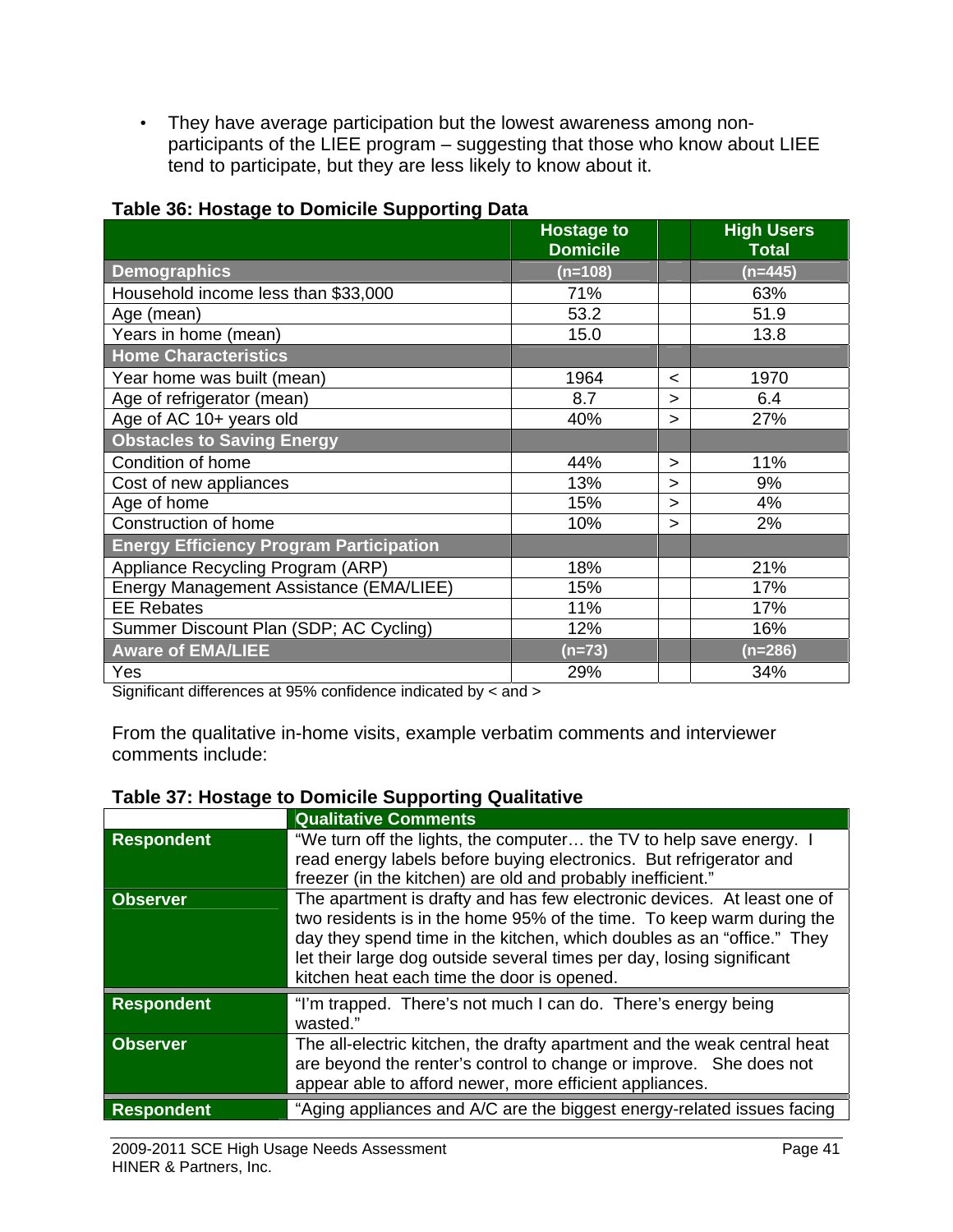- They have average participation but the lowest awareness among non-participants of the LIEE program – suggesting that those who know about LIEE tend to participate, but they are less likely to know about it.

**Table 36: Hostage to Domicile Supporting Data**

| | Hostage to Domicile | | High Users Total |
|---|---|---|---|
| **Demographics** | (n=108) | | (n=445) |
| Household income less than $33,000 | 71% | | 63% |
| Age (mean) | 53.2 | | 51.9 |
| Years in home (mean) | 15.0 | | 13.8 |
| **Home Characteristics** | | | |
| Year home was built (mean) | 1964 | < | 1970 |
| Age of refrigerator (mean) | 8.7 | > | 6.4 |
| Age of AC 10+ years old | 40% | > | 27% |
| **Obstacles to Saving Energy** | | | |
| Condition of home | 44% | > | 11% |
| Cost of new appliances | 13% | > | 9% |
| Age of home | 15% | > | 4% |
| Construction of home | 10% | > | 2% |
| **Energy Efficiency Program Participation** | | | |
| Appliance Recycling Program (ARP) | 18% | | 21% |
| Energy Management Assistance (EMA/LIEE) | 15% | | 17% |
| EE Rebates | 11% | | 17% |
| Summer Discount Plan (SDP; AC Cycling) | 12% | | 16% |
| **Aware of EMA/LIEE** | (n=73) | | (n=286) |
| Yes | 29% | | 34% |

Significant differences at 95% confidence indicated by < and >

From the qualitative in-home visits, example verbatim comments and interviewer comments include:

**Table 37: Hostage to Domicile Supporting Qualitative**

| | Qualitative Comments |
|---|---|
| **Respondent** | "We turn off the lights, the computer… the TV to help save energy. I read energy labels before buying electronics. But refrigerator and freezer (in the kitchen) are old and probably inefficient." |
| **Observer** | The apartment is drafty and has few electronic devices. At least one of two residents is in the home 95% of the time. To keep warm during the day they spend time in the kitchen, which doubles as an "office." They let their large dog outside several times per day, losing significant kitchen heat each time the door is opened. |
| **Respondent** | "I'm trapped. There's not much I can do. There's energy being wasted." |
| **Observer** | The all-electric kitchen, the drafty apartment and the weak central heat are beyond the renter's control to change or improve. She does not appear able to afford newer, more efficient appliances. |
| **Respondent** | "Aging appliances and A/C are the biggest energy-related issues facing |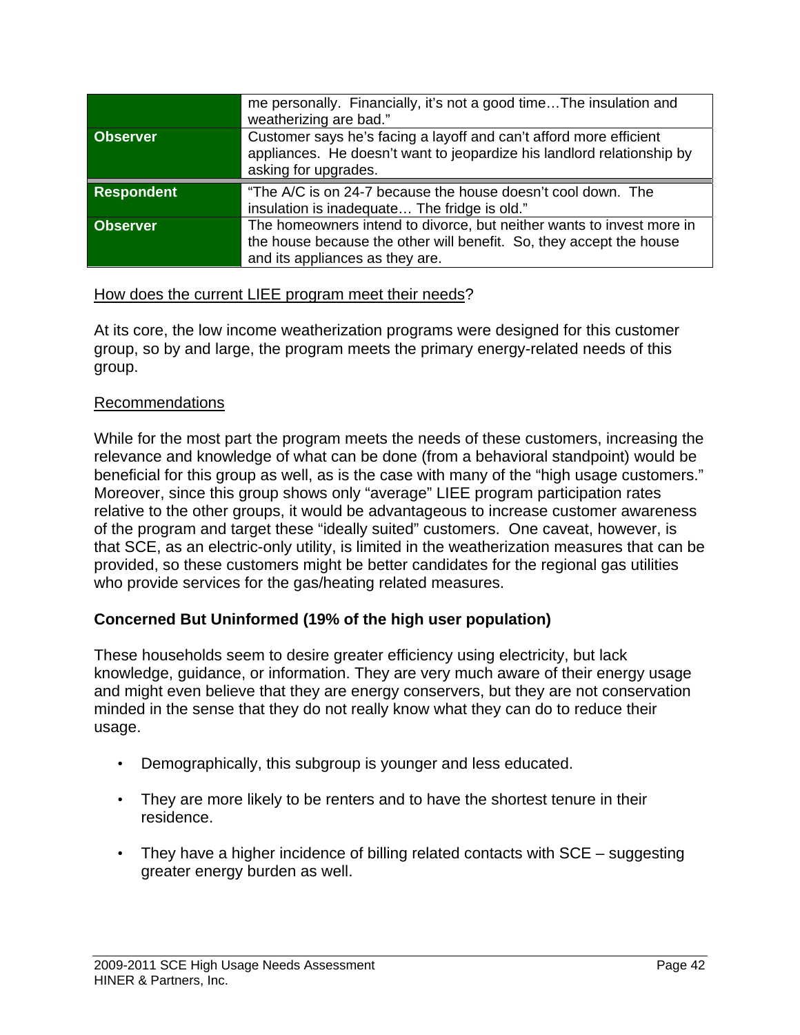| | |
|---|---|
| | me personally. Financially, it's not a good time…The insulation and weatherizing are bad." |
| **Observer** | Customer says he's facing a layoff and can't afford more efficient appliances. He doesn't want to jeopardize his landlord relationship by asking for upgrades. |
| **Respondent** | "The A/C is on 24-7 because the house doesn't cool down. The insulation is inadequate… The fridge is old." |
| **Observer** | The homeowners intend to divorce, but neither wants to invest more in the house because the other will benefit. So, they accept the house and its appliances as they are. |

How does the current LIEE program meet their needs?

At its core, the low income weatherization programs were designed for this customer group, so by and large, the program meets the primary energy-related needs of this group.

Recommendations

While for the most part the program meets the needs of these customers, increasing the relevance and knowledge of what can be done (from a behavioral standpoint) would be beneficial for this group as well, as is the case with many of the "high usage customers." Moreover, since this group shows only "average" LIEE program participation rates relative to the other groups, it would be advantageous to increase customer awareness of the program and target these "ideally suited" customers. One caveat, however, is that SCE, as an electric-only utility, is limited in the weatherization measures that can be provided, so these customers might be better candidates for the regional gas utilities who provide services for the gas/heating related measures.

**Concerned But Uninformed (19% of the high user population)**

These households seem to desire greater efficiency using electricity, but lack knowledge, guidance, or information. They are very much aware of their energy usage and might even believe that they are energy conservers, but they are not conservation minded in the sense that they do not really know what they can do to reduce their usage.

- Demographically, this subgroup is younger and less educated.
- They are more likely to be renters and to have the shortest tenure in their residence.
- They have a higher incidence of billing related contacts with SCE – suggesting greater energy burden as well.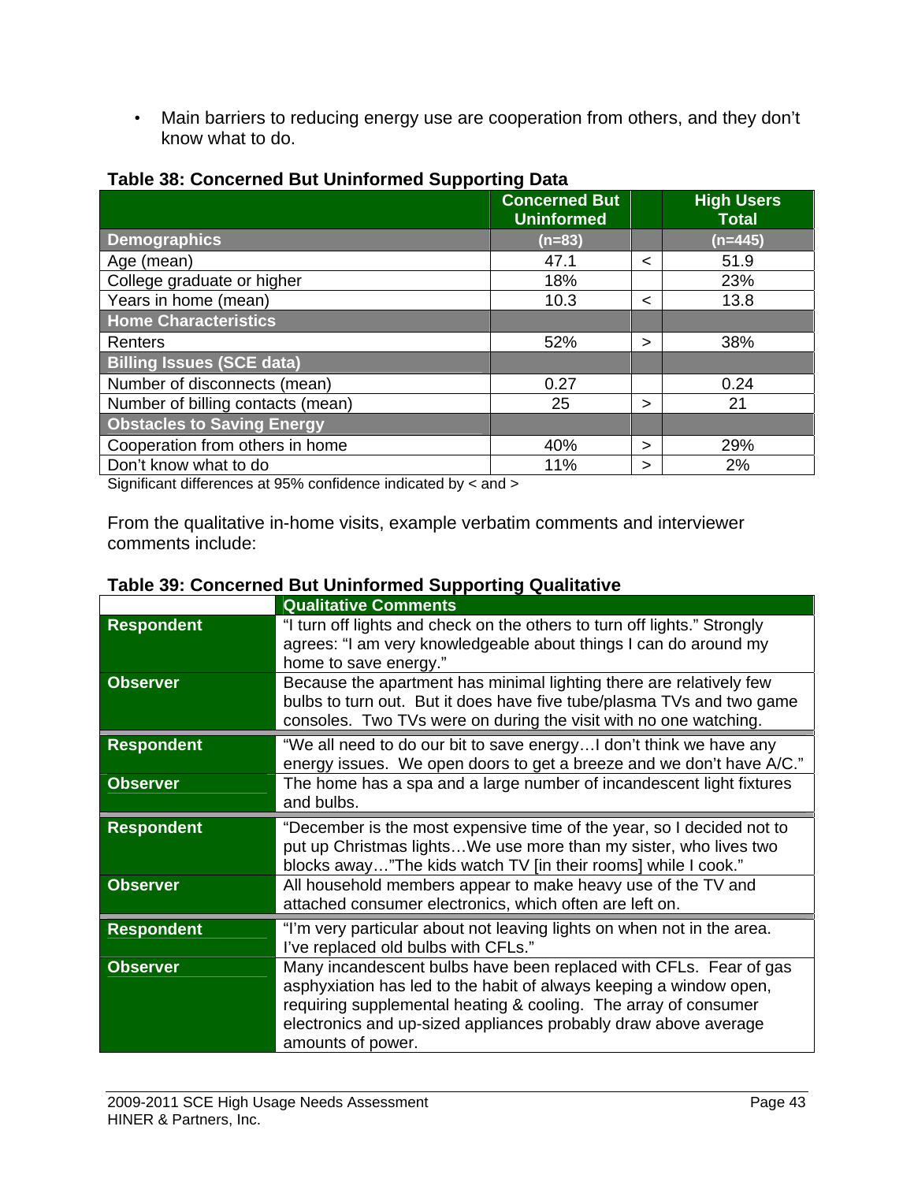- Main barriers to reducing energy use are cooperation from others, and they don't know what to do.

**Table 38: Concerned But Uninformed Supporting Data**

| | Concerned But Uninformed | | High Users Total |
|---|---|---|---|
| **Demographics** | (n=83) | | (n=445) |
| Age (mean) | 47.1 | < | 51.9 |
| College graduate or higher | 18% | | 23% |
| Years in home (mean) | 10.3 | < | 13.8 |
| **Home Characteristics** | | | |
| Renters | 52% | > | 38% |
| **Billing Issues (SCE data)** | | | |
| Number of disconnects (mean) | 0.27 | | 0.24 |
| Number of billing contacts (mean) | 25 | > | 21 |
| **Obstacles to Saving Energy** | | | |
| Cooperation from others in home | 40% | > | 29% |
| Don't know what to do | 11% | > | 2% |

Significant differences at 95% confidence indicated by < and >

From the qualitative in-home visits, example verbatim comments and interviewer comments include:

**Table 39: Concerned But Uninformed Supporting Qualitative**

| | Qualitative Comments |
|---|---|
| **Respondent** | "I turn off lights and check on the others to turn off lights." Strongly agrees: "I am very knowledgeable about things I can do around my home to save energy." |
| **Observer** | Because the apartment has minimal lighting there are relatively few bulbs to turn out. But it does have five tube/plasma TVs and two game consoles. Two TVs were on during the visit with no one watching. |
| **Respondent** | "We all need to do our bit to save energy…I don't think we have any energy issues. We open doors to get a breeze and we don't have A/C." |
| **Observer** | The home has a spa and a large number of incandescent light fixtures and bulbs. |
| **Respondent** | "December is the most expensive time of the year, so I decided not to put up Christmas lights…We use more than my sister, who lives two blocks away…"The kids watch TV [in their rooms] while I cook." |
| **Observer** | All household members appear to make heavy use of the TV and attached consumer electronics, which often are left on. |
| **Respondent** | "I'm very particular about not leaving lights on when not in the area. I've replaced old bulbs with CFLs." |
| **Observer** | Many incandescent bulbs have been replaced with CFLs. Fear of gas asphyxiation has led to the habit of always keeping a window open, requiring supplemental heating & cooling. The array of consumer electronics and up-sized appliances probably draw above average amounts of power. |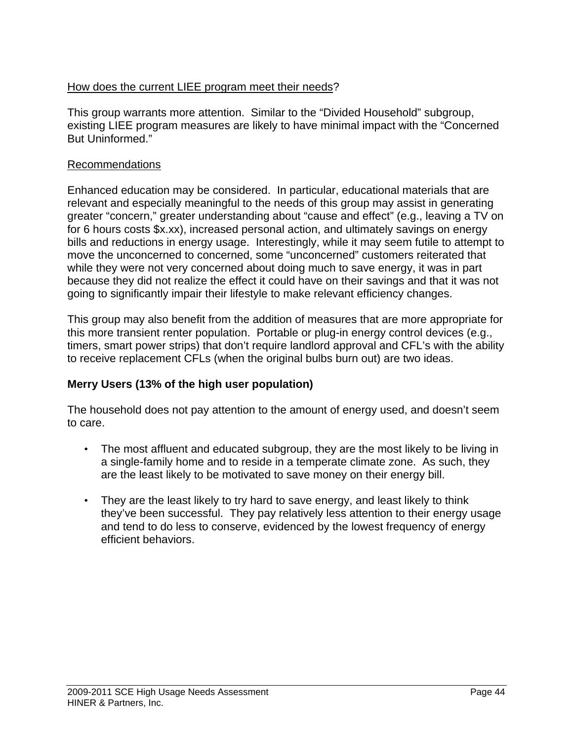How does the current LIEE program meet their needs?

This group warrants more attention. Similar to the "Divided Household" subgroup, existing LIEE program measures are likely to have minimal impact with the "Concerned But Uninformed."

Recommendations

Enhanced education may be considered. In particular, educational materials that are relevant and especially meaningful to the needs of this group may assist in generating greater "concern," greater understanding about "cause and effect" (e.g., leaving a TV on for 6 hours costs $x.xx), increased personal action, and ultimately savings on energy bills and reductions in energy usage. Interestingly, while it may seem futile to attempt to move the unconcerned to concerned, some "unconcerned" customers reiterated that while they were not very concerned about doing much to save energy, it was in part because they did not realize the effect it could have on their savings and that it was not going to significantly impair their lifestyle to make relevant efficiency changes.

This group may also benefit from the addition of measures that are more appropriate for this more transient renter population. Portable or plug-in energy control devices (e.g., timers, smart power strips) that don't require landlord approval and CFL's with the ability to receive replacement CFLs (when the original bulbs burn out) are two ideas.

**Merry Users (13% of the high user population)**

The household does not pay attention to the amount of energy used, and doesn't seem to care.

- The most affluent and educated subgroup, they are the most likely to be living in a single-family home and to reside in a temperate climate zone. As such, they are the least likely to be motivated to save money on their energy bill.
- They are the least likely to try hard to save energy, and least likely to think they've been successful. They pay relatively less attention to their energy usage and tend to do less to conserve, evidenced by the lowest frequency of energy efficient behaviors.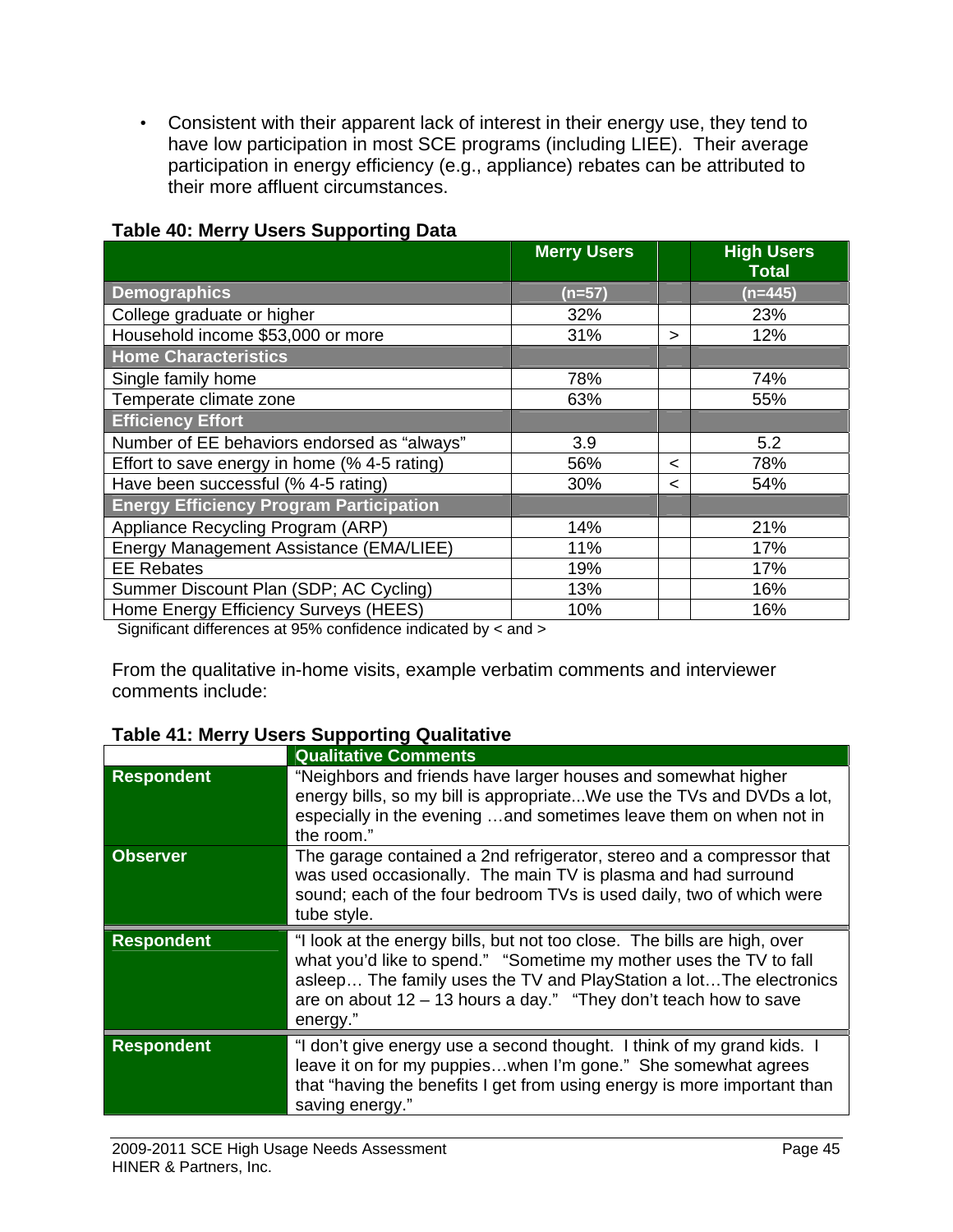- Consistent with their apparent lack of interest in their energy use, they tend to have low participation in most SCE programs (including LIEE). Their average participation in energy efficiency (e.g., appliance) rebates can be attributed to their more affluent circumstances.

**Table 40: Merry Users Supporting Data**

| | Merry Users | | High Users Total |
|---|---|---|---|
| **Demographics** | (n=57) | | (n=445) |
| College graduate or higher | 32% | | 23% |
| Household income $53,000 or more | 31% | > | 12% |
| **Home Characteristics** | | | |
| Single family home | 78% | | 74% |
| Temperate climate zone | 63% | | 55% |
| **Efficiency Effort** | | | |
| Number of EE behaviors endorsed as "always" | 3.9 | | 5.2 |
| Effort to save energy in home (% 4-5 rating) | 56% | < | 78% |
| Have been successful (% 4-5 rating) | 30% | < | 54% |
| **Energy Efficiency Program Participation** | | | |
| Appliance Recycling Program (ARP) | 14% | | 21% |
| Energy Management Assistance (EMA/LIEE) | 11% | | 17% |
| EE Rebates | 19% | | 17% |
| Summer Discount Plan (SDP; AC Cycling) | 13% | | 16% |
| Home Energy Efficiency Surveys (HEES) | 10% | | 16% |

Significant differences at 95% confidence indicated by < and >

From the qualitative in-home visits, example verbatim comments and interviewer comments include:

**Table 41: Merry Users Supporting Qualitative**

| | Qualitative Comments |
|---|---|
| **Respondent** | "Neighbors and friends have larger houses and somewhat higher energy bills, so my bill is appropriate...We use the TVs and DVDs a lot, especially in the evening …and sometimes leave them on when not in the room." |
| **Observer** | The garage contained a 2nd refrigerator, stereo and a compressor that was used occasionally. The main TV is plasma and had surround sound; each of the four bedroom TVs is used daily, two of which were tube style. |
| **Respondent** | "I look at the energy bills, but not too close. The bills are high, over what you'd like to spend." "Sometime my mother uses the TV to fall asleep… The family uses the TV and PlayStation a lot…The electronics are on about 12 – 13 hours a day." "They don't teach how to save energy." |
| **Respondent** | "I don't give energy use a second thought. I think of my grand kids. I leave it on for my puppies…when I'm gone." She somewhat agrees that "having the benefits I get from using energy is more important than saving energy." |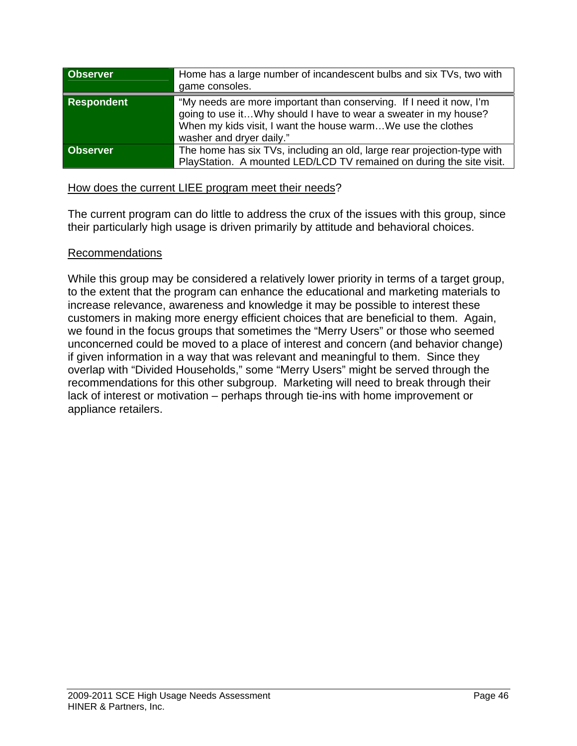| | |
|---|---|
| **Observer** | Home has a large number of incandescent bulbs and six TVs, two with game consoles. |
| **Respondent** | "My needs are more important than conserving. If I need it now, I'm going to use it…Why should I have to wear a sweater in my house? When my kids visit, I want the house warm…We use the clothes washer and dryer daily." |
| **Observer** | The home has six TVs, including an old, large rear projection-type with PlayStation. A mounted LED/LCD TV remained on during the site visit. |

How does the current LIEE program meet their needs?

The current program can do little to address the crux of the issues with this group, since their particularly high usage is driven primarily by attitude and behavioral choices.

Recommendations

While this group may be considered a relatively lower priority in terms of a target group, to the extent that the program can enhance the educational and marketing materials to increase relevance, awareness and knowledge it may be possible to interest these customers in making more energy efficient choices that are beneficial to them. Again, we found in the focus groups that sometimes the "Merry Users" or those who seemed unconcerned could be moved to a place of interest and concern (and behavior change) if given information in a way that was relevant and meaningful to them. Since they overlap with "Divided Households," some "Merry Users" might be served through the recommendations for this other subgroup. Marketing will need to break through their lack of interest or motivation – perhaps through tie-ins with home improvement or appliance retailers.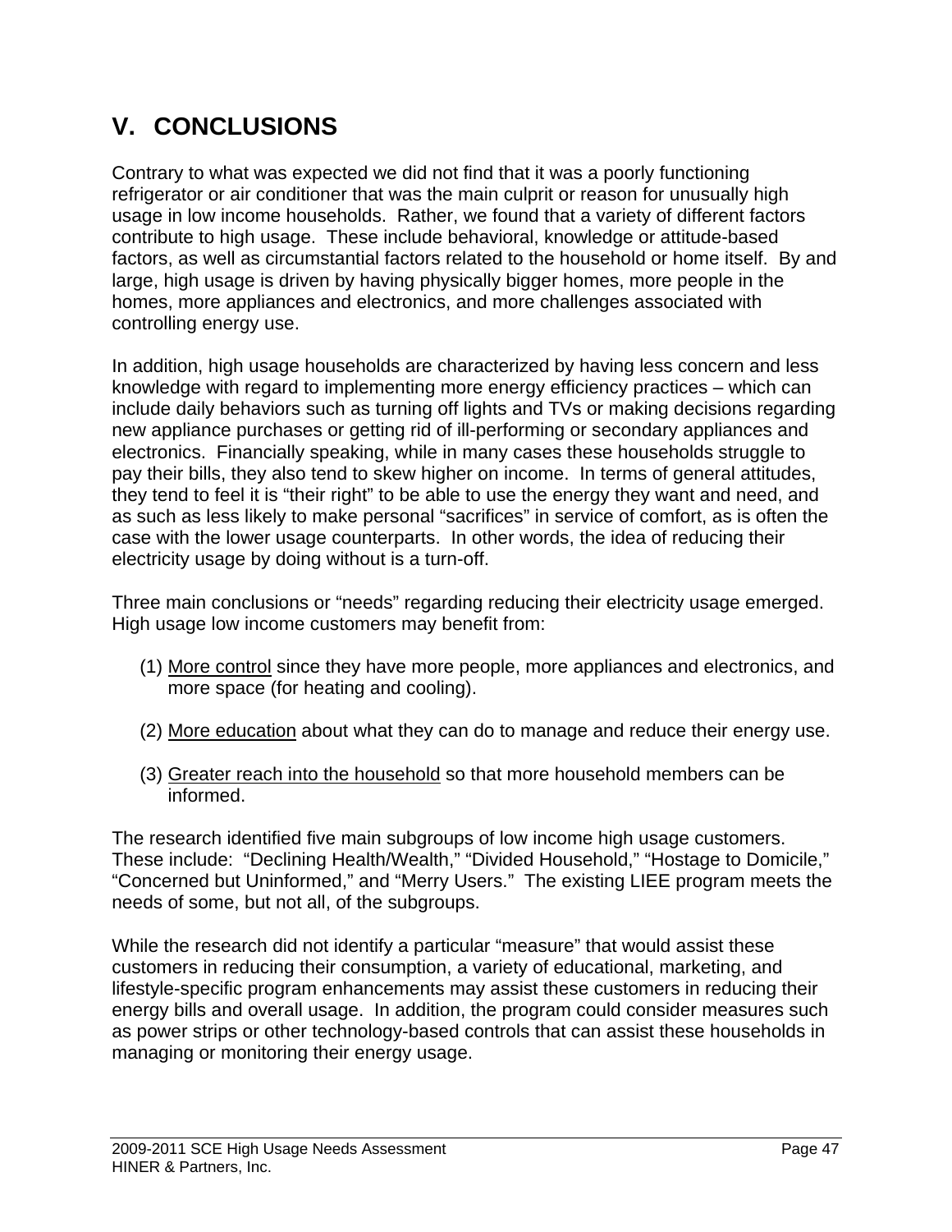# V. CONCLUSIONS

Contrary to what was expected we did not find that it was a poorly functioning refrigerator or air conditioner that was the main culprit or reason for unusually high usage in low income households. Rather, we found that a variety of different factors contribute to high usage. These include behavioral, knowledge or attitude-based factors, as well as circumstantial factors related to the household or home itself. By and large, high usage is driven by having physically bigger homes, more people in the homes, more appliances and electronics, and more challenges associated with controlling energy use.

In addition, high usage households are characterized by having less concern and less knowledge with regard to implementing more energy efficiency practices – which can include daily behaviors such as turning off lights and TVs or making decisions regarding new appliance purchases or getting rid of ill-performing or secondary appliances and electronics. Financially speaking, while in many cases these households struggle to pay their bills, they also tend to skew higher on income. In terms of general attitudes, they tend to feel it is "their right" to be able to use the energy they want and need, and as such as less likely to make personal "sacrifices" in service of comfort, as is often the case with the lower usage counterparts. In other words, the idea of reducing their electricity usage by doing without is a turn-off.

Three main conclusions or "needs" regarding reducing their electricity usage emerged. High usage low income customers may benefit from:

(1) <u>More control</u> since they have more people, more appliances and electronics, and more space (for heating and cooling).

(2) <u>More education</u> about what they can do to manage and reduce their energy use.

(3) <u>Greater reach into the household</u> so that more household members can be informed.

The research identified five main subgroups of low income high usage customers. These include: "Declining Health/Wealth," "Divided Household," "Hostage to Domicile," "Concerned but Uninformed," and "Merry Users." The existing LIEE program meets the needs of some, but not all, of the subgroups.

While the research did not identify a particular "measure" that would assist these customers in reducing their consumption, a variety of educational, marketing, and lifestyle-specific program enhancements may assist these customers in reducing their energy bills and overall usage. In addition, the program could consider measures such as power strips or other technology-based controls that can assist these households in managing or monitoring their energy usage.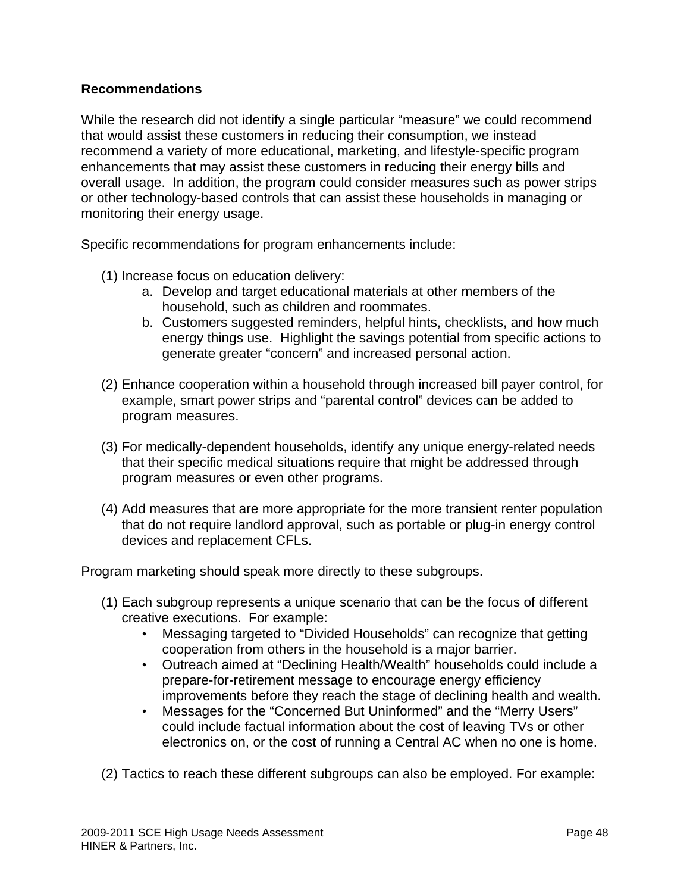**Recommendations**

While the research did not identify a single particular "measure" we could recommend that would assist these customers in reducing their consumption, we instead recommend a variety of more educational, marketing, and lifestyle-specific program enhancements that may assist these customers in reducing their energy bills and overall usage. In addition, the program could consider measures such as power strips or other technology-based controls that can assist these households in managing or monitoring their energy usage.

Specific recommendations for program enhancements include:

(1) Increase focus on education delivery:
   a. Develop and target educational materials at other members of the household, such as children and roommates.
   b. Customers suggested reminders, helpful hints, checklists, and how much energy things use. Highlight the savings potential from specific actions to generate greater "concern" and increased personal action.

(2) Enhance cooperation within a household through increased bill payer control, for example, smart power strips and "parental control" devices can be added to program measures.

(3) For medically-dependent households, identify any unique energy-related needs that their specific medical situations require that might be addressed through program measures or even other programs.

(4) Add measures that are more appropriate for the more transient renter population that do not require landlord approval, such as portable or plug-in energy control devices and replacement CFLs.

Program marketing should speak more directly to these subgroups.

(1) Each subgroup represents a unique scenario that can be the focus of different creative executions. For example:
   - Messaging targeted to "Divided Households" can recognize that getting cooperation from others in the household is a major barrier.
   - Outreach aimed at "Declining Health/Wealth" households could include a prepare-for-retirement message to encourage energy efficiency improvements before they reach the stage of declining health and wealth.
   - Messages for the "Concerned But Uninformed" and the "Merry Users" could include factual information about the cost of leaving TVs or other electronics on, or the cost of running a Central AC when no one is home.

(2) Tactics to reach these different subgroups can also be employed. For example: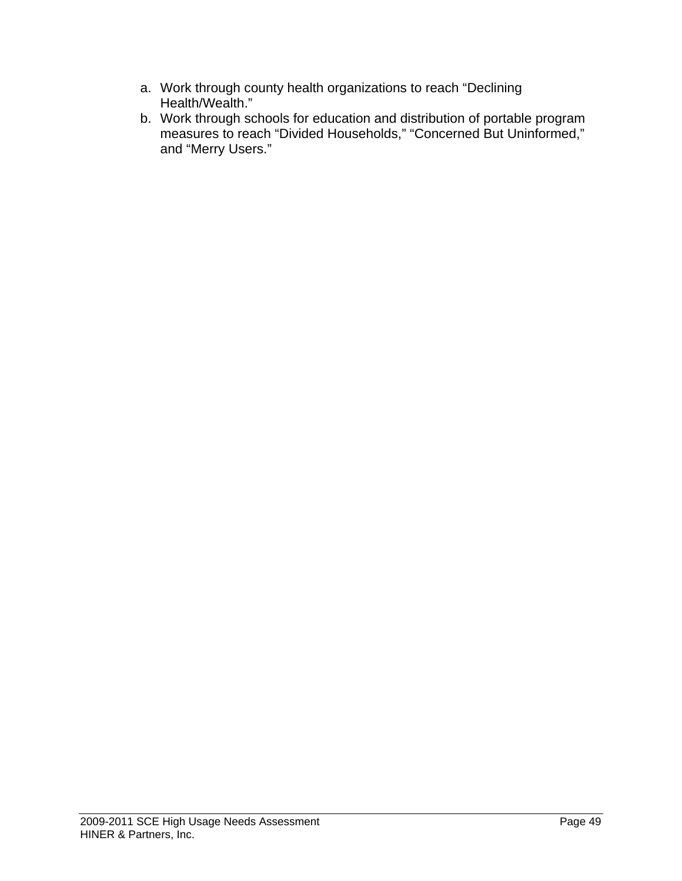a. Work through county health organizations to reach "Declining Health/Wealth."
b. Work through schools for education and distribution of portable program measures to reach "Divided Households," "Concerned But Uninformed," and "Merry Users."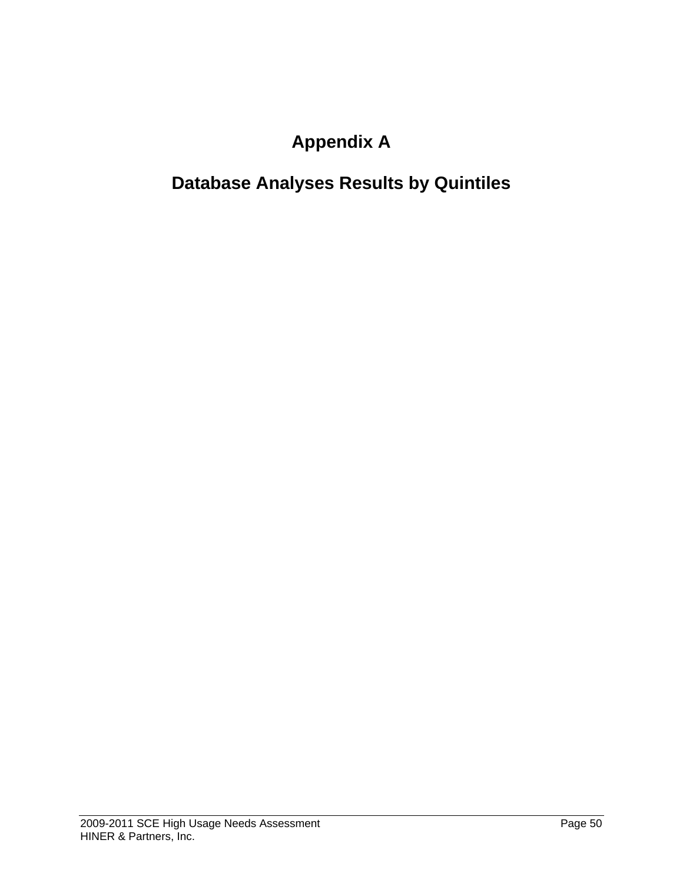# Appendix A

## Database Analyses Results by Quintiles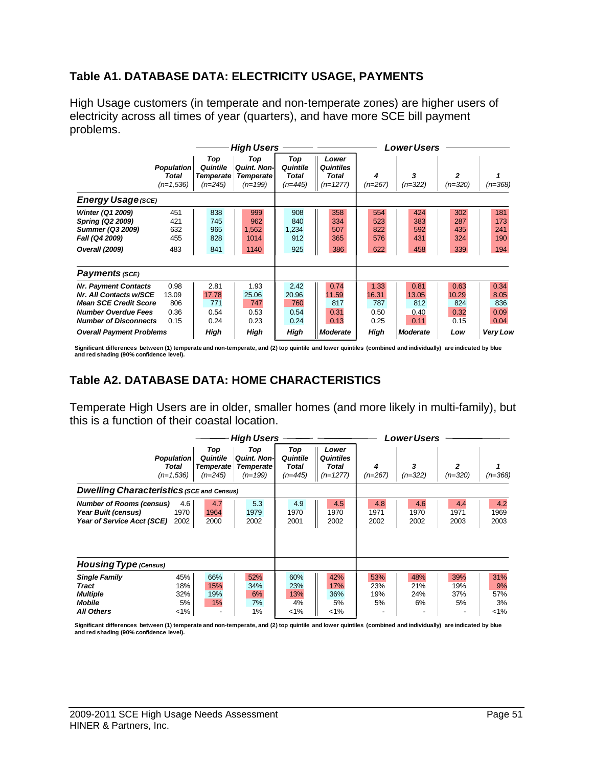## Table A1. DATABASE DATA: ELECTRICITY USAGE, PAYMENTS

High Usage customers (in temperate and non-temperate zones) are higher users of electricity across all times of year (quarters), and have more SCE bill payment problems.

| | Population Total (n=1,536) | High Users: Top Quintile Temperate (n=245) | High Users: Top Quint. Non-Temperate (n=199) | Top Quintile Total (n=445) | Lower Quintiles Total (n=1277) | Lower Users: 4 (n=267) | Lower Users: 3 (n=322) | Lower Users: 2 (n=320) | Lower Users: 1 (n=368) |
|---|---|---|---|---|---|---|---|---|---|
| **Energy Usage** *(SCE)* | | | | | | | | | |
| *Winter (Q1 2009)* | 451 | 838 | 999 | 908 | 358 | 554 | 424 | 302 | 181 |
| *Spring (Q2 2009)* | 421 | 745 | 962 | 840 | 334 | 523 | 383 | 287 | 173 |
| *Summer (Q3 2009)* | 632 | 965 | 1,562 | 1,234 | 507 | 822 | 592 | 435 | 241 |
| *Fall (Q4 2009)* | 455 | 828 | 1014 | 912 | 365 | 576 | 431 | 324 | 190 |
| *Overall (2009)* | 483 | 841 | 1140 | 925 | 386 | 622 | 458 | 339 | 194 |
| **Payments** *(SCE)* | | | | | | | | | |
| *Nr. Payment Contacts* | 0.98 | 2.81 | 1.93 | 2.42 | 0.74 | 1.33 | 0.81 | 0.63 | 0.34 |
| *Nr. All Contacts w/SCE* | 13.09 | 17.78 | 25.06 | 20.96 | 11.59 | 16.31 | 13.05 | 10.29 | 8.05 |
| *Mean SCE Credit Score* | 806 | 771 | 747 | 760 | 817 | 787 | 812 | 824 | 836 |
| *Number Overdue Fees* | 0.36 | 0.54 | 0.53 | 0.54 | 0.31 | 0.50 | 0.40 | 0.32 | 0.09 |
| *Number of Disconnects* | 0.15 | 0.24 | 0.23 | 0.24 | 0.13 | 0.25 | 0.11 | 0.15 | 0.04 |
| *Overall Payment Problems* | | High | High | High | Moderate | High | Moderate | Low | Very Low |

Significant differences between (1) temperate and non-temperate, and (2) top quintile and lower quintiles (combined and individually) are indicated by blue and red shading (90% confidence level).

## Table A2. DATABASE DATA: HOME CHARACTERISTICS

Temperate High Users are in older, smaller homes (and more likely in multi-family), but this is a function of their coastal location.

| | Population Total (n=1,536) | High Users: Top Quintile Temperate (n=245) | High Users: Top Quint. Non-Temperate (n=199) | Top Quintile Total (n=445) | Lower Quintiles Total (n=1277) | Lower Users: 4 (n=267) | Lower Users: 3 (n=322) | Lower Users: 2 (n=320) | Lower Users: 1 (n=368) |
|---|---|---|---|---|---|---|---|---|---|
| **Dwelling Characteristics** *(SCE and Census)* | | | | | | | | | |
| *Number of Rooms (census)* | 4.6 | 4.7 | 5.3 | 4.9 | 4.5 | 4.8 | 4.6 | 4.4 | 4.2 |
| *Year Built (census)* | 1970 | 1964 | 1979 | 1970 | 1970 | 1971 | 1970 | 1971 | 1969 |
| *Year of Service Acct (SCE)* | 2002 | 2000 | 2002 | 2001 | 2002 | 2002 | 2002 | 2003 | 2003 |
| **Housing Type** *(Census)* | | | | | | | | | |
| *Single Family* | 45% | 66% | 52% | 60% | 42% | 53% | 48% | 39% | 31% |
| *Tract* | 18% | 15% | 34% | 23% | 17% | 23% | 21% | 19% | 9% |
| *Multiple* | 32% | 19% | 6% | 13% | 36% | 19% | 24% | 37% | 57% |
| *Mobile* | 5% | 1% | 7% | 4% | 5% | 5% | 6% | 5% | 3% |
| *All Others* | <1% | - | 1% | <1% | <1% | - | - | - | <1% |

Significant differences between (1) temperate and non-temperate, and (2) top quintile and lower quintiles (combined and individually) are indicated by blue and red shading (90% confidence level).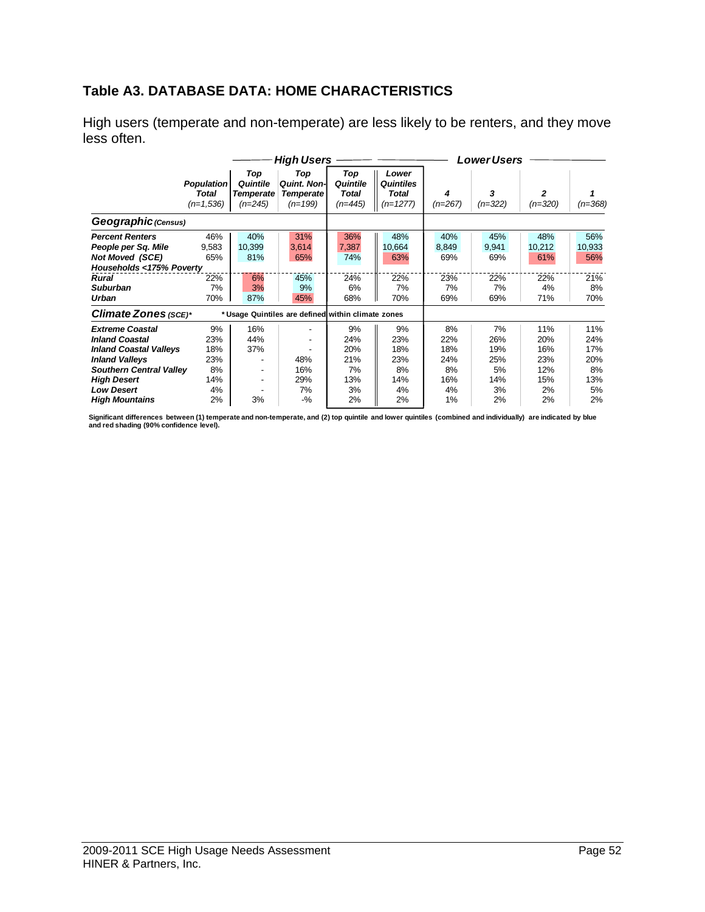## Table A3. DATABASE DATA: HOME CHARACTERISTICS

High users (temperate and non-temperate) are less likely to be renters, and they move less often.

| | | High Users | | | Lower Users | | | | |
|---|---|---|---|---|---|---|---|---|---|
| | **Population Total** (n=1,536) | **Top Quintile Temperate** (n=245) | **Top Quint. Non-Temperate** (n=199) | **Top Quintile Total** (n=445) | **Lower Quintiles Total** (n=1277) | **4** (n=267) | **3** (n=322) | **2** (n=320) | **1** (n=368) |
| ***Geographic (Census)*** | | | | | | | | | |
| ***Percent Renters*** | 46% | 40% | 31% | 36% | 48% | 40% | 45% | 48% | 56% |
| ***People per Sq. Mile*** | 9,583 | 10,399 | 3,614 | 7,387 | 10,664 | 8,849 | 9,941 | 10,212 | 10,933 |
| ***Not Moved (SCE)*** | 65% | 81% | 65% | 74% | 63% | 69% | 69% | 61% | 56% |
| ***Households <175% Poverty*** | | | | | | | | | |
| ***Rural*** | 22% | 6% | 45% | 24% | 22% | 23% | 22% | 22% | 21% |
| ***Suburban*** | 7% | 3% | 9% | 6% | 7% | 7% | 7% | 4% | 8% |
| ***Urban*** | 70% | 87% | 45% | 68% | 70% | 69% | 69% | 71% | 70% |
| ***Climate Zones (SCE)**** | | *Usage Quintiles are defined within climate zones | | | | | | | |
| ***Extreme Coastal*** | 9% | 16% | - | 9% | 9% | 8% | 7% | 11% | 11% |
| ***Inland Coastal*** | 23% | 44% | - | 24% | 23% | 22% | 26% | 20% | 24% |
| ***Inland Coastal Valleys*** | 18% | 37% | - | 20% | 18% | 18% | 19% | 16% | 17% |
| ***Inland Valleys*** | 23% | - | 48% | 21% | 23% | 24% | 25% | 23% | 20% |
| ***Southern Central Valley*** | 8% | - | 16% | 7% | 8% | 8% | 5% | 12% | 8% |
| ***High Desert*** | 14% | - | 29% | 13% | 14% | 16% | 14% | 15% | 13% |
| ***Low Desert*** | 4% | - | 7% | 3% | 4% | 4% | 3% | 2% | 5% |
| ***High Mountains*** | 2% | 3% | -% | 2% | 2% | 1% | 2% | 2% | 2% |

**Significant differences between (1) temperate and non-temperate, and (2) top quintile and lower quintiles (combined and individually) are indicated by blue and red shading (90% confidence level).**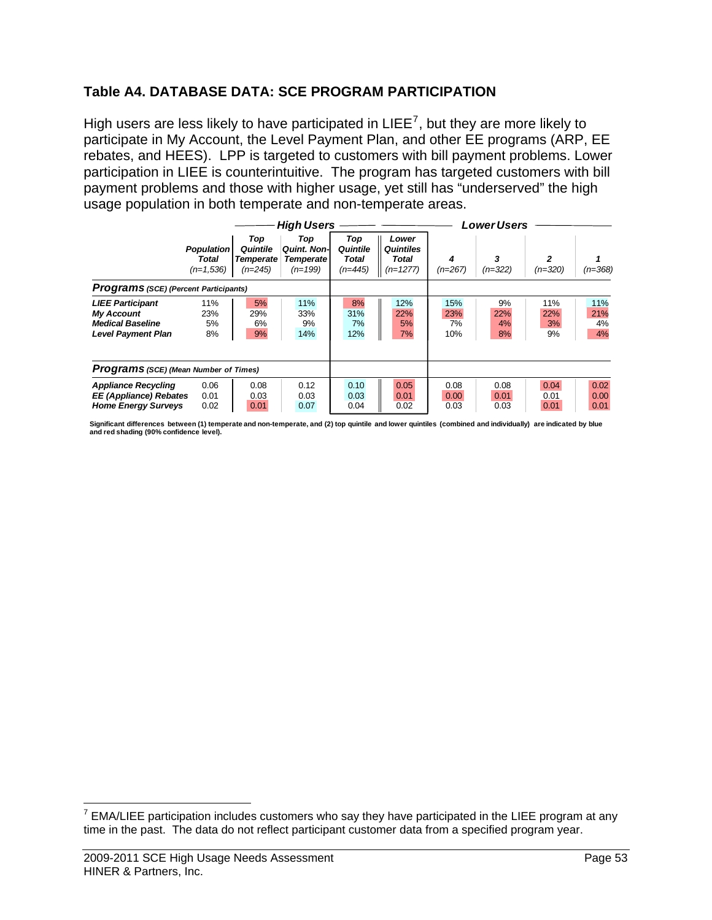## Table A4. DATABASE DATA: SCE PROGRAM PARTICIPATION

High users are less likely to have participated in LIEE[7], but they are more likely to participate in My Account, the Level Payment Plan, and other EE programs (ARP, EE rebates, and HEES). LPP is targeted to customers with bill payment problems. Lower participation in LIEE is counterintuitive. The program has targeted customers with bill payment problems and those with higher usage, yet still has "underserved" the high usage population in both temperate and non-temperate areas.

| | Population Total (n=1,536) | High Users: Top Quintile Temperate (n=245) | High Users: Top Quint. Non-Temperate (n=199) | Top Quintile Total (n=445) | Lower Quintiles Total (n=1277) | Lower Users: 4 (n=267) | Lower Users: 3 (n=322) | Lower Users: 2 (n=320) | Lower Users: 1 (n=368) |
|---|---|---|---|---|---|---|---|---|---|
| ***Programs** (SCE) (Percent Participants)* | | | | | | | | | |
| ***LIEE Participant*** | 11% | 5% | 11% | 8% | 12% | 15% | 9% | 11% | 11% |
| ***My Account*** | 23% | 29% | 33% | 31% | 22% | 23% | 22% | 22% | 21% |
| ***Medical Baseline*** | 5% | 6% | 9% | 7% | 5% | 7% | 4% | 3% | 4% |
| ***Level Payment Plan*** | 8% | 9% | 14% | 12% | 7% | 10% | 8% | 9% | 4% |
| ***Programs** (SCE) (Mean Number of Times)* | | | | | | | | | |
| ***Appliance Recycling*** | 0.06 | 0.08 | 0.12 | 0.10 | 0.05 | 0.08 | 0.08 | 0.04 | 0.02 |
| ***EE (Appliance) Rebates*** | 0.01 | 0.03 | 0.03 | 0.03 | 0.01 | 0.00 | 0.01 | 0.01 | 0.00 |
| ***Home Energy Surveys*** | 0.02 | 0.01 | 0.07 | 0.04 | 0.02 | 0.03 | 0.03 | 0.01 | 0.01 |

**Significant differences between (1) temperate and non-temperate, and (2) top quintile and lower quintiles (combined and individually) are indicated by blue and red shading (90% confidence level).**

[7] EMA/LIEE participation includes customers who say they have participated in the LIEE program at any time in the past. The data do not reflect participant customer data from a specified program year.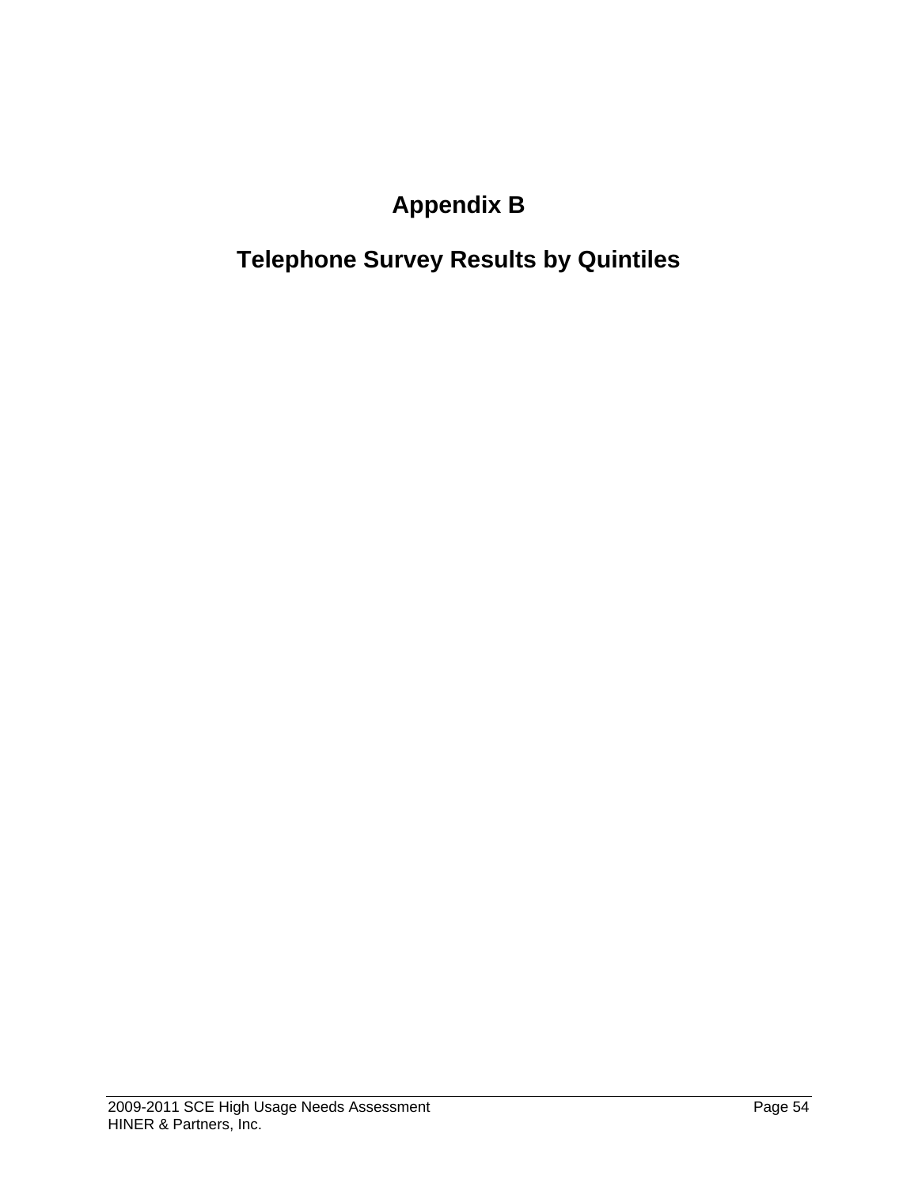# Appendix B

# Telephone Survey Results by Quintiles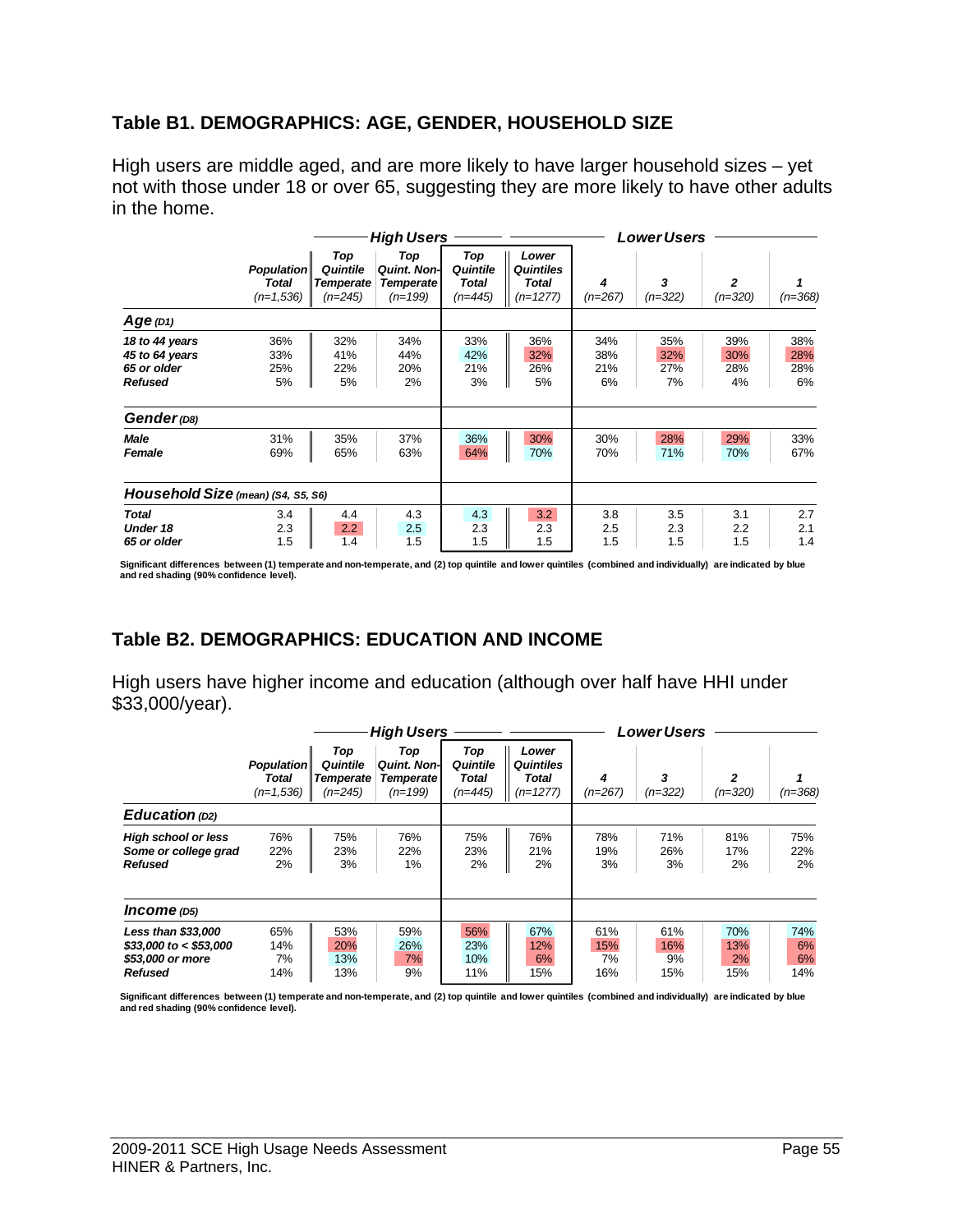## Table B1. DEMOGRAPHICS: AGE, GENDER, HOUSEHOLD SIZE

High users are middle aged, and are more likely to have larger household sizes – yet not with those under 18 or over 65, suggesting they are more likely to have other adults in the home.

| | | High Users | | | | Lower Users | | | |
|---|---|---|---|---|---|---|---|---|---|
| | Population Total (n=1,536) | Top Quintile Temperate (n=245) | Top Quint. Non-Temperate (n=199) | Top Quintile Total (n=445) | Lower Quintiles Total (n=1277) | 4 (n=267) | 3 (n=322) | 2 (n=320) | 1 (n=368) |
| **Age** (D1) | | | | | | | | | |
| 18 to 44 years | 36% | 32% | 34% | 33% | 36% | 34% | 35% | 39% | 38% |
| 45 to 64 years | 33% | 41% | 44% | 42% | 32% | 38% | 32% | 30% | 28% |
| 65 or older | 25% | 22% | 20% | 21% | 26% | 21% | 27% | 28% | 28% |
| Refused | 5% | 5% | 2% | 3% | 5% | 6% | 7% | 4% | 6% |
| **Gender** (D8) | | | | | | | | | |
| Male | 31% | 35% | 37% | 36% | 30% | 30% | 28% | 29% | 33% |
| Female | 69% | 65% | 63% | 64% | 70% | 70% | 71% | 70% | 67% |
| **Household Size** (mean) (S4, S5, S6) | | | | | | | | | |
| Total | 3.4 | 4.4 | 4.3 | 4.3 | 3.2 | 3.8 | 3.5 | 3.1 | 2.7 |
| Under 18 | 2.3 | 2.2 | 2.5 | 2.3 | 2.3 | 2.5 | 2.3 | 2.2 | 2.1 |
| 65 or older | 1.5 | 1.4 | 1.5 | 1.5 | 1.5 | 1.5 | 1.5 | 1.5 | 1.4 |

Significant differences between (1) temperate and non-temperate, and (2) top quintile and lower quintiles (combined and individually) are indicated by blue and red shading (90% confidence level).

## Table B2. DEMOGRAPHICS: EDUCATION AND INCOME

High users have higher income and education (although over half have HHI under $33,000/year).

| | | High Users | | | | Lower Users | | | |
|---|---|---|---|---|---|---|---|---|---|
| | Population Total (n=1,536) | Top Quintile Temperate (n=245) | Top Quint. Non-Temperate (n=199) | Top Quintile Total (n=445) | Lower Quintiles Total (n=1277) | 4 (n=267) | 3 (n=322) | 2 (n=320) | 1 (n=368) |
| **Education** (D2) | | | | | | | | | |
| High school or less | 76% | 75% | 76% | 75% | 76% | 78% | 71% | 81% | 75% |
| Some or college grad | 22% | 23% | 22% | 23% | 21% | 19% | 26% | 17% | 22% |
| Refused | 2% | 3% | 1% | 2% | 2% | 3% | 3% | 2% | 2% |
| **Income** (D5) | | | | | | | | | |
| Less than $33,000 | 65% | 53% | 59% | 56% | 67% | 61% | 61% | 70% | 74% |
| $33,000 to < $53,000 | 14% | 20% | 26% | 23% | 12% | 15% | 16% | 13% | 6% |
| $53,000 or more | 7% | 13% | 7% | 10% | 6% | 7% | 9% | 2% | 6% |
| Refused | 14% | 13% | 9% | 11% | 15% | 16% | 15% | 15% | 14% |

Significant differences between (1) temperate and non-temperate, and (2) top quintile and lower quintiles (combined and individually) are indicated by blue and red shading (90% confidence level).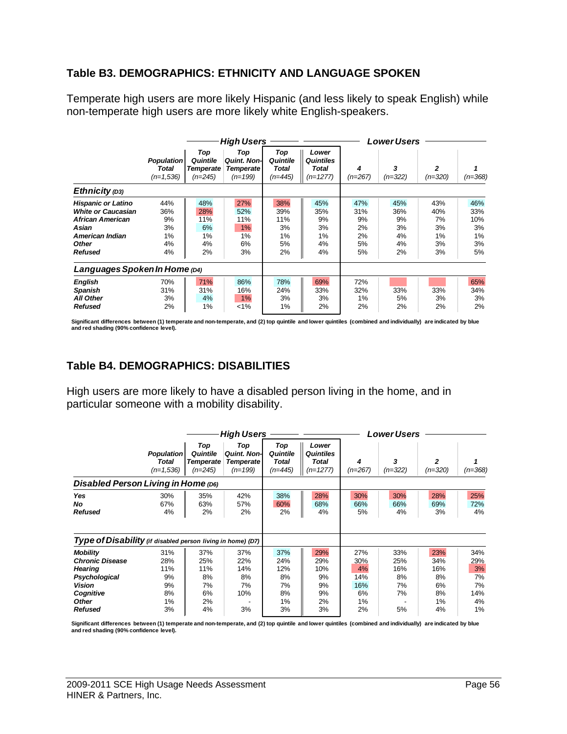## Table B3. DEMOGRAPHICS: ETHNICITY AND LANGUAGE SPOKEN

Temperate high users are more likely Hispanic (and less likely to speak English) while non-temperate high users are more likely white English-speakers.

| | | High Users | | | | Lower Users | | | |
|---|---|---|---|---|---|---|---|---|---|
| | *Population Total (n=1,536)* | *Top Quintile Temperate (n=245)* | *Top Quint. Non-Temperate (n=199)* | *Top Quintile Total (n=445)* | *Lower Quintiles Total (n=1277)* | *4 (n=267)* | *3 (n=322)* | *2 (n=320)* | *1 (n=368)* |
| ***Ethnicity (D3)*** | | | | | | | | | |
| ***Hispanic or Latino*** | 44% | 48% | 27% | 38% | 45% | 47% | 45% | 43% | 46% |
| ***White or Caucasian*** | 36% | 28% | 52% | 39% | 35% | 31% | 36% | 40% | 33% |
| ***African American*** | 9% | 11% | 11% | 11% | 9% | 9% | 9% | 7% | 10% |
| ***Asian*** | 3% | 6% | 1% | 3% | 3% | 2% | 3% | 3% | 3% |
| ***American Indian*** | 1% | 1% | 1% | 1% | 1% | 2% | 4% | 1% | 1% |
| ***Other*** | 4% | 4% | 6% | 5% | 4% | 5% | 4% | 3% | 3% |
| ***Refused*** | 4% | 2% | 3% | 2% | 4% | 5% | 2% | 3% | 5% |
| ***Languages Spoken In Home (D4)*** | | | | | | | | | |
| ***English*** | 70% | 71% | 86% | 78% | 69% | 72% | | | 65% |
| ***Spanish*** | 31% | 31% | 16% | 24% | 33% | 32% | 33% | 33% | 34% |
| ***All Other*** | 3% | 4% | 1% | 3% | 3% | 1% | 5% | 3% | 3% |
| ***Refused*** | 2% | 1% | <1% | 1% | 2% | 2% | 2% | 2% | 2% |

**Significant differences between (1) temperate and non-temperate, and (2) top quintile and lower quintiles (combined and individually) are indicated by blue and red shading (90% confidence level).**

## Table B4. DEMOGRAPHICS: DISABILITIES

High users are more likely to have a disabled person living in the home, and in particular someone with a mobility disability.

| | | High Users | | | | Lower Users | | | |
|---|---|---|---|---|---|---|---|---|---|
| | *Population Total (n=1,536)* | *Top Quintile Temperate (n=245)* | *Top Quint. Non-Temperate (n=199)* | *Top Quintile Total (n=445)* | *Lower Quintiles Total (n=1277)* | *4 (n=267)* | *3 (n=322)* | *2 (n=320)* | *1 (n=368)* |
| ***Disabled Person Living in Home (D6)*** | | | | | | | | | |
| ***Yes*** | 30% | 35% | 42% | 38% | 28% | 30% | 30% | 28% | 25% |
| ***No*** | 67% | 63% | 57% | 60% | 68% | 66% | 66% | 69% | 72% |
| ***Refused*** | 4% | 2% | 2% | 2% | 4% | 5% | 4% | 3% | 4% |
| ***Type of Disability (if disabled person living in home) (D7)*** | | | | | | | | | |
| ***Mobility*** | 31% | 37% | 37% | 37% | 29% | 27% | 33% | 23% | 34% |
| ***Chronic Disease*** | 28% | 25% | 22% | 24% | 29% | 30% | 25% | 34% | 29% |
| ***Hearing*** | 11% | 11% | 14% | 12% | 10% | 4% | 16% | 16% | 3% |
| ***Psychological*** | 9% | 8% | 8% | 8% | 9% | 14% | 8% | 8% | 7% |
| ***Vision*** | 9% | 7% | 7% | 7% | 9% | 16% | 7% | 6% | 7% |
| ***Cognitive*** | 8% | 6% | 10% | 8% | 9% | 6% | 7% | 8% | 14% |
| ***Other*** | 1% | 2% | - | 1% | 2% | 1% | - | 1% | 4% |
| ***Refused*** | 3% | 4% | 3% | 3% | 3% | 2% | 5% | 4% | 1% |

**Significant differences between (1) temperate and non-temperate, and (2) top quintile and lower quintiles (combined and individually) are indicated by blue and red shading (90% confidence level).**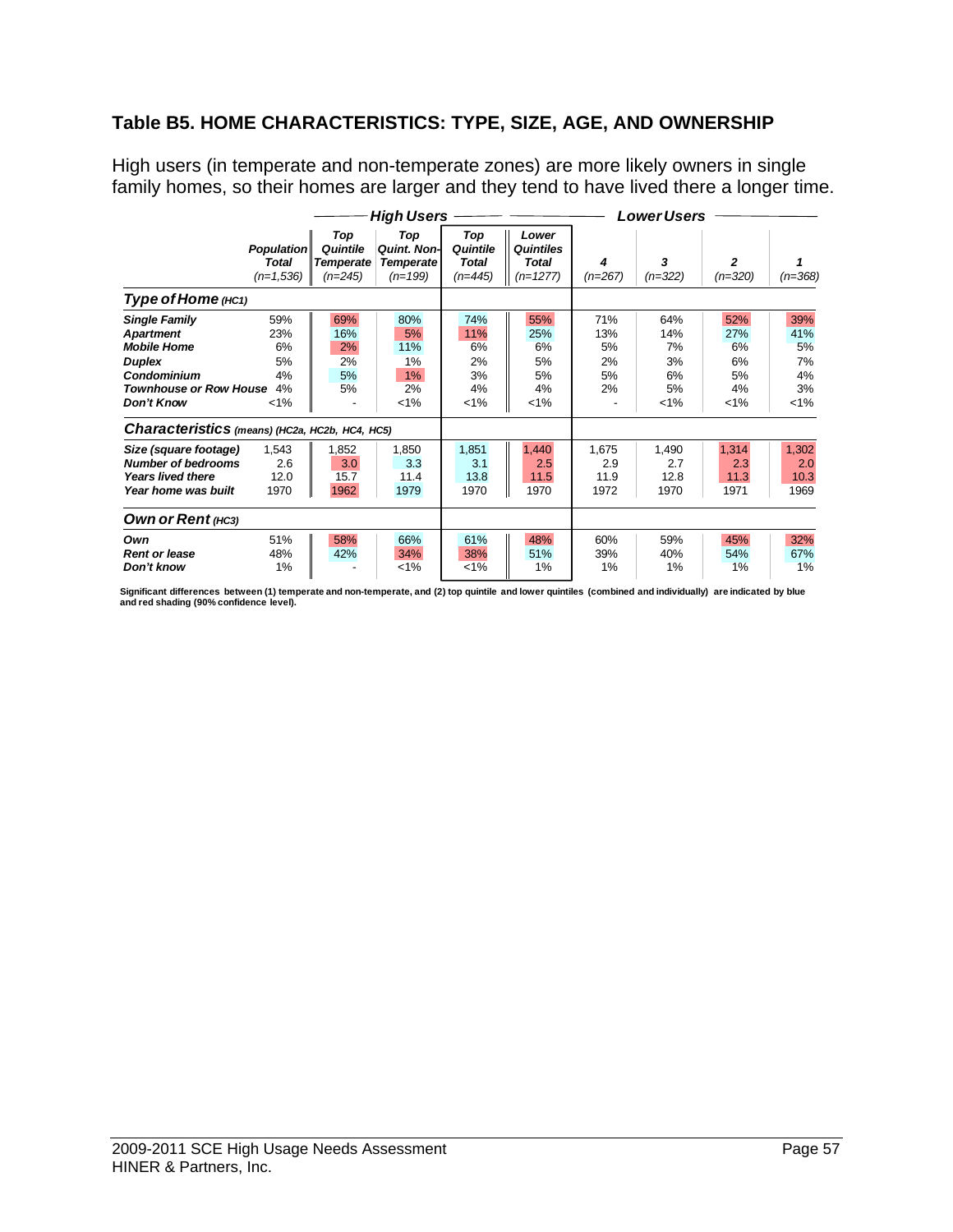## Table B5. HOME CHARACTERISTICS: TYPE, SIZE, AGE, AND OWNERSHIP

High users (in temperate and non-temperate zones) are more likely owners in single family homes, so their homes are larger and they tend to have lived there a longer time.

| | Population Total (n=1,536) | High Users: Top Quintile Temperate (n=245) | High Users: Top Quint. Non-Temperate (n=199) | High Users: Top Quintile Total (n=445) | Lower Users: Lower Quintiles Total (n=1277) | Lower Users: 4 (n=267) | Lower Users: 3 (n=322) | Lower Users: 2 (n=320) | Lower Users: 1 (n=368) |
|---|---|---|---|---|---|---|---|---|---|
| ***Type of Home** (HC1)* | | | | | | | | | |
| **Single Family** | 59% | 69% | 80% | 74% | 55% | 71% | 64% | 52% | 39% |
| **Apartment** | 23% | 16% | 5% | 11% | 25% | 13% | 14% | 27% | 41% |
| **Mobile Home** | 6% | 2% | 11% | 6% | 6% | 5% | 7% | 6% | 5% |
| **Duplex** | 5% | 2% | 1% | 2% | 5% | 2% | 3% | 6% | 7% |
| **Condominium** | 4% | 5% | 1% | 3% | 5% | 5% | 6% | 5% | 4% |
| **Townhouse or Row House** | 4% | 5% | 2% | 4% | 4% | 2% | 5% | 4% | 3% |
| **Don't Know** | <1% | - | <1% | <1% | <1% | - | <1% | <1% | <1% |
| ***Characteristics** (means) (HC2a, HC2b, HC4, HC5)* | | | | | | | | | |
| **Size (square footage)** | 1,543 | 1,852 | 1,850 | 1,851 | 1,440 | 1,675 | 1,490 | 1,314 | 1,302 |
| **Number of bedrooms** | 2.6 | 3.0 | 3.3 | 3.1 | 2.5 | 2.9 | 2.7 | 2.3 | 2.0 |
| **Years lived there** | 12.0 | 15.7 | 11.4 | 13.8 | 11.5 | 11.9 | 12.8 | 11.3 | 10.3 |
| **Year home was built** | 1970 | 1962 | 1979 | 1970 | 1970 | 1972 | 1970 | 1971 | 1969 |
| ***Own or Rent** (HC3)* | | | | | | | | | |
| **Own** | 51% | 58% | 66% | 61% | 48% | 60% | 59% | 45% | 32% |
| **Rent or lease** | 48% | 42% | 34% | 38% | 51% | 39% | 40% | 54% | 67% |
| **Don't know** | 1% | - | <1% | <1% | 1% | 1% | 1% | 1% | 1% |

**Significant differences between (1) temperate and non-temperate, and (2) top quintile and lower quintiles (combined and individually) are indicated by blue and red shading (90% confidence level).**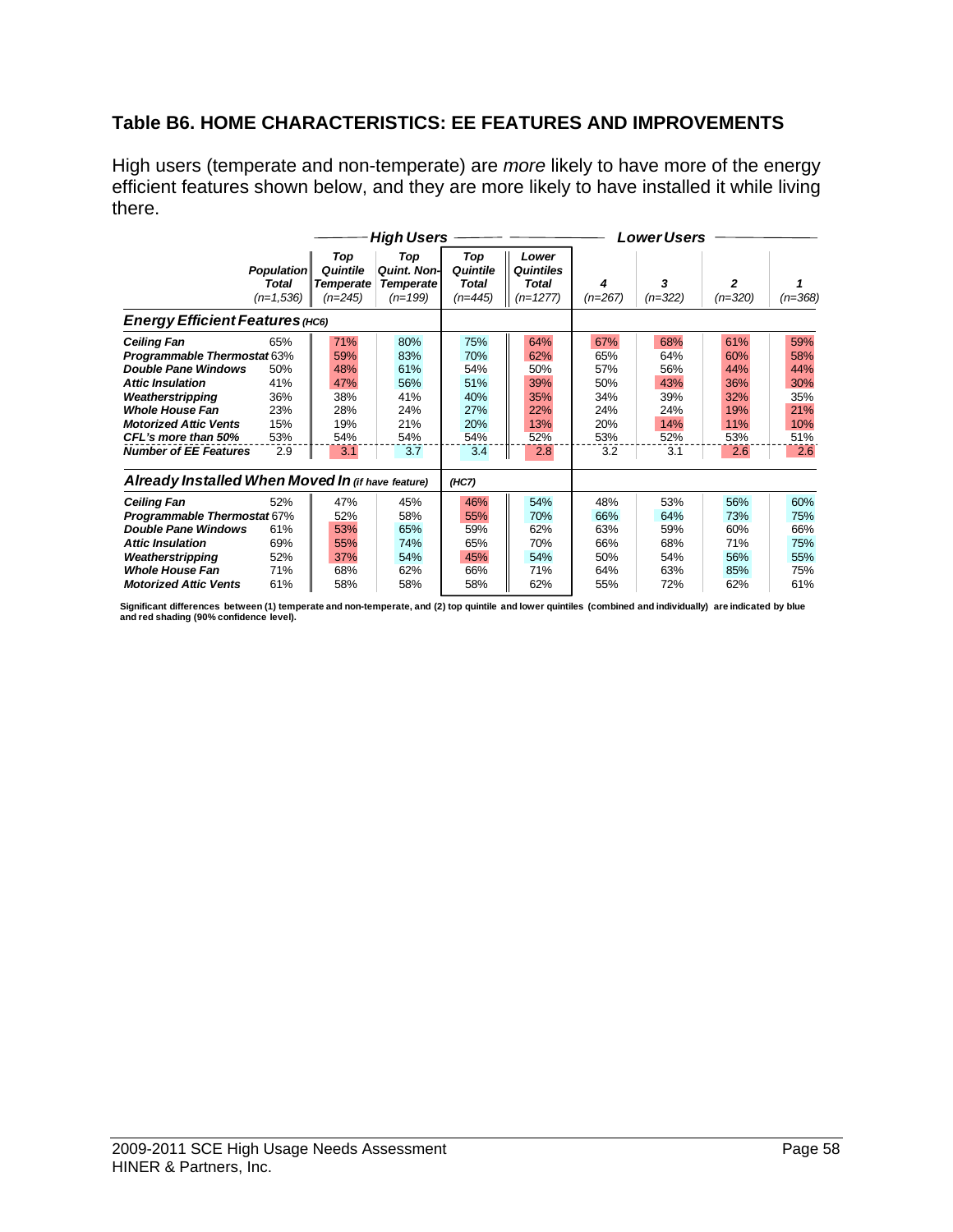## Table B6. HOME CHARACTERISTICS: EE FEATURES AND IMPROVEMENTS

High users (temperate and non-temperate) are *more* likely to have more of the energy efficient features shown below, and they are more likely to have installed it while living there.

| | | High Users | | | Lower Users | | | | |
|---|---|---|---|---|---|---|---|---|---|
| | Population Total (n=1,536) | Top Quintile Temperate (n=245) | Top Quint. Non-Temperate (n=199) | Top Quintile Total (n=445) | Lower Quintiles Total (n=1277) | 4 (n=267) | 3 (n=322) | 2 (n=320) | 1 (n=368) |
| **Energy Efficient Features (HC6)** | | | | | | | | | |
| Ceiling Fan | 65% | 71% | 80% | 75% | 64% | 67% | 68% | 61% | 59% |
| Programmable Thermostat | 63% | 59% | 83% | 70% | 62% | 65% | 64% | 60% | 58% |
| Double Pane Windows | 50% | 48% | 61% | 54% | 50% | 57% | 56% | 44% | 44% |
| Attic Insulation | 41% | 47% | 56% | 51% | 39% | 50% | 43% | 36% | 30% |
| Weatherstripping | 36% | 38% | 41% | 40% | 35% | 34% | 39% | 32% | 35% |
| Whole House Fan | 23% | 28% | 24% | 27% | 22% | 24% | 24% | 19% | 21% |
| Motorized Attic Vents | 15% | 19% | 21% | 20% | 13% | 20% | 14% | 11% | 10% |
| CFL's more than 50% | 53% | 54% | 54% | 54% | 52% | 53% | 52% | 53% | 51% |
| Number of EE Features | 2.9 | 3.1 | 3.7 | 3.4 | 2.8 | 3.2 | 3.1 | 2.6 | 2.6 |
| **Already Installed When Moved In (if have feature) (HC7)** | | | | | | | | | |
| Ceiling Fan | 52% | 47% | 45% | 46% | 54% | 48% | 53% | 56% | 60% |
| Programmable Thermostat | 67% | 52% | 58% | 55% | 70% | 66% | 64% | 73% | 75% |
| Double Pane Windows | 61% | 53% | 65% | 59% | 62% | 63% | 59% | 60% | 66% |
| Attic Insulation | 69% | 55% | 74% | 65% | 70% | 66% | 68% | 71% | 75% |
| Weatherstripping | 52% | 37% | 54% | 45% | 54% | 50% | 54% | 56% | 55% |
| Whole House Fan | 71% | 68% | 62% | 66% | 71% | 64% | 63% | 85% | 75% |
| Motorized Attic Vents | 61% | 58% | 58% | 58% | 62% | 55% | 72% | 62% | 61% |

**Significant differences between (1) temperate and non-temperate, and (2) top quintile and lower quintiles (combined and individually) are indicated by blue and red shading (90% confidence level).**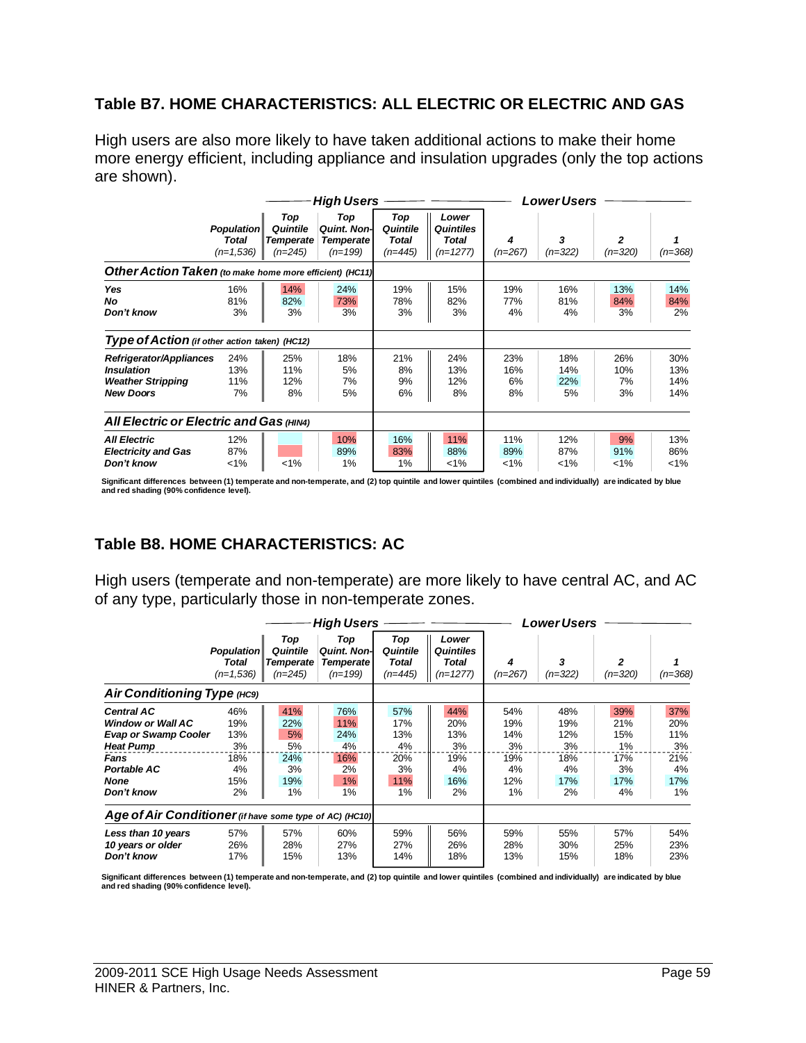## Table B7. HOME CHARACTERISTICS: ALL ELECTRIC OR ELECTRIC AND GAS

High users are also more likely to have taken additional actions to make their home more energy efficient, including appliance and insulation upgrades (only the top actions are shown).

| | | High Users | | | | Lower Users | | | |
|---|---|---|---|---|---|---|---|---|---|
| | Population Total (n=1,536) | Top Quintile Temperate (n=245) | Top Quint. Non-Temperate (n=199) | Top Quintile Total (n=445) | Lower Quintiles Total (n=1277) | 4 (n=267) | 3 (n=322) | 2 (n=320) | 1 (n=368) |
| **Other Action Taken** (to make home more efficient) (HC11) | | | | | | | | | |
| Yes | 16% | 14% | 24% | 19% | 15% | 19% | 16% | 13% | 14% |
| No | 81% | 82% | 73% | 78% | 82% | 77% | 81% | 84% | 84% |
| Don't know | 3% | 3% | 3% | 3% | 3% | 4% | 4% | 3% | 2% |
| **Type of Action** (if other action taken) (HC12) | | | | | | | | | |
| Refrigerator/Appliances | 24% | 25% | 18% | 21% | 24% | 23% | 18% | 26% | 30% |
| Insulation | 13% | 11% | 5% | 8% | 13% | 16% | 14% | 10% | 13% |
| Weather Stripping | 11% | 12% | 7% | 9% | 12% | 6% | 22% | 7% | 14% |
| New Doors | 7% | 8% | 5% | 6% | 8% | 8% | 5% | 3% | 14% |
| **All Electric or Electric and Gas** (HIN4) | | | | | | | | | |
| All Electric | 12% | | 10% | 16% | 11% | 11% | 12% | 9% | 13% |
| Electricity and Gas | 87% | | 89% | 83% | 88% | 89% | 87% | 91% | 86% |
| Don't know | <1% | <1% | 1% | 1% | <1% | <1% | <1% | <1% | <1% |

Significant differences between (1) temperate and non-temperate, and (2) top quintile and lower quintiles (combined and individually) are indicated by blue and red shading (90% confidence level).

## Table B8. HOME CHARACTERISTICS: AC

High users (temperate and non-temperate) are more likely to have central AC, and AC of any type, particularly those in non-temperate zones.

| | | High Users | | | | Lower Users | | | |
|---|---|---|---|---|---|---|---|---|---|
| | Population Total (n=1,536) | Top Quintile Temperate (n=245) | Top Quint. Non-Temperate (n=199) | Top Quintile Total (n=445) | Lower Quintiles Total (n=1277) | 4 (n=267) | 3 (n=322) | 2 (n=320) | 1 (n=368) |
| **Air Conditioning Type** (HC9) | | | | | | | | | |
| Central AC | 46% | 41% | 76% | 57% | 44% | 54% | 48% | 39% | 37% |
| Window or Wall AC | 19% | 22% | 11% | 17% | 20% | 19% | 19% | 21% | 20% |
| Evap or Swamp Cooler | 13% | 5% | 24% | 13% | 13% | 14% | 12% | 15% | 11% |
| Heat Pump | 3% | 5% | 4% | 4% | 3% | 3% | 3% | 1% | 3% |
| Fans | 18% | 24% | 16% | 20% | 19% | 19% | 18% | 17% | 21% |
| Portable AC | 4% | 3% | 2% | 3% | 4% | 4% | 4% | 3% | 4% |
| None | 15% | 19% | 1% | 11% | 16% | 12% | 17% | 17% | 17% |
| Don't know | 2% | 1% | 1% | 1% | 2% | 1% | 2% | 4% | 1% |
| **Age of Air Conditioner** (if have some type of AC) (HC10) | | | | | | | | | |
| Less than 10 years | 57% | 57% | 60% | 59% | 56% | 59% | 55% | 57% | 54% |
| 10 years or older | 26% | 28% | 27% | 27% | 26% | 28% | 30% | 25% | 23% |
| Don't know | 17% | 15% | 13% | 14% | 18% | 13% | 15% | 18% | 23% |

Significant differences between (1) temperate and non-temperate, and (2) top quintile and lower quintiles (combined and individually) are indicated by blue and red shading (90% confidence level).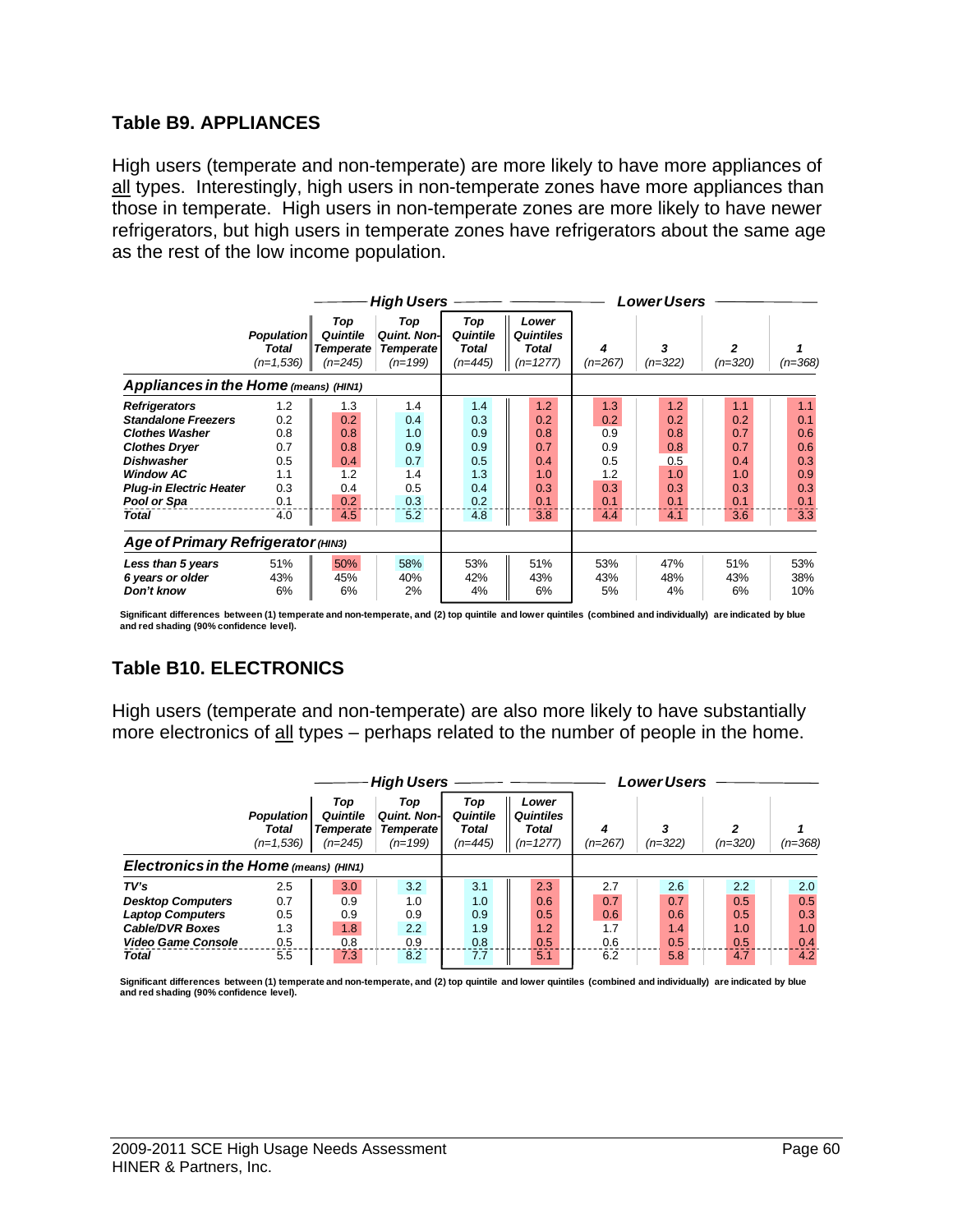## Table B9. APPLIANCES

High users (temperate and non-temperate) are more likely to have more appliances of all types. Interestingly, high users in non-temperate zones have more appliances than those in temperate. High users in non-temperate zones are more likely to have newer refrigerators, but high users in temperate zones have refrigerators about the same age as the rest of the low income population.

| | | High Users | | | Lower Users | | | | |
|---|---|---|---|---|---|---|---|---|---|
| | Population Total (n=1,536) | Top Quintile Temperate (n=245) | Top Quint. Non-Temperate (n=199) | Top Quintile Total (n=445) | Lower Quintiles Total (n=1277) | 4 (n=267) | 3 (n=322) | 2 (n=320) | 1 (n=368) |
| **Appliances in the Home** (means) (HIN1) | | | | | | | | | |
| Refrigerators | 1.2 | 1.3 | 1.4 | 1.4 | 1.2 | 1.3 | 1.2 | 1.1 | 1.1 |
| Standalone Freezers | 0.2 | 0.2 | 0.4 | 0.3 | 0.2 | 0.2 | 0.2 | 0.2 | 0.1 |
| Clothes Washer | 0.8 | 0.8 | 1.0 | 0.9 | 0.8 | 0.9 | 0.8 | 0.7 | 0.6 |
| Clothes Dryer | 0.7 | 0.8 | 0.9 | 0.9 | 0.7 | 0.9 | 0.8 | 0.7 | 0.6 |
| Dishwasher | 0.5 | 0.4 | 0.7 | 0.5 | 0.4 | 0.5 | 0.5 | 0.4 | 0.3 |
| Window AC | 1.1 | 1.2 | 1.4 | 1.3 | 1.0 | 1.2 | 1.0 | 1.0 | 0.9 |
| Plug-in Electric Heater | 0.3 | 0.4 | 0.5 | 0.4 | 0.3 | 0.3 | 0.3 | 0.3 | 0.3 |
| Pool or Spa | 0.1 | 0.2 | 0.3 | 0.2 | 0.1 | 0.1 | 0.1 | 0.1 | 0.1 |
| Total | 4.0 | 4.5 | 5.2 | 4.8 | 3.8 | 4.4 | 4.1 | 3.6 | 3.3 |
| **Age of Primary Refrigerator** (HIN3) | | | | | | | | | |
| Less than 5 years | 51% | 50% | 58% | 53% | 51% | 53% | 47% | 51% | 53% |
| 6 years or older | 43% | 45% | 40% | 42% | 43% | 43% | 48% | 43% | 38% |
| Don't know | 6% | 6% | 2% | 4% | 6% | 5% | 4% | 6% | 10% |

Significant differences between (1) temperate and non-temperate, and (2) top quintile and lower quintiles (combined and individually) are indicated by blue and red shading (90% confidence level).

## Table B10. ELECTRONICS

High users (temperate and non-temperate) are also more likely to have substantially more electronics of all types – perhaps related to the number of people in the home.

| | | High Users | | | Lower Users | | | | |
|---|---|---|---|---|---|---|---|---|---|
| | Population Total (n=1,536) | Top Quintile Temperate (n=245) | Top Quint. Non-Temperate (n=199) | Top Quintile Total (n=445) | Lower Quintiles Total (n=1277) | 4 (n=267) | 3 (n=322) | 2 (n=320) | 1 (n=368) |
| **Electronics in the Home** (means) (HIN1) | | | | | | | | | |
| TV's | 2.5 | 3.0 | 3.2 | 3.1 | 2.3 | 2.7 | 2.6 | 2.2 | 2.0 |
| Desktop Computers | 0.7 | 0.9 | 1.0 | 1.0 | 0.6 | 0.7 | 0.7 | 0.5 | 0.5 |
| Laptop Computers | 0.5 | 0.9 | 0.9 | 0.9 | 0.5 | 0.6 | 0.6 | 0.5 | 0.3 |
| Cable/DVR Boxes | 1.3 | 1.8 | 2.2 | 1.9 | 1.2 | 1.7 | 1.4 | 1.0 | 1.0 |
| Video Game Console | 0.5 | 0.8 | 0.9 | 0.8 | 0.5 | 0.6 | 0.5 | 0.5 | 0.4 |
| Total | 5.5 | 7.3 | 8.2 | 7.7 | 5.1 | 6.2 | 5.8 | 4.7 | 4.2 |

Significant differences between (1) temperate and non-temperate, and (2) top quintile and lower quintiles (combined and individually) are indicated by blue and red shading (90% confidence level).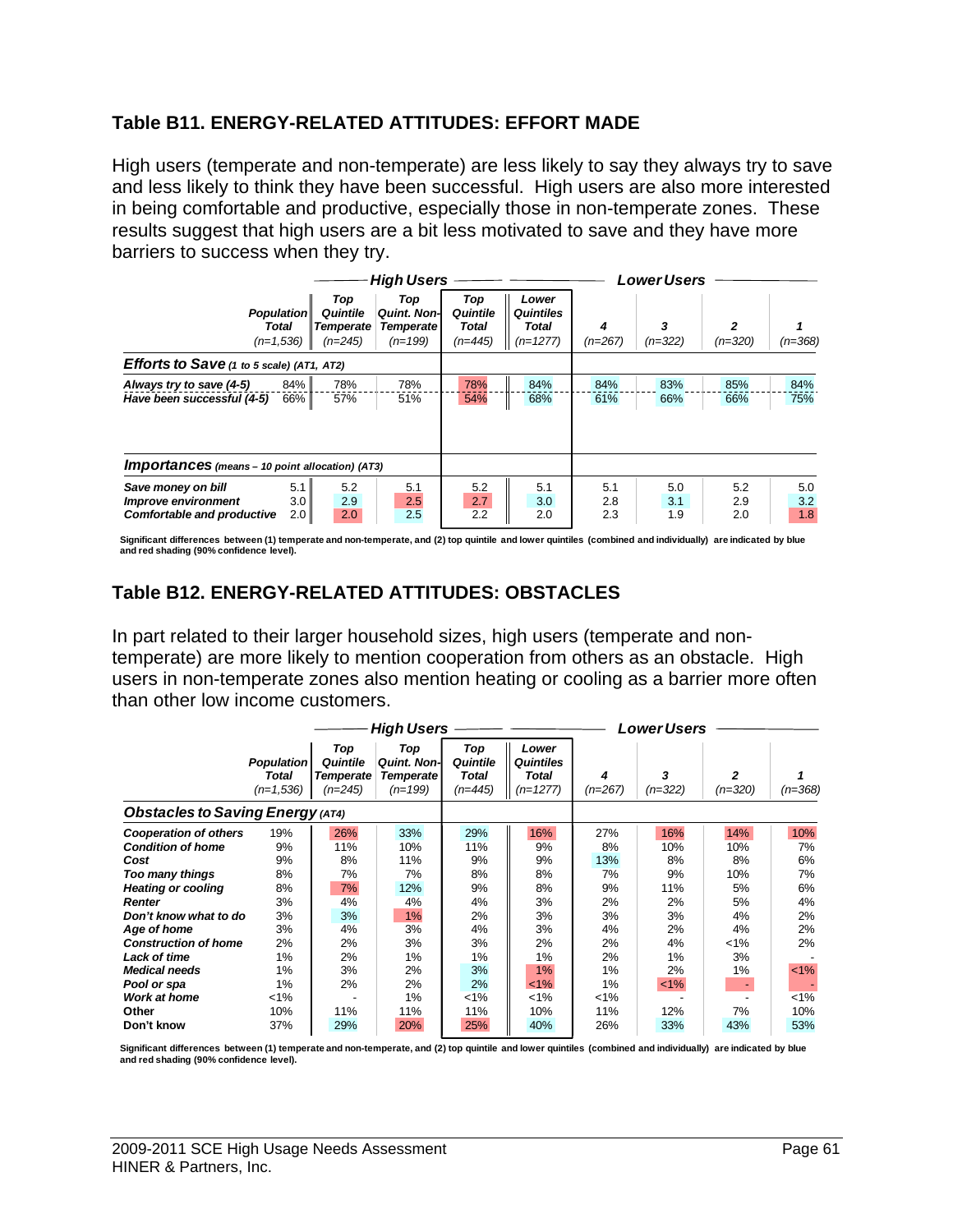### Table B11. ENERGY-RELATED ATTITUDES: EFFORT MADE

High users (temperate and non-temperate) are less likely to say they always try to save and less likely to think they have been successful. High users are also more interested in being comfortable and productive, especially those in non-temperate zones. These results suggest that high users are a bit less motivated to save and they have more barriers to success when they try.

| | | High Users | | | | Lower Users | | | |
|---|---|---|---|---|---|---|---|---|---|
| | Population Total (n=1,536) | Top Quintile Temperate (n=245) | Top Quint. Non-Temperate (n=199) | Top Quintile Total (n=445) | Lower Quintiles Total (n=1277) | 4 (n=267) | 3 (n=322) | 2 (n=320) | 1 (n=368) |
| **Efforts to Save** (1 to 5 scale) (AT1, AT2) | | | | | | | | | |
| Always try to save (4-5) | 84% | 78% | 78% | 78% | 84% | 84% | 83% | 85% | 84% |
| Have been successful (4-5) | 66% | 57% | 51% | 54% | 68% | 61% | 66% | 66% | 75% |
| **Importances** (means – 10 point allocation) (AT3) | | | | | | | | | |
| Save money on bill | 5.1 | 5.2 | 5.1 | 5.2 | 5.1 | 5.1 | 5.0 | 5.2 | 5.0 |
| Improve environment | 3.0 | 2.9 | 2.5 | 2.7 | 3.0 | 2.8 | 3.1 | 2.9 | 3.2 |
| Comfortable and productive | 2.0 | 2.0 | 2.5 | 2.2 | 2.0 | 2.3 | 1.9 | 2.0 | 1.8 |

Significant differences between (1) temperate and non-temperate, and (2) top quintile and lower quintiles (combined and individually) are indicated by blue and red shading (90% confidence level).

### Table B12. ENERGY-RELATED ATTITUDES: OBSTACLES

In part related to their larger household sizes, high users (temperate and non-temperate) are more likely to mention cooperation from others as an obstacle. High users in non-temperate zones also mention heating or cooling as a barrier more often than other low income customers.

| | | High Users | | | | Lower Users | | | |
|---|---|---|---|---|---|---|---|---|---|
| | Population Total (n=1,536) | Top Quintile Temperate (n=245) | Top Quint. Non-Temperate (n=199) | Top Quintile Total (n=445) | Lower Quintiles Total (n=1277) | 4 (n=267) | 3 (n=322) | 2 (n=320) | 1 (n=368) |
| **Obstacles to Saving Energy** (AT4) | | | | | | | | | |
| Cooperation of others | 19% | 26% | 33% | 29% | 16% | 27% | 16% | 14% | 10% |
| Condition of home | 9% | 11% | 10% | 11% | 9% | 8% | 10% | 10% | 7% |
| Cost | 9% | 8% | 11% | 9% | 9% | 13% | 8% | 8% | 6% |
| Too many things | 8% | 7% | 7% | 8% | 8% | 7% | 9% | 10% | 7% |
| Heating or cooling | 8% | 7% | 12% | 9% | 8% | 9% | 11% | 5% | 6% |
| Renter | 3% | 4% | 4% | 4% | 3% | 2% | 2% | 5% | 4% |
| Don't know what to do | 3% | 3% | 1% | 2% | 3% | 3% | 3% | 4% | 2% |
| Age of home | 3% | 4% | 3% | 4% | 3% | 4% | 2% | 4% | 2% |
| Construction of home | 2% | 2% | 3% | 3% | 2% | 2% | 4% | <1% | 2% |
| Lack of time | 1% | 2% | 1% | 1% | 1% | 2% | 1% | 3% | - |
| Medical needs | 1% | 3% | 2% | 3% | 1% | 1% | 2% | 1% | <1% |
| Pool or spa | 1% | 2% | 2% | 2% | <1% | 1% | <1% | - | - |
| Work at home | <1% | - | 1% | <1% | <1% | <1% | - | - | <1% |
| Other | 10% | 11% | 11% | 11% | 10% | 11% | 12% | 7% | 10% |
| Don't know | 37% | 29% | 20% | 25% | 40% | 26% | 33% | 43% | 53% |

Significant differences between (1) temperate and non-temperate, and (2) top quintile and lower quintiles (combined and individually) are indicated by blue and red shading (90% confidence level).

2009-2011 SCE High Usage Needs Assessment
HINER & Partners, Inc.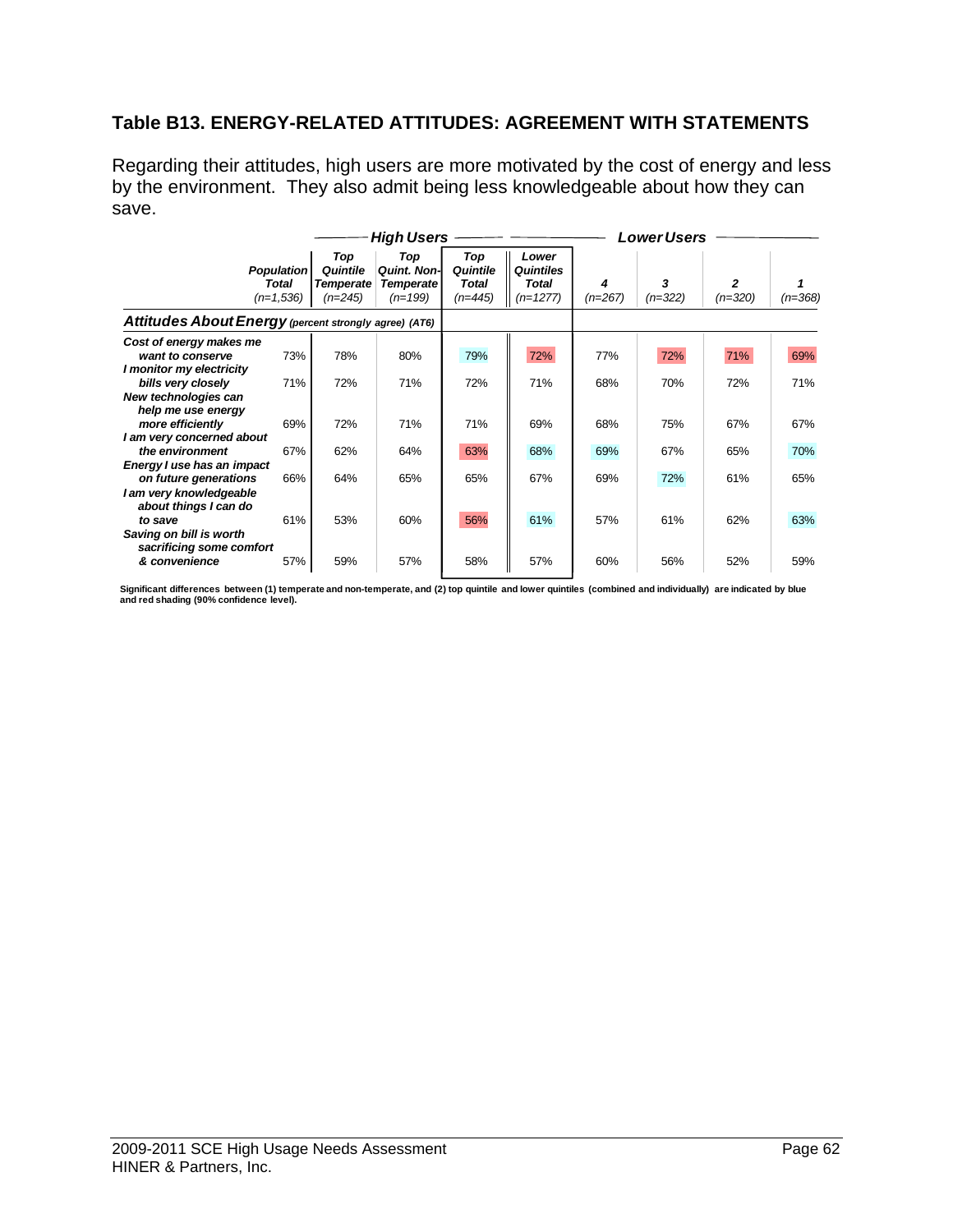## Table B13. ENERGY-RELATED ATTITUDES: AGREEMENT WITH STATEMENTS

Regarding their attitudes, high users are more motivated by the cost of energy and less by the environment. They also admit being less knowledgeable about how they can save.

| | | High Users | | | Lower Users | | | | |
|---|---|---|---|---|---|---|---|---|---|
| | *Population Total (n=1,536)* | *Top Quintile Temperate (n=245)* | *Top Quint. Non-Temperate (n=199)* | *Top Quintile Total (n=445)* | *Lower Quintiles Total (n=1277)* | *4 (n=267)* | *3 (n=322)* | *2 (n=320)* | *1 (n=368)* |
| ***Attitudes About Energy** (percent strongly agree) (AT6)* | | | | | | | | | |
| ***Cost of energy makes me want to conserve*** | 73% | 78% | 80% | 79% | 72% | 77% | 72% | 71% | 69% |
| ***I monitor my electricity bills very closely*** | 71% | 72% | 71% | 72% | 71% | 68% | 70% | 72% | 71% |
| ***New technologies can help me use energy more efficiently*** | 69% | 72% | 71% | 71% | 69% | 68% | 75% | 67% | 67% |
| ***I am very concerned about the environment*** | 67% | 62% | 64% | 63% | 68% | 69% | 67% | 65% | 70% |
| ***Energy I use has an impact on future generations*** | 66% | 64% | 65% | 65% | 67% | 69% | 72% | 61% | 65% |
| ***I am very knowledgeable about things I can do to save*** | 61% | 53% | 60% | 56% | 61% | 57% | 61% | 62% | 63% |
| ***Saving on bill is worth sacrificing some comfort & convenience*** | 57% | 59% | 57% | 58% | 57% | 60% | 56% | 52% | 59% |

**Significant differences between (1) temperate and non-temperate, and (2) top quintile and lower quintiles (combined and individually) are indicated by blue and red shading (90% confidence level).**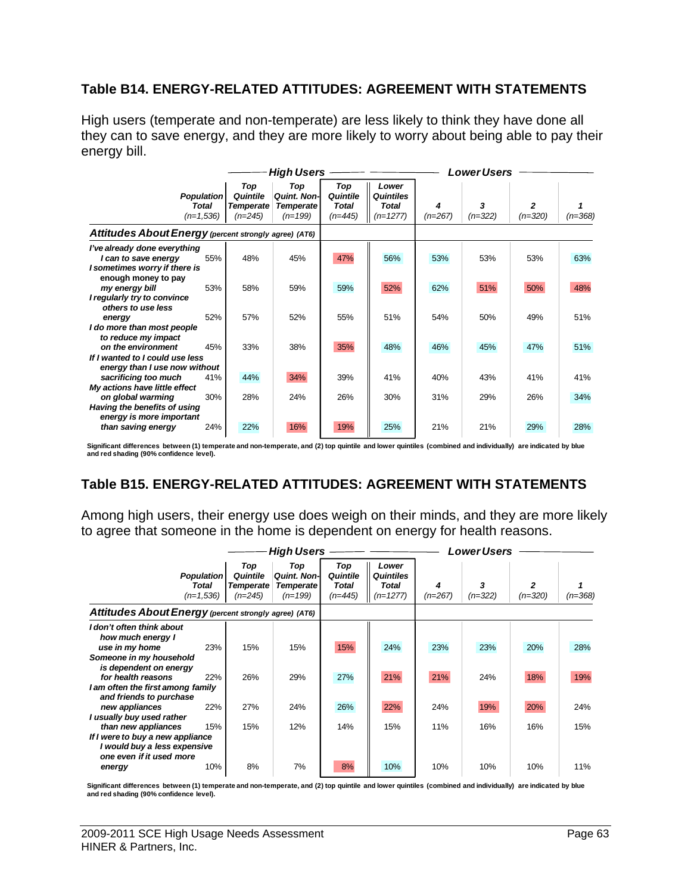## Table B14. ENERGY-RELATED ATTITUDES: AGREEMENT WITH STATEMENTS

High users (temperate and non-temperate) are less likely to think they have done all they can to save energy, and they are more likely to worry about being able to pay their energy bill.

| | | High Users | | | Lower Users | | | | |
|---|---|---|---|---|---|---|---|---|---|
| | *Population Total (n=1,536)* | *Top Quintile Temperate (n=245)* | *Top Quint. Non-Temperate (n=199)* | *Top Quintile Total (n=445)* | *Lower Quintiles Total (n=1277)* | *4 (n=267)* | *3 (n=322)* | *2 (n=320)* | *1 (n=368)* |
| ***Attitudes About Energy** (percent strongly agree) (AT6)* | | | | | | | | | |
| *I've already done everything I can to save energy* | 55% | 48% | 45% | 47% | 56% | 53% | 53% | 53% | 63% |
| *I sometimes worry if there is enough money to pay my energy bill* | 53% | 58% | 59% | 59% | 52% | 62% | 51% | 50% | 48% |
| *I regularly try to convince others to use less energy* | 52% | 57% | 52% | 55% | 51% | 54% | 50% | 49% | 51% |
| *I do more than most people to reduce my impact on the environment* | 45% | 33% | 38% | 35% | 48% | 46% | 45% | 47% | 51% |
| *If I wanted to I could use less energy than I use now without sacrificing too much* | 41% | 44% | 34% | 39% | 41% | 40% | 43% | 41% | 41% |
| *My actions have little effect on global warming* | 30% | 28% | 24% | 26% | 30% | 31% | 29% | 26% | 34% |
| *Having the benefits of using energy is more important than saving energy* | 24% | 22% | 16% | 19% | 25% | 21% | 21% | 29% | 28% |

**Significant differences between (1) temperate and non-temperate, and (2) top quintile and lower quintiles (combined and individually) are indicated by blue and red shading (90% confidence level).**

## Table B15. ENERGY-RELATED ATTITUDES: AGREEMENT WITH STATEMENTS

Among high users, their energy use does weigh on their minds, and they are more likely to agree that someone in the home is dependent on energy for health reasons.

| | | High Users | | | Lower Users | | | | |
|---|---|---|---|---|---|---|---|---|---|
| | *Population Total (n=1,536)* | *Top Quintile Temperate (n=245)* | *Top Quint. Non-Temperate (n=199)* | *Top Quintile Total (n=445)* | *Lower Quintiles Total (n=1277)* | *4 (n=267)* | *3 (n=322)* | *2 (n=320)* | *1 (n=368)* |
| ***Attitudes About Energy** (percent strongly agree) (AT6)* | | | | | | | | | |
| *I don't often think about how much energy I use in my home* | 23% | 15% | 15% | 15% | 24% | 23% | 23% | 20% | 28% |
| *Someone in my household is dependent on energy for health reasons* | 22% | 26% | 29% | 27% | 21% | 21% | 24% | 18% | 19% |
| *I am often the first among family and friends to purchase new appliances* | 22% | 27% | 24% | 26% | 22% | 24% | 19% | 20% | 24% |
| *I usually buy used rather than new appliances* | 15% | 15% | 12% | 14% | 15% | 11% | 16% | 16% | 15% |
| *If I were to buy a new appliance I would buy a less expensive one even if it used more energy* | 10% | 8% | 7% | 8% | 10% | 10% | 10% | 10% | 11% |

**Significant differences between (1) temperate and non-temperate, and (2) top quintile and lower quintiles (combined and individually) are indicated by blue and red shading (90% confidence level).**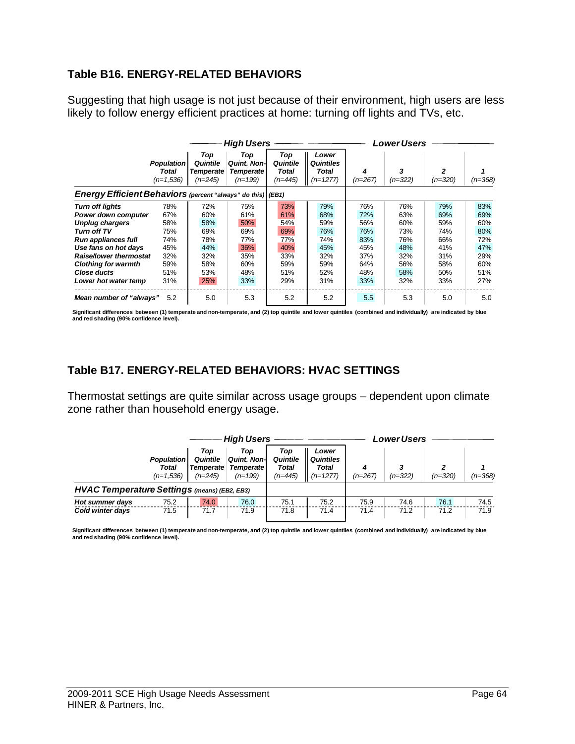## Table B16. ENERGY-RELATED BEHAVIORS

Suggesting that high usage is not just because of their environment, high users are less likely to follow energy efficient practices at home: turning off lights and TVs, etc.

| | Population Total (n=1,536) | High Users: Top Quintile Temperate (n=245) | High Users: Top Quint. Non-Temperate (n=199) | High Users: Top Quintile Total (n=445) | Lower Users: Lower Quintiles Total (n=1277) | Lower Users: 4 (n=267) | Lower Users: 3 (n=322) | Lower Users: 2 (n=320) | Lower Users: 1 (n=368) |
|---|---|---|---|---|---|---|---|---|---|
| ***Energy Efficient Behaviors** (percent "always" do this) (EB1)* | | | | | | | | | |
| ***Turn off lights*** | 78% | 72% | 75% | 73% | 79% | 76% | 76% | 79% | 83% |
| ***Power down computer*** | 67% | 60% | 61% | 61% | 68% | 72% | 63% | 69% | 69% |
| ***Unplug chargers*** | 58% | 58% | 50% | 54% | 59% | 56% | 60% | 59% | 60% |
| ***Turn off TV*** | 75% | 69% | 69% | 69% | 76% | 76% | 73% | 74% | 80% |
| ***Run appliances full*** | 74% | 78% | 77% | 77% | 74% | 83% | 76% | 66% | 72% |
| ***Use fans on hot days*** | 45% | 44% | 36% | 40% | 45% | 45% | 48% | 41% | 47% |
| ***Raise/lower thermostat*** | 32% | 32% | 35% | 33% | 32% | 37% | 32% | 31% | 29% |
| ***Clothing for warmth*** | 59% | 58% | 60% | 59% | 59% | 64% | 56% | 58% | 60% |
| ***Close ducts*** | 51% | 53% | 48% | 51% | 52% | 48% | 58% | 50% | 51% |
| ***Lower hot water temp*** | 31% | 25% | 33% | 29% | 31% | 33% | 32% | 33% | 27% |
| ***Mean number of "always"*** | 5.2 | 5.0 | 5.3 | 5.2 | 5.2 | 5.5 | 5.3 | 5.0 | 5.0 |

Significant differences between (1) temperate and non-temperate, and (2) top quintile and lower quintiles (combined and individually) are indicated by blue and red shading (90% confidence level).

## Table B17. ENERGY-RELATED BEHAVIORS: HVAC SETTINGS

Thermostat settings are quite similar across usage groups – dependent upon climate zone rather than household energy usage.

| | Population Total (n=1,536) | High Users: Top Quintile Temperate (n=245) | High Users: Top Quint. Non-Temperate (n=199) | High Users: Top Quintile Total (n=445) | Lower Users: Lower Quintiles Total (n=1277) | Lower Users: 4 (n=267) | Lower Users: 3 (n=322) | Lower Users: 2 (n=320) | Lower Users: 1 (n=368) |
|---|---|---|---|---|---|---|---|---|---|
| ***HVAC Temperature Settings** (means) (EB2, EB3)* | | | | | | | | | |
| ***Hot summer days*** | 75.2 | 74.0 | 76.0 | 75.1 | 75.2 | 75.9 | 74.6 | 76.1 | 74.5 |
| ***Cold winter days*** | 71.5 | 71.7 | 71.9 | 71.8 | 71.4 | 71.4 | 71.2 | 71.2 | 71.9 |

Significant differences between (1) temperate and non-temperate, and (2) top quintile and lower quintiles (combined and individually) are indicated by blue and red shading (90% confidence level).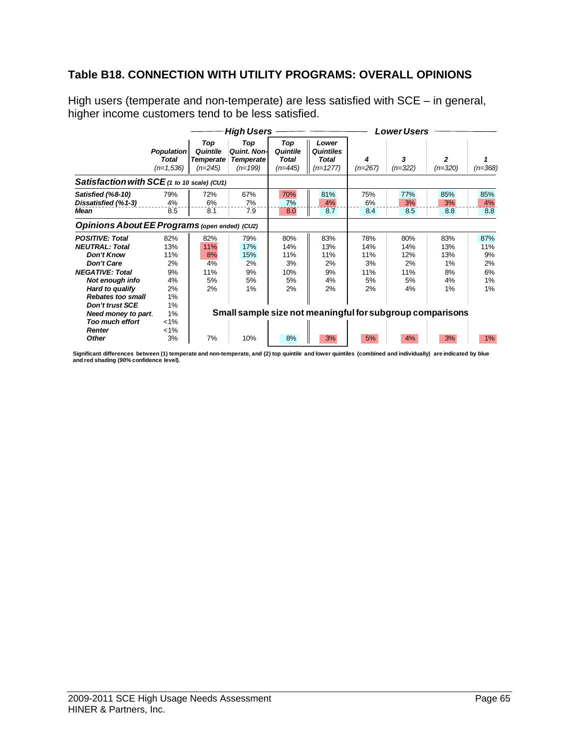## Table B18. CONNECTION WITH UTILITY PROGRAMS: OVERALL OPINIONS

High users (temperate and non-temperate) are less satisfied with SCE – in general, higher income customers tend to be less satisfied.

| | | High Users | | | | Lower Users | | | |
|---|---|---|---|---|---|---|---|---|---|
| | Population Total (n=1,536) | Top Quintile Temperate (n=245) | Top Quint. Non-Temperate (n=199) | Top Quintile Total (n=445) | Lower Quintiles Total (n=1277) | 4 (n=267) | 3 (n=322) | 2 (n=320) | 1 (n=368) |
| **Satisfaction with SCE (1 to 10 scale) (CU1)** | | | | | | | | | |
| *Satisfied (%8-10)* | 79% | 72% | 67% | 70% | 81% | 75% | 77% | 85% | 85% |
| *Dissatisfied (%1-3)* | 4% | 6% | 7% | 7% | 4% | 6% | 3% | 3% | 4% |
| *Mean* | 8.5 | 8.1 | 7.9 | 8.0 | 8.7 | 8.4 | 8.5 | 8.8 | 8.8 |
| **Opinions About EE Programs (open ended) (CU2)** | | | | | | | | | |
| *POSITIVE: Total* | 82% | 82% | 79% | 80% | 83% | 78% | 80% | 83% | 87% |
| *NEUTRAL: Total* | 13% | 11% | 17% | 14% | 13% | 14% | 14% | 13% | 11% |
| *Don't Know* | 11% | 8% | 15% | 11% | 11% | 11% | 12% | 13% | 9% |
| *Don't Care* | 2% | 4% | 2% | 3% | 2% | 3% | 2% | 1% | 2% |
| *NEGATIVE: Total* | 9% | 11% | 9% | 10% | 9% | 11% | 11% | 8% | 6% |
| *Not enough info* | 4% | 5% | 5% | 5% | 4% | 5% | 5% | 4% | 1% |
| *Hard to qualify* | 2% | 2% | 1% | 2% | 2% | 2% | 4% | 1% | 1% |
| *Rebates too small* | 1% | | | | | | | | |
| *Don't trust SCE* | 1% | | | | | | | | |
| *Need money to part.* | 1% | Small sample size not meaningful for subgroup comparisons | | | | | | | |
| *Too much effort* | <1% | | | | | | | | |
| *Renter* | <1% | | | | | | | | |
| *Other* | 3% | 7% | 10% | 8% | 3% | 5% | 4% | 3% | 1% |

**Significant differences between (1) temperate and non-temperate, and (2) top quintile and lower quintiles (combined and individually) are indicated by blue and red shading (90% confidence level).**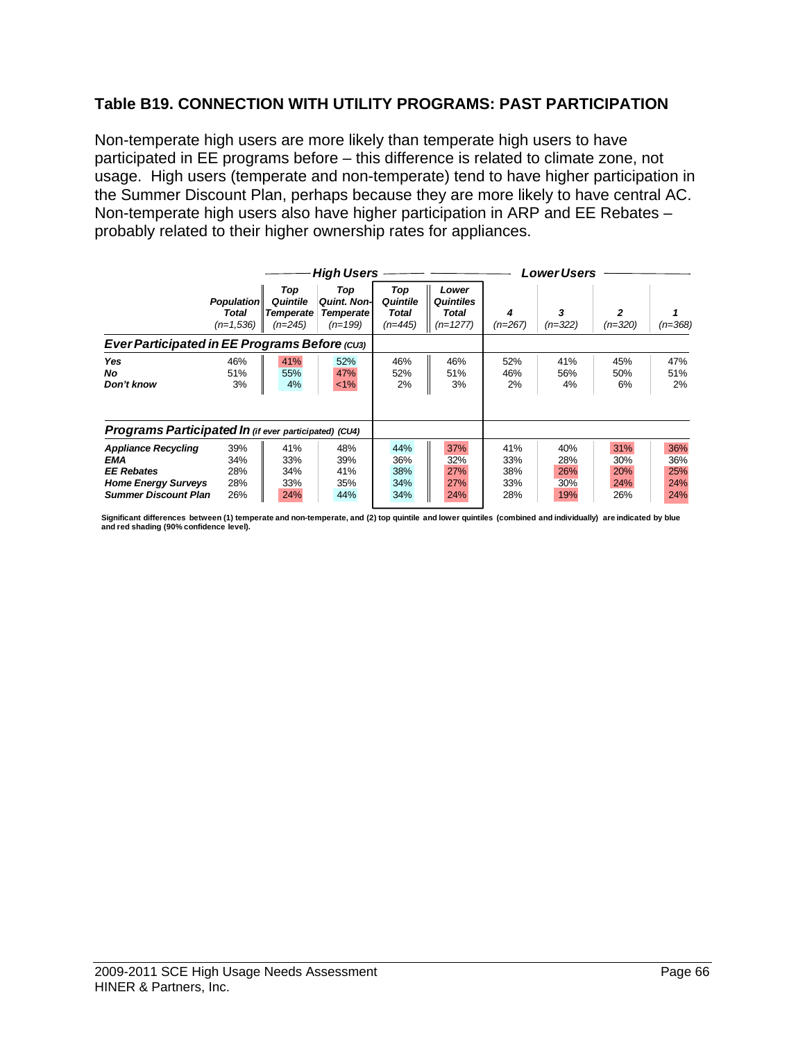## Table B19. CONNECTION WITH UTILITY PROGRAMS: PAST PARTICIPATION

Non-temperate high users are more likely than temperate high users to have participated in EE programs before – this difference is related to climate zone, not usage. High users (temperate and non-temperate) tend to have higher participation in the Summer Discount Plan, perhaps because they are more likely to have central AC. Non-temperate high users also have higher participation in ARP and EE Rebates – probably related to their higher ownership rates for appliances.

| | | High Users | | | Lower Users | | | | |
|---|---|---|---|---|---|---|---|---|---|
| | *Population Total (n=1,536)* | *Top Quintile Temperate (n=245)* | *Top Quint. Non-Temperate (n=199)* | *Top Quintile Total (n=445)* | *Lower Quintiles Total (n=1277)* | *4 (n=267)* | *3 (n=322)* | *2 (n=320)* | *1 (n=368)* |
| ***Ever Participated in EE Programs Before** (CU3)* | | | | | | | | | |
| ***Yes*** | 46% | 41% | 52% | 46% | 46% | 52% | 41% | 45% | 47% |
| ***No*** | 51% | 55% | 47% | 52% | 51% | 46% | 56% | 50% | 51% |
| ***Don't know*** | 3% | 4% | <1% | 2% | 3% | 2% | 4% | 6% | 2% |
| ***Programs Participated In** (if ever participated) (CU4)* | | | | | | | | | |
| ***Appliance Recycling*** | 39% | 41% | 48% | 44% | 37% | 41% | 40% | 31% | 36% |
| ***EMA*** | 34% | 33% | 39% | 36% | 32% | 33% | 28% | 30% | 36% |
| ***EE Rebates*** | 28% | 34% | 41% | 38% | 27% | 38% | 26% | 20% | 25% |
| ***Home Energy Surveys*** | 28% | 33% | 35% | 34% | 27% | 33% | 30% | 24% | 24% |
| ***Summer Discount Plan*** | 26% | 24% | 44% | 34% | 24% | 28% | 19% | 26% | 24% |

**Significant differences between (1) temperate and non-temperate, and (2) top quintile and lower quintiles (combined and individually) are indicated by blue and red shading (90% confidence level).**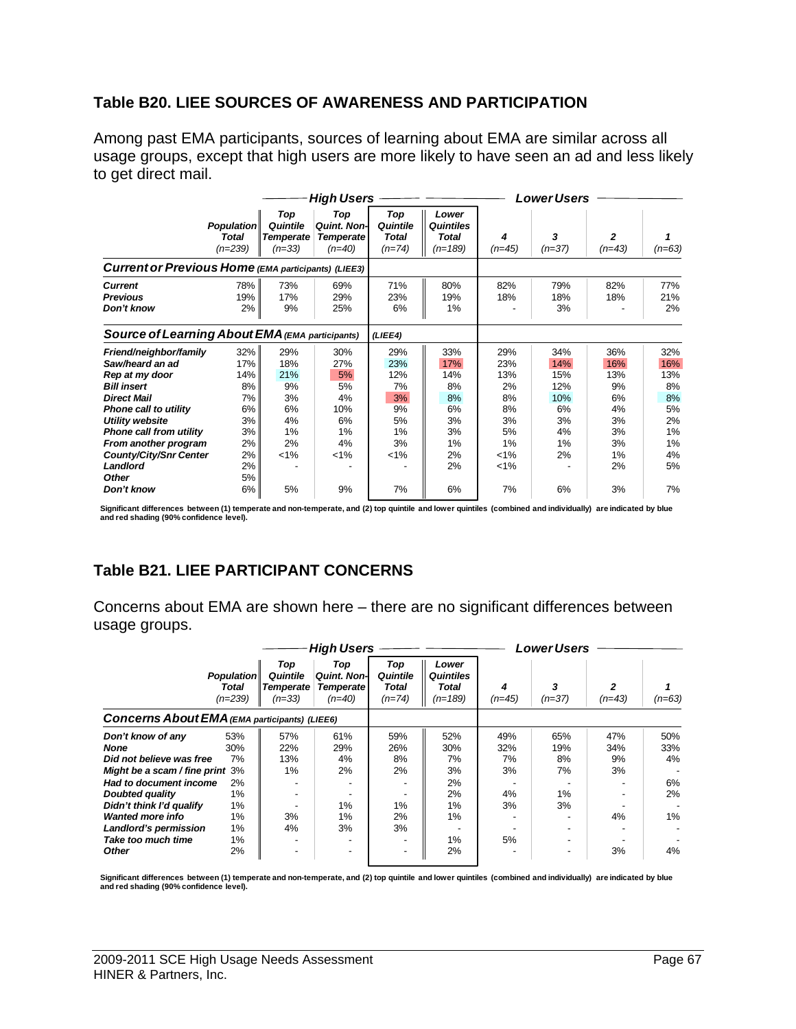## Table B20. LIEE SOURCES OF AWARENESS AND PARTICIPATION

Among past EMA participants, sources of learning about EMA are similar across all usage groups, except that high users are more likely to have seen an ad and less likely to get direct mail.

| | Population Total (n=239) | High Users: Top Quintile Temperate (n=33) | High Users: Top Quint. Non-Temperate (n=40) | Top Quintile Total (n=74) | Lower Quintiles Total (n=189) | Lower Users: 4 (n=45) | Lower Users: 3 (n=37) | Lower Users: 2 (n=43) | Lower Users: 1 (n=63) |
|---|---|---|---|---|---|---|---|---|---|
| **Current or Previous Home** (EMA participants) (LIEE3) | | | | | | | | | |
| **Current** | 78% | 73% | 69% | 71% | 80% | 82% | 79% | 82% | 77% |
| **Previous** | 19% | 17% | 29% | 23% | 19% | 18% | 18% | 18% | 21% |
| **Don't know** | 2% | 9% | 25% | 6% | 1% | - | 3% | - | 2% |
| **Source of Learning About EMA** (EMA participants) | | | | (LIEE4) | | | | | |
| **Friend/neighbor/family** | 32% | 29% | 30% | 29% | 33% | 29% | 34% | 36% | 32% |
| **Saw/heard an ad** | 17% | 18% | 27% | 23% | 17% | 23% | 14% | 16% | 16% |
| **Rep at my door** | 14% | 21% | 5% | 12% | 14% | 13% | 15% | 13% | 13% |
| **Bill insert** | 8% | 9% | 5% | 7% | 8% | 2% | 12% | 9% | 8% |
| **Direct Mail** | 7% | 3% | 4% | 3% | 8% | 8% | 10% | 6% | 8% |
| **Phone call to utility** | 6% | 6% | 10% | 9% | 6% | 8% | 6% | 4% | 5% |
| **Utility website** | 3% | 4% | 6% | 5% | 3% | 3% | 3% | 3% | 2% |
| **Phone call from utility** | 3% | 1% | 1% | 1% | 3% | 5% | 4% | 3% | 1% |
| **From another program** | 2% | 2% | 4% | 3% | 1% | 1% | 1% | 3% | 1% |
| **County/City/Snr Center** | 2% | <1% | <1% | <1% | 2% | <1% | 2% | 1% | 4% |
| **Landlord** | 2% | - | - | - | 2% | <1% | - | 2% | 5% |
| **Other** | 5% | | | | | | | | |
| **Don't know** | 6% | 5% | 9% | 7% | 6% | 7% | 6% | 3% | 7% |

Significant differences between (1) temperate and non-temperate, and (2) top quintile and lower quintiles (combined and individually) are indicated by blue and red shading (90% confidence level).

## Table B21. LIEE PARTICIPANT CONCERNS

Concerns about EMA are shown here – there are no significant differences between usage groups.

| | Population Total (n=239) | High Users: Top Quintile Temperate (n=33) | High Users: Top Quint. Non-Temperate (n=40) | Top Quintile Total (n=74) | Lower Quintiles Total (n=189) | Lower Users: 4 (n=45) | Lower Users: 3 (n=37) | Lower Users: 2 (n=43) | Lower Users: 1 (n=63) |
|---|---|---|---|---|---|---|---|---|---|
| **Concerns About EMA** (EMA participants) (LIEE6) | | | | | | | | | |
| **Don't know of any** | 53% | 57% | 61% | 59% | 52% | 49% | 65% | 47% | 50% |
| **None** | 30% | 22% | 29% | 26% | 30% | 32% | 19% | 34% | 33% |
| **Did not believe was free** | 7% | 13% | 4% | 8% | 7% | 7% | 8% | 9% | 4% |
| **Might be a scam / fine print** | 3% | 1% | 2% | 2% | 3% | 3% | 7% | 3% | - |
| **Had to document income** | 2% | - | - | - | 2% | - | - | - | 6% |
| **Doubted quality** | 1% | - | - | - | 2% | 4% | 1% | - | 2% |
| **Didn't think I'd qualify** | 1% | - | 1% | 1% | 1% | 3% | 3% | - | - |
| **Wanted more info** | 1% | 3% | 1% | 2% | 1% | - | - | 4% | 1% |
| **Landlord's permission** | 1% | 4% | 3% | 3% | - | - | - | - | - |
| **Take too much time** | 1% | - | - | - | 1% | 5% | - | - | - |
| **Other** | 2% | - | - | - | 2% | - | - | 3% | 4% |

Significant differences between (1) temperate and non-temperate, and (2) top quintile and lower quintiles (combined and individually) are indicated by blue and red shading (90% confidence level).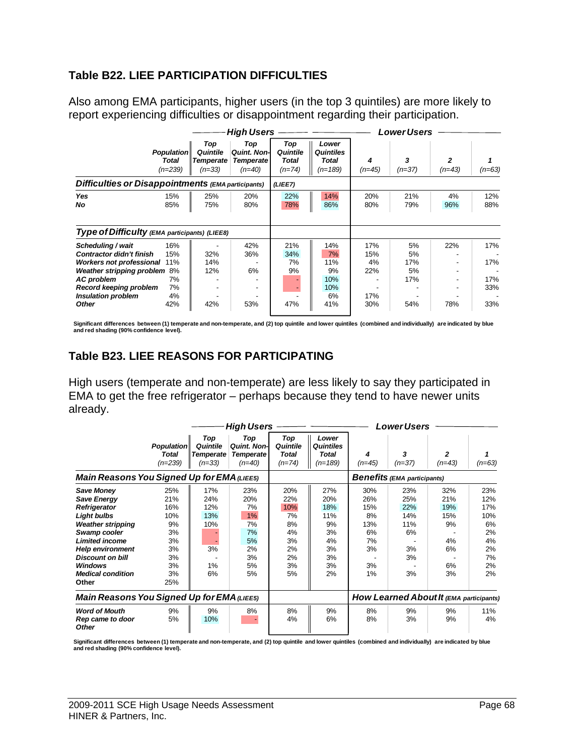## Table B22. LIEE PARTICIPATION DIFFICULTIES

Also among EMA participants, higher users (in the top 3 quintiles) are more likely to report experiencing difficulties or disappointment regarding their participation.

| | | High Users | | | | Lower Users | | | |
|---|---|---|---|---|---|---|---|---|---|
| | Population Total (n=239) | Top Quintile Temperate (n=33) | Top Quint. Non-Temperate (n=40) | Top Quintile Total (n=74) | Lower Quintiles Total (n=189) | 4 (n=45) | 3 (n=37) | 2 (n=43) | 1 (n=63) |
| **Difficulties or Disappointments** (EMA participants) | | | | (LIEE7) | | | | | |
| Yes | 15% | 25% | 20% | 22% | 14% | 20% | 21% | 4% | 12% |
| No | 85% | 75% | 80% | 78% | 86% | 80% | 79% | 96% | 88% |
| **Type of Difficulty** (EMA participants) (LIEE8) | | | | | | | | | |
| Scheduling / wait | 16% | - | 42% | 21% | 14% | 17% | 5% | 22% | 17% |
| Contractor didn't finish | 15% | 32% | 36% | 34% | 7% | 15% | 5% | - | - |
| Workers not professional | 11% | 14% | - | 7% | 11% | 4% | 17% | - | 17% |
| Weather stripping problem | 8% | 12% | 6% | 9% | 9% | 22% | 5% | - | - |
| AC problem | 7% | - | - | - | 10% | - | 17% | - | 17% |
| Record keeping problem | 7% | - | - | - | 10% | - | - | - | 33% |
| Insulation problem | 4% | - | - | - | 6% | 17% | - | - | - |
| Other | 42% | 42% | 53% | 47% | 41% | 30% | 54% | 78% | 33% |

Significant differences between (1) temperate and non-temperate, and (2) top quintile and lower quintiles (combined and individually) are indicated by blue and red shading (90% confidence level).

## Table B23. LIEE REASONS FOR PARTICIPATING

High users (temperate and non-temperate) are less likely to say they participated in EMA to get the free refrigerator – perhaps because they tend to have newer units already.

| | | High Users | | | | Lower Users | | | |
|---|---|---|---|---|---|---|---|---|---|
| | Population Total (n=239) | Top Quintile Temperate (n=33) | Top Quint. Non-Temperate (n=40) | Top Quintile Total (n=74) | Lower Quintiles Total (n=189) | 4 (n=45) | 3 (n=37) | 2 (n=43) | 1 (n=63) |
| **Main Reasons You Signed Up for EMA** (LIEE5) | | | | | | **Benefits** (EMA participants) | | | |
| Save Money | 25% | 17% | 23% | 20% | 27% | 30% | 23% | 32% | 23% |
| Save Energy | 21% | 24% | 20% | 22% | 20% | 26% | 25% | 21% | 12% |
| Refrigerator | 16% | 12% | 7% | 10% | 18% | 15% | 22% | 19% | 17% |
| Light bulbs | 10% | 13% | 1% | 7% | 11% | 8% | 14% | 15% | 10% |
| Weather stripping | 9% | 10% | 7% | 8% | 9% | 13% | 11% | 9% | 6% |
| Swamp cooler | 3% | - | 7% | 4% | 3% | 6% | 6% | - | 2% |
| Limited income | 3% | - | 5% | 3% | 4% | 7% | - | 4% | 4% |
| Help environment | 3% | 3% | 2% | 2% | 3% | 3% | 3% | 6% | 2% |
| Discount on bill | 3% | - | 3% | 2% | 3% | - | 3% | - | 7% |
| Windows | 3% | 1% | 5% | 3% | 3% | 3% | - | 6% | 2% |
| Medical condition | 3% | 6% | 5% | 5% | 2% | 1% | 3% | 3% | 2% |
| Other | 25% | | | | | | | | |
| **Main Reasons You Signed Up for EMA** (LIEE5) | | | | | | **How Learned About It** (EMA participants) | | | |
| Word of Mouth | 9% | 9% | 8% | 8% | 9% | 8% | 9% | 9% | 11% |
| Rep came to door | 5% | 10% | - | 4% | 6% | 8% | 3% | 9% | 4% |
| Other | | | | | | | | | |

Significant differences between (1) temperate and non-temperate, and (2) top quintile and lower quintiles (combined and individually) are indicated by blue and red shading (90% confidence level).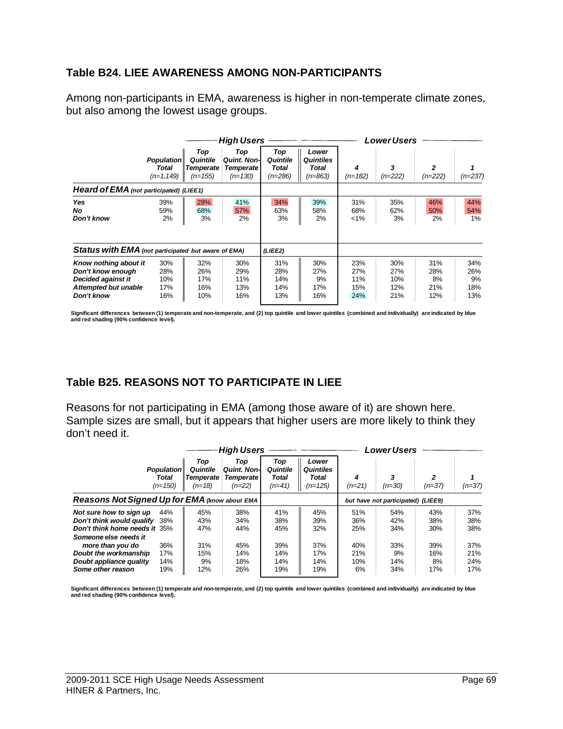## Table B24. LIEE AWARENESS AMONG NON-PARTICIPANTS

Among non-participants in EMA, awareness is higher in non-temperate climate zones, but also among the lowest usage groups.

| | | High Users | | | | Lower Users | | | |
|---|---|---|---|---|---|---|---|---|---|
| | Population Total (n=1,149) | Top Quintile Temperate (n=155) | Top Quint. Non-Temperate (n=130) | Top Quintile Total (n=286) | Lower Quintiles Total (n=863) | 4 (n=182) | 3 (n=222) | 2 (n=222) | 1 (n=237) |
| **Heard of EMA** (not participated) (LIEE1) | | | | | | | | | |
| Yes | 39% | 28% | 41% | 34% | 39% | 31% | 35% | 46% | 44% |
| No | 59% | 68% | 57% | 63% | 58% | 68% | 62% | 50% | 54% |
| Don't know | 2% | 3% | 2% | 3% | 2% | <1% | 3% | 2% | 1% |
| **Status with EMA** (not participated but aware of EMA) | | | | (LIEE2) | | | | | |
| Know nothing about it | 30% | 32% | 30% | 31% | 30% | 23% | 30% | 31% | 34% |
| Don't know enough | 28% | 26% | 29% | 28% | 27% | 27% | 27% | 28% | 26% |
| Decided against it | 10% | 17% | 11% | 14% | 9% | 11% | 10% | 8% | 9% |
| Attempted but unable | 17% | 16% | 13% | 14% | 17% | 15% | 12% | 21% | 18% |
| Don't know | 16% | 10% | 16% | 13% | 16% | 24% | 21% | 12% | 13% |

Significant differences between (1) temperate and non-temperate, and (2) top quintile and lower quintiles (combined and individually) are indicated by blue and red shading (90% confidence level).

## Table B25. REASONS NOT TO PARTICIPATE IN LIEE

Reasons for not participating in EMA (among those aware of it) are shown here. Sample sizes are small, but it appears that higher users are more likely to think they don't need it.

| | | High Users | | | | Lower Users | | | |
|---|---|---|---|---|---|---|---|---|---|
| | Population Total (n=150) | Top Quintile Temperate (n=18) | Top Quint. Non-Temperate (n=22) | Top Quintile Total (n=41) | Lower Quintiles Total (n=125) | 4 (n=21) | 3 (n=30) | 2 (n=37) | 1 (n=37) |
| **Reasons Not Signed Up for EMA** (know about EMA but have not participated) (LIEE9) | | | | | | | | | |
| Not sure how to sign up | 44% | 45% | 38% | 41% | 45% | 51% | 54% | 43% | 37% |
| Don't think would qualify | 38% | 43% | 34% | 38% | 39% | 36% | 42% | 38% | 38% |
| Don't think home needs it | 35% | 47% | 44% | 45% | 32% | 25% | 34% | 30% | 38% |
| Someone else needs it more than you do | 36% | 31% | 45% | 39% | 37% | 40% | 33% | 39% | 37% |
| Doubt the workmanship | 17% | 15% | 14% | 14% | 17% | 21% | 9% | 16% | 21% |
| Doubt appliance quality | 14% | 9% | 18% | 14% | 14% | 10% | 14% | 8% | 24% |
| Some other reason | 19% | 12% | 26% | 19% | 19% | 6% | 34% | 17% | 17% |

Significant differences between (1) temperate and non-temperate, and (2) top quintile and lower quintiles (combined and individually) are indicated by blue and red shading (90% confidence level).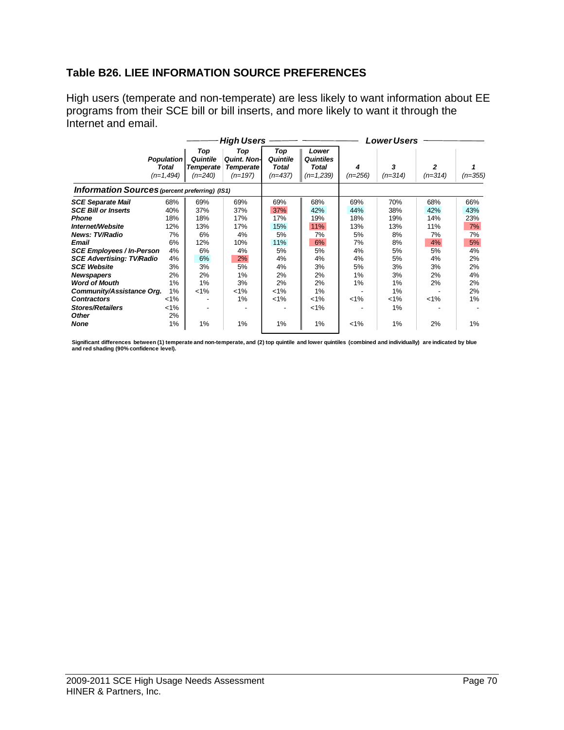## Table B26. LIEE INFORMATION SOURCE PREFERENCES

High users (temperate and non-temperate) are less likely to want information about EE programs from their SCE bill or bill inserts, and more likely to want it through the Internet and email.

| | | High Users | | | | Lower Users | | | |
|---|---|---|---|---|---|---|---|---|---|
| | *Population Total (n=1,494)* | *Top Quintile Temperate (n=240)* | *Top Quint. Non-Temperate (n=197)* | *Top Quintile Total (n=437)* | *Lower Quintiles Total (n=1,239)* | *4 (n=256)* | *3 (n=314)* | *2 (n=314)* | *1 (n=355)* |
| ***Information Sources** (percent preferring) (IS1)* | | | | | | | | | |
| ***SCE Separate Mail*** | 68% | 69% | 69% | 69% | 68% | 69% | 70% | 68% | 66% |
| ***SCE Bill or Inserts*** | 40% | 37% | 37% | 37% | 42% | 44% | 38% | 42% | 43% |
| ***Phone*** | 18% | 18% | 17% | 17% | 19% | 18% | 19% | 14% | 23% |
| ***Internet/Website*** | 12% | 13% | 17% | 15% | 11% | 13% | 13% | 11% | 7% |
| ***News: TV/Radio*** | 7% | 6% | 4% | 5% | 7% | 5% | 8% | 7% | 7% |
| ***Email*** | 6% | 12% | 10% | 11% | 6% | 7% | 8% | 4% | 5% |
| ***SCE Employees / In-Person*** | 4% | 6% | 4% | 5% | 5% | 4% | 5% | 5% | 4% |
| ***SCE Advertising: TV/Radio*** | 4% | 6% | 2% | 4% | 4% | 4% | 5% | 4% | 2% |
| ***SCE Website*** | 3% | 3% | 5% | 4% | 3% | 5% | 3% | 3% | 2% |
| ***Newspapers*** | 2% | 2% | 1% | 2% | 2% | 1% | 3% | 2% | 4% |
| ***Word of Mouth*** | 1% | 1% | 3% | 2% | 2% | 1% | 1% | 2% | 2% |
| ***Community/Assistance Org.*** | 1% | <1% | <1% | <1% | 1% | - | 1% | - | 2% |
| ***Contractors*** | <1% | - | 1% | <1% | <1% | <1% | <1% | <1% | 1% |
| ***Stores/Retailers*** | <1% | - | - | - | <1% | - | 1% | - | - |
| ***Other*** | 2% | | | | | | | | |
| ***None*** | 1% | 1% | 1% | 1% | 1% | <1% | 1% | 2% | 1% |

**Significant differences between (1) temperate and non-temperate, and (2) top quintile and lower quintiles (combined and individually) are indicated by blue and red shading (90% confidence level).**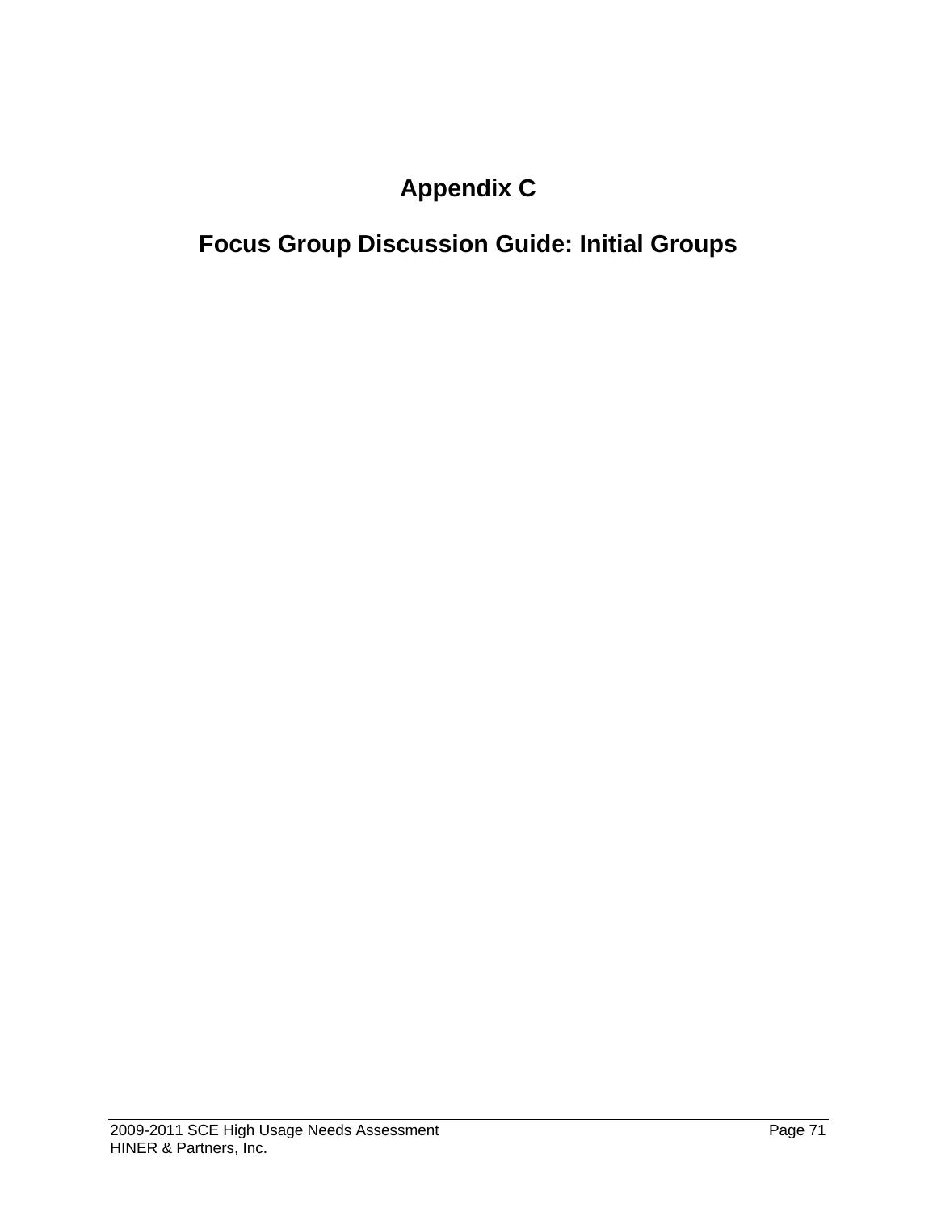# Appendix C

# Focus Group Discussion Guide: Initial Groups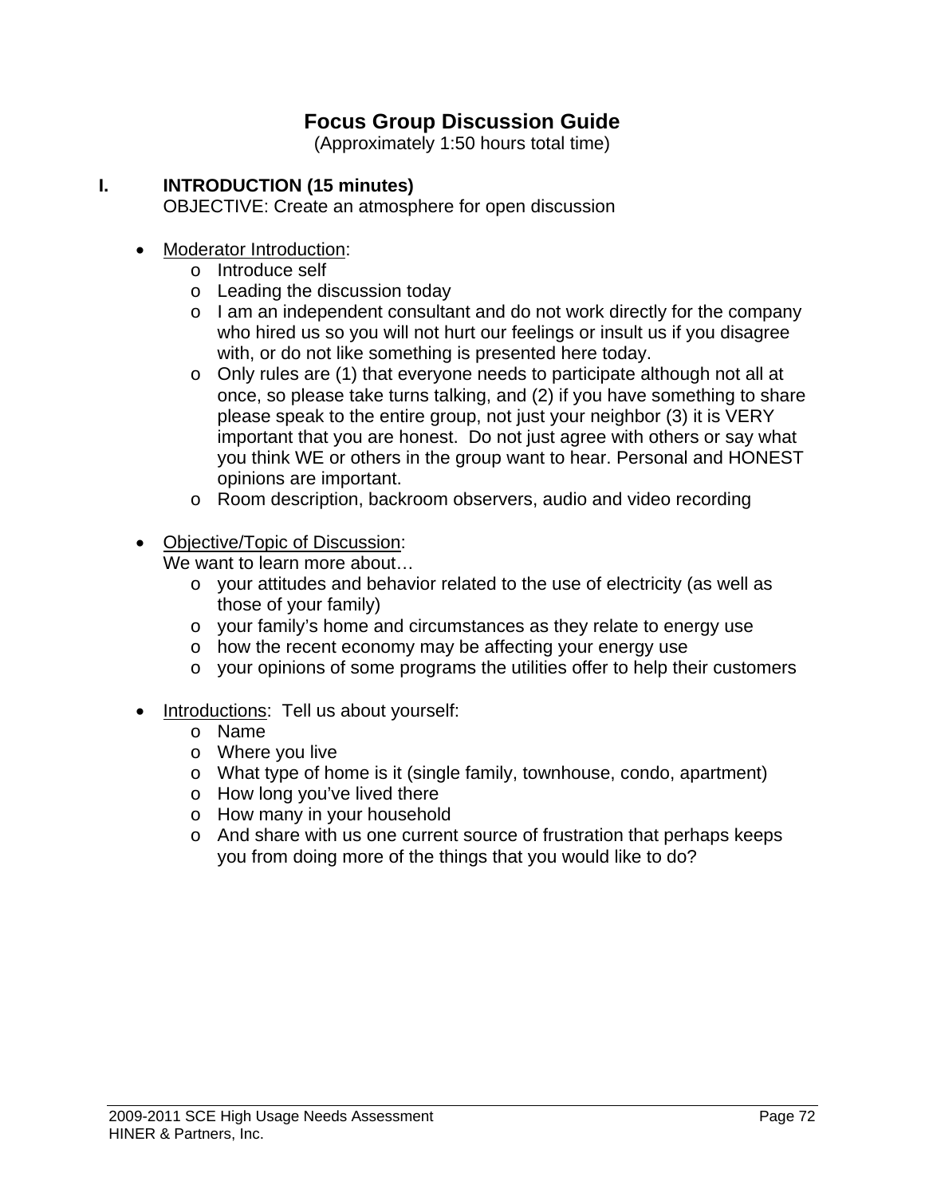# Focus Group Discussion Guide

(Approximately 1:50 hours total time)

## I. INTRODUCTION (15 minutes)

OBJECTIVE: Create an atmosphere for open discussion

- Moderator Introduction:
  - Introduce self
  - Leading the discussion today
  - I am an independent consultant and do not work directly for the company who hired us so you will not hurt our feelings or insult us if you disagree with, or do not like something is presented here today.
  - Only rules are (1) that everyone needs to participate although not all at once, so please take turns talking, and (2) if you have something to share please speak to the entire group, not just your neighbor (3) it is VERY important that you are honest. Do not just agree with others or say what you think WE or others in the group want to hear. Personal and HONEST opinions are important.
  - Room description, backroom observers, audio and video recording

- Objective/Topic of Discussion:
  We want to learn more about…
  - your attitudes and behavior related to the use of electricity (as well as those of your family)
  - your family's home and circumstances as they relate to energy use
  - how the recent economy may be affecting your energy use
  - your opinions of some programs the utilities offer to help their customers

- Introductions: Tell us about yourself:
  - Name
  - Where you live
  - What type of home is it (single family, townhouse, condo, apartment)
  - How long you've lived there
  - How many in your household
  - And share with us one current source of frustration that perhaps keeps you from doing more of the things that you would like to do?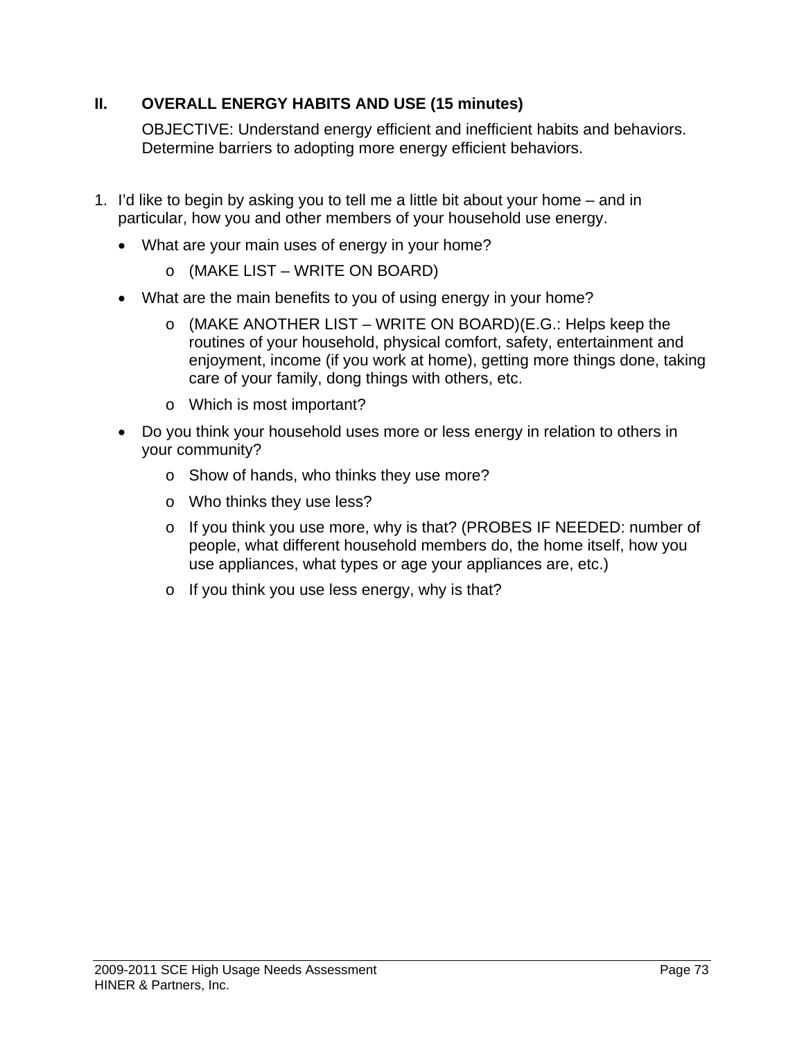## II. OVERALL ENERGY HABITS AND USE (15 minutes)

OBJECTIVE: Understand energy efficient and inefficient habits and behaviors. Determine barriers to adopting more energy efficient behaviors.

1. I'd like to begin by asking you to tell me a little bit about your home – and in particular, how you and other members of your household use energy.
   - What are your main uses of energy in your home?
     - (MAKE LIST – WRITE ON BOARD)
   - What are the main benefits to you of using energy in your home?
     - (MAKE ANOTHER LIST – WRITE ON BOARD)(E.G.: Helps keep the routines of your household, physical comfort, safety, entertainment and enjoyment, income (if you work at home), getting more things done, taking care of your family, dong things with others, etc.
     - Which is most important?
   - Do you think your household uses more or less energy in relation to others in your community?
     - Show of hands, who thinks they use more?
     - Who thinks they use less?
     - If you think you use more, why is that? (PROBES IF NEEDED: number of people, what different household members do, the home itself, how you use appliances, what types or age your appliances are, etc.)
     - If you think you use less energy, why is that?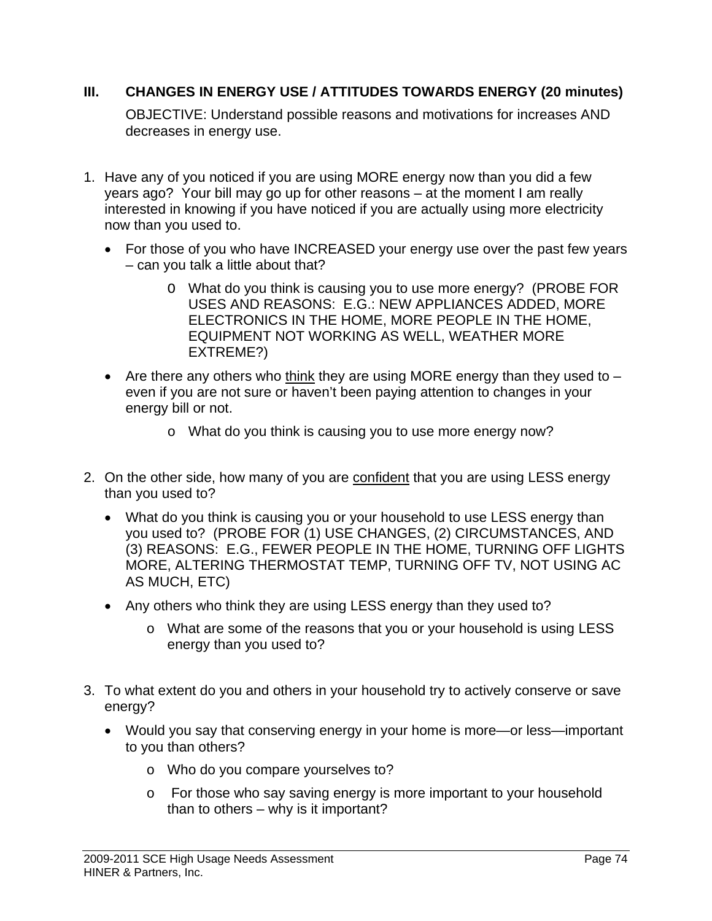## III. CHANGES IN ENERGY USE / ATTITUDES TOWARDS ENERGY (20 minutes)

OBJECTIVE: Understand possible reasons and motivations for increases AND decreases in energy use.

1. Have any of you noticed if you are using MORE energy now than you did a few years ago? Your bill may go up for other reasons – at the moment I am really interested in knowing if you have noticed if you are actually using more electricity now than you used to.
   - For those of you who have INCREASED your energy use over the past few years – can you talk a little about that?
     - What do you think is causing you to use more energy? (PROBE FOR USES AND REASONS: E.G.: NEW APPLIANCES ADDED, MORE ELECTRONICS IN THE HOME, MORE PEOPLE IN THE HOME, EQUIPMENT NOT WORKING AS WELL, WEATHER MORE EXTREME?)
   - Are there any others who <u>think</u> they are using MORE energy than they used to – even if you are not sure or haven't been paying attention to changes in your energy bill or not.
     - What do you think is causing you to use more energy now?

2. On the other side, how many of you are <u>confident</u> that you are using LESS energy than you used to?
   - What do you think is causing you or your household to use LESS energy than you used to? (PROBE FOR (1) USE CHANGES, (2) CIRCUMSTANCES, AND (3) REASONS: E.G., FEWER PEOPLE IN THE HOME, TURNING OFF LIGHTS MORE, ALTERING THERMOSTAT TEMP, TURNING OFF TV, NOT USING AC AS MUCH, ETC)
   - Any others who think they are using LESS energy than they used to?
     - What are some of the reasons that you or your household is using LESS energy than you used to?

3. To what extent do you and others in your household try to actively conserve or save energy?
   - Would you say that conserving energy in your home is more—or less—important to you than others?
     - Who do you compare yourselves to?
     - For those who say saving energy is more important to your household than to others – why is it important?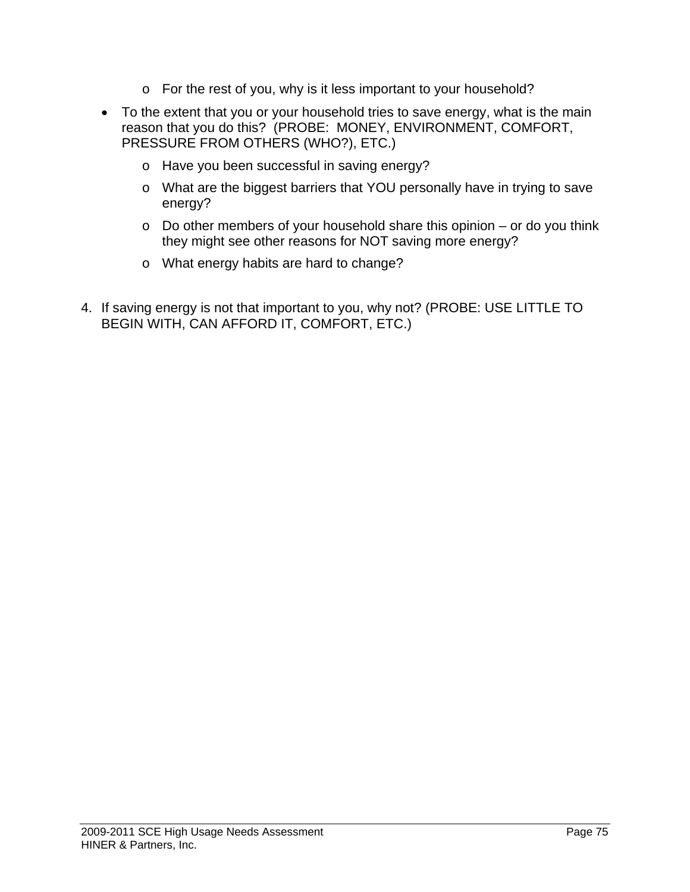- For the rest of you, why is it less important to your household?

- To the extent that you or your household tries to save energy, what is the main reason that you do this? (PROBE: MONEY, ENVIRONMENT, COMFORT, PRESSURE FROM OTHERS (WHO?), ETC.)
    - Have you been successful in saving energy?
    - What are the biggest barriers that YOU personally have in trying to save energy?
    - Do other members of your household share this opinion – or do you think they might see other reasons for NOT saving more energy?
    - What energy habits are hard to change?

4. If saving energy is not that important to you, why not? (PROBE: USE LITTLE TO BEGIN WITH, CAN AFFORD IT, COMFORT, ETC.)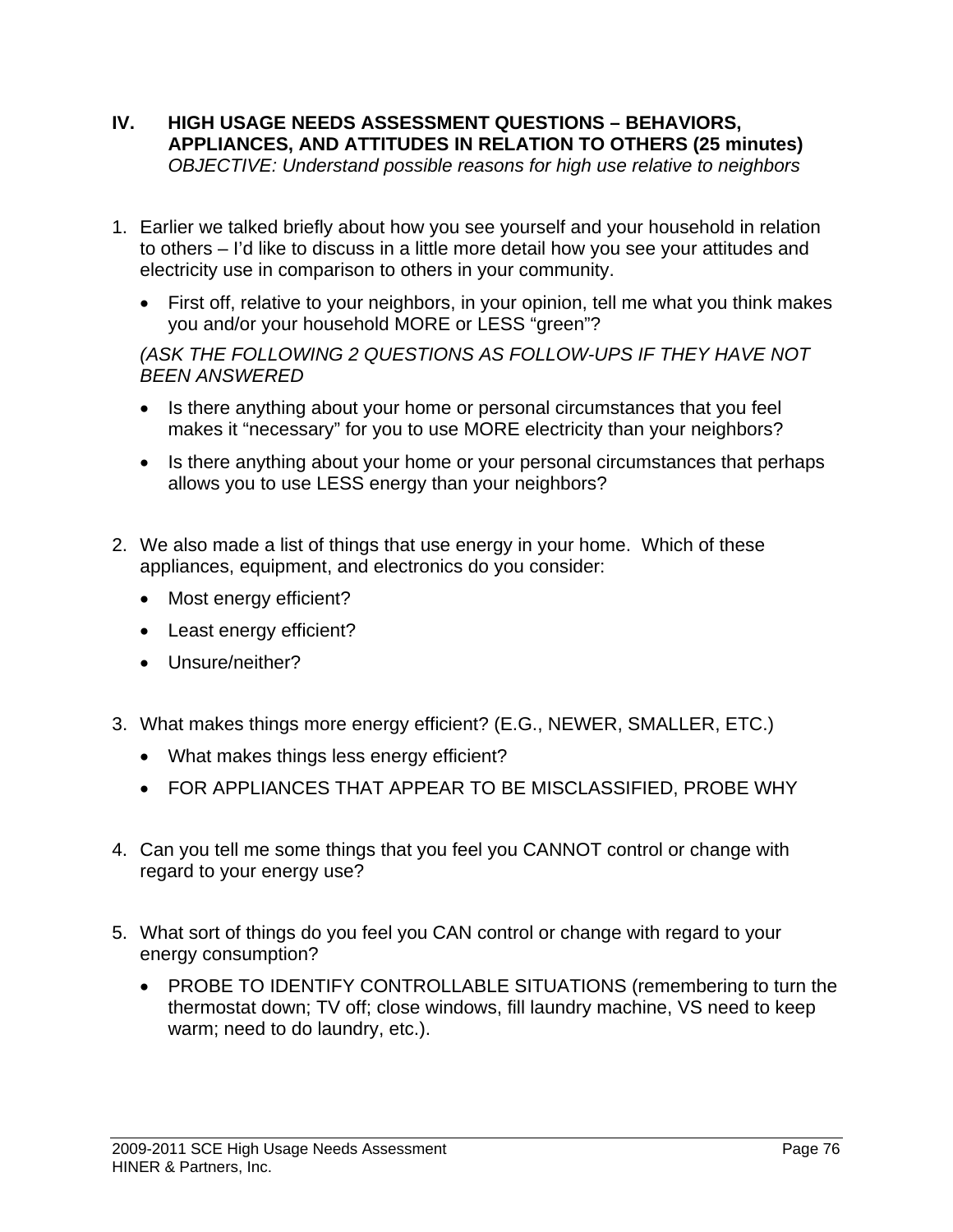## IV. HIGH USAGE NEEDS ASSESSMENT QUESTIONS – BEHAVIORS, APPLIANCES, AND ATTITUDES IN RELATION TO OTHERS (25 minutes)

*OBJECTIVE: Understand possible reasons for high use relative to neighbors*

1. Earlier we talked briefly about how you see yourself and your household in relation to others – I'd like to discuss in a little more detail how you see your attitudes and electricity use in comparison to others in your community.

   - First off, relative to your neighbors, in your opinion, tell me what you think makes you and/or your household MORE or LESS "green"?

   *(ASK THE FOLLOWING 2 QUESTIONS AS FOLLOW-UPS IF THEY HAVE NOT BEEN ANSWERED*

   - Is there anything about your home or personal circumstances that you feel makes it "necessary" for you to use MORE electricity than your neighbors?
   - Is there anything about your home or your personal circumstances that perhaps allows you to use LESS energy than your neighbors?

2. We also made a list of things that use energy in your home. Which of these appliances, equipment, and electronics do you consider:

   - Most energy efficient?
   - Least energy efficient?
   - Unsure/neither?

3. What makes things more energy efficient? (E.G., NEWER, SMALLER, ETC.)

   - What makes things less energy efficient?
   - FOR APPLIANCES THAT APPEAR TO BE MISCLASSIFIED, PROBE WHY

4. Can you tell me some things that you feel you CANNOT control or change with regard to your energy use?

5. What sort of things do you feel you CAN control or change with regard to your energy consumption?

   - PROBE TO IDENTIFY CONTROLLABLE SITUATIONS (remembering to turn the thermostat down; TV off; close windows, fill laundry machine, VS need to keep warm; need to do laundry, etc.).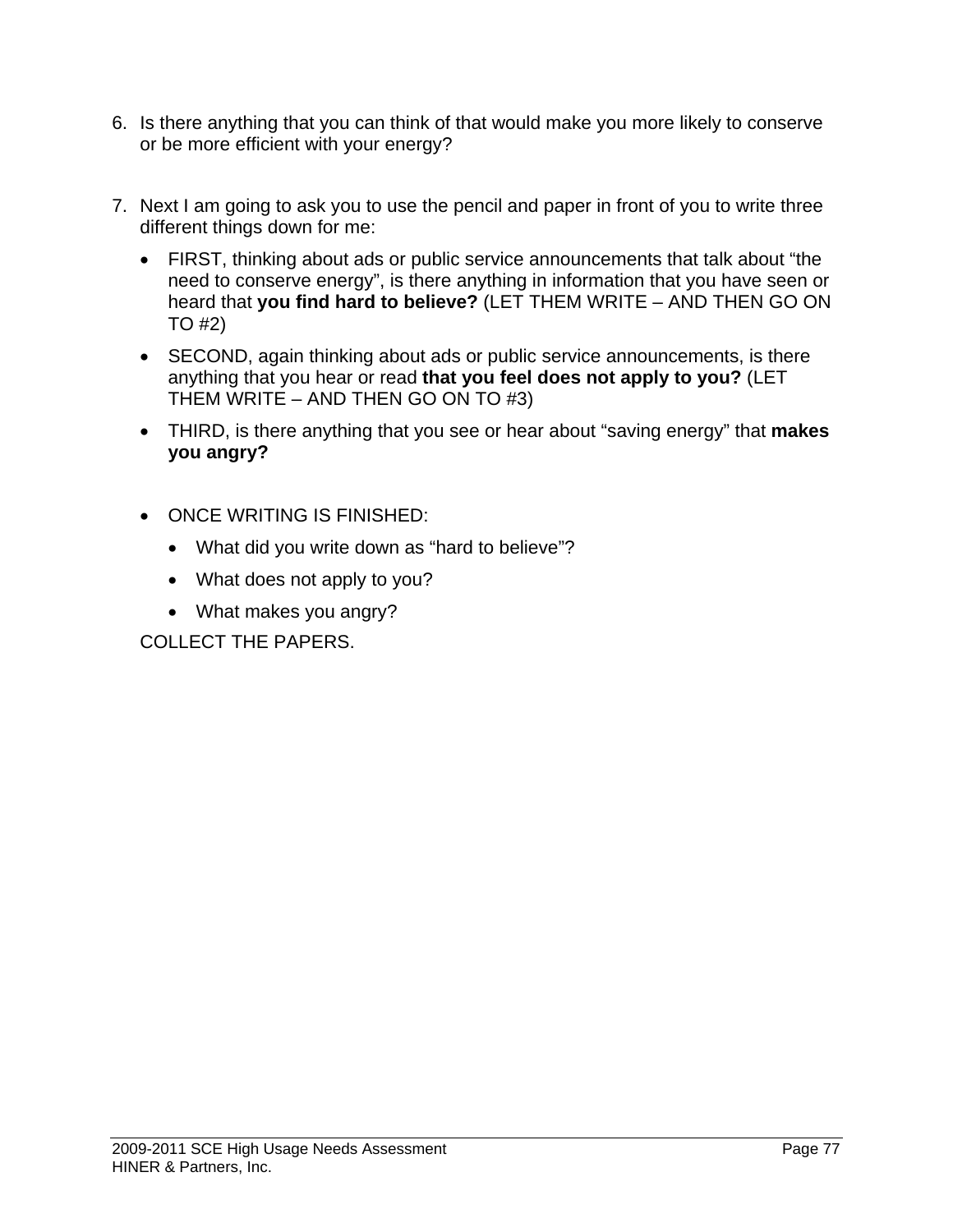6. Is there anything that you can think of that would make you more likely to conserve or be more efficient with your energy?

7. Next I am going to ask you to use the pencil and paper in front of you to write three different things down for me:

   - FIRST, thinking about ads or public service announcements that talk about "the need to conserve energy", is there anything in information that you have seen or heard that **you find hard to believe?** (LET THEM WRITE – AND THEN GO ON TO #2)
   - SECOND, again thinking about ads or public service announcements, is there anything that you hear or read **that you feel does not apply to you?** (LET THEM WRITE – AND THEN GO ON TO #3)
   - THIRD, is there anything that you see or hear about "saving energy" that **makes you angry?**

   - ONCE WRITING IS FINISHED:
     - What did you write down as "hard to believe"?
     - What does not apply to you?
     - What makes you angry?

   COLLECT THE PAPERS.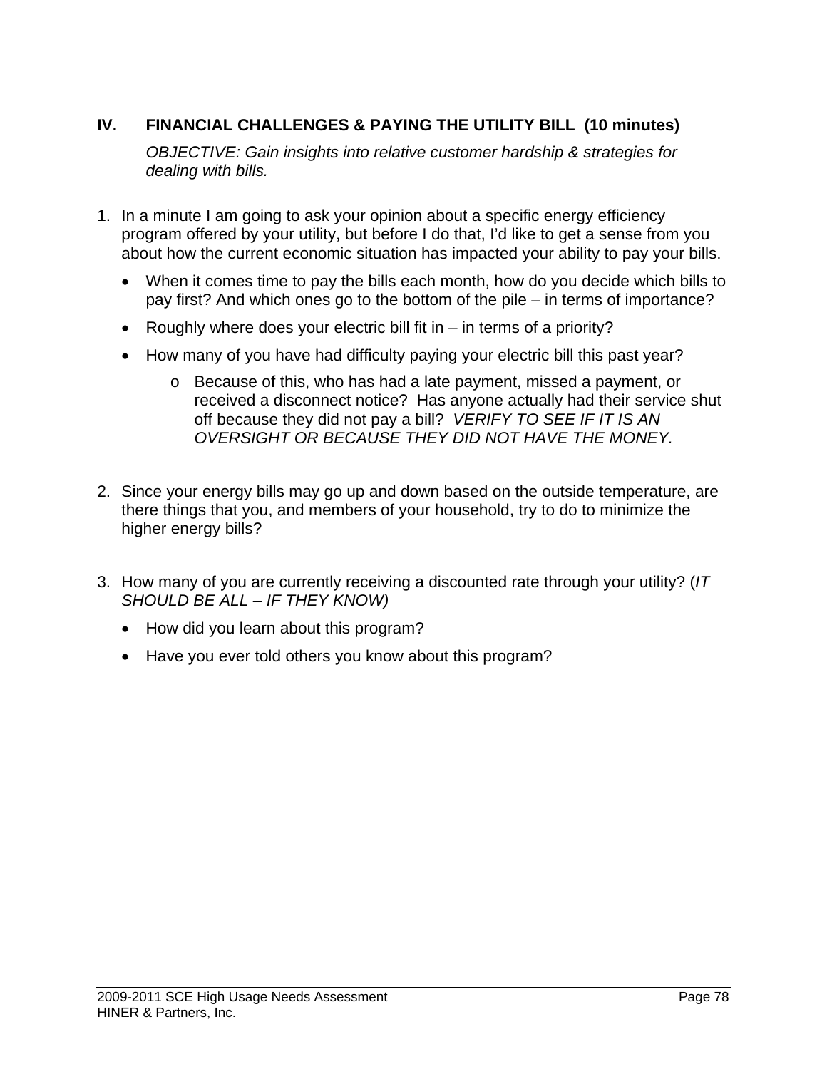## IV. FINANCIAL CHALLENGES & PAYING THE UTILITY BILL (10 minutes)

*OBJECTIVE: Gain insights into relative customer hardship & strategies for dealing with bills.*

1. In a minute I am going to ask your opinion about a specific energy efficiency program offered by your utility, but before I do that, I'd like to get a sense from you about how the current economic situation has impacted your ability to pay your bills.
   - When it comes time to pay the bills each month, how do you decide which bills to pay first? And which ones go to the bottom of the pile – in terms of importance?
   - Roughly where does your electric bill fit in – in terms of a priority?
   - How many of you have had difficulty paying your electric bill this past year?
     - Because of this, who has had a late payment, missed a payment, or received a disconnect notice? Has anyone actually had their service shut off because they did not pay a bill? *VERIFY TO SEE IF IT IS AN OVERSIGHT OR BECAUSE THEY DID NOT HAVE THE MONEY.*

2. Since your energy bills may go up and down based on the outside temperature, are there things that you, and members of your household, try to do to minimize the higher energy bills?

3. How many of you are currently receiving a discounted rate through your utility? (*IT SHOULD BE ALL – IF THEY KNOW)*
   - How did you learn about this program?
   - Have you ever told others you know about this program?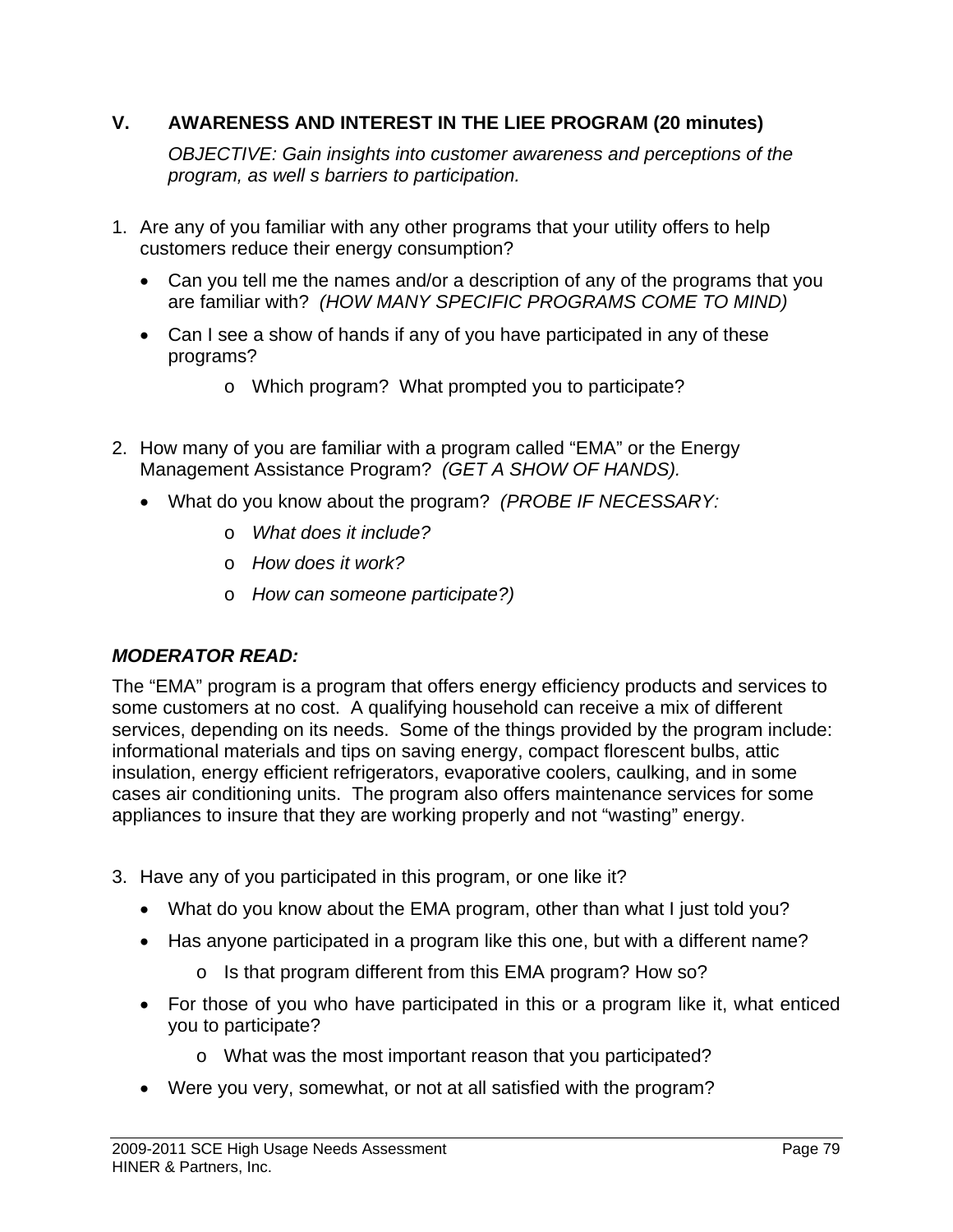## V. AWARENESS AND INTEREST IN THE LIEE PROGRAM (20 minutes)

*OBJECTIVE: Gain insights into customer awareness and perceptions of the program, as well s barriers to participation.*

1. Are any of you familiar with any other programs that your utility offers to help customers reduce their energy consumption?
   - Can you tell me the names and/or a description of any of the programs that you are familiar with? *(HOW MANY SPECIFIC PROGRAMS COME TO MIND)*
   - Can I see a show of hands if any of you have participated in any of these programs?
     - Which program? What prompted you to participate?

2. How many of you are familiar with a program called "EMA" or the Energy Management Assistance Program? *(GET A SHOW OF HANDS).*
   - What do you know about the program? *(PROBE IF NECESSARY:*
     - *What does it include?*
     - *How does it work?*
     - *How can someone participate?)*

***MODERATOR READ:***

The "EMA" program is a program that offers energy efficiency products and services to some customers at no cost. A qualifying household can receive a mix of different services, depending on its needs. Some of the things provided by the program include: informational materials and tips on saving energy, compact florescent bulbs, attic insulation, energy efficient refrigerators, evaporative coolers, caulking, and in some cases air conditioning units. The program also offers maintenance services for some appliances to insure that they are working properly and not "wasting" energy.

3. Have any of you participated in this program, or one like it?
   - What do you know about the EMA program, other than what I just told you?
   - Has anyone participated in a program like this one, but with a different name?
     - Is that program different from this EMA program? How so?
   - For those of you who have participated in this or a program like it, what enticed you to participate?
     - What was the most important reason that you participated?
   - Were you very, somewhat, or not at all satisfied with the program?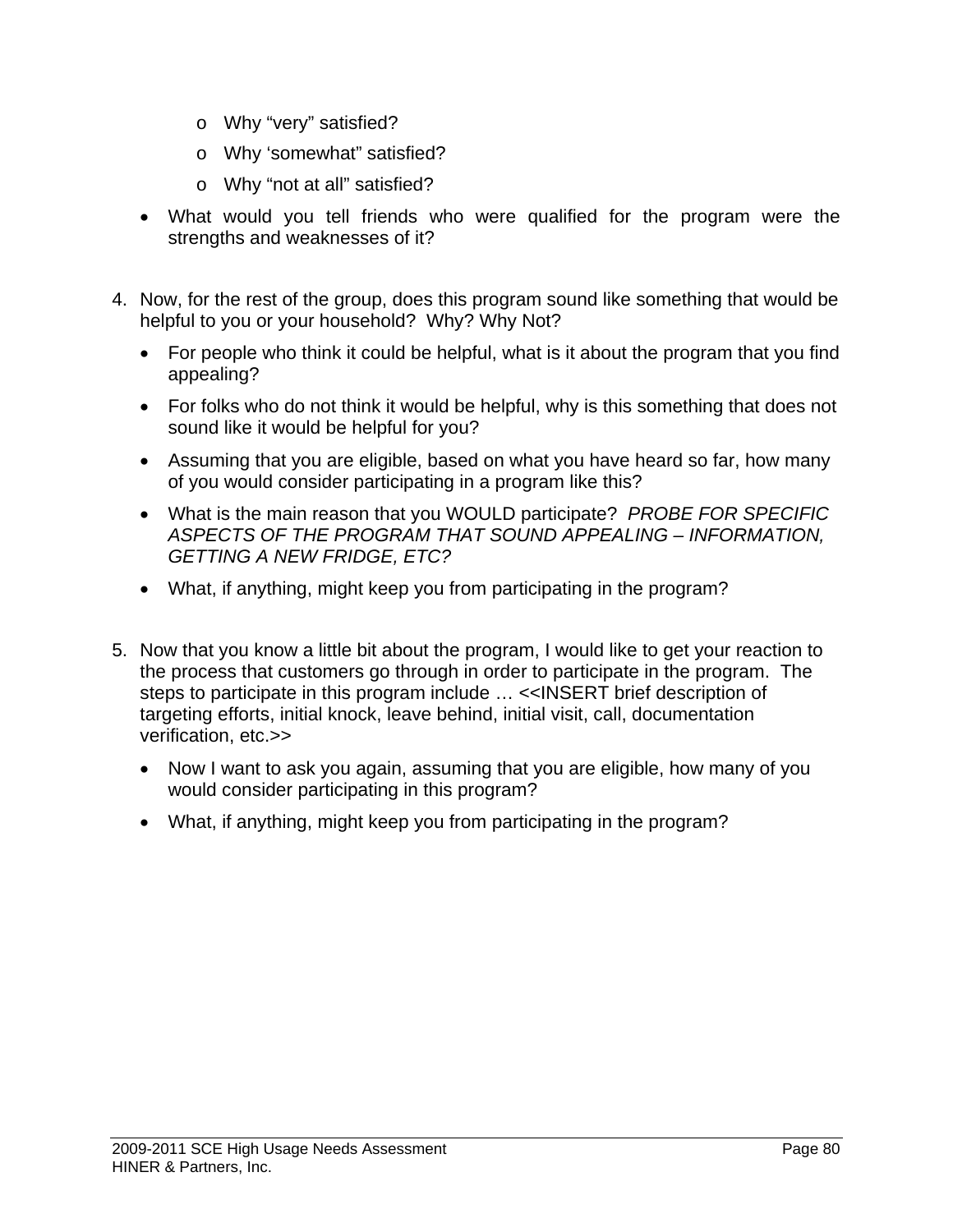- Why “very” satisfied?
    - Why ‘somewhat” satisfied?
    - Why “not at all” satisfied?
  - What would you tell friends who were qualified for the program were the strengths and weaknesses of it?

4. Now, for the rest of the group, does this program sound like something that would be helpful to you or your household? Why? Why Not?
   - For people who think it could be helpful, what is it about the program that you find appealing?
   - For folks who do not think it would be helpful, why is this something that does not sound like it would be helpful for you?
   - Assuming that you are eligible, based on what you have heard so far, how many of you would consider participating in a program like this?
   - What is the main reason that you WOULD participate? *PROBE FOR SPECIFIC ASPECTS OF THE PROGRAM THAT SOUND APPEALING – INFORMATION, GETTING A NEW FRIDGE, ETC?*
   - What, if anything, might keep you from participating in the program?

5. Now that you know a little bit about the program, I would like to get your reaction to the process that customers go through in order to participate in the program. The steps to participate in this program include … <<INSERT brief description of targeting efforts, initial knock, leave behind, initial visit, call, documentation verification, etc.>>
   - Now I want to ask you again, assuming that you are eligible, how many of you would consider participating in this program?
   - What, if anything, might keep you from participating in the program?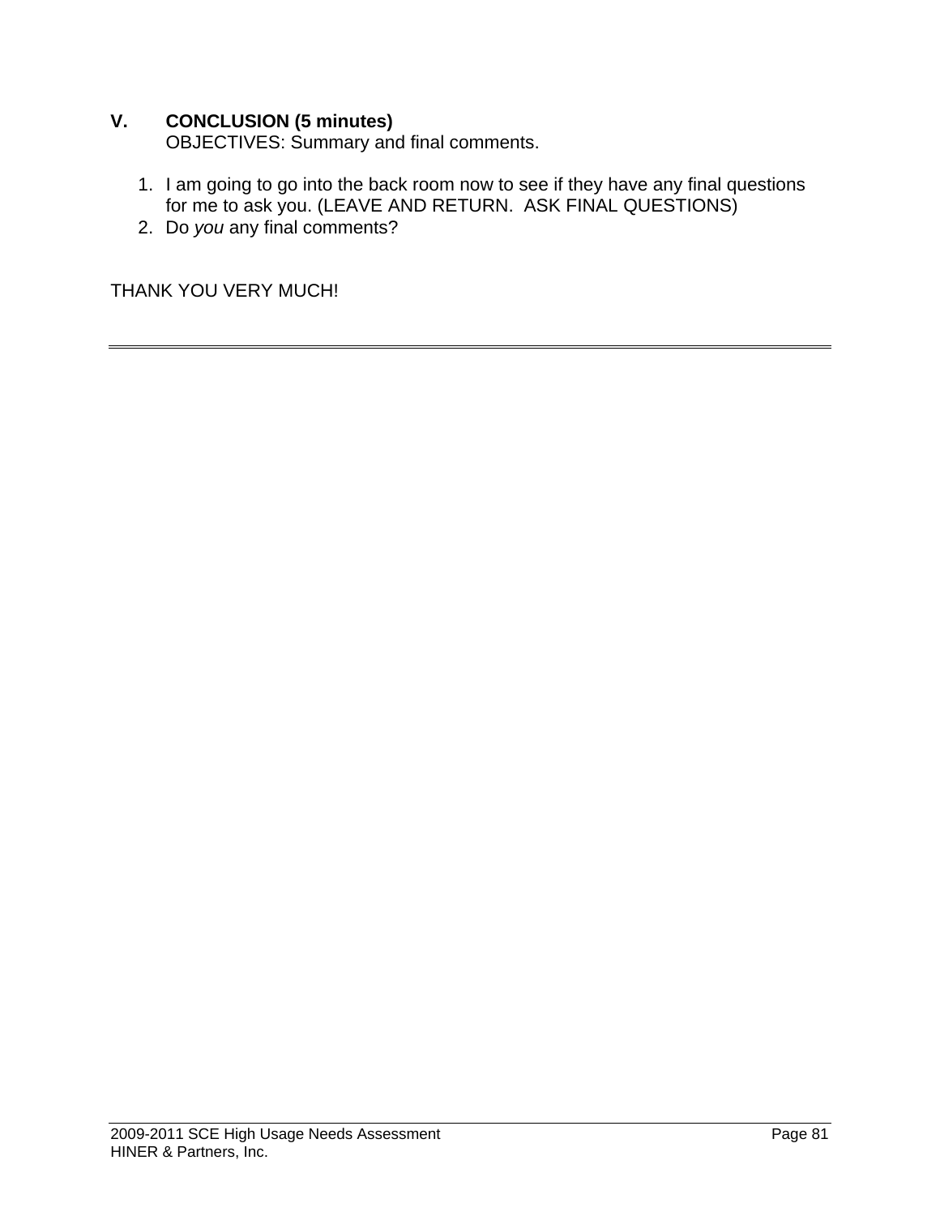## V. CONCLUSION (5 minutes)

OBJECTIVES: Summary and final comments.

1. I am going to go into the back room now to see if they have any final questions for me to ask you. (LEAVE AND RETURN. ASK FINAL QUESTIONS)
2. Do *you* any final comments?

THANK YOU VERY MUCH!

---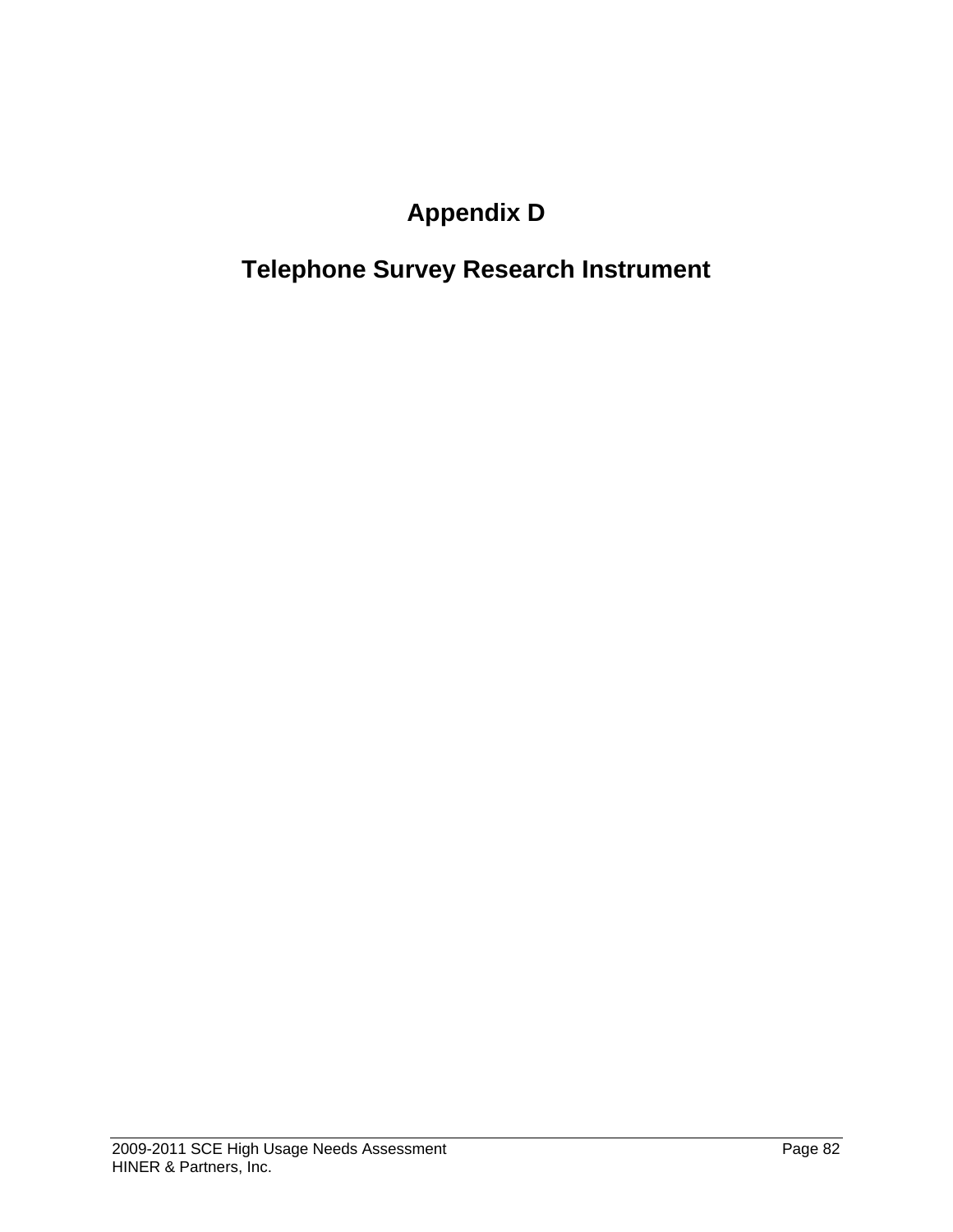# Appendix D

# Telephone Survey Research Instrument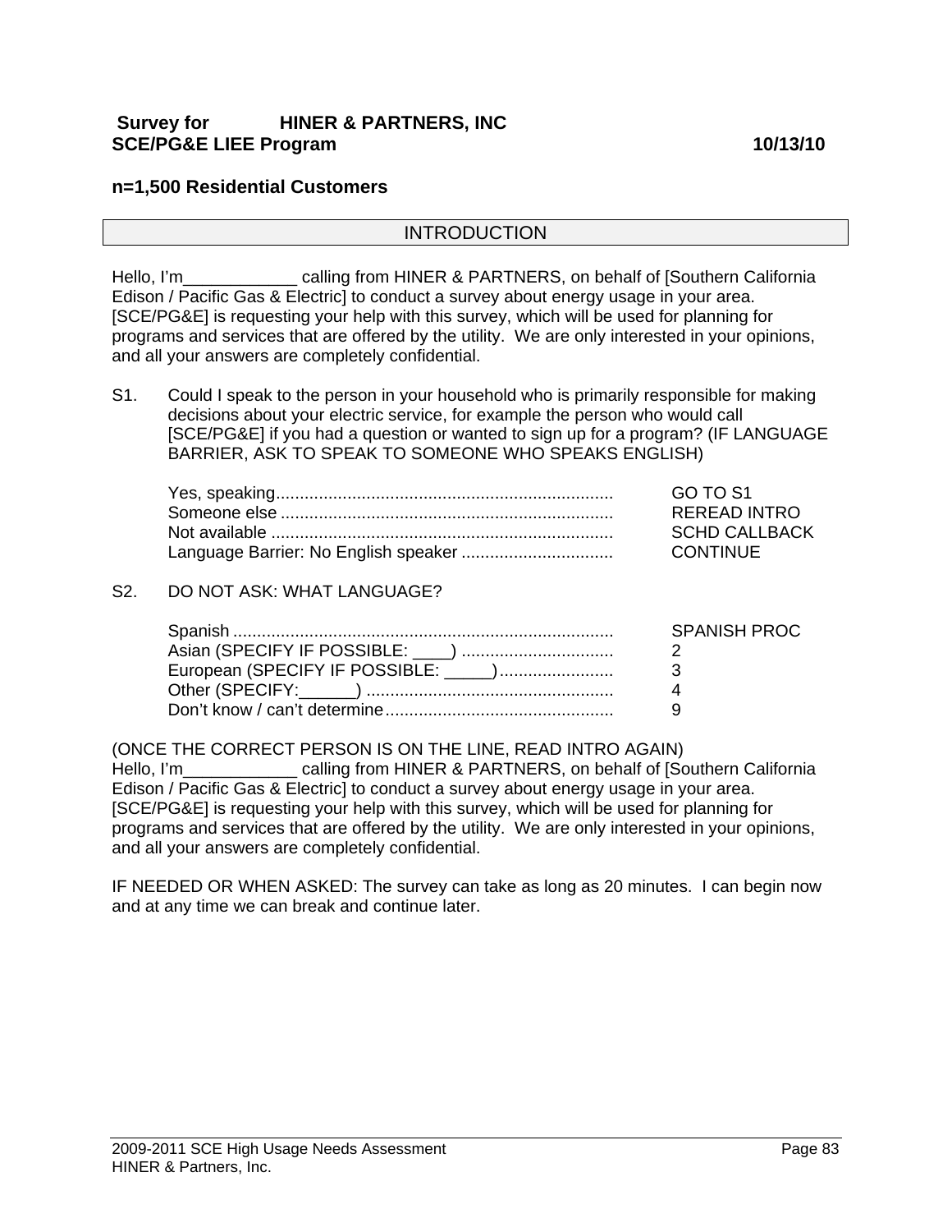**Survey for HINER & PARTNERS, INC**
**SCE/PG&E LIEE Program** **10/13/10**

**n=1,500 Residential Customers**

## INTRODUCTION

Hello, I'm____________ calling from HINER & PARTNERS, on behalf of [Southern California Edison / Pacific Gas & Electric] to conduct a survey about energy usage in your area. [SCE/PG&E] is requesting your help with this survey, which will be used for planning for programs and services that are offered by the utility. We are only interested in your opinions, and all your answers are completely confidential.

S1. Could I speak to the person in your household who is primarily responsible for making decisions about your electric service, for example the person who would call [SCE/PG&E] if you had a question or wanted to sign up for a program? (IF LANGUAGE BARRIER, ASK TO SPEAK TO SOMEONE WHO SPEAKS ENGLISH)

| | |
|---|---|
| Yes, speaking | GO TO S1 |
| Someone else | REREAD INTRO |
| Not available | SCHD CALLBACK |
| Language Barrier: No English speaker | CONTINUE |

S2. DO NOT ASK: WHAT LANGUAGE?

| | |
|---|---|
| Spanish | SPANISH PROC |
| Asian (SPECIFY IF POSSIBLE: ____) | 2 |
| European (SPECIFY IF POSSIBLE: _____) | 3 |
| Other (SPECIFY:______) | 4 |
| Don't know / can't determine | 9 |

(ONCE THE CORRECT PERSON IS ON THE LINE, READ INTRO AGAIN)
Hello, I'm____________ calling from HINER & PARTNERS, on behalf of [Southern California Edison / Pacific Gas & Electric] to conduct a survey about energy usage in your area. [SCE/PG&E] is requesting your help with this survey, which will be used for planning for programs and services that are offered by the utility. We are only interested in your opinions, and all your answers are completely confidential.

IF NEEDED OR WHEN ASKED: The survey can take as long as 20 minutes. I can begin now and at any time we can break and continue later.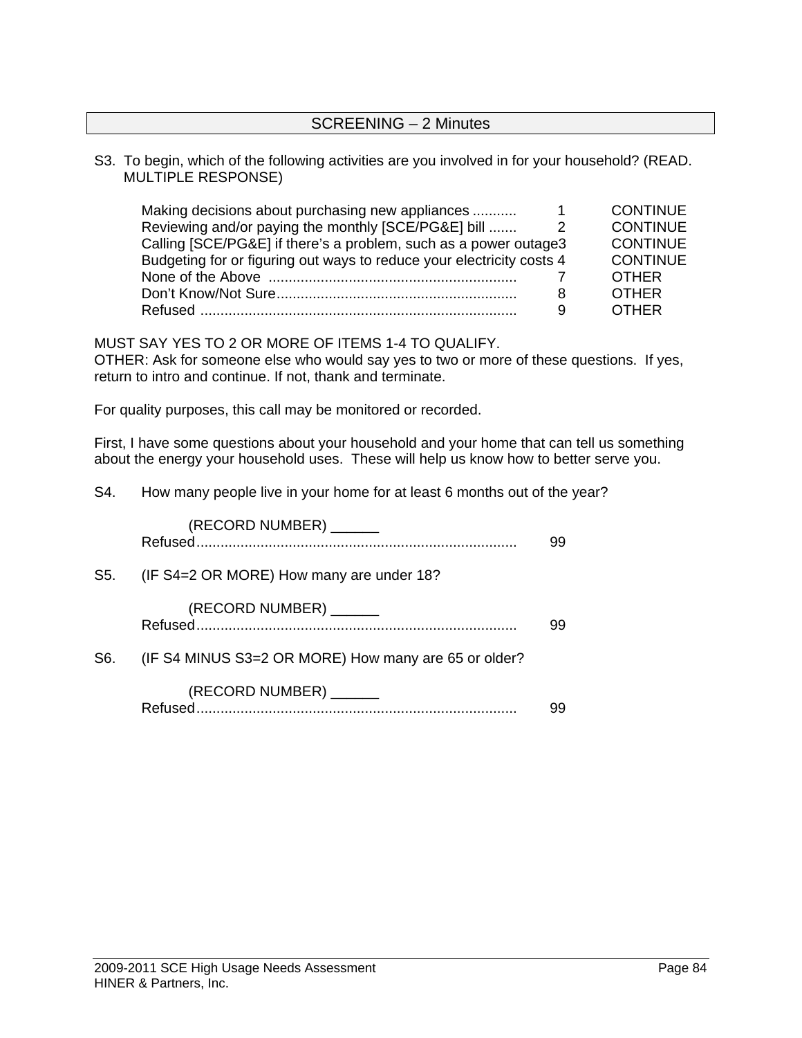## SCREENING – 2 Minutes

S3. To begin, which of the following activities are you involved in for your household? (READ. MULTIPLE RESPONSE)

| Response | Code | Action |
|---|---|---|
| Making decisions about purchasing new appliances ........... | 1 | CONTINUE |
| Reviewing and/or paying the monthly [SCE/PG&E] bill ....... | 2 | CONTINUE |
| Calling [SCE/PG&E] if there's a problem, such as a power outage | 3 | CONTINUE |
| Budgeting for or figuring out ways to reduce your electricity costs | 4 | CONTINUE |
| None of the Above .............................................................. | 7 | OTHER |
| Don't Know/Not Sure............................................................ | 8 | OTHER |
| Refused ............................................................................... | 9 | OTHER |

MUST SAY YES TO 2 OR MORE OF ITEMS 1-4 TO QUALIFY.
OTHER: Ask for someone else who would say yes to two or more of these questions. If yes, return to intro and continue. If not, thank and terminate.

For quality purposes, this call may be monitored or recorded.

First, I have some questions about your household and your home that can tell us something about the energy your household uses. These will help us know how to better serve you.

S4. How many people live in your home for at least 6 months out of the year?

(RECORD NUMBER) ______
Refused................................................................................ 99

S5. (IF S4=2 OR MORE) How many are under 18?

(RECORD NUMBER) ______
Refused................................................................................ 99

S6. (IF S4 MINUS S3=2 OR MORE) How many are 65 or older?

(RECORD NUMBER) ______
Refused................................................................................ 99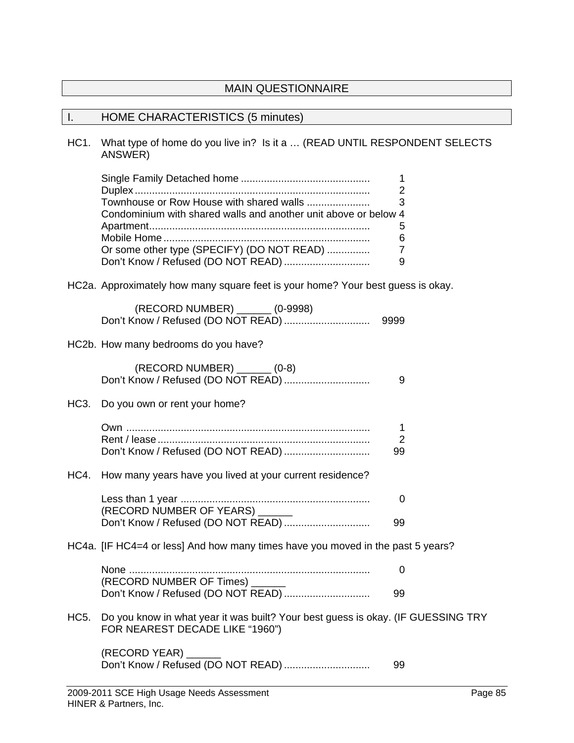# MAIN QUESTIONNAIRE

## I. HOME CHARACTERISTICS (5 minutes)

HC1. What type of home do you live in? Is it a … (READ UNTIL RESPONDENT SELECTS ANSWER)

| | |
|---|---|
| Single Family Detached home | 1 |
| Duplex | 2 |
| Townhouse or Row House with shared walls | 3 |
| Condominium with shared walls and another unit above or below | 4 |
| Apartment | 5 |
| Mobile Home | 6 |
| Or some other type (SPECIFY) (DO NOT READ) | 7 |
| Don't Know / Refused (DO NOT READ) | 9 |

HC2a. Approximately how many square feet is your home? Your best guess is okay.

(RECORD NUMBER) ______ (0-9998)
Don't Know / Refused (DO NOT READ) .............................. 9999

HC2b. How many bedrooms do you have?

(RECORD NUMBER) ______ (0-8)
Don't Know / Refused (DO NOT READ) .............................. 9

HC3. Do you own or rent your home?

| | |
|---|---|
| Own | 1 |
| Rent / lease | 2 |
| Don't Know / Refused (DO NOT READ) | 99 |

HC4. How many years have you lived at your current residence?

Less than 1 year .................................................................. 0
(RECORD NUMBER OF YEARS) ______
Don't Know / Refused (DO NOT READ) .............................. 99

HC4a. [IF HC4=4 or less] And how many times have you moved in the past 5 years?

None ................................................................................... 0
(RECORD NUMBER OF Times) ______
Don't Know / Refused (DO NOT READ) .............................. 99

HC5. Do you know in what year it was built? Your best guess is okay. (IF GUESSING TRY FOR NEAREST DECADE LIKE "1960")

(RECORD YEAR) ______
Don't Know / Refused (DO NOT READ) .............................. 99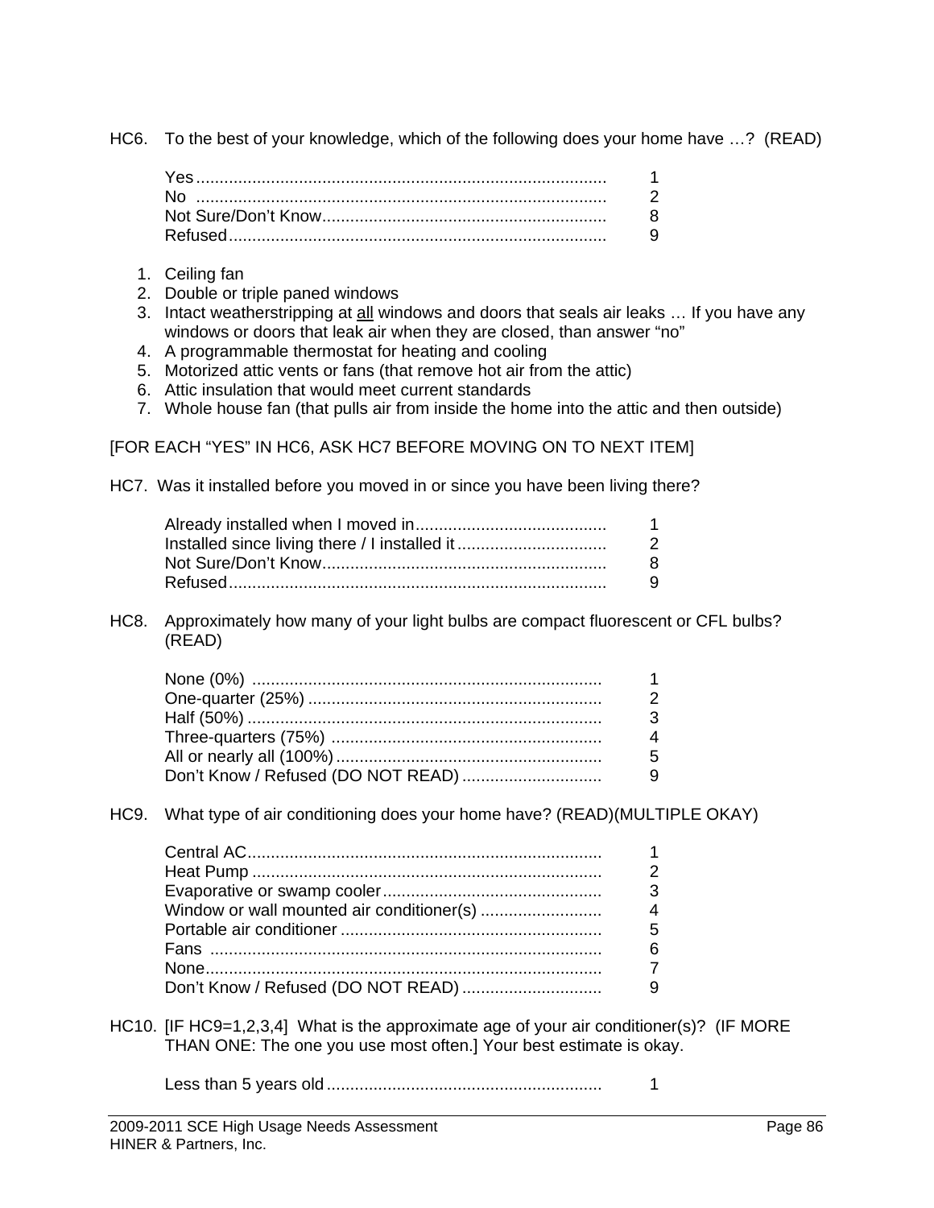HC6. To the best of your knowledge, which of the following does your home have …? (READ)

| | |
|---|---|
| Yes | 1 |
| No | 2 |
| Not Sure/Don't Know | 8 |
| Refused | 9 |

1. Ceiling fan
2. Double or triple paned windows
3. Intact weatherstripping at <u>all</u> windows and doors that seals air leaks … If you have any windows or doors that leak air when they are closed, than answer "no"
4. A programmable thermostat for heating and cooling
5. Motorized attic vents or fans (that remove hot air from the attic)
6. Attic insulation that would meet current standards
7. Whole house fan (that pulls air from inside the home into the attic and then outside)

[FOR EACH "YES" IN HC6, ASK HC7 BEFORE MOVING ON TO NEXT ITEM]

HC7. Was it installed before you moved in or since you have been living there?

| | |
|---|---|
| Already installed when I moved in | 1 |
| Installed since living there / I installed it | 2 |
| Not Sure/Don't Know | 8 |
| Refused | 9 |

HC8. Approximately how many of your light bulbs are compact fluorescent or CFL bulbs? (READ)

| | |
|---|---|
| None (0%) | 1 |
| One-quarter (25%) | 2 |
| Half (50%) | 3 |
| Three-quarters (75%) | 4 |
| All or nearly all (100%) | 5 |
| Don't Know / Refused (DO NOT READ) | 9 |

HC9. What type of air conditioning does your home have? (READ)(MULTIPLE OKAY)

| | |
|---|---|
| Central AC | 1 |
| Heat Pump | 2 |
| Evaporative or swamp cooler | 3 |
| Window or wall mounted air conditioner(s) | 4 |
| Portable air conditioner | 5 |
| Fans | 6 |
| None | 7 |
| Don't Know / Refused (DO NOT READ) | 9 |

HC10. [IF HC9=1,2,3,4] What is the approximate age of your air conditioner(s)? (IF MORE THAN ONE: The one you use most often.] Your best estimate is okay.

| | |
|---|---|
| Less than 5 years old | 1 |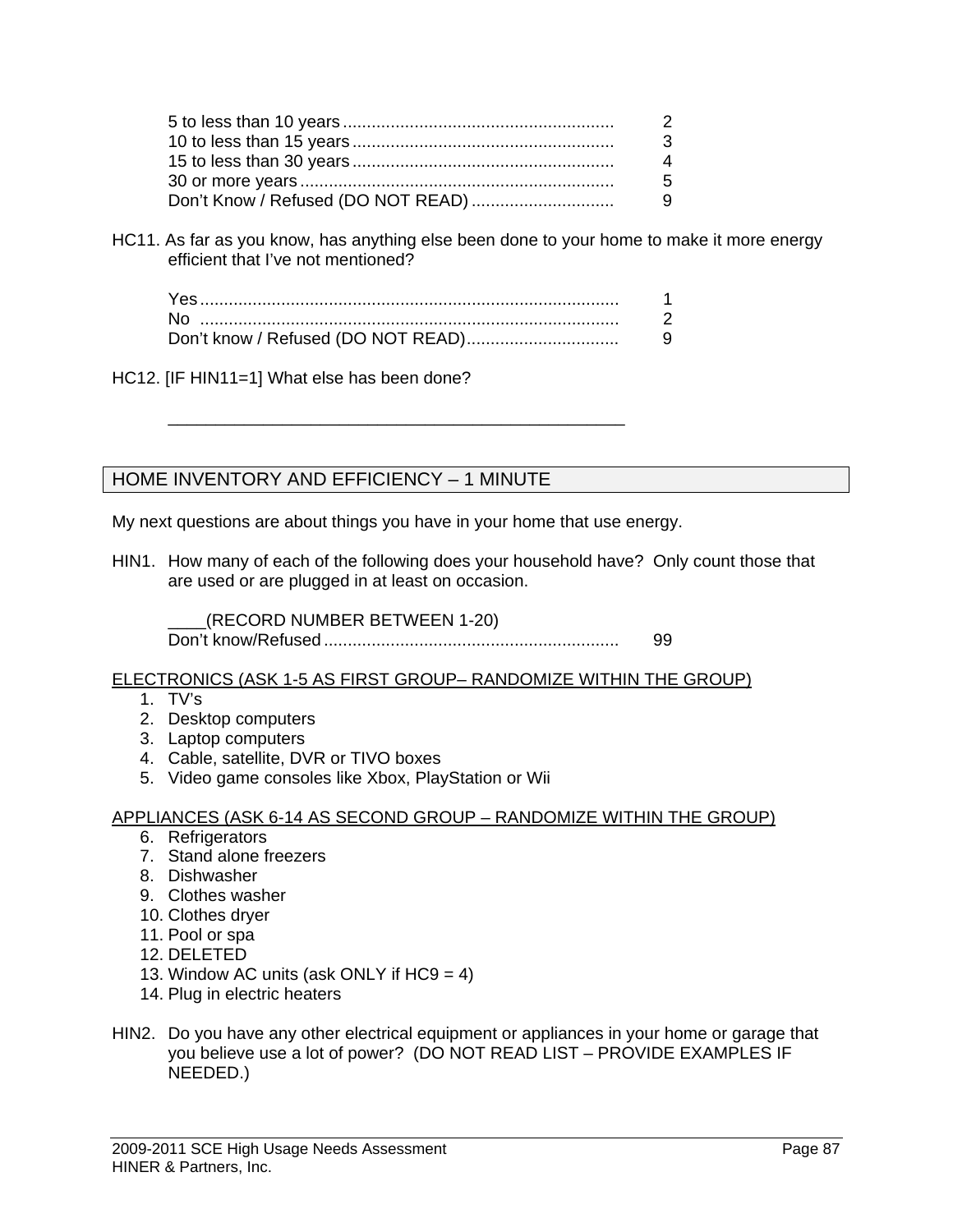| | |
|---|---|
| 5 to less than 10 years | 2 |
| 10 to less than 15 years | 3 |
| 15 to less than 30 years | 4 |
| 30 or more years | 5 |
| Don't Know / Refused (DO NOT READ) | 9 |

HC11. As far as you know, has anything else been done to your home to make it more energy efficient that I've not mentioned?

| | |
|---|---|
| Yes | 1 |
| No | 2 |
| Don't know / Refused (DO NOT READ) | 9 |

HC12. [IF HIN11=1] What else has been done?

_________________________________________________

## HOME INVENTORY AND EFFICIENCY – 1 MINUTE

My next questions are about things you have in your home that use energy.

HIN1. How many of each of the following does your household have? Only count those that are used or are plugged in at least on occasion.

| | |
|---|---|
| ____(RECORD NUMBER BETWEEN 1-20) | |
| Don't know/Refused | 99 |

ELECTRONICS (ASK 1-5 AS FIRST GROUP– RANDOMIZE WITHIN THE GROUP)

1. TV's
2. Desktop computers
3. Laptop computers
4. Cable, satellite, DVR or TIVO boxes
5. Video game consoles like Xbox, PlayStation or Wii

APPLIANCES (ASK 6-14 AS SECOND GROUP – RANDOMIZE WITHIN THE GROUP)

6. Refrigerators
7. Stand alone freezers
8. Dishwasher
9. Clothes washer
10. Clothes dryer
11. Pool or spa
12. DELETED
13. Window AC units (ask ONLY if HC9 = 4)
14. Plug in electric heaters

HIN2. Do you have any other electrical equipment or appliances in your home or garage that you believe use a lot of power? (DO NOT READ LIST – PROVIDE EXAMPLES IF NEEDED.)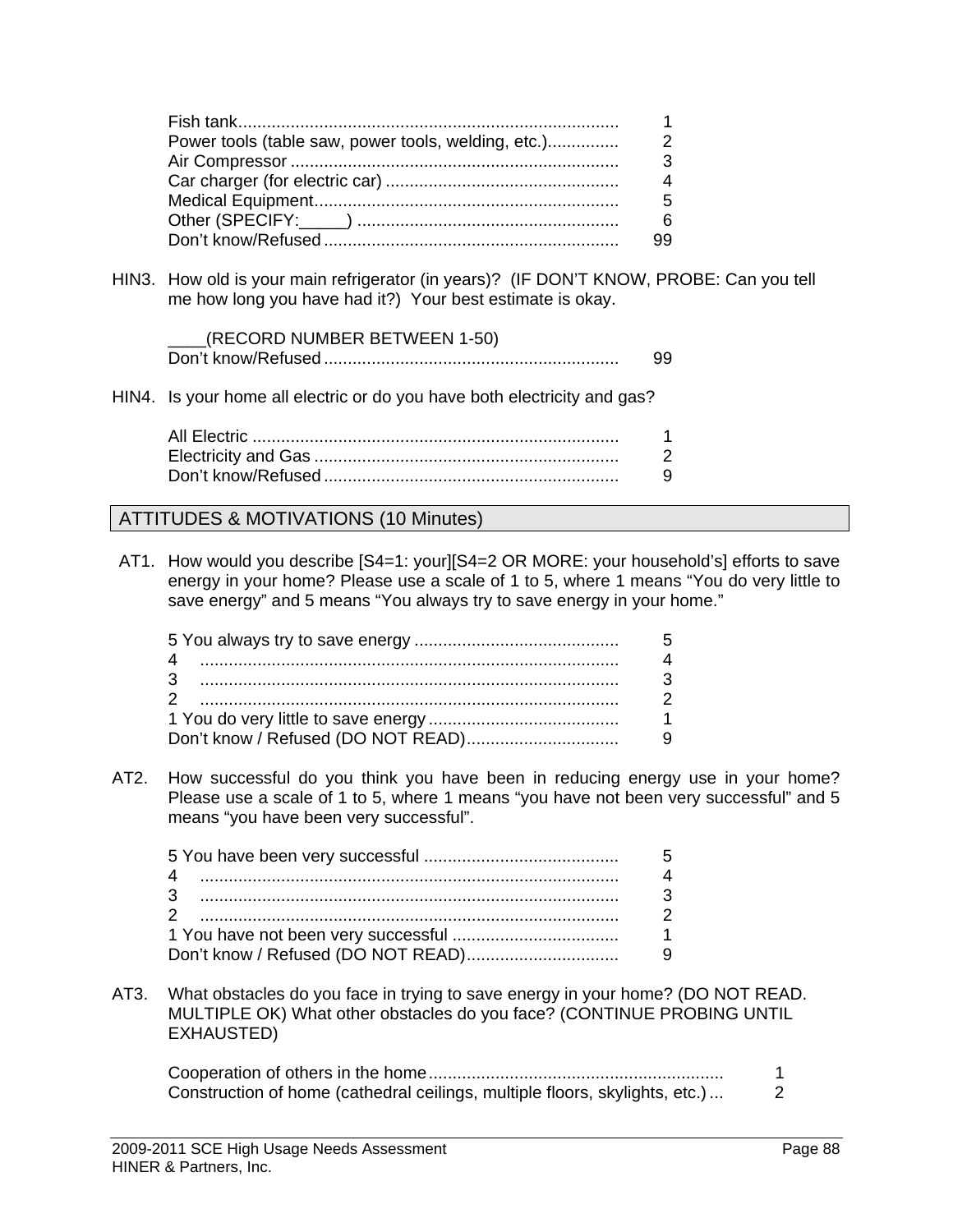| | |
|---|---|
| Fish tank | 1 |
| Power tools (table saw, power tools, welding, etc.) | 2 |
| Air Compressor | 3 |
| Car charger (for electric car) | 4 |
| Medical Equipment | 5 |
| Other (SPECIFY:_____) | 6 |
| Don't know/Refused | 99 |

HIN3. How old is your main refrigerator (in years)? (IF DON'T KNOW, PROBE: Can you tell me how long you have had it?) Your best estimate is okay.

| | |
|---|---|
| ____(RECORD NUMBER BETWEEN 1-50) | |
| Don't know/Refused | 99 |

HIN4. Is your home all electric or do you have both electricity and gas?

| | |
|---|---|
| All Electric | 1 |
| Electricity and Gas | 2 |
| Don't know/Refused | 9 |

## ATTITUDES & MOTIVATIONS (10 Minutes)

AT1. How would you describe [S4=1: your][S4=2 OR MORE: your household's] efforts to save energy in your home? Please use a scale of 1 to 5, where 1 means "You do very little to save energy" and 5 means "You always try to save energy in your home."

| | |
|---|---|
| 5 You always try to save energy | 5 |
| 4 | 4 |
| 3 | 3 |
| 2 | 2 |
| 1 You do very little to save energy | 1 |
| Don't know / Refused (DO NOT READ) | 9 |

AT2. How successful do you think you have been in reducing energy use in your home? Please use a scale of 1 to 5, where 1 means "you have not been very successful" and 5 means "you have been very successful".

| | |
|---|---|
| 5 You have been very successful | 5 |
| 4 | 4 |
| 3 | 3 |
| 2 | 2 |
| 1 You have not been very successful | 1 |
| Don't know / Refused (DO NOT READ) | 9 |

AT3. What obstacles do you face in trying to save energy in your home? (DO NOT READ. MULTIPLE OK) What other obstacles do you face? (CONTINUE PROBING UNTIL EXHAUSTED)

| | |
|---|---|
| Cooperation of others in the home | 1 |
| Construction of home (cathedral ceilings, multiple floors, skylights, etc.) | 2 |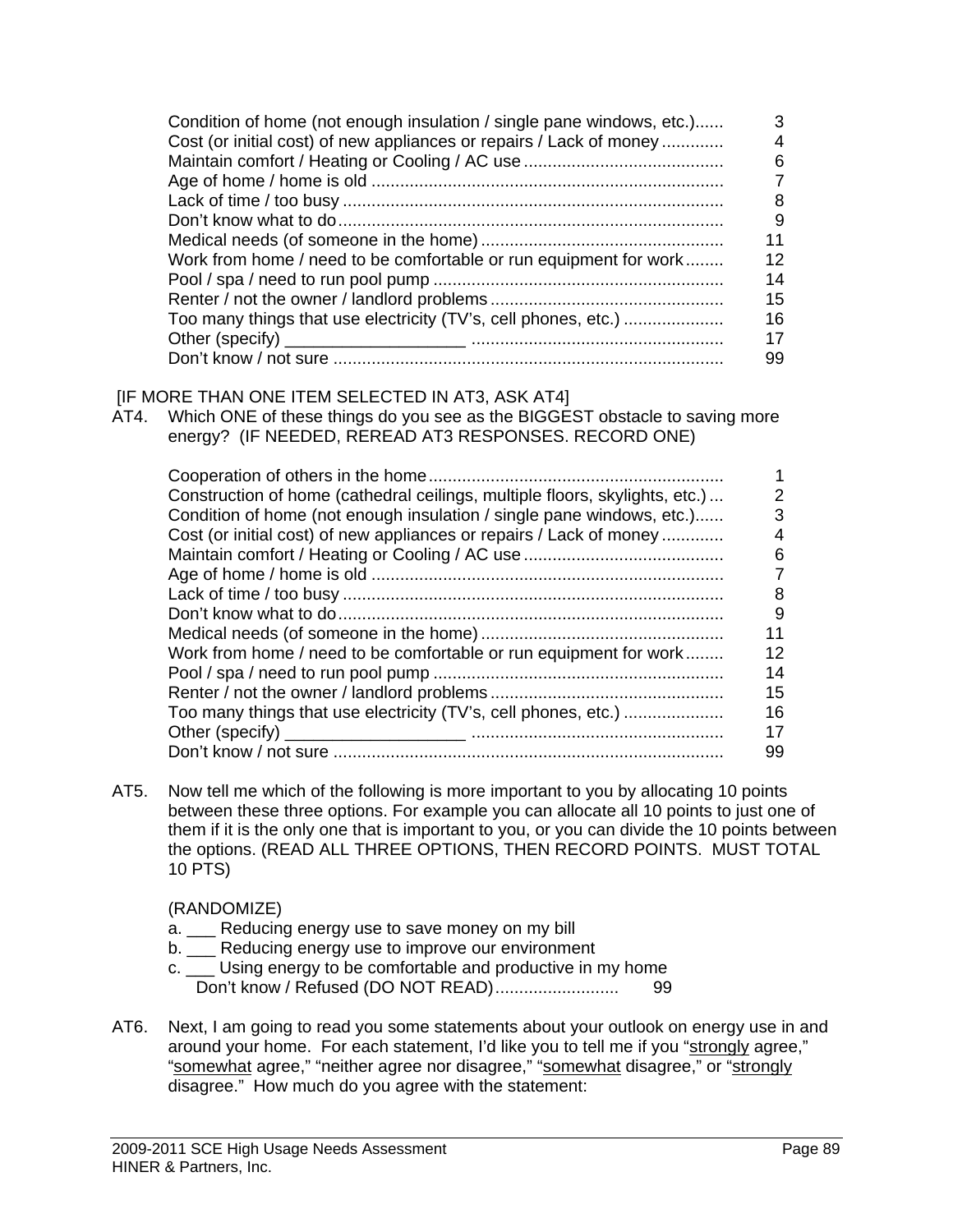| | |
|---|---|
| Condition of home (not enough insulation / single pane windows, etc.)...... | 3 |
| Cost (or initial cost) of new appliances or repairs / Lack of money ............ | 4 |
| Maintain comfort / Heating or Cooling / AC use .......................................... | 6 |
| Age of home / home is old ......................................................................... | 7 |
| Lack of time / too busy ............................................................................... | 8 |
| Don't know what to do................................................................................ | 9 |
| Medical needs (of someone in the home) .................................................. | 11 |
| Work from home / need to be comfortable or run equipment for work........ | 12 |
| Pool / spa / need to run pool pump ............................................................ | 14 |
| Renter / not the owner / landlord problems ................................................ | 15 |
| Too many things that use electricity (TV's, cell phones, etc.) .................... | 16 |
| Other (specify) ___________________ .................................................... | 17 |
| Don't know / not sure ................................................................................. | 99 |

[IF MORE THAN ONE ITEM SELECTED IN AT3, ASK AT4]

AT4. Which ONE of these things do you see as the BIGGEST obstacle to saving more energy? (IF NEEDED, REREAD AT3 RESPONSES. RECORD ONE)

| | |
|---|---|
| Cooperation of others in the home............................................................. | 1 |
| Construction of home (cathedral ceilings, multiple floors, skylights, etc.) ... | 2 |
| Condition of home (not enough insulation / single pane windows, etc.)...... | 3 |
| Cost (or initial cost) of new appliances or repairs / Lack of money ............ | 4 |
| Maintain comfort / Heating or Cooling / AC use .......................................... | 6 |
| Age of home / home is old ......................................................................... | 7 |
| Lack of time / too busy ............................................................................... | 8 |
| Don't know what to do................................................................................ | 9 |
| Medical needs (of someone in the home) .................................................. | 11 |
| Work from home / need to be comfortable or run equipment for work........ | 12 |
| Pool / spa / need to run pool pump ............................................................ | 14 |
| Renter / not the owner / landlord problems ................................................ | 15 |
| Too many things that use electricity (TV's, cell phones, etc.) .................... | 16 |
| Other (specify) ___________________ .................................................... | 17 |
| Don't know / not sure ................................................................................. | 99 |

AT5. Now tell me which of the following is more important to you by allocating 10 points between these three options. For example you can allocate all 10 points to just one of them if it is the only one that is important to you, or you can divide the 10 points between the options. (READ ALL THREE OPTIONS, THEN RECORD POINTS. MUST TOTAL 10 PTS)

(RANDOMIZE)

a. ___ Reducing energy use to save money on my bill
b. ___ Reducing energy use to improve our environment
c. ___ Using energy to be comfortable and productive in my home
Don't know / Refused (DO NOT READ).......................... 99

AT6. Next, I am going to read you some statements about your outlook on energy use in and around your home. For each statement, I'd like you to tell me if you "strongly agree," "somewhat agree," "neither agree nor disagree," "somewhat disagree," or "strongly disagree." How much do you agree with the statement: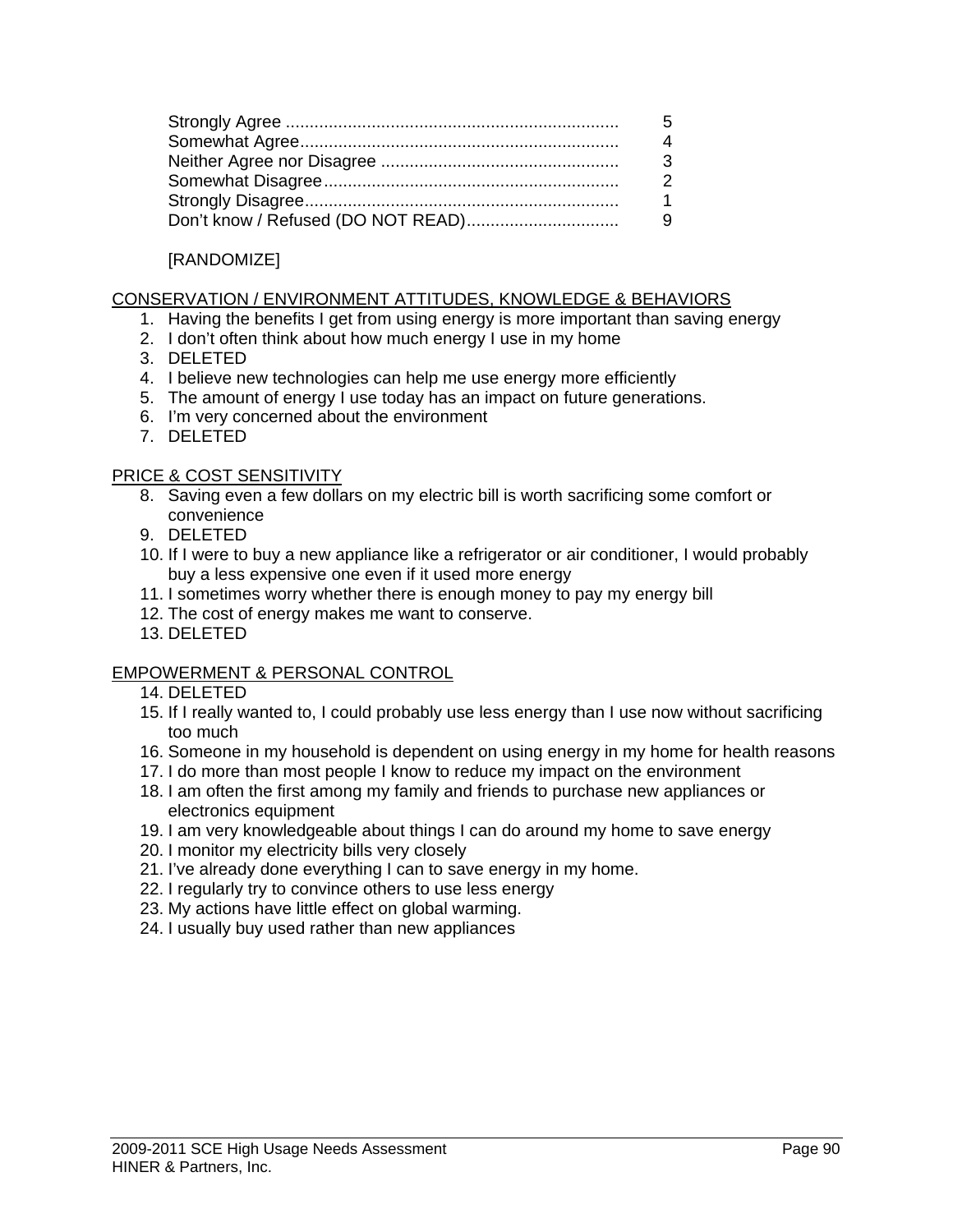| | |
|---|---|
| Strongly Agree | 5 |
| Somewhat Agree | 4 |
| Neither Agree nor Disagree | 3 |
| Somewhat Disagree | 2 |
| Strongly Disagree | 1 |
| Don't know / Refused (DO NOT READ) | 9 |

[RANDOMIZE]

<u>CONSERVATION / ENVIRONMENT ATTITUDES, KNOWLEDGE & BEHAVIORS</u>

1. Having the benefits I get from using energy is more important than saving energy
2. I don't often think about how much energy I use in my home
3. DELETED
4. I believe new technologies can help me use energy more efficiently
5. The amount of energy I use today has an impact on future generations.
6. I'm very concerned about the environment
7. DELETED

<u>PRICE & COST SENSITIVITY</u>

8. Saving even a few dollars on my electric bill is worth sacrificing some comfort or convenience
9. DELETED
10. If I were to buy a new appliance like a refrigerator or air conditioner, I would probably buy a less expensive one even if it used more energy
11. I sometimes worry whether there is enough money to pay my energy bill
12. The cost of energy makes me want to conserve.
13. DELETED

<u>EMPOWERMENT & PERSONAL CONTROL</u>

14. DELETED
15. If I really wanted to, I could probably use less energy than I use now without sacrificing too much
16. Someone in my household is dependent on using energy in my home for health reasons
17. I do more than most people I know to reduce my impact on the environment
18. I am often the first among my family and friends to purchase new appliances or electronics equipment
19. I am very knowledgeable about things I can do around my home to save energy
20. I monitor my electricity bills very closely
21. I've already done everything I can to save energy in my home.
22. I regularly try to convince others to use less energy
23. My actions have little effect on global warming.
24. I usually buy used rather than new appliances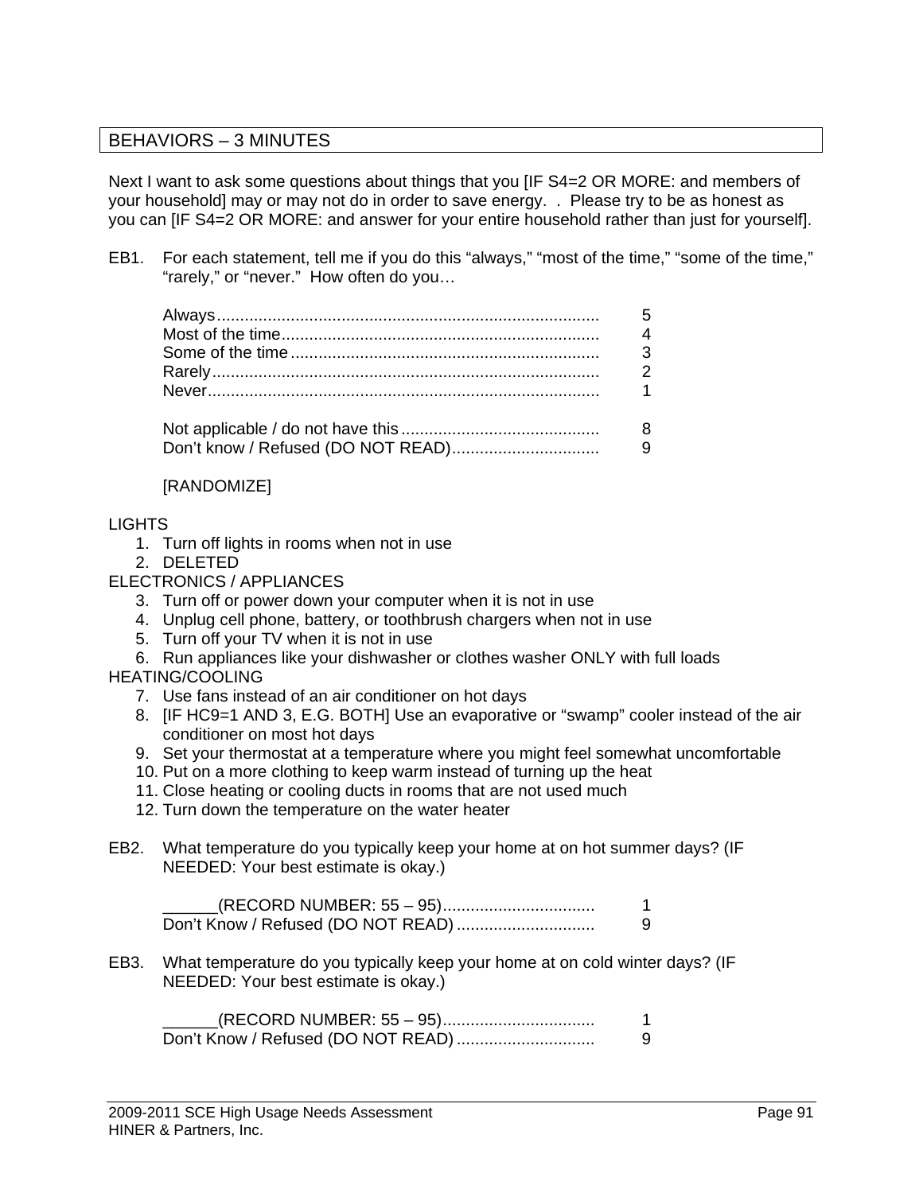## BEHAVIORS – 3 MINUTES

Next I want to ask some questions about things that you [IF S4=2 OR MORE: and members of your household] may or may not do in order to save energy. . Please try to be as honest as you can [IF S4=2 OR MORE: and answer for your entire household rather than just for yourself].

EB1. For each statement, tell me if you do this "always," "most of the time," "some of the time," "rarely," or "never." How often do you…

| | |
|---|---|
| Always | 5 |
| Most of the time | 4 |
| Some of the time | 3 |
| Rarely | 2 |
| Never | 1 |
| Not applicable / do not have this | 8 |
| Don't know / Refused (DO NOT READ) | 9 |

[RANDOMIZE]

LIGHTS

1. Turn off lights in rooms when not in use
2. DELETED

ELECTRONICS / APPLIANCES

3. Turn off or power down your computer when it is not in use
4. Unplug cell phone, battery, or toothbrush chargers when not in use
5. Turn off your TV when it is not in use
6. Run appliances like your dishwasher or clothes washer ONLY with full loads

HEATING/COOLING

7. Use fans instead of an air conditioner on hot days
8. [IF HC9=1 AND 3, E.G. BOTH] Use an evaporative or "swamp" cooler instead of the air conditioner on most hot days
9. Set your thermostat at a temperature where you might feel somewhat uncomfortable
10. Put on a more clothing to keep warm instead of turning up the heat
11. Close heating or cooling ducts in rooms that are not used much
12. Turn down the temperature on the water heater

EB2. What temperature do you typically keep your home at on hot summer days? (IF NEEDED: Your best estimate is okay.)

| | |
|---|---|
| ______(RECORD NUMBER: 55 – 95) | 1 |
| Don't Know / Refused (DO NOT READ) | 9 |

EB3. What temperature do you typically keep your home at on cold winter days? (IF NEEDED: Your best estimate is okay.)

| | |
|---|---|
| ______(RECORD NUMBER: 55 – 95) | 1 |
| Don't Know / Refused (DO NOT READ) | 9 |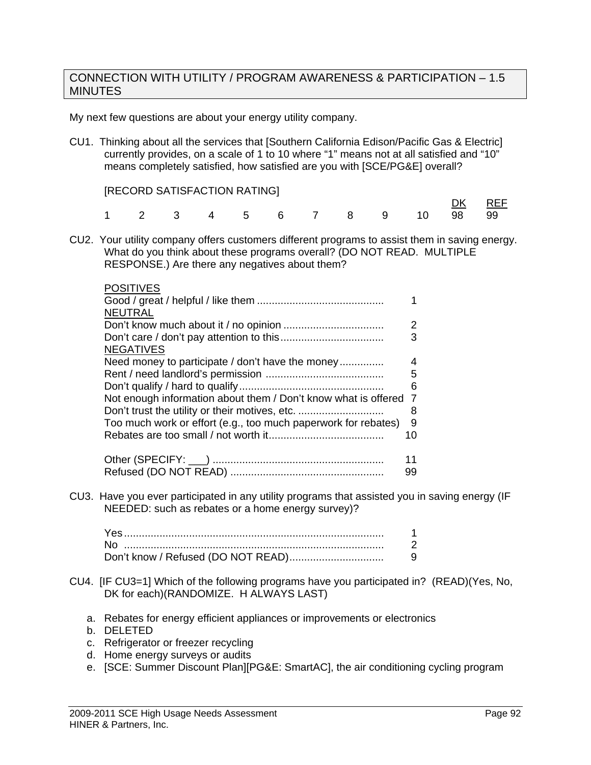## CONNECTION WITH UTILITY / PROGRAM AWARENESS & PARTICIPATION – 1.5 MINUTES

My next few questions are about your energy utility company.

CU1. Thinking about all the services that [Southern California Edison/Pacific Gas & Electric] currently provides, on a scale of 1 to 10 where "1" means not at all satisfied and "10" means completely satisfied, how satisfied are you with [SCE/PG&E] overall?

[RECORD SATISFACTION RATING]

| | | | | | | | | | | DK | REF |
|---|---|---|---|---|---|---|---|---|---|---|---|
| 1 | 2 | 3 | 4 | 5 | 6 | 7 | 8 | 9 | 10 | 98 | 99 |

CU2. Your utility company offers customers different programs to assist them in saving energy. What do you think about these programs overall? (DO NOT READ. MULTIPLE RESPONSE.) Are there any negatives about them?

| | |
|---|---|
| POSITIVES | |
| Good / great / helpful / like them | 1 |
| NEUTRAL | |
| Don't know much about it / no opinion | 2 |
| Don't care / don't pay attention to this | 3 |
| NEGATIVES | |
| Need money to participate / don't have the money | 4 |
| Rent / need landlord's permission | 5 |
| Don't qualify / hard to qualify | 6 |
| Not enough information about them / Don't know what is offered | 7 |
| Don't trust the utility or their motives, etc. | 8 |
| Too much work or effort (e.g., too much paperwork for rebates) | 9 |
| Rebates are too small / not worth it | 10 |
| Other (SPECIFY: ___) | 11 |
| Refused (DO NOT READ) | 99 |

CU3. Have you ever participated in any utility programs that assisted you in saving energy (IF NEEDED: such as rebates or a home energy survey)?

| | |
|---|---|
| Yes | 1 |
| No | 2 |
| Don't know / Refused (DO NOT READ) | 9 |

CU4. [IF CU3=1] Which of the following programs have you participated in? (READ)(Yes, No, DK for each)(RANDOMIZE. H ALWAYS LAST)

a. Rebates for energy efficient appliances or improvements or electronics
b. DELETED
c. Refrigerator or freezer recycling
d. Home energy surveys or audits
e. [SCE: Summer Discount Plan][PG&E: SmartAC], the air conditioning cycling program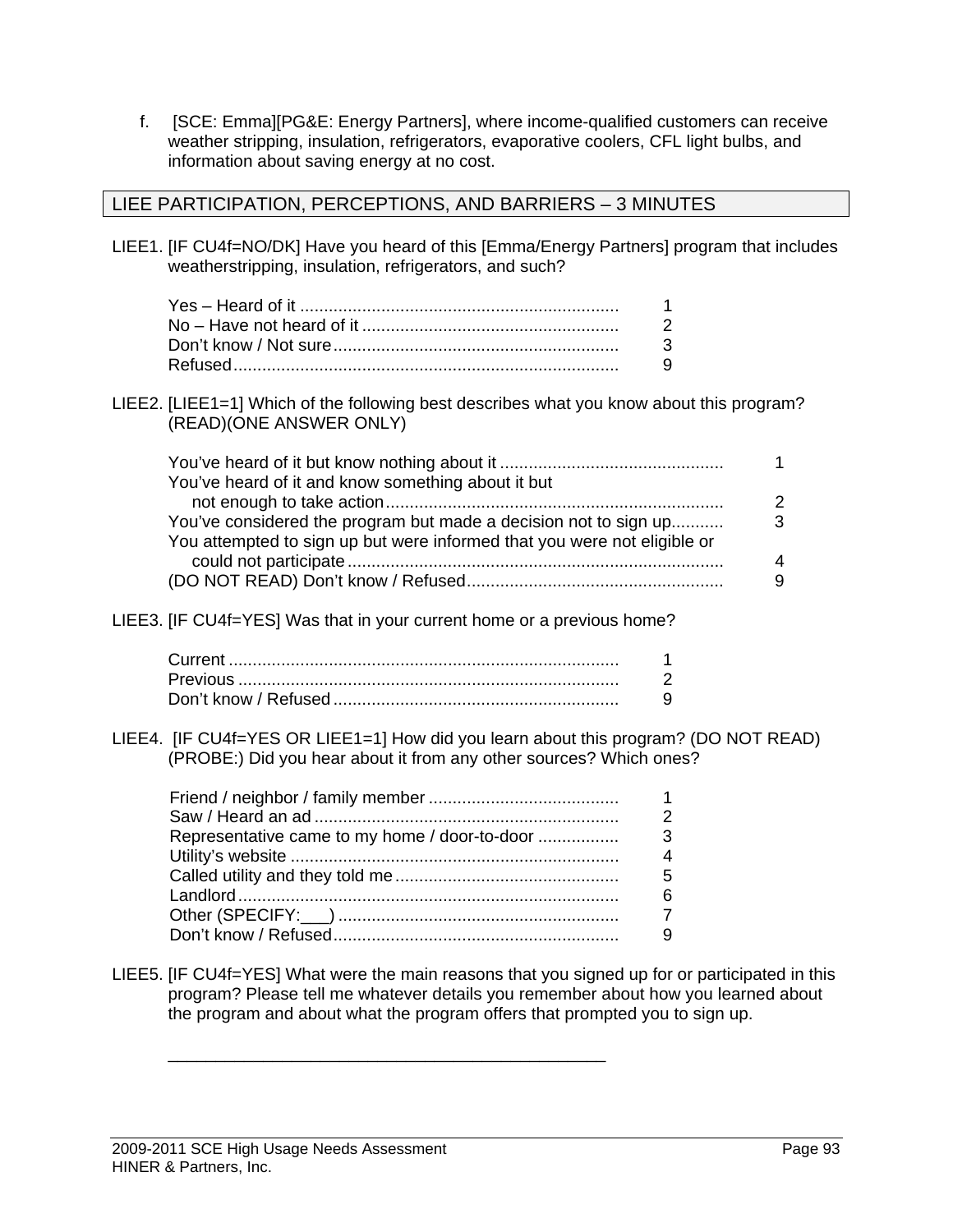f. [SCE: Emma][PG&E: Energy Partners], where income-qualified customers can receive weather stripping, insulation, refrigerators, evaporative coolers, CFL light bulbs, and information about saving energy at no cost.

## LIEE PARTICIPATION, PERCEPTIONS, AND BARRIERS – 3 MINUTES

LIEE1. [IF CU4f=NO/DK] Have you heard of this [Emma/Energy Partners] program that includes weatherstripping, insulation, refrigerators, and such?

| | |
|---|---|
| Yes – Heard of it | 1 |
| No – Have not heard of it | 2 |
| Don't know / Not sure | 3 |
| Refused | 9 |

LIEE2. [LIEE1=1] Which of the following best describes what you know about this program? (READ)(ONE ANSWER ONLY)

| | |
|---|---|
| You've heard of it but know nothing about it | 1 |
| You've heard of it and know something about it but not enough to take action | 2 |
| You've considered the program but made a decision not to sign up | 3 |
| You attempted to sign up but were informed that you were not eligible or could not participate | 4 |
| (DO NOT READ) Don't know / Refused | 9 |

LIEE3. [IF CU4f=YES] Was that in your current home or a previous home?

| | |
|---|---|
| Current | 1 |
| Previous | 2 |
| Don't know / Refused | 9 |

LIEE4. [IF CU4f=YES OR LIEE1=1] How did you learn about this program? (DO NOT READ) (PROBE:) Did you hear about it from any other sources? Which ones?

| | |
|---|---|
| Friend / neighbor / family member | 1 |
| Saw / Heard an ad | 2 |
| Representative came to my home / door-to-door | 3 |
| Utility's website | 4 |
| Called utility and they told me | 5 |
| Landlord | 6 |
| Other (SPECIFY:___) | 7 |
| Don't know / Refused | 9 |

LIEE5. [IF CU4f=YES] What were the main reasons that you signed up for or participated in this program? Please tell me whatever details you remember about how you learned about the program and about what the program offers that prompted you to sign up.

_______________________________________________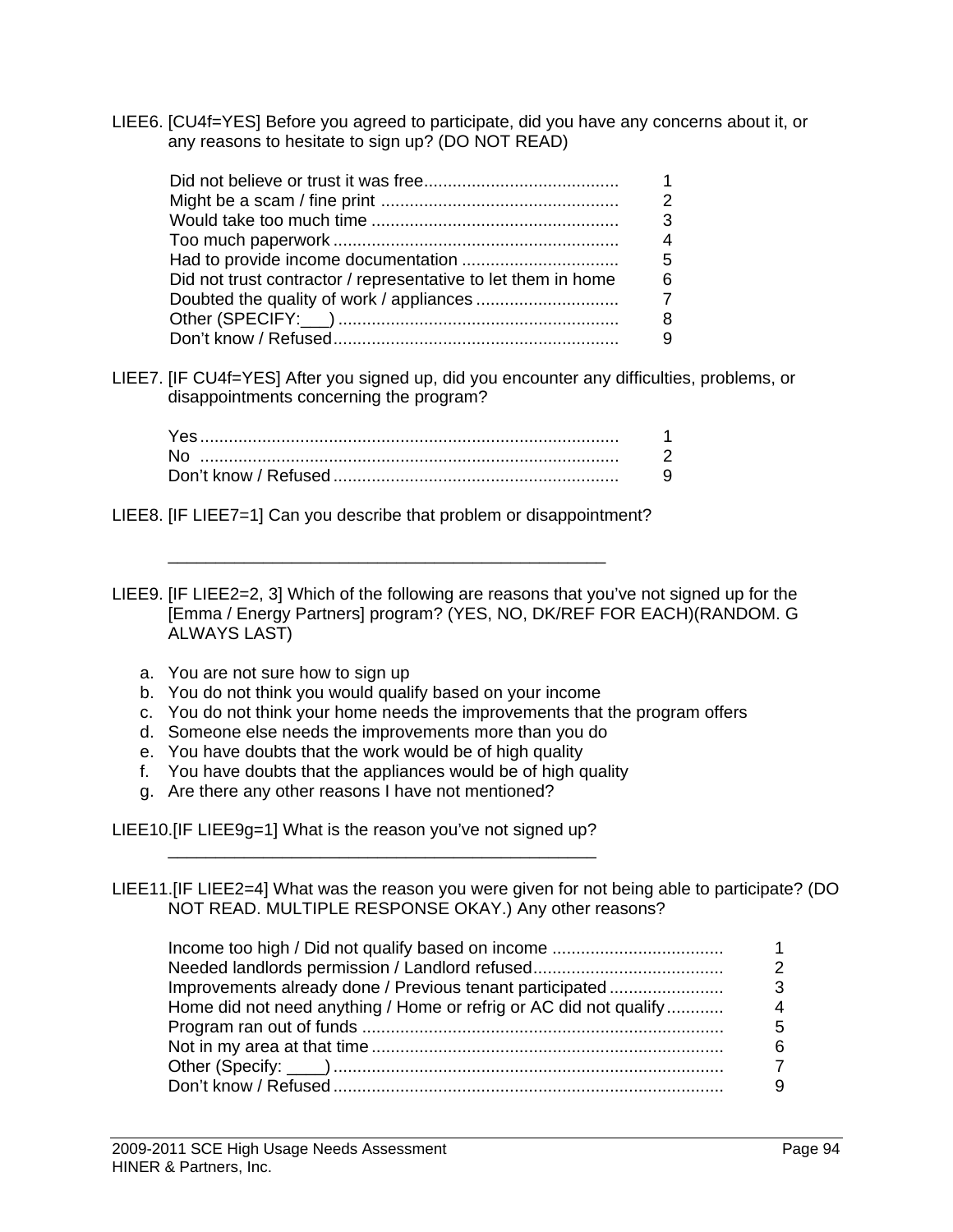LIEE6. [CU4f=YES] Before you agreed to participate, did you have any concerns about it, or any reasons to hesitate to sign up? (DO NOT READ)

| | |
|---|---|
| Did not believe or trust it was free | 1 |
| Might be a scam / fine print | 2 |
| Would take too much time | 3 |
| Too much paperwork | 4 |
| Had to provide income documentation | 5 |
| Did not trust contractor / representative to let them in home | 6 |
| Doubted the quality of work / appliances | 7 |
| Other (SPECIFY:___) | 8 |
| Don't know / Refused | 9 |

LIEE7. [IF CU4f=YES] After you signed up, did you encounter any difficulties, problems, or disappointments concerning the program?

| | |
|---|---|
| Yes | 1 |
| No | 2 |
| Don't know / Refused | 9 |

LIEE8. [IF LIEE7=1] Can you describe that problem or disappointment?

_______________________________________________

LIEE9. [IF LIEE2=2, 3] Which of the following are reasons that you've not signed up for the [Emma / Energy Partners] program? (YES, NO, DK/REF FOR EACH)(RANDOM. G ALWAYS LAST)

a. You are not sure how to sign up
b. You do not think you would qualify based on your income
c. You do not think your home needs the improvements that the program offers
d. Someone else needs the improvements more than you do
e. You have doubts that the work would be of high quality
f. You have doubts that the appliances would be of high quality
g. Are there any other reasons I have not mentioned?

LIEE10.[IF LIEE9g=1] What is the reason you've not signed up?

_______________________________________________

LIEE11.[IF LIEE2=4] What was the reason you were given for not being able to participate? (DO NOT READ. MULTIPLE RESPONSE OKAY.) Any other reasons?

| | |
|---|---|
| Income too high / Did not qualify based on income | 1 |
| Needed landlords permission / Landlord refused | 2 |
| Improvements already done / Previous tenant participated | 3 |
| Home did not need anything / Home or refrig or AC did not qualify | 4 |
| Program ran out of funds | 5 |
| Not in my area at that time | 6 |
| Other (Specify: ____) | 7 |
| Don't know / Refused | 9 |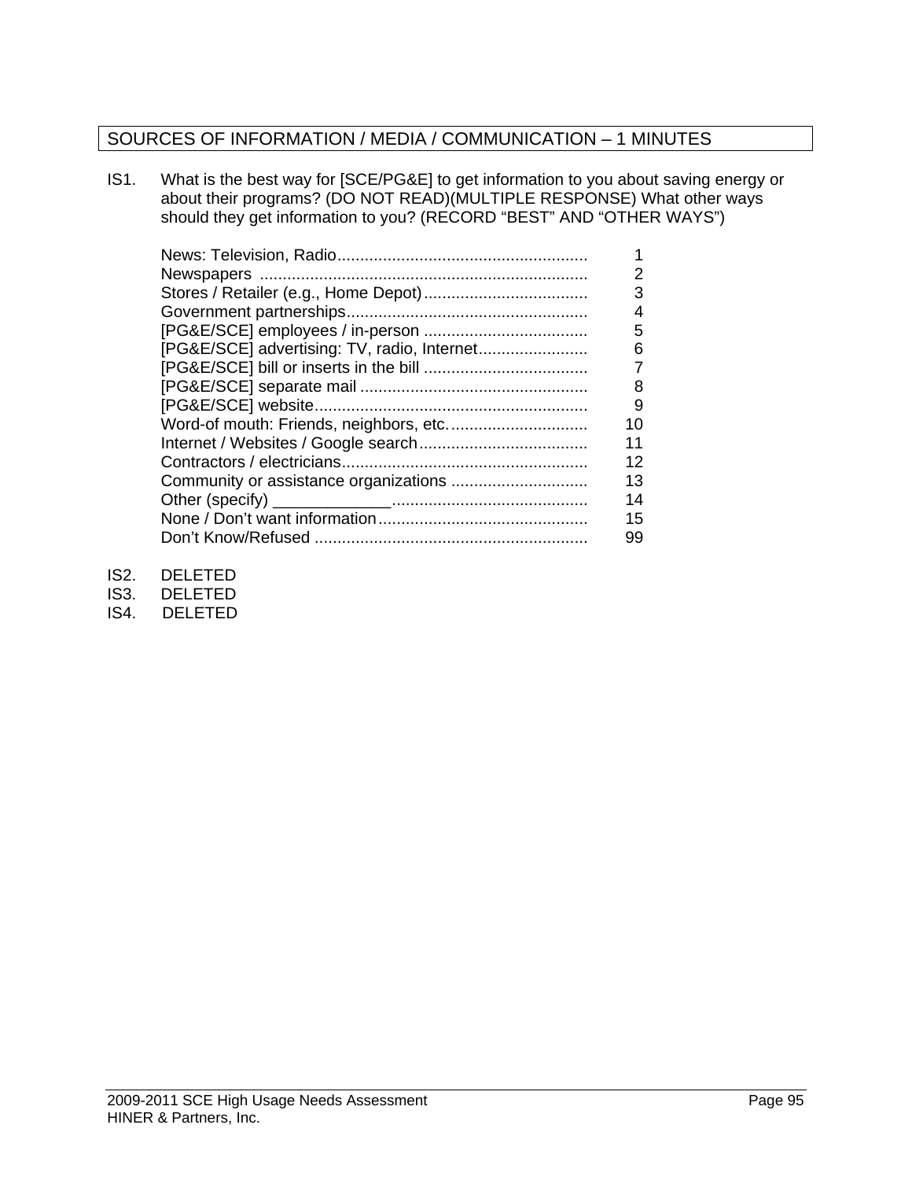## SOURCES OF INFORMATION / MEDIA / COMMUNICATION – 1 MINUTES

IS1. What is the best way for [SCE/PG&E] to get information to you about saving energy or about their programs? (DO NOT READ)(MULTIPLE RESPONSE) What other ways should they get information to you? (RECORD "BEST" AND "OTHER WAYS")

| Response | Code |
|---|---|
| News: Television, Radio | 1 |
| Newspapers | 2 |
| Stores / Retailer (e.g., Home Depot) | 3 |
| Government partnerships | 4 |
| [PG&E/SCE] employees / in-person | 5 |
| [PG&E/SCE] advertising: TV, radio, Internet | 6 |
| [PG&E/SCE] bill or inserts in the bill | 7 |
| [PG&E/SCE] separate mail | 8 |
| [PG&E/SCE] website | 9 |
| Word-of mouth: Friends, neighbors, etc. | 10 |
| Internet / Websites / Google search | 11 |
| Contractors / electricians | 12 |
| Community or assistance organizations | 13 |
| Other (specify) _____________ | 14 |
| None / Don't want information | 15 |
| Don't Know/Refused | 99 |

IS2. DELETED
IS3. DELETED
IS4. DELETED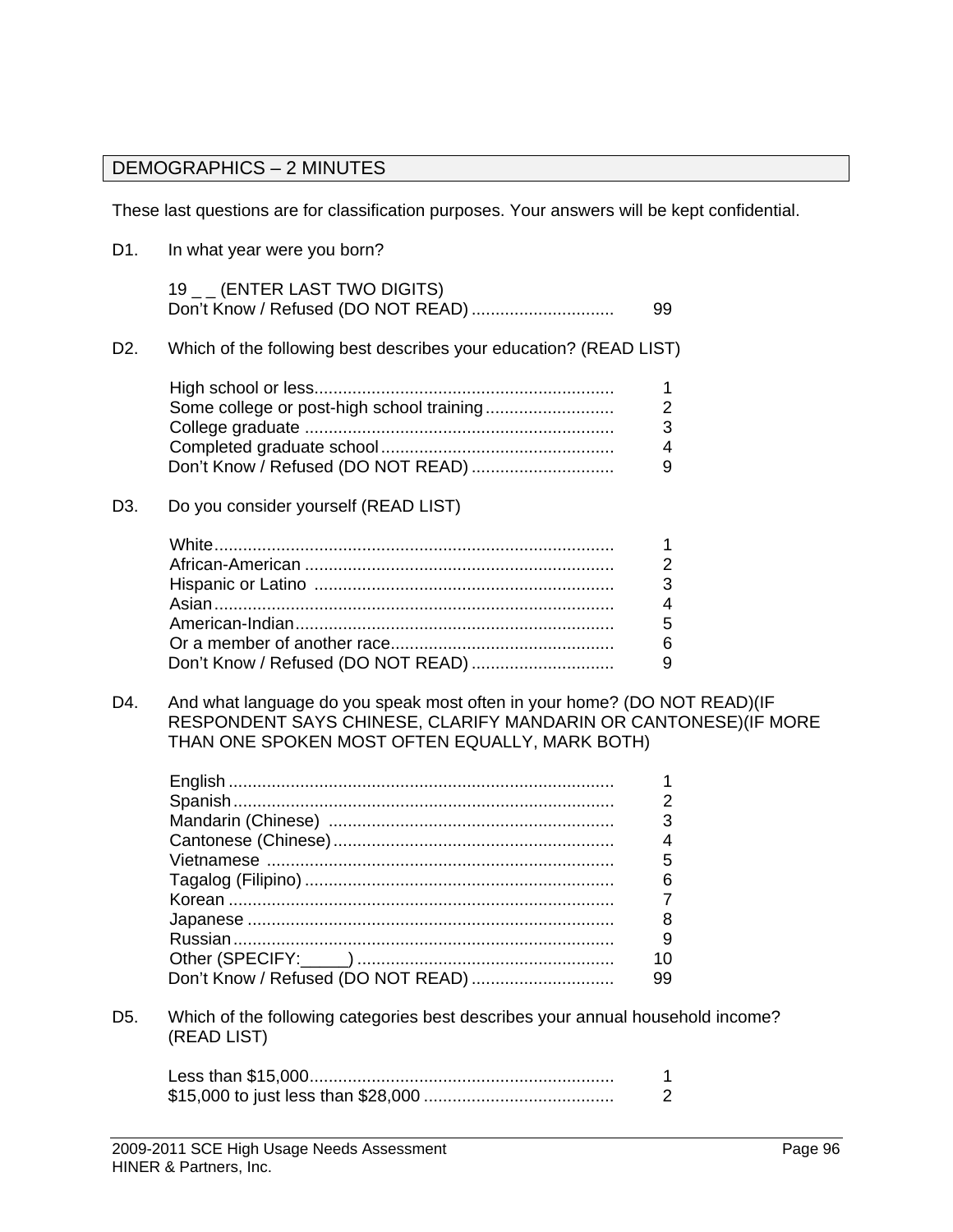## DEMOGRAPHICS – 2 MINUTES

These last questions are for classification purposes. Your answers will be kept confidential.

D1. In what year were you born?

| | |
|---|---|
| 19 _ _ (ENTER LAST TWO DIGITS) | |
| Don't Know / Refused (DO NOT READ) | 99 |

D2. Which of the following best describes your education? (READ LIST)

| | |
|---|---|
| High school or less | 1 |
| Some college or post-high school training | 2 |
| College graduate | 3 |
| Completed graduate school | 4 |
| Don't Know / Refused (DO NOT READ) | 9 |

D3. Do you consider yourself (READ LIST)

| | |
|---|---|
| White | 1 |
| African-American | 2 |
| Hispanic or Latino | 3 |
| Asian | 4 |
| American-Indian | 5 |
| Or a member of another race | 6 |
| Don't Know / Refused (DO NOT READ) | 9 |

D4. And what language do you speak most often in your home? (DO NOT READ)(IF RESPONDENT SAYS CHINESE, CLARIFY MANDARIN OR CANTONESE)(IF MORE THAN ONE SPOKEN MOST OFTEN EQUALLY, MARK BOTH)

| | |
|---|---|
| English | 1 |
| Spanish | 2 |
| Mandarin (Chinese) | 3 |
| Cantonese (Chinese) | 4 |
| Vietnamese | 5 |
| Tagalog (Filipino) | 6 |
| Korean | 7 |
| Japanese | 8 |
| Russian | 9 |
| Other (SPECIFY:_____) | 10 |
| Don't Know / Refused (DO NOT READ) | 99 |

D5. Which of the following categories best describes your annual household income? (READ LIST)

| | |
|---|---|
| Less than $15,000 | 1 |
| $15,000 to just less than $28,000 | 2 |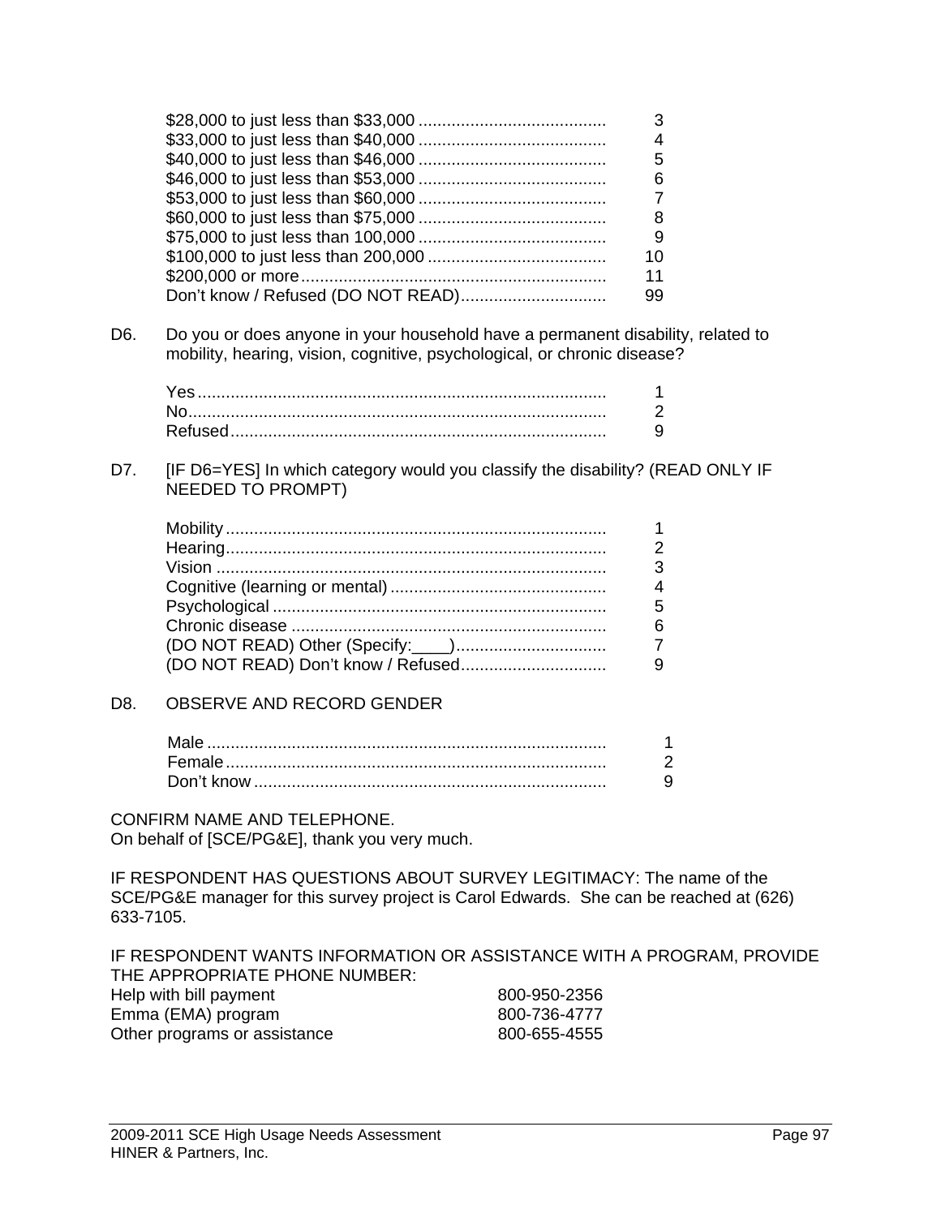| | |
|---|---|
| $28,000 to just less than $33,000 | 3 |
| $33,000 to just less than $40,000 | 4 |
| $40,000 to just less than $46,000 | 5 |
| $46,000 to just less than $53,000 | 6 |
| $53,000 to just less than $60,000 | 7 |
| $60,000 to just less than $75,000 | 8 |
| $75,000 to just less than 100,000 | 9 |
| $100,000 to just less than 200,000 | 10 |
| $200,000 or more | 11 |
| Don't know / Refused (DO NOT READ) | 99 |

D6. Do you or does anyone in your household have a permanent disability, related to mobility, hearing, vision, cognitive, psychological, or chronic disease?

| | |
|---|---|
| Yes | 1 |
| No | 2 |
| Refused | 9 |

D7. [IF D6=YES] In which category would you classify the disability? (READ ONLY IF NEEDED TO PROMPT)

| | |
|---|---|
| Mobility | 1 |
| Hearing | 2 |
| Vision | 3 |
| Cognitive (learning or mental) | 4 |
| Psychological | 5 |
| Chronic disease | 6 |
| (DO NOT READ) Other (Specify:____) | 7 |
| (DO NOT READ) Don't know / Refused | 9 |

D8. OBSERVE AND RECORD GENDER

| | |
|---|---|
| Male | 1 |
| Female | 2 |
| Don't know | 9 |

CONFIRM NAME AND TELEPHONE.
On behalf of [SCE/PG&E], thank you very much.

IF RESPONDENT HAS QUESTIONS ABOUT SURVEY LEGITIMACY: The name of the SCE/PG&E manager for this survey project is Carol Edwards. She can be reached at (626) 633-7105.

IF RESPONDENT WANTS INFORMATION OR ASSISTANCE WITH A PROGRAM, PROVIDE THE APPROPRIATE PHONE NUMBER:

| | |
|---|---|
| Help with bill payment | 800-950-2356 |
| Emma (EMA) program | 800-736-4777 |
| Other programs or assistance | 800-655-4555 |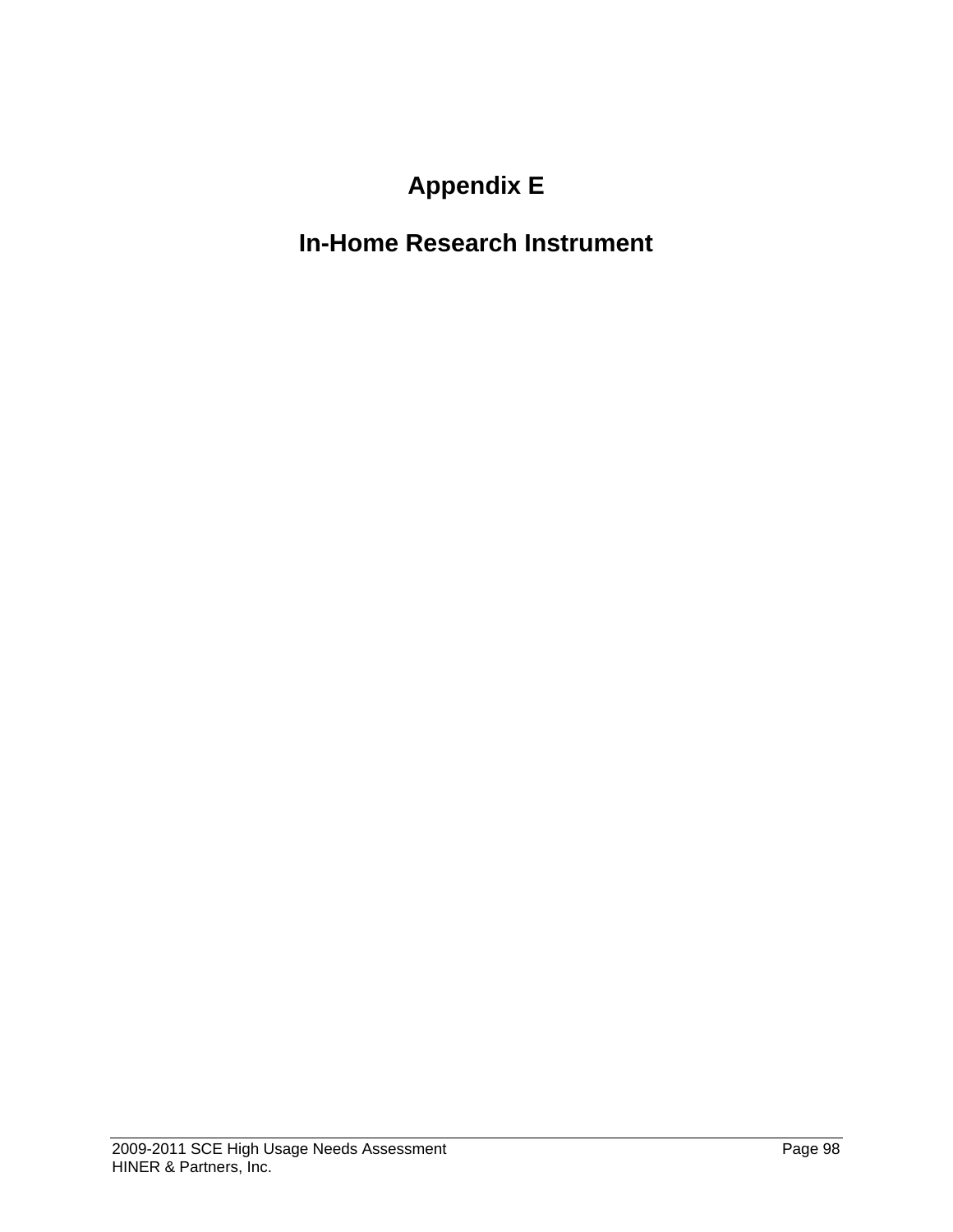# Appendix E

# In-Home Research Instrument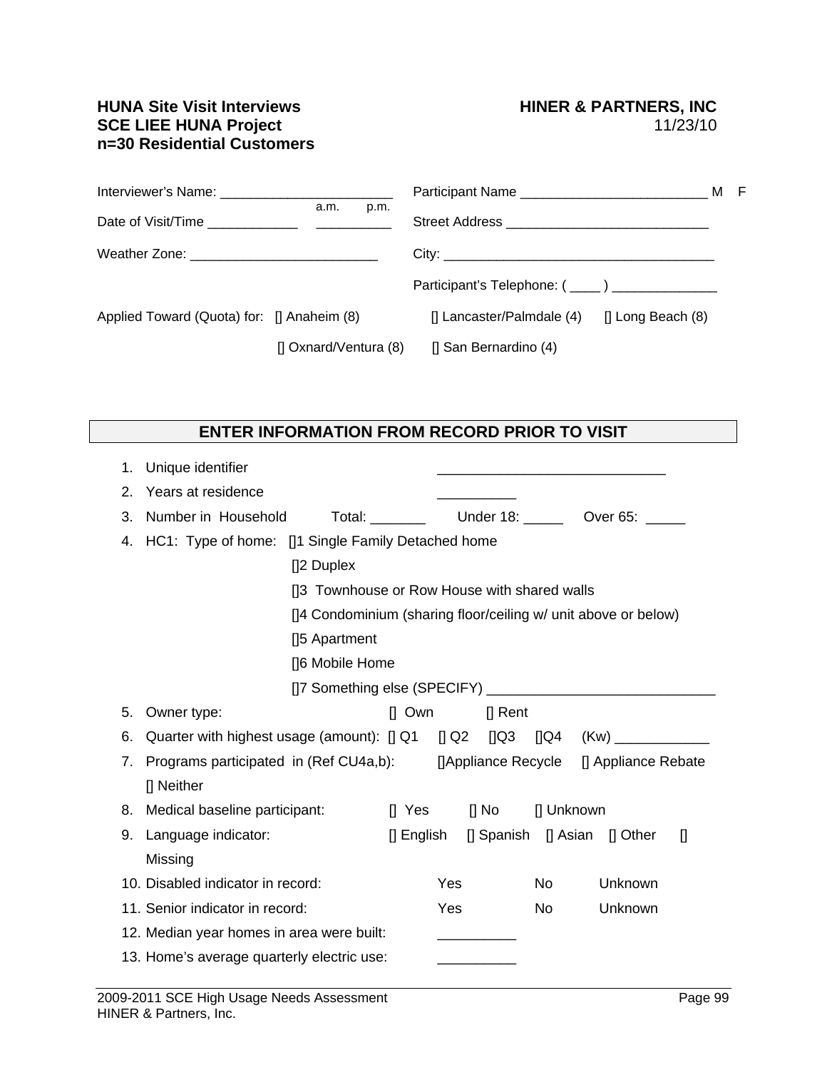**HUNA Site Visit Interviews**
**SCE LIEE HUNA Project**
**n=30 Residential Customers**

**HINER & PARTNERS, INC**
11/23/10

Interviewer's Name: _______________________

Date of Visit/Time ____________ __________ a.m. p.m.

Weather Zone: _________________________

Participant Name _________________________ M F

Street Address ___________________________

City: _____________________________________

Participant's Telephone: ( ____ ) ______________

Applied Toward (Quota) for: [] Anaheim (8) [] Lancaster/Palmdale (4) [] Long Beach (8) [] Oxnard/Ventura (8) [] San Bernardino (4)

## ENTER INFORMATION FROM RECORD PRIOR TO VISIT

1. Unique identifier _____________________________
2. Years at residence __________
3. Number in Household Total: _______ Under 18: _____ Over 65: _____
4. HC1: Type of home: []1 Single Family Detached home
   []2 Duplex
   []3 Townhouse or Row House with shared walls
   []4 Condominium (sharing floor/ceiling w/ unit above or below)
   []5 Apartment
   []6 Mobile Home
   []7 Something else (SPECIFY) _____________________________
5. Owner type: [] Own [] Rent
6. Quarter with highest usage (amount): [] Q1 [] Q2 []Q3 []Q4 (Kw) ____________
7. Programs participated in (Ref CU4a,b): []Appliance Recycle [] Appliance Rebate [] Neither
8. Medical baseline participant: [] Yes [] No [] Unknown
9. Language indicator: [] English [] Spanish [] Asian [] Other [] Missing
10. Disabled indicator in record: Yes No Unknown
11. Senior indicator in record: Yes No Unknown
12. Median year homes in area were built: __________
13. Home's average quarterly electric use: __________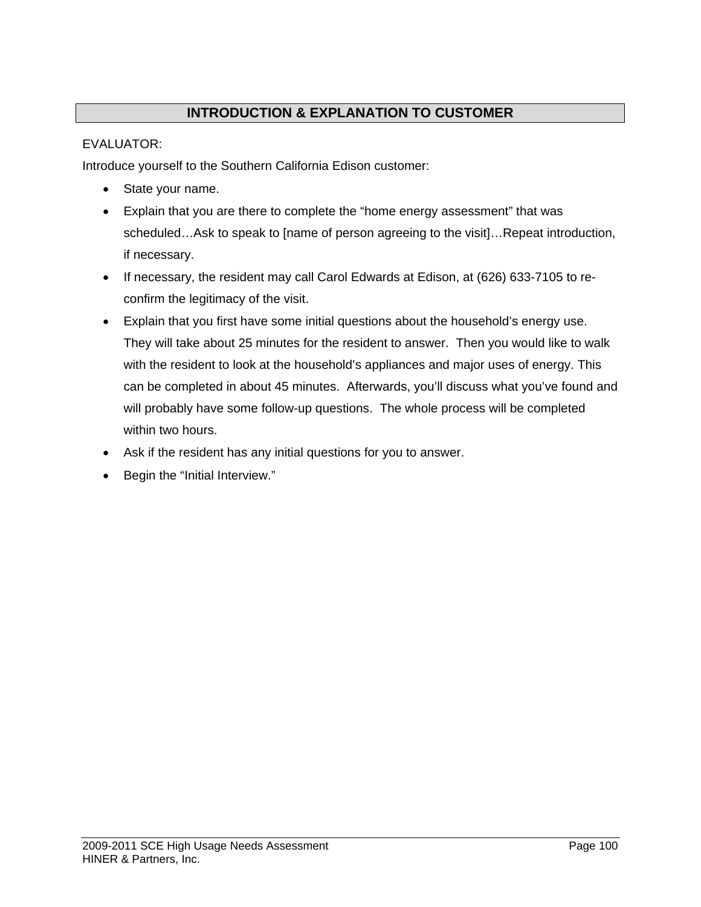## INTRODUCTION & EXPLANATION TO CUSTOMER

EVALUATOR:

Introduce yourself to the Southern California Edison customer:

- State your name.
- Explain that you are there to complete the “home energy assessment” that was scheduled…Ask to speak to [name of person agreeing to the visit]…Repeat introduction, if necessary.
- If necessary, the resident may call Carol Edwards at Edison, at (626) 633-7105 to re-confirm the legitimacy of the visit.
- Explain that you first have some initial questions about the household’s energy use. They will take about 25 minutes for the resident to answer. Then you would like to walk with the resident to look at the household’s appliances and major uses of energy. This can be completed in about 45 minutes. Afterwards, you’ll discuss what you’ve found and will probably have some follow-up questions. The whole process will be completed within two hours.
- Ask if the resident has any initial questions for you to answer.
- Begin the “Initial Interview.”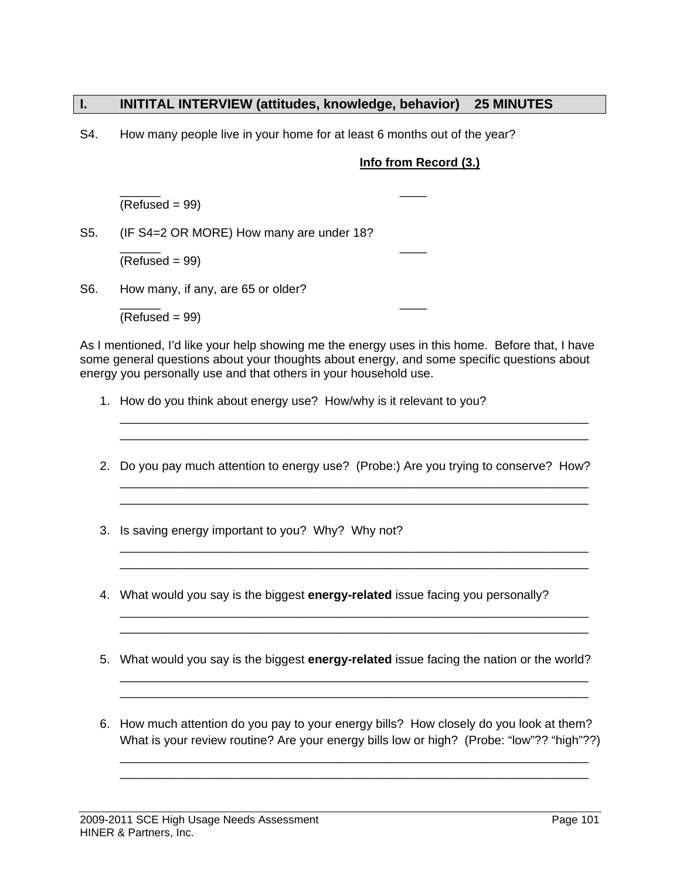## I. INITITAL INTERVIEW (attitudes, knowledge, behavior) 25 MINUTES

S4. How many people live in your home for at least 6 months out of the year?

**Info from Record (3.)**

______ ____
(Refused = 99)

S5. (IF S4=2 OR MORE) How many are under 18?

______ ____
(Refused = 99)

S6. How many, if any, are 65 or older?

______ ____
(Refused = 99)

As I mentioned, I'd like your help showing me the energy uses in this home. Before that, I have some general questions about your thoughts about energy, and some specific questions about energy you personally use and that others in your household use.

1. How do you think about energy use? How/why is it relevant to you?

   ______________________________________________________________________
   ______________________________________________________________________

2. Do you pay much attention to energy use? (Probe:) Are you trying to conserve? How?

   ______________________________________________________________________
   ______________________________________________________________________

3. Is saving energy important to you? Why? Why not?

   ______________________________________________________________________
   ______________________________________________________________________

4. What would you say is the biggest **energy-related** issue facing you personally?

   ______________________________________________________________________
   ______________________________________________________________________

5. What would you say is the biggest **energy-related** issue facing the nation or the world?

   ______________________________________________________________________
   ______________________________________________________________________

6. How much attention do you pay to your energy bills? How closely do you look at them? What is your review routine? Are your energy bills low or high? (Probe: "low"?? "high"??)

   ______________________________________________________________________
   ______________________________________________________________________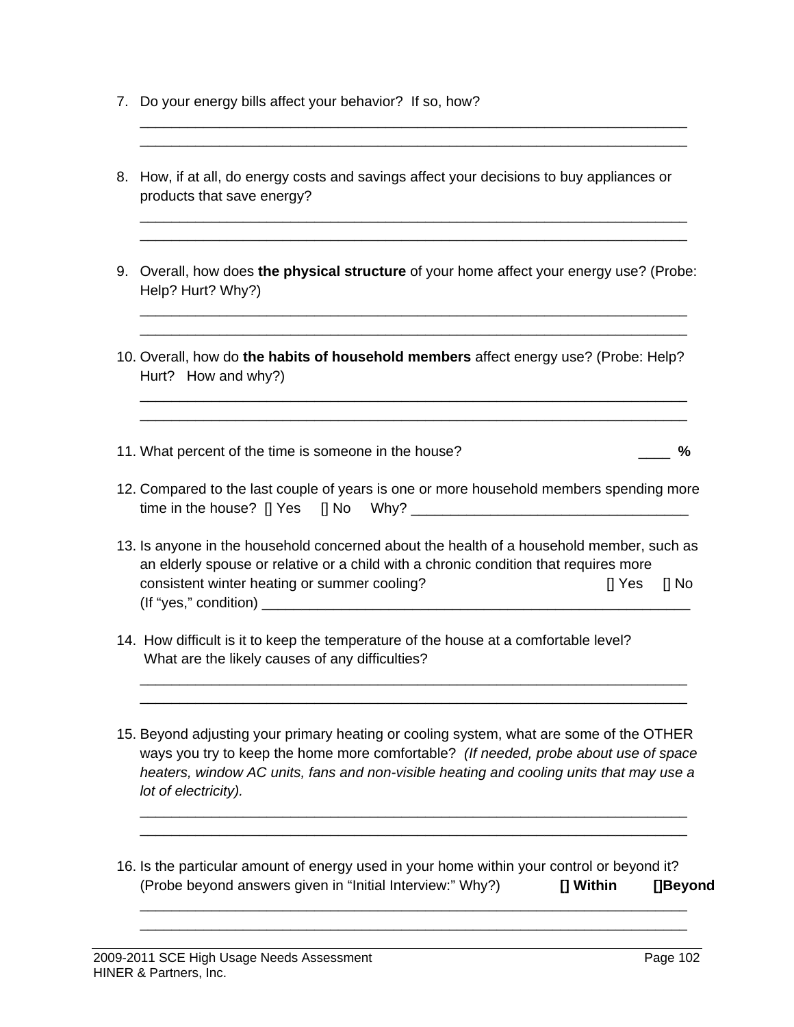7. Do your energy bills affect your behavior? If so, how?

   ______________________________________________________________________
   ______________________________________________________________________

8. How, if at all, do energy costs and savings affect your decisions to buy appliances or products that save energy?

   ______________________________________________________________________
   ______________________________________________________________________

9. Overall, how does **the physical structure** of your home affect your energy use? (Probe: Help? Hurt? Why?)

   ______________________________________________________________________
   ______________________________________________________________________

10. Overall, how do **the habits of household members** affect energy use? (Probe: Help? Hurt? How and why?)

    ______________________________________________________________________
    ______________________________________________________________________

11. What percent of the time is someone in the house? ____ **%**

12. Compared to the last couple of years is one or more household members spending more time in the house? [] Yes [] No Why? ___________________________________

13. Is anyone in the household concerned about the health of a household member, such as an elderly spouse or relative or a child with a chronic condition that requires more consistent winter heating or summer cooling? [] Yes [] No
    (If "yes," condition) ________________________________________________________

14. How difficult is it to keep the temperature of the house at a comfortable level? What are the likely causes of any difficulties?

    ______________________________________________________________________
    ______________________________________________________________________

15. Beyond adjusting your primary heating or cooling system, what are some of the OTHER ways you try to keep the home more comfortable? *(If needed, probe about use of space heaters, window AC units, fans and non-visible heating and cooling units that may use a lot of electricity).*

    ______________________________________________________________________
    ______________________________________________________________________

16. Is the particular amount of energy used in your home within your control or beyond it? (Probe beyond answers given in "Initial Interview:" Why?) **[] Within** **[]Beyond**

    ______________________________________________________________________
    ______________________________________________________________________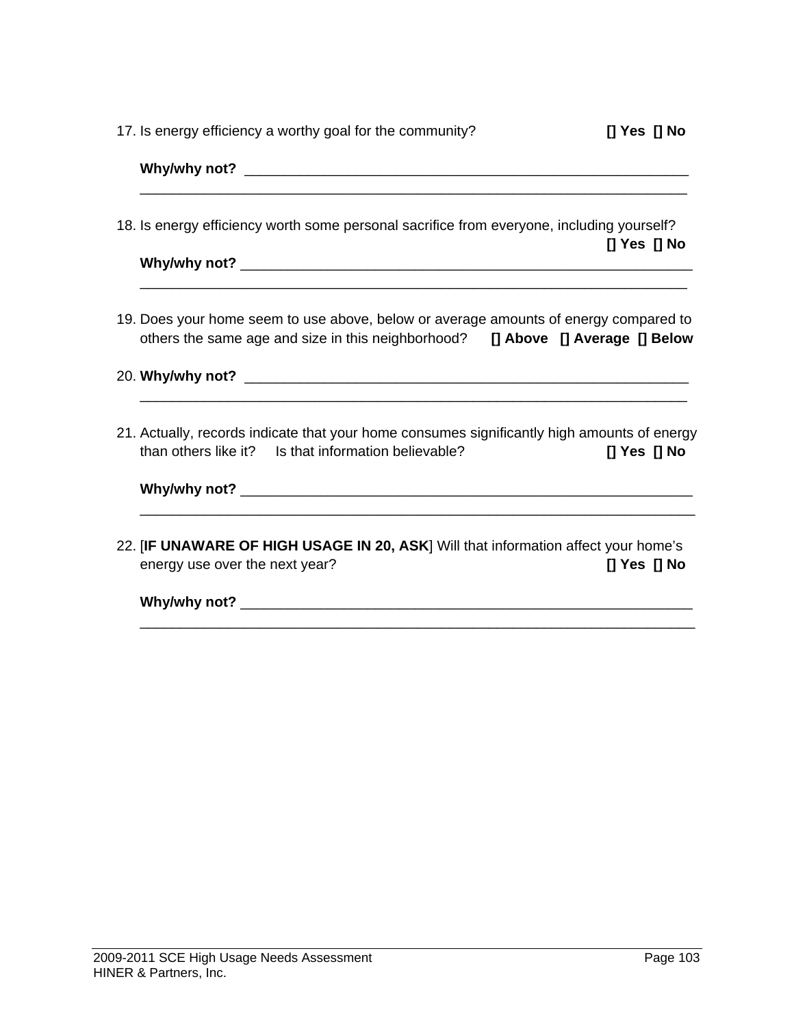17. Is energy efficiency a worthy goal for the community? **[] Yes [] No**

    **Why/why not?** ____________________________________________________________
    ______________________________________________________________________

18. Is energy efficiency worth some personal sacrifice from everyone, including yourself? **[] Yes [] No**

    **Why/why not?** ____________________________________________________________
    ______________________________________________________________________

19. Does your home seem to use above, below or average amounts of energy compared to others the same age and size in this neighborhood? **[] Above [] Average [] Below**

20. **Why/why not?** ____________________________________________________________
    ______________________________________________________________________

21. Actually, records indicate that your home consumes significantly high amounts of energy than others like it? Is that information believable? **[] Yes [] No**

    **Why/why not?** ____________________________________________________________
    ______________________________________________________________________

22. [**IF UNAWARE OF HIGH USAGE IN 20, ASK**] Will that information affect your home's energy use over the next year? **[] Yes [] No**

    **Why/why not?** ____________________________________________________________
    ______________________________________________________________________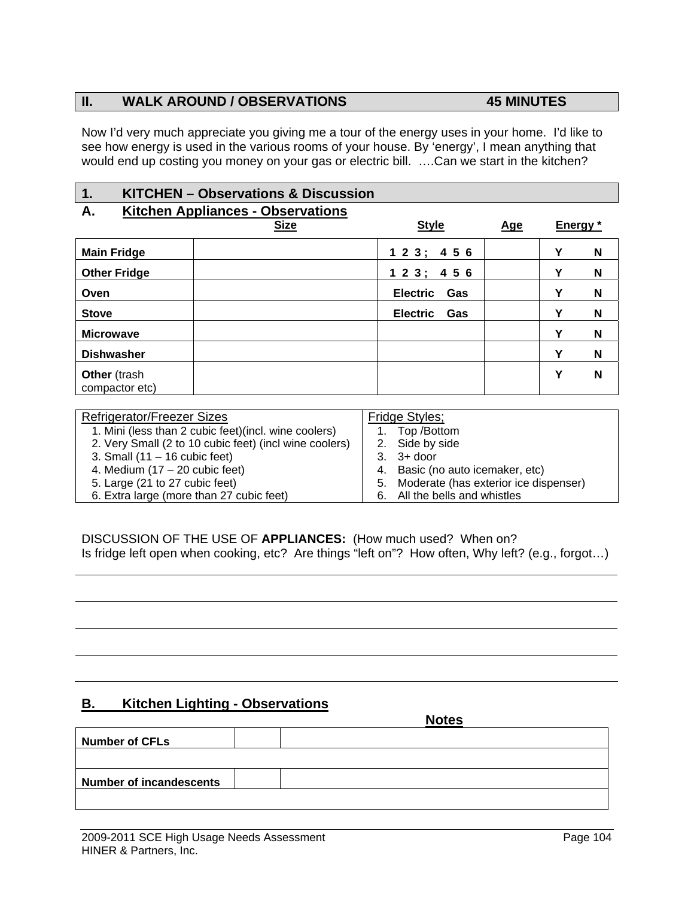## II. WALK AROUND / OBSERVATIONS 45 MINUTES

Now I'd very much appreciate you giving me a tour of the energy uses in your home. I'd like to see how energy is used in the various rooms of your house. By 'energy', I mean anything that would end up costing you money on your gas or electric bill. ….Can we start in the kitchen?

## 1. KITCHEN – Observations & Discussion

### A. Kitchen Appliances - Observations

| | Size | Style | Age | Energy * |
|---|---|---|---|---|
| **Main Fridge** | | **1 2 3 ; 4 5 6** | | **Y N** |
| **Other Fridge** | | **1 2 3 ; 4 5 6** | | **Y N** |
| **Oven** | | **Electric Gas** | | **Y N** |
| **Stove** | | **Electric Gas** | | **Y N** |
| **Microwave** | | | | **Y N** |
| **Dishwasher** | | | | **Y N** |
| **Other** (trash compactor etc) | | | | **Y N** |

| Refrigerator/Freezer Sizes | Fridge Styles; |
|---|---|
| 1. Mini (less than 2 cubic feet)(incl. wine coolers) | 1. Top /Bottom |
| 2. Very Small (2 to 10 cubic feet) (incl wine coolers) | 2. Side by side |
| 3. Small (11 – 16 cubic feet) | 3. 3+ door |
| 4. Medium (17 – 20 cubic feet) | 4. Basic (no auto icemaker, etc) |
| 5. Large (21 to 27 cubic feet) | 5. Moderate (has exterior ice dispenser) |
| 6. Extra large (more than 27 cubic feet) | 6. All the bells and whistles |

DISCUSSION OF THE USE OF **APPLIANCES:** (How much used? When on? Is fridge left open when cooking, etc? Are things "left on"? How often, Why left? (e.g., forgot…)

______________________________________________________________________

______________________________________________________________________

______________________________________________________________________

______________________________________________________________________

______________________________________________________________________

### B. Kitchen Lighting - Observations

| | | Notes |
|---|---|---|
| **Number of CFLs** | | |
| | | |
| **Number of incandescents** | | |
| | | |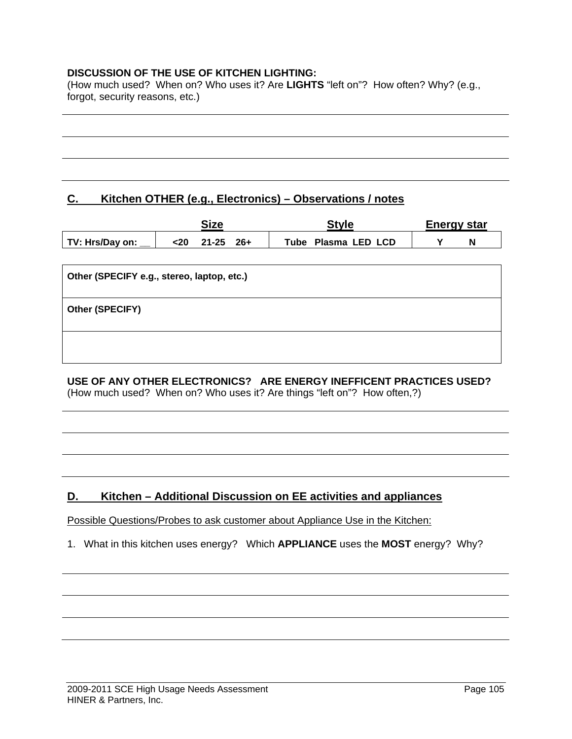**DISCUSSION OF THE USE OF KITCHEN LIGHTING:**
(How much used? When on? Who uses it? Are **LIGHTS** "left on"? How often? Why? (e.g., forgot, security reasons, etc.)

______________________________________________________________________

______________________________________________________________________

______________________________________________________________________

______________________________________________________________________

## C. Kitchen OTHER (e.g., Electronics) – Observations / notes

| | Size | Style | Energy star |
|---|---|---|---|
| **TV: Hrs/Day on: __** | **<20 21-25 26+** | **Tube Plasma LED LCD** | **Y N** |

| **Other (SPECIFY e.g., stereo, laptop, etc.)** |
|---|
| **Other (SPECIFY)** |
| |

**USE OF ANY OTHER ELECTRONICS? ARE ENERGY INEFFICENT PRACTICES USED?**
(How much used? When on? Who uses it? Are things "left on"? How often,?)

______________________________________________________________________

______________________________________________________________________

______________________________________________________________________

______________________________________________________________________

## D. Kitchen – Additional Discussion on EE activities and appliances

Possible Questions/Probes to ask customer about Appliance Use in the Kitchen:

1. What in this kitchen uses energy? Which **APPLIANCE** uses the **MOST** energy? Why?

______________________________________________________________________

______________________________________________________________________

______________________________________________________________________

______________________________________________________________________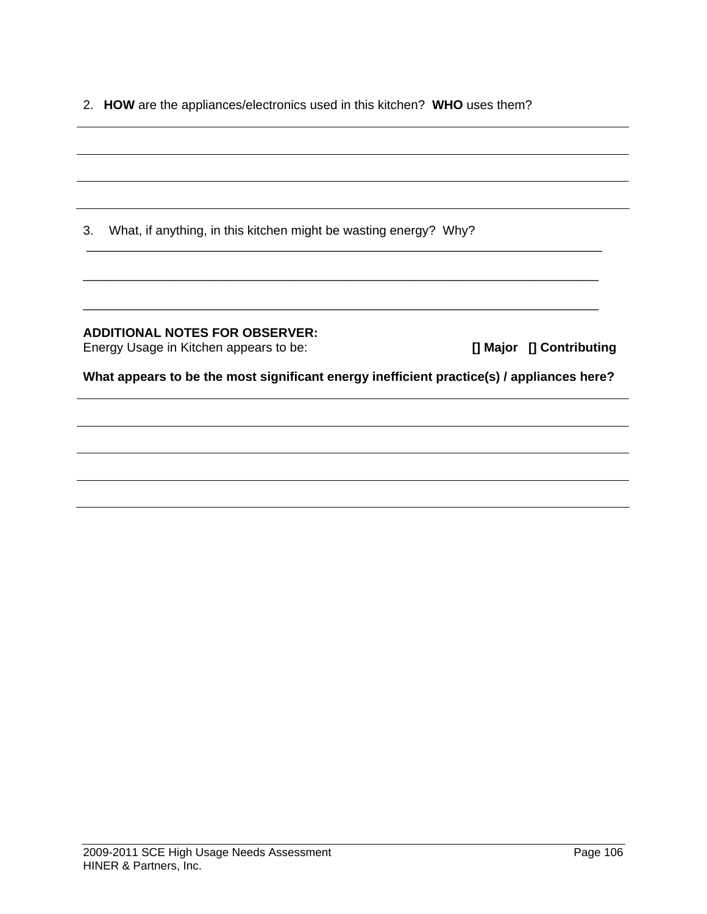2. **HOW** are the appliances/electronics used in this kitchen? **WHO** uses them?

_______________________________________________________________________________

_______________________________________________________________________________

_______________________________________________________________________________

_______________________________________________________________________________

3. What, if anything, in this kitchen might be wasting energy? Why?

_______________________________________________________________________________

_______________________________________________________________________________

_______________________________________________________________________________

**ADDITIONAL NOTES FOR OBSERVER:**

Energy Usage in Kitchen appears to be: **[] Major [] Contributing**

**What appears to be the most significant energy inefficient practice(s) / appliances here?**

_______________________________________________________________________________

_______________________________________________________________________________

_______________________________________________________________________________

_______________________________________________________________________________

_______________________________________________________________________________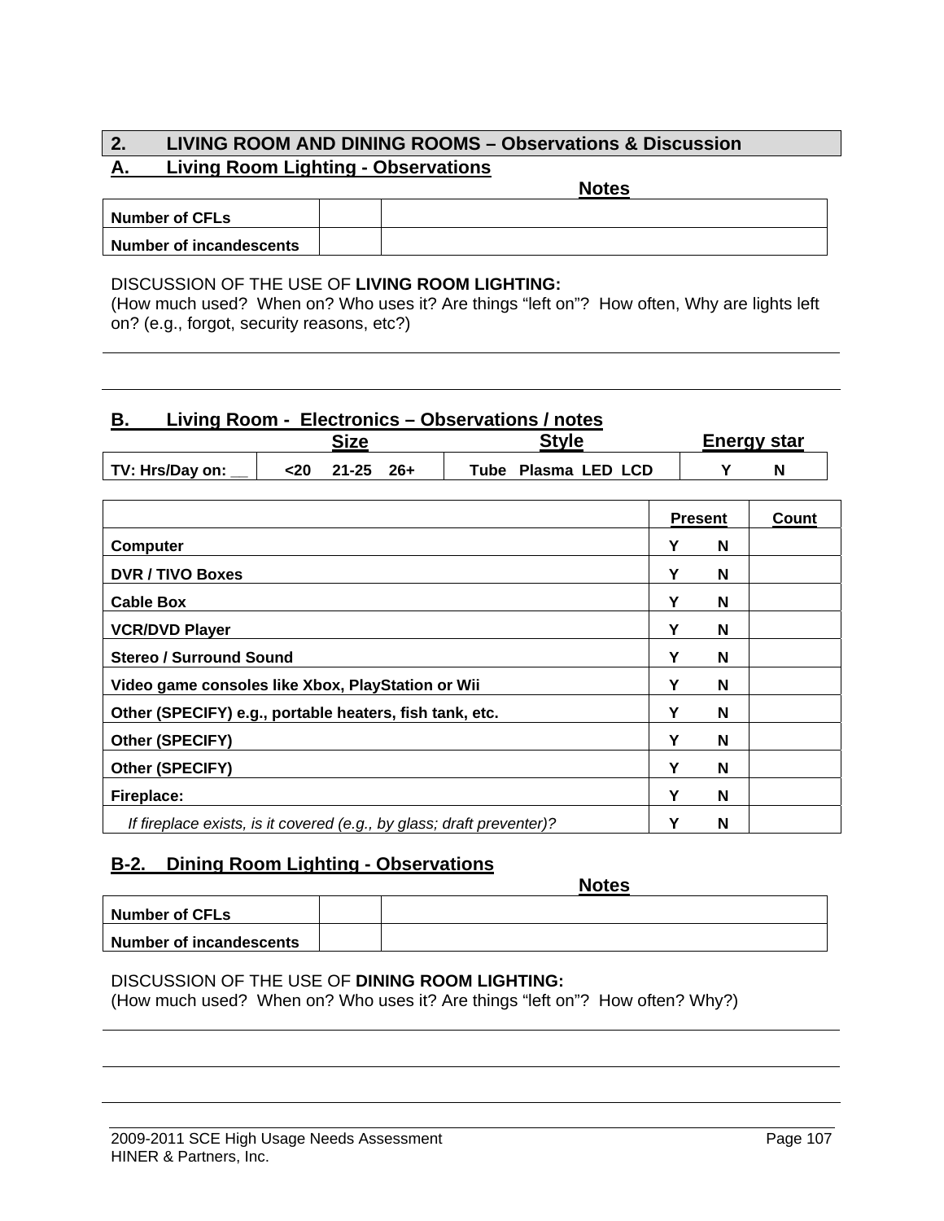## 2. LIVING ROOM AND DINING ROOMS – Observations & Discussion

### A. Living Room Lighting - Observations

| | | Notes |
|---|---|---|
| **Number of CFLs** | | |
| **Number of incandescents** | | |

DISCUSSION OF THE USE OF **LIVING ROOM LIGHTING:**
(How much used? When on? Who uses it? Are things "left on"? How often, Why are lights left on? (e.g., forgot, security reasons, etc?)

---

---

### B. Living Room - Electronics – Observations / notes

| | Size | Style | Energy star |
|---|---|---|---|
| **TV: Hrs/Day on: __** | **<20 21-25 26+** | **Tube Plasma LED LCD** | **Y N** |

| | Present | Count |
|---|---|---|
| **Computer** | **Y N** | |
| **DVR / TIVO Boxes** | **Y N** | |
| **Cable Box** | **Y N** | |
| **VCR/DVD Player** | **Y N** | |
| **Stereo / Surround Sound** | **Y N** | |
| **Video game consoles like Xbox, PlayStation or Wii** | **Y N** | |
| **Other (SPECIFY) e.g., portable heaters, fish tank, etc.** | **Y N** | |
| **Other (SPECIFY)** | **Y N** | |
| **Other (SPECIFY)** | **Y N** | |
| **Fireplace:** | **Y N** | |
| *If fireplace exists, is it covered (e.g., by glass; draft preventer)?* | **Y N** | |

### B-2. Dining Room Lighting - Observations

| | | Notes |
|---|---|---|
| **Number of CFLs** | | |
| **Number of incandescents** | | |

DISCUSSION OF THE USE OF **DINING ROOM LIGHTING:**
(How much used? When on? Who uses it? Are things "left on"? How often? Why?)

---

---

---

2009-2011 SCE High Usage Needs Assessment
HINER & Partners, Inc.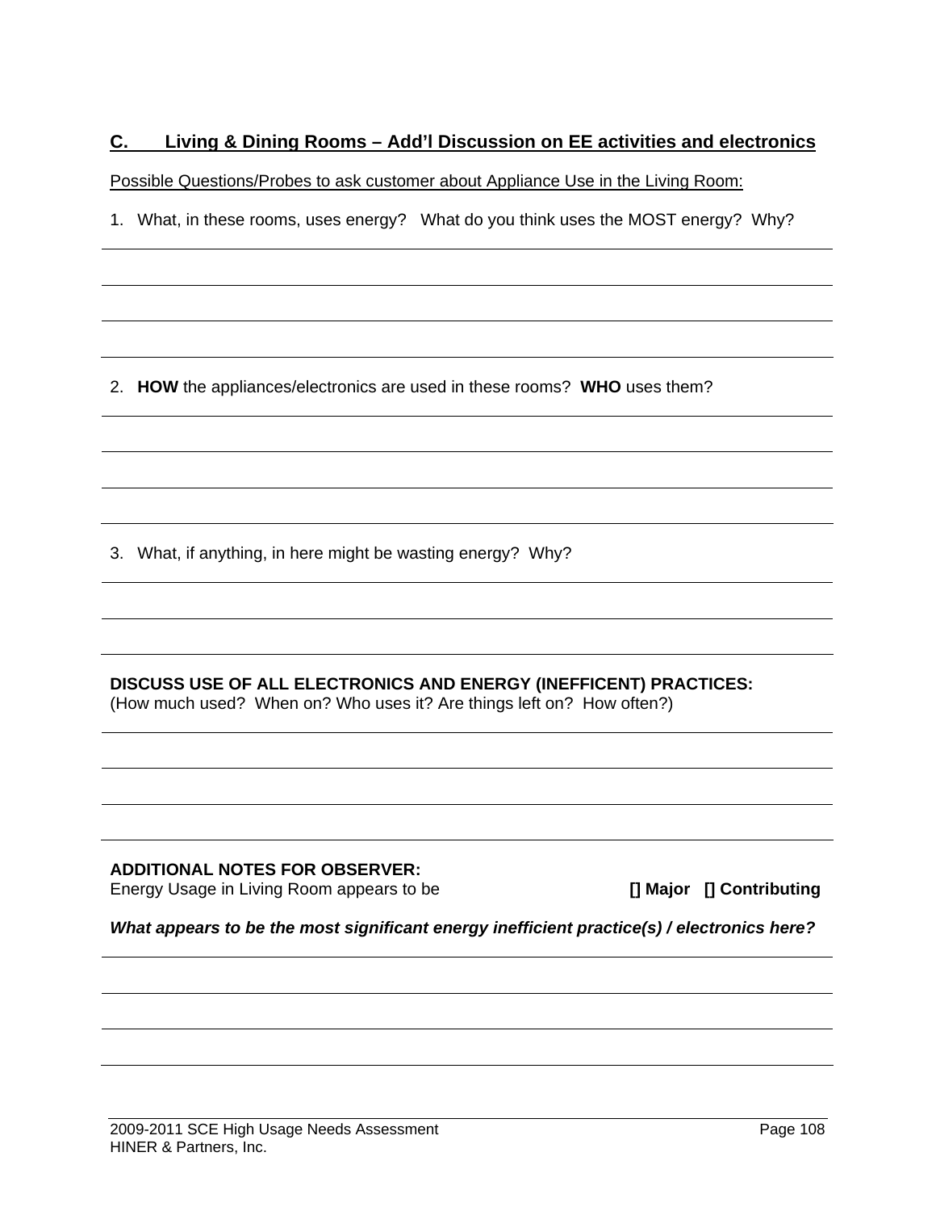## C. Living & Dining Rooms – Add'l Discussion on EE activities and electronics

Possible Questions/Probes to ask customer about Appliance Use in the Living Room:

1. What, in these rooms, uses energy? What do you think uses the MOST energy? Why?

2. **HOW** the appliances/electronics are used in these rooms? **WHO** uses them?

3. What, if anything, in here might be wasting energy? Why?

**DISCUSS USE OF ALL ELECTRONICS AND ENERGY (INEFFICENT) PRACTICES:**
(How much used? When on? Who uses it? Are things left on? How often?)

**ADDITIONAL NOTES FOR OBSERVER:**
Energy Usage in Living Room appears to be **[] Major [] Contributing**

***What appears to be the most significant energy inefficient practice(s) / electronics here?***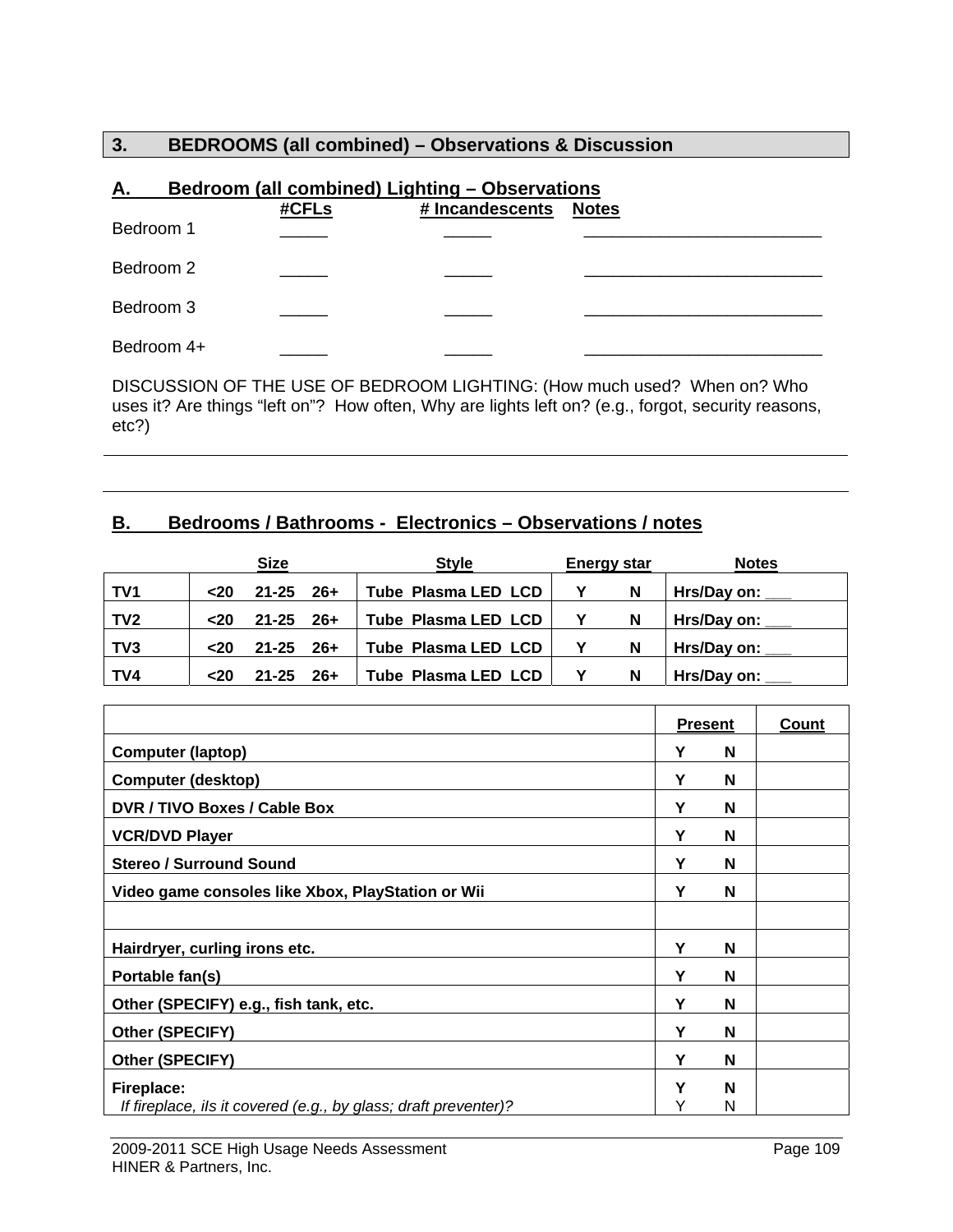## 3. BEDROOMS (all combined) – Observations & Discussion

### A. Bedroom (all combined) Lighting – Observations

| | #CFLs | # Incandescents | Notes |
|---|---|---|---|
| Bedroom 1 | _____ | _____ | _________________________ |
| Bedroom 2 | _____ | _____ | _________________________ |
| Bedroom 3 | _____ | _____ | _________________________ |
| Bedroom 4+ | _____ | _____ | _________________________ |

DISCUSSION OF THE USE OF BEDROOM LIGHTING: (How much used? When on? Who uses it? Are things "left on"? How often, Why are lights left on? (e.g., forgot, security reasons, etc?)

---

---

### B. Bedrooms / Bathrooms - Electronics – Observations / notes

| | Size | Style | Energy star | Notes |
|---|---|---|---|---|
| **TV1** | **<20 21-25 26+** | **Tube Plasma LED LCD** | **Y N** | **Hrs/Day on: ___** |
| **TV2** | **<20 21-25 26+** | **Tube Plasma LED LCD** | **Y N** | **Hrs/Day on: ___** |
| **TV3** | **<20 21-25 26+** | **Tube Plasma LED LCD** | **Y N** | **Hrs/Day on: ___** |
| **TV4** | **<20 21-25 26+** | **Tube Plasma LED LCD** | **Y N** | **Hrs/Day on: ___** |

| | Present | Count |
|---|---|---|
| **Computer (laptop)** | **Y N** | |
| **Computer (desktop)** | **Y N** | |
| **DVR / TIVO Boxes / Cable Box** | **Y N** | |
| **VCR/DVD Player** | **Y N** | |
| **Stereo / Surround Sound** | **Y N** | |
| **Video game consoles like Xbox, PlayStation or Wii** | **Y N** | |
| | | |
| **Hairdryer, curling irons etc.** | **Y N** | |
| **Portable fan(s)** | **Y N** | |
| **Other (SPECIFY) e.g., fish tank, etc.** | **Y N** | |
| **Other (SPECIFY)** | **Y N** | |
| **Other (SPECIFY)** | **Y N** | |
| **Fireplace:**<br>*If fireplace, iIs it covered (e.g., by glass; draft preventer)?* | **Y N**<br>Y N | |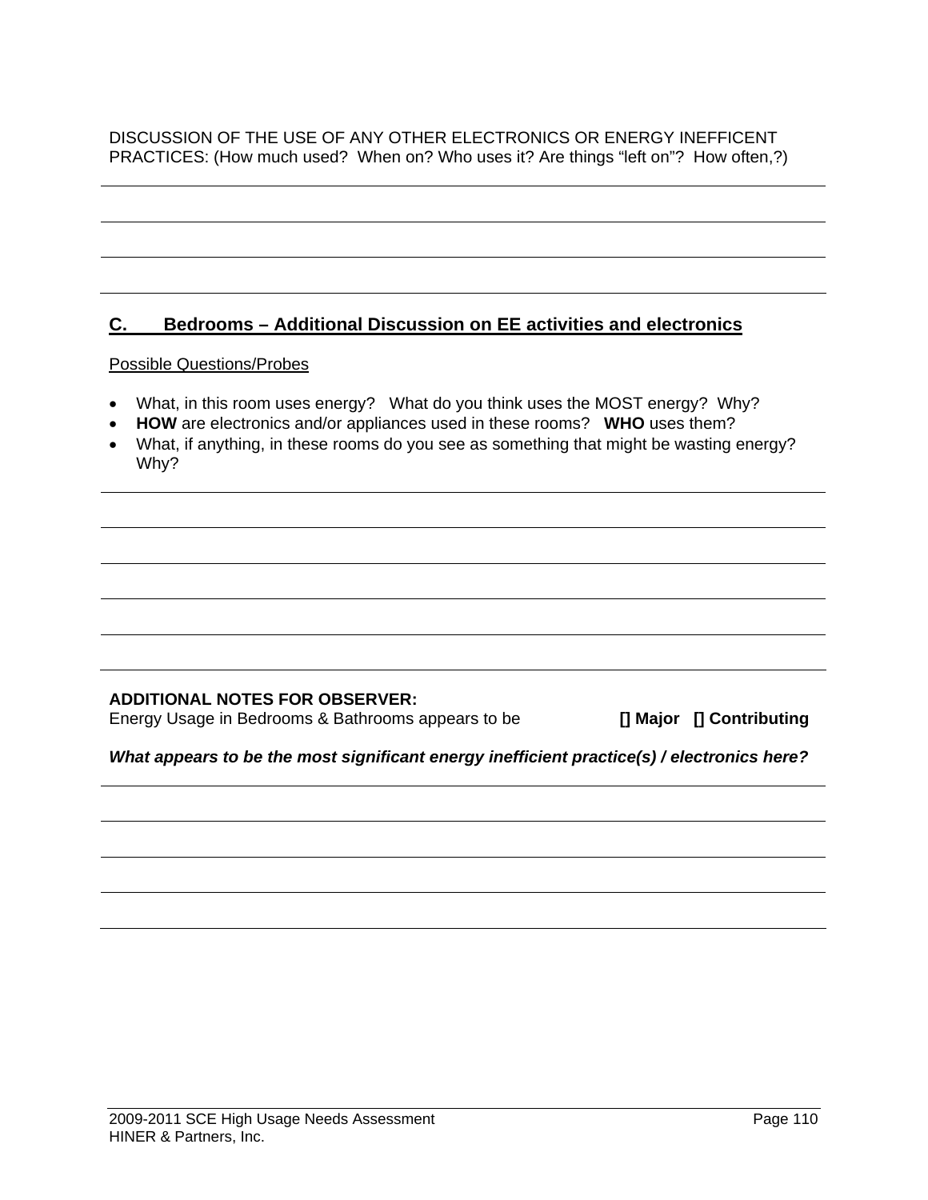DISCUSSION OF THE USE OF ANY OTHER ELECTRONICS OR ENERGY INEFFICENT PRACTICES: (How much used? When on? Who uses it? Are things "left on"? How often,?)

## C. Bedrooms – Additional Discussion on EE activities and electronics

Possible Questions/Probes

- What, in this room uses energy? What do you think uses the MOST energy? Why?
- **HOW** are electronics and/or appliances used in these rooms? **WHO** uses them?
- What, if anything, in these rooms do you see as something that might be wasting energy? Why?

**ADDITIONAL NOTES FOR OBSERVER:**
Energy Usage in Bedrooms & Bathrooms appears to be **[] Major [] Contributing**

***What appears to be the most significant energy inefficient practice(s) / electronics here?***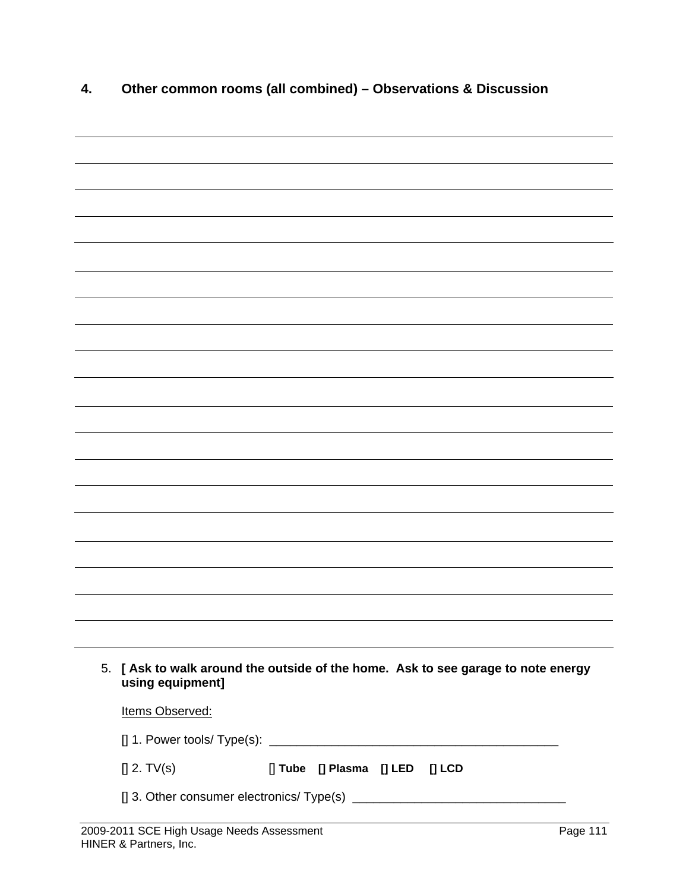## 4. Other common rooms (all combined) – Observations & Discussion

5. **[ Ask to walk around the outside of the home. Ask to see garage to note energy using equipment]**

   Items Observed:

   [] 1. Power tools/ Type(s): ___________________________________________

   [] 2. TV(s) **[] Tube [] Plasma [] LED [] LCD**

   [] 3. Other consumer electronics/ Type(s) _______________________________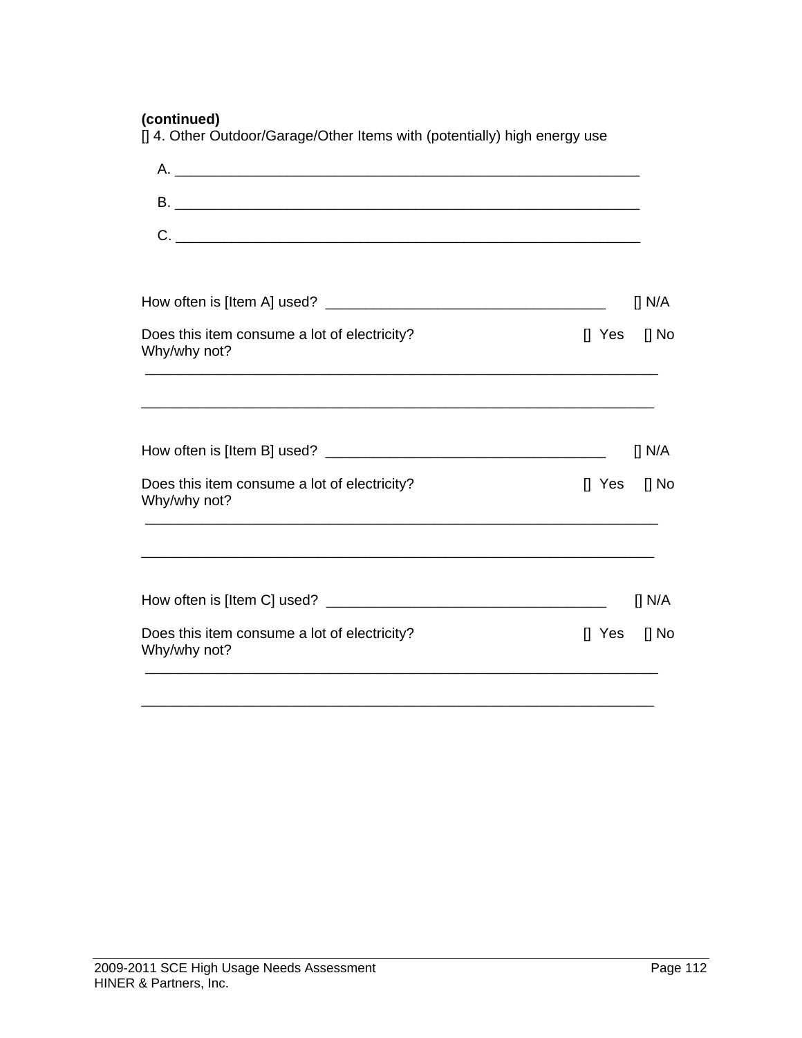**(continued)**

[] 4. Other Outdoor/Garage/Other Items with (potentially) high energy use

A. ____________________________________________________________

B. ____________________________________________________________

C. ____________________________________________________________

How often is [Item A] used? ____________________________________ [] N/A

Does this item consume a lot of electricity? [] Yes [] No

Why/why not?

_________________________________________________________________

_________________________________________________________________

How often is [Item B] used? ____________________________________ [] N/A

Does this item consume a lot of electricity? [] Yes [] No

Why/why not?

_________________________________________________________________

_________________________________________________________________

How often is [Item C] used? ____________________________________ [] N/A

Does this item consume a lot of electricity? [] Yes [] No

Why/why not?

_________________________________________________________________

_________________________________________________________________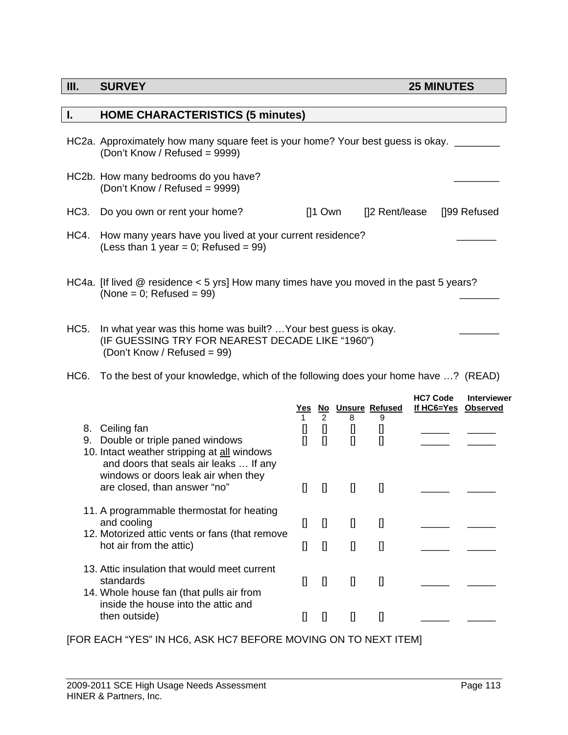## III. SURVEY 25 MINUTES

## I. HOME CHARACTERISTICS (5 minutes)

HC2a. Approximately how many square feet is your home? Your best guess is okay. ________
(Don't Know / Refused = 9999)

HC2b. How many bedrooms do you have? ________
(Don't Know / Refused = 9999)

HC3. Do you own or rent your home? []1 Own []2 Rent/lease []99 Refused

HC4. How many years have you lived at your current residence? _______
(Less than 1 year = 0; Refused = 99)

HC4a. [If lived @ residence < 5 yrs] How many times have you moved in the past 5 years?
(None = 0; Refused = 99) _______

HC5. In what year was this home was built? …Your best guess is okay. _______
(IF GUESSING TRY FOR NEAREST DECADE LIKE "1960")
(Don't Know / Refused = 99)

HC6. To the best of your knowledge, which of the following does your home have …? (READ)

| | Yes 1 | No 2 | Unsure 8 | Refused 9 | HC7 Code If HC6=Yes | Interviewer Observed |
|---|---|---|---|---|---|---|
| 8. Ceiling fan | [] | [] | [] | [] | _____ | _____ |
| 9. Double or triple paned windows | [] | [] | [] | [] | _____ | _____ |
| 10. Intact weather stripping at all windows and doors that seals air leaks … If any windows or doors leak air when they are closed, than answer "no" | [] | [] | [] | [] | _____ | _____ |
| 11. A programmable thermostat for heating and cooling | [] | [] | [] | [] | _____ | _____ |
| 12. Motorized attic vents or fans (that remove hot air from the attic) | [] | [] | [] | [] | _____ | _____ |
| 13. Attic insulation that would meet current standards | [] | [] | [] | [] | _____ | _____ |
| 14. Whole house fan (that pulls air from inside the house into the attic and then outside) | [] | [] | [] | [] | _____ | _____ |

[FOR EACH "YES" IN HC6, ASK HC7 BEFORE MOVING ON TO NEXT ITEM]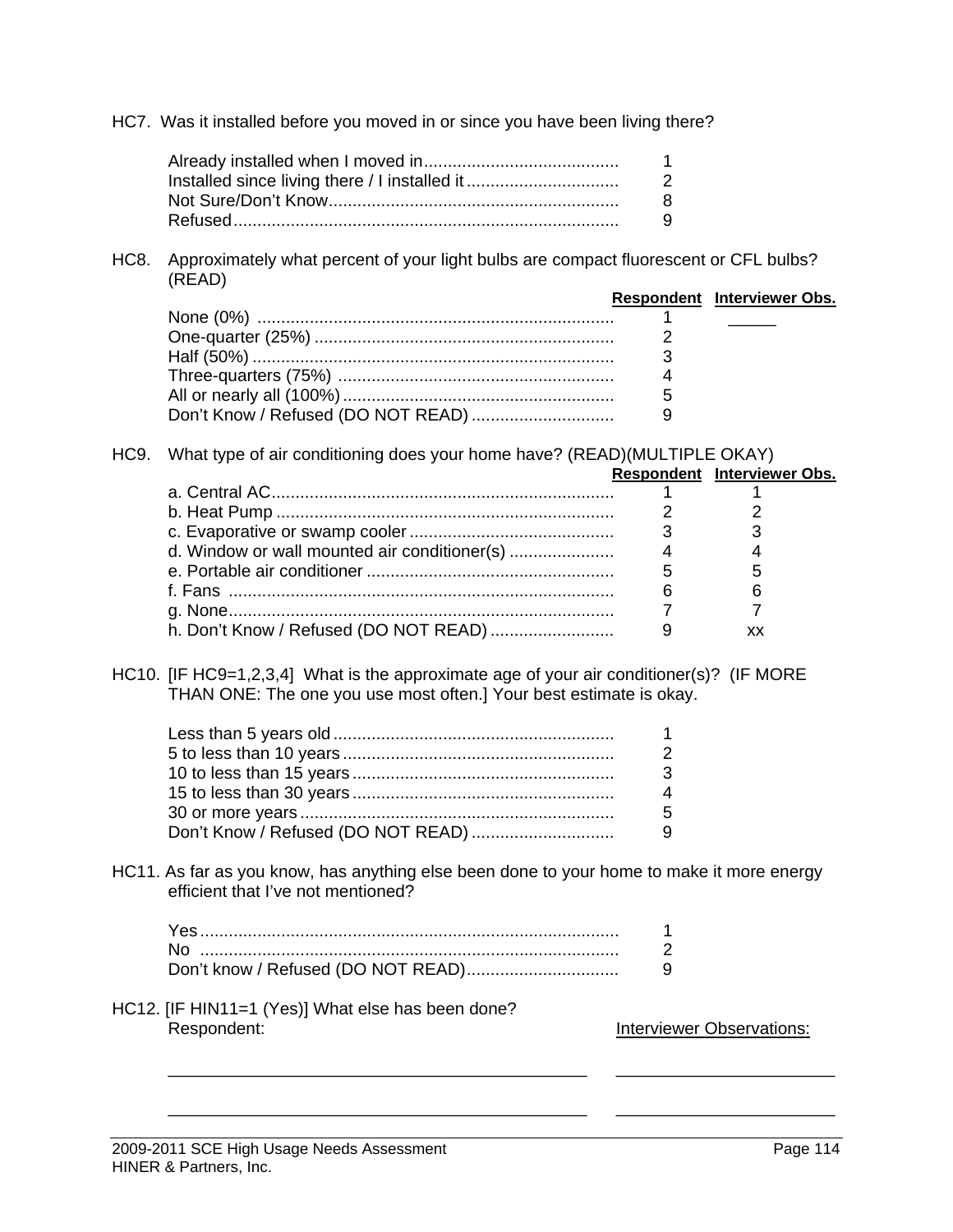HC7. Was it installed before you moved in or since you have been living there?

| | |
|---|---|
| Already installed when I moved in | 1 |
| Installed since living there / I installed it | 2 |
| Not Sure/Don't Know | 8 |
| Refused | 9 |

HC8. Approximately what percent of your light bulbs are compact fluorescent or CFL bulbs? (READ)

| | Respondent | Interviewer Obs. |
|---|---|---|
| None (0%) | 1 | _____ |
| One-quarter (25%) | 2 | |
| Half (50%) | 3 | |
| Three-quarters (75%) | 4 | |
| All or nearly all (100%) | 5 | |
| Don't Know / Refused (DO NOT READ) | 9 | |

HC9. What type of air conditioning does your home have? (READ)(MULTIPLE OKAY)

| | Respondent | Interviewer Obs. |
|---|---|---|
| a. Central AC | 1 | 1 |
| b. Heat Pump | 2 | 2 |
| c. Evaporative or swamp cooler | 3 | 3 |
| d. Window or wall mounted air conditioner(s) | 4 | 4 |
| e. Portable air conditioner | 5 | 5 |
| f. Fans | 6 | 6 |
| g. None | 7 | 7 |
| h. Don't Know / Refused (DO NOT READ) | 9 | xx |

HC10. [IF HC9=1,2,3,4] What is the approximate age of your air conditioner(s)? (IF MORE THAN ONE: The one you use most often.] Your best estimate is okay.

| | |
|---|---|
| Less than 5 years old | 1 |
| 5 to less than 10 years | 2 |
| 10 to less than 15 years | 3 |
| 15 to less than 30 years | 4 |
| 30 or more years | 5 |
| Don't Know / Refused (DO NOT READ) | 9 |

HC11. As far as you know, has anything else been done to your home to make it more energy efficient that I've not mentioned?

| | |
|---|---|
| Yes | 1 |
| No | 2 |
| Don't know / Refused (DO NOT READ) | 9 |

HC12. [IF HIN11=1 (Yes)] What else has been done?

Respondent: Interviewer Observations:

_____________________________________________ _______________________

_____________________________________________ _______________________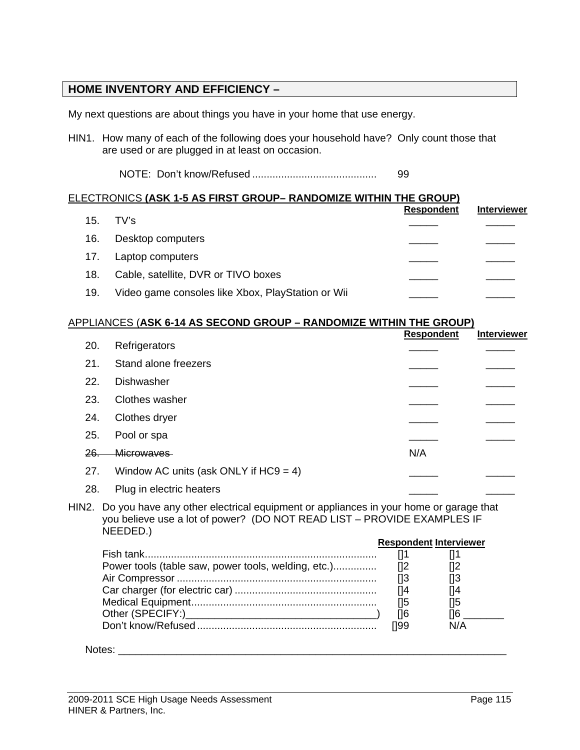## HOME INVENTORY AND EFFICIENCY –

My next questions are about things you have in your home that use energy.

HIN1. How many of each of the following does your household have? Only count those that are used or are plugged in at least on occasion.

NOTE: Don't know/Refused .......................................... 99

ELECTRONICS **(ASK 1-5 AS FIRST GROUP– RANDOMIZE WITHIN THE GROUP)**

| | | Respondent | Interviewer |
|---|---|---|---|
| 15. | TV's | _____ | _____ |
| 16. | Desktop computers | _____ | _____ |
| 17. | Laptop computers | _____ | _____ |
| 18. | Cable, satellite, DVR or TIVO boxes | _____ | _____ |
| 19. | Video game consoles like Xbox, PlayStation or Wii | _____ | _____ |

APPLIANCES (**ASK 6-14 AS SECOND GROUP – RANDOMIZE WITHIN THE GROUP)**

| | | Respondent | Interviewer |
|---|---|---|---|
| 20. | Refrigerators | _____ | _____ |
| 21. | Stand alone freezers | _____ | _____ |
| 22. | Dishwasher | _____ | _____ |
| 23. | Clothes washer | _____ | _____ |
| 24. | Clothes dryer | _____ | _____ |
| 25. | Pool or spa | _____ | _____ |
| ~~26.~~ | ~~Microwaves~~ | N/A | |
| 27. | Window AC units (ask ONLY if HC9 = 4) | _____ | _____ |
| 28. | Plug in electric heaters | _____ | _____ |

HIN2. Do you have any other electrical equipment or appliances in your home or garage that you believe use a lot of power? (DO NOT READ LIST – PROVIDE EXAMPLES IF NEEDED.)

| | Respondent | Interviewer |
|---|---|---|
| Fish tank................................................................................ | []1 | []1 |
| Power tools (table saw, power tools, welding, etc.)............... | []2 | []2 |
| Air Compressor ..................................................................... | []3 | []3 |
| Car charger (for electric car) ................................................. | []4 | []4 |
| Medical Equipment................................................................ | []5 | []5 |
| Other (SPECIFY:)_____________________________________) | []6 | []6 _______ |
| Don't know/Refused .............................................................. | []99 | N/A |

Notes: ______________________________________________________________________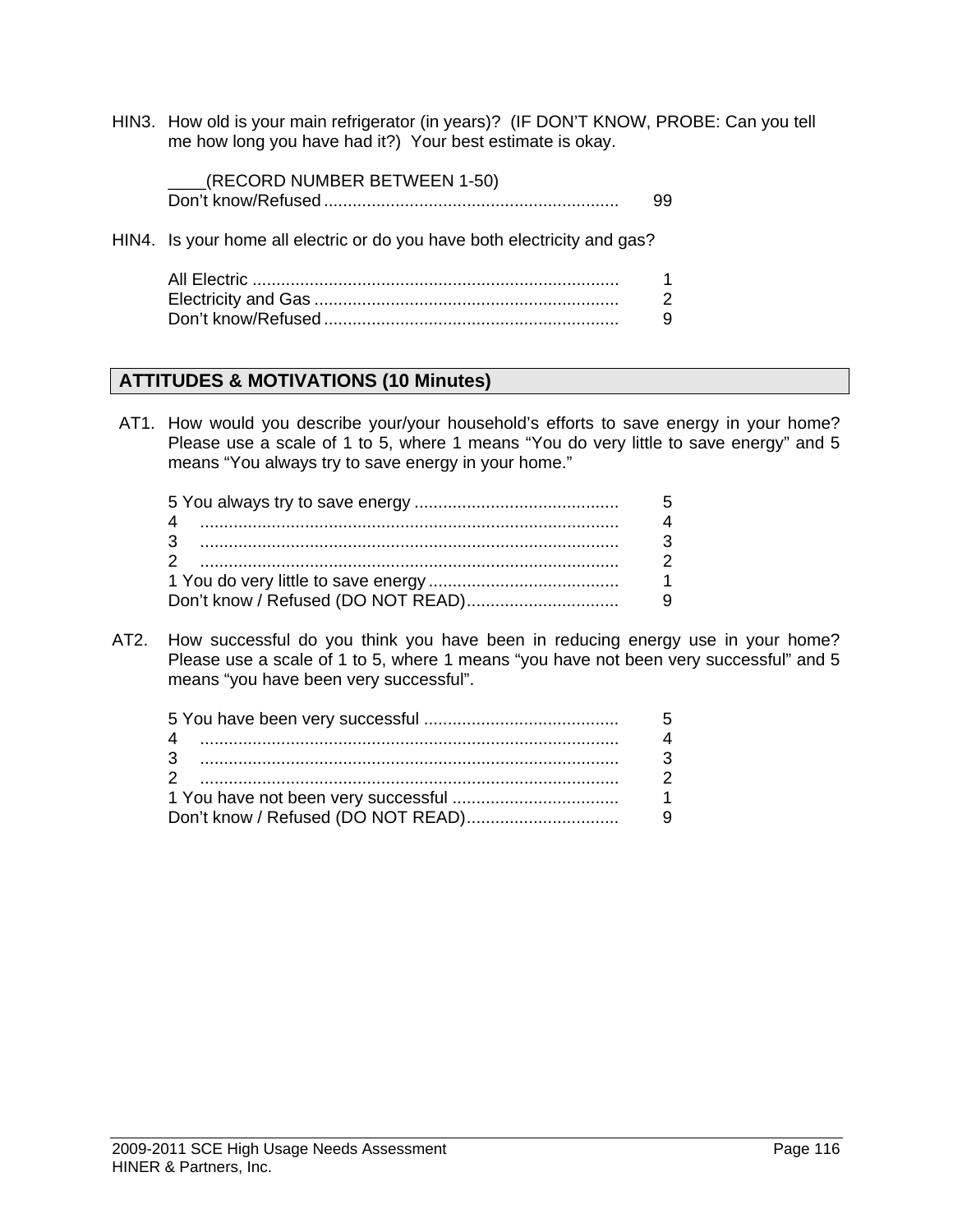HIN3. How old is your main refrigerator (in years)? (IF DON'T KNOW, PROBE: Can you tell me how long you have had it?) Your best estimate is okay.

____(RECORD NUMBER BETWEEN 1-50)
Don't know/Refused ............................................................. 99

HIN4. Is your home all electric or do you have both electricity and gas?

| | |
|---|---|
| All Electric | 1 |
| Electricity and Gas | 2 |
| Don't know/Refused | 9 |

## ATTITUDES & MOTIVATIONS (10 Minutes)

AT1. How would you describe your/your household's efforts to save energy in your home? Please use a scale of 1 to 5, where 1 means "You do very little to save energy" and 5 means "You always try to save energy in your home."

| | |
|---|---|
| 5 You always try to save energy | 5 |
| 4 | 4 |
| 3 | 3 |
| 2 | 2 |
| 1 You do very little to save energy | 1 |
| Don't know / Refused (DO NOT READ) | 9 |

AT2. How successful do you think you have been in reducing energy use in your home? Please use a scale of 1 to 5, where 1 means "you have not been very successful" and 5 means "you have been very successful".

| | |
|---|---|
| 5 You have been very successful | 5 |
| 4 | 4 |
| 3 | 3 |
| 2 | 2 |
| 1 You have not been very successful | 1 |
| Don't know / Refused (DO NOT READ) | 9 |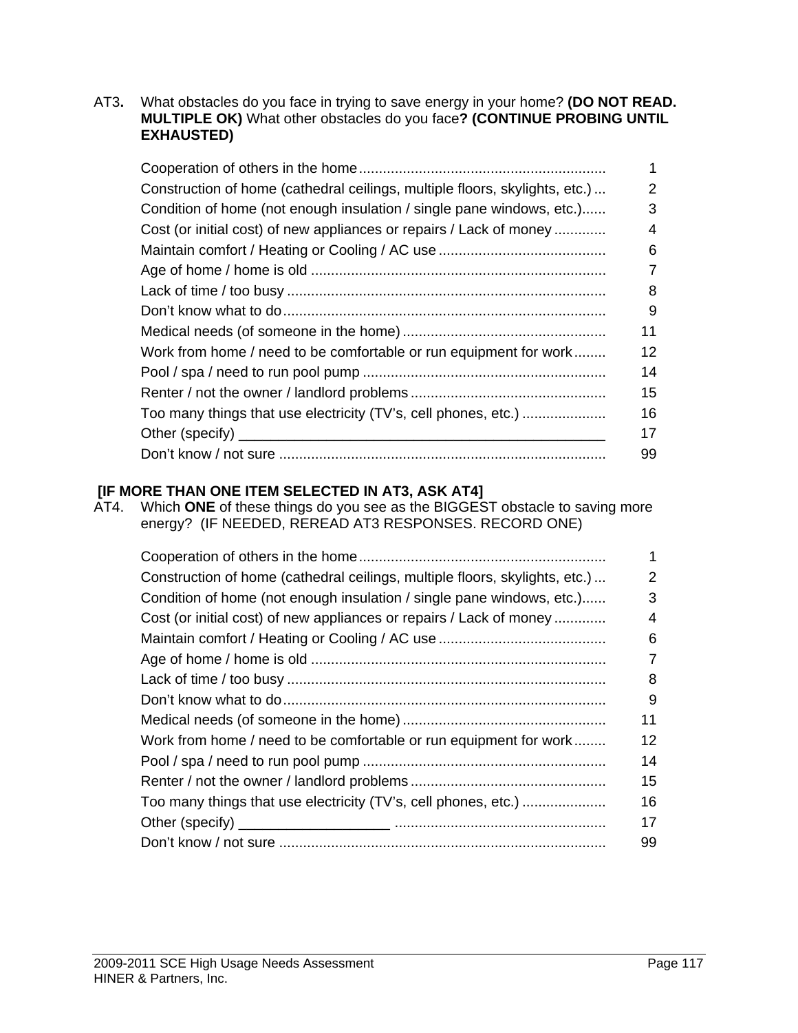AT3**.** What obstacles do you face in trying to save energy in your home? **(DO NOT READ. MULTIPLE OK)** What other obstacles do you face**? (CONTINUE PROBING UNTIL EXHAUSTED)**

| Response | Code |
|---|---|
| Cooperation of others in the home | 1 |
| Construction of home (cathedral ceilings, multiple floors, skylights, etc.) | 2 |
| Condition of home (not enough insulation / single pane windows, etc.) | 3 |
| Cost (or initial cost) of new appliances or repairs / Lack of money | 4 |
| Maintain comfort / Heating or Cooling / AC use | 6 |
| Age of home / home is old | 7 |
| Lack of time / too busy | 8 |
| Don't know what to do | 9 |
| Medical needs (of someone in the home) | 11 |
| Work from home / need to be comfortable or run equipment for work | 12 |
| Pool / spa / need to run pool pump | 14 |
| Renter / not the owner / landlord problems | 15 |
| Too many things that use electricity (TV's, cell phones, etc.) | 16 |
| Other (specify) ________________________________________________ | 17 |
| Don't know / not sure | 99 |

**[IF MORE THAN ONE ITEM SELECTED IN AT3, ASK AT4]**

AT4. Which **ONE** of these things do you see as the BIGGEST obstacle to saving more energy? (IF NEEDED, REREAD AT3 RESPONSES. RECORD ONE)

| Response | Code |
|---|---|
| Cooperation of others in the home | 1 |
| Construction of home (cathedral ceilings, multiple floors, skylights, etc.) | 2 |
| Condition of home (not enough insulation / single pane windows, etc.) | 3 |
| Cost (or initial cost) of new appliances or repairs / Lack of money | 4 |
| Maintain comfort / Heating or Cooling / AC use | 6 |
| Age of home / home is old | 7 |
| Lack of time / too busy | 8 |
| Don't know what to do | 9 |
| Medical needs (of someone in the home) | 11 |
| Work from home / need to be comfortable or run equipment for work | 12 |
| Pool / spa / need to run pool pump | 14 |
| Renter / not the owner / landlord problems | 15 |
| Too many things that use electricity (TV's, cell phones, etc.) | 16 |
| Other (specify) ___________________ | 17 |
| Don't know / not sure | 99 |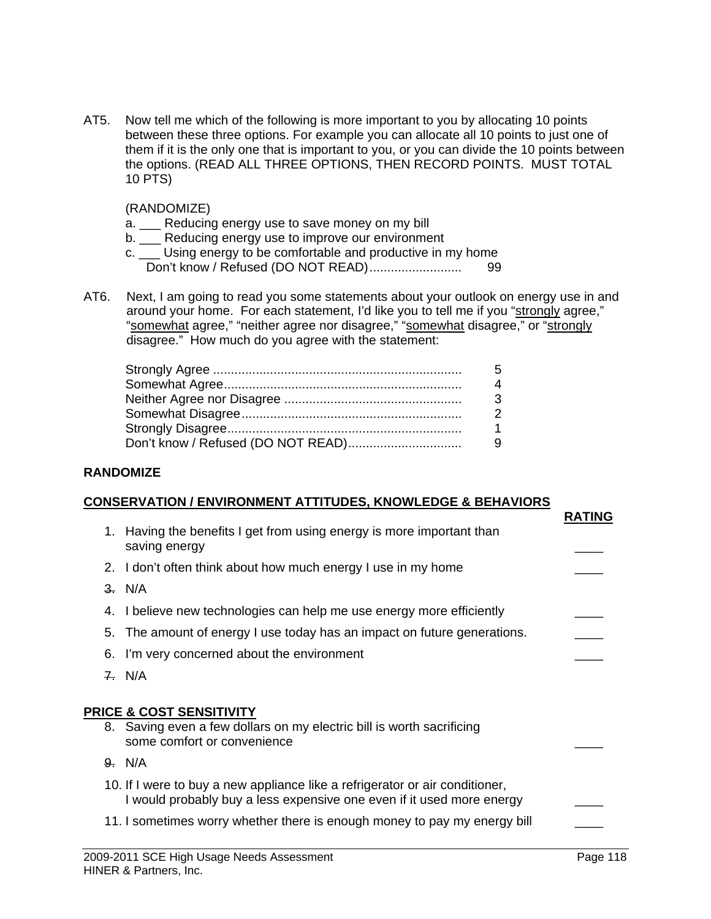AT5. Now tell me which of the following is more important to you by allocating 10 points between these three options. For example you can allocate all 10 points to just one of them if it is the only one that is important to you, or you can divide the 10 points between the options. (READ ALL THREE OPTIONS, THEN RECORD POINTS. MUST TOTAL 10 PTS)

(RANDOMIZE)

a. ___ Reducing energy use to save money on my bill
b. ___ Reducing energy use to improve our environment
c. ___ Using energy to be comfortable and productive in my home
Don't know / Refused (DO NOT READ).......................... 99

AT6. Next, I am going to read you some statements about your outlook on energy use in and around your home. For each statement, I'd like you to tell me if you "strongly agree," "somewhat agree," "neither agree nor disagree," "somewhat disagree," or "strongly disagree." How much do you agree with the statement:

| | |
|---|---|
| Strongly Agree | 5 |
| Somewhat Agree | 4 |
| Neither Agree nor Disagree | 3 |
| Somewhat Disagree | 2 |
| Strongly Disagree | 1 |
| Don't know / Refused (DO NOT READ) | 9 |

**RANDOMIZE**

**CONSERVATION / ENVIRONMENT ATTITUDES, KNOWLEDGE & BEHAVIORS**

| | **RATING** |
|---|---|
| 1. Having the benefits I get from using energy is more important than saving energy | ____ |
| 2. I don't often think about how much energy I use in my home | ____ |
| ~~3.~~ N/A | |
| 4. I believe new technologies can help me use energy more efficiently | ____ |
| 5. The amount of energy I use today has an impact on future generations. | ____ |
| 6. I'm very concerned about the environment | ____ |
| ~~7.~~ N/A | |

**PRICE & COST SENSITIVITY**

| | |
|---|---|
| 8. Saving even a few dollars on my electric bill is worth sacrificing some comfort or convenience | ____ |
| ~~9.~~ N/A | |
| 10. If I were to buy a new appliance like a refrigerator or air conditioner, I would probably buy a less expensive one even if it used more energy | ____ |
| 11. I sometimes worry whether there is enough money to pay my energy bill | ____ |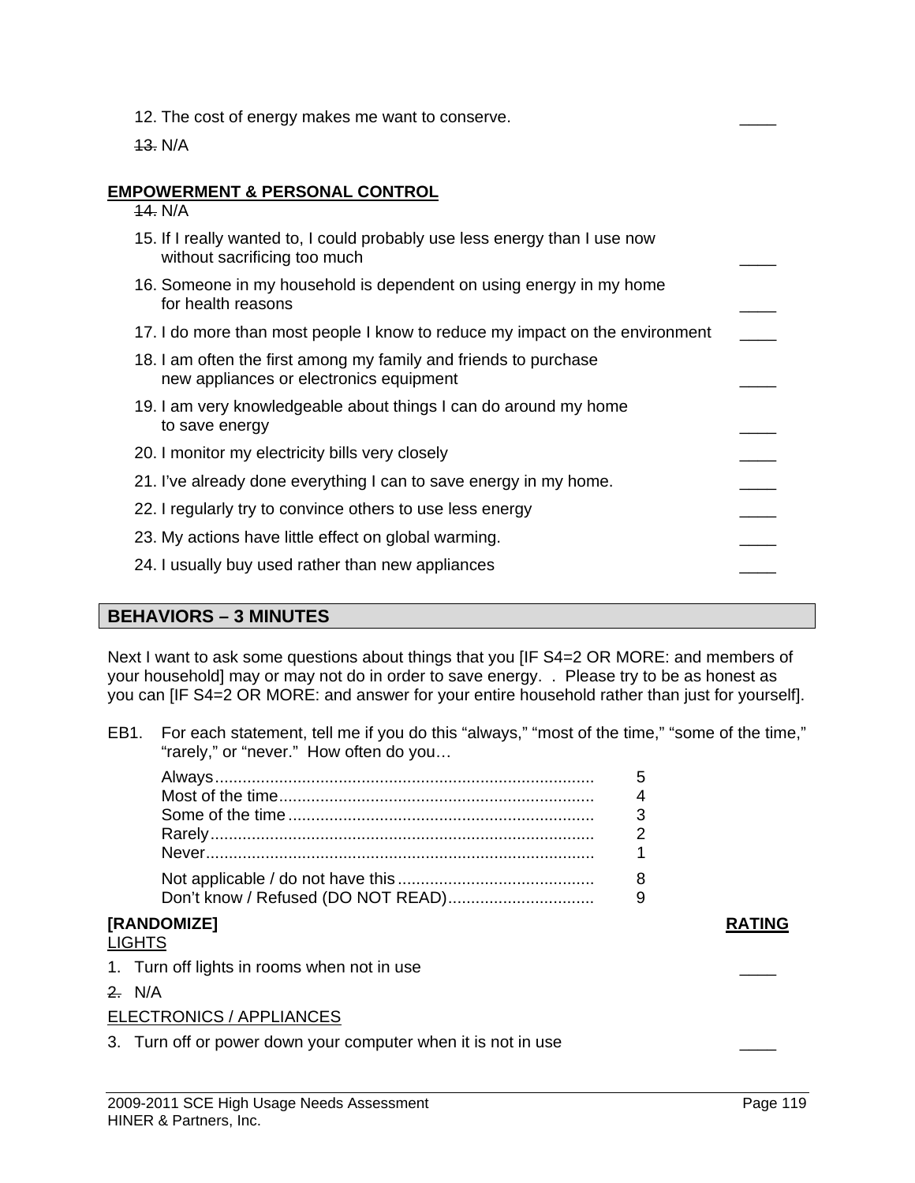12. The cost of energy makes me want to conserve. ____

~~13.~~ N/A

**EMPOWERMENT & PERSONAL CONTROL**

~~14.~~ N/A

15. If I really wanted to, I could probably use less energy than I use now without sacrificing too much ____

16. Someone in my household is dependent on using energy in my home for health reasons ____

17. I do more than most people I know to reduce my impact on the environment ____

18. I am often the first among my family and friends to purchase new appliances or electronics equipment ____

19. I am very knowledgeable about things I can do around my home to save energy ____

20. I monitor my electricity bills very closely ____

21. I've already done everything I can to save energy in my home. ____

22. I regularly try to convince others to use less energy ____

23. My actions have little effect on global warming. ____

24. I usually buy used rather than new appliances ____

## BEHAVIORS – 3 MINUTES

Next I want to ask some questions about things that you [IF S4=2 OR MORE: and members of your household] may or may not do in order to save energy. . Please try to be as honest as you can [IF S4=2 OR MORE: and answer for your entire household rather than just for yourself].

EB1. For each statement, tell me if you do this "always," "most of the time," "some of the time," "rarely," or "never." How often do you…

| | |
|---|---|
| Always | 5 |
| Most of the time | 4 |
| Some of the time | 3 |
| Rarely | 2 |
| Never | 1 |
| Not applicable / do not have this | 8 |
| Don't know / Refused (DO NOT READ) | 9 |

**[RANDOMIZE]** **RATING**

LIGHTS

1. Turn off lights in rooms when not in use ____

~~2.~~ N/A

ELECTRONICS / APPLIANCES

3. Turn off or power down your computer when it is not in use ____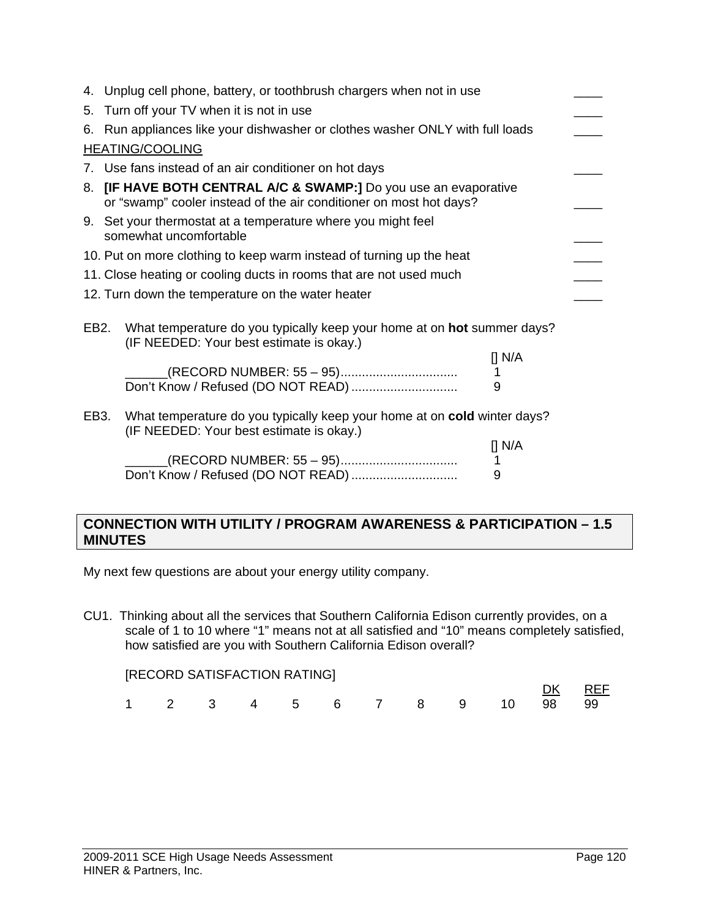4. Unplug cell phone, battery, or toothbrush chargers when not in use ____
5. Turn off your TV when it is not in use ____
6. Run appliances like your dishwasher or clothes washer ONLY with full loads ____

HEATING/COOLING

7. Use fans instead of an air conditioner on hot days ____
8. **[IF HAVE BOTH CENTRAL A/C & SWAMP:]** Do you use an evaporative or "swamp" cooler instead of the air conditioner on most hot days? ____
9. Set your thermostat at a temperature where you might feel somewhat uncomfortable ____
10. Put on more clothing to keep warm instead of turning up the heat ____
11. Close heating or cooling ducts in rooms that are not used much ____
12. Turn down the temperature on the water heater ____

EB2. What temperature do you typically keep your home at on **hot** summer days? (IF NEEDED: Your best estimate is okay.)

[] N/A

______(RECORD NUMBER: 55 – 95)................................ 1
Don't Know / Refused (DO NOT READ) ............................. 9

EB3. What temperature do you typically keep your home at on **cold** winter days? (IF NEEDED: Your best estimate is okay.)

[] N/A

______(RECORD NUMBER: 55 – 95)................................ 1
Don't Know / Refused (DO NOT READ) ............................. 9

## CONNECTION WITH UTILITY / PROGRAM AWARENESS & PARTICIPATION – 1.5 MINUTES

My next few questions are about your energy utility company.

CU1. Thinking about all the services that Southern California Edison currently provides, on a scale of 1 to 10 where "1" means not at all satisfied and "10" means completely satisfied, how satisfied are you with Southern California Edison overall?

[RECORD SATISFACTION RATING]

| | | | | | | | | | | DK | REF |
|---|---|---|---|---|---|---|---|---|---|---|---|
| 1 | 2 | 3 | 4 | 5 | 6 | 7 | 8 | 9 | 10 | 98 | 99 |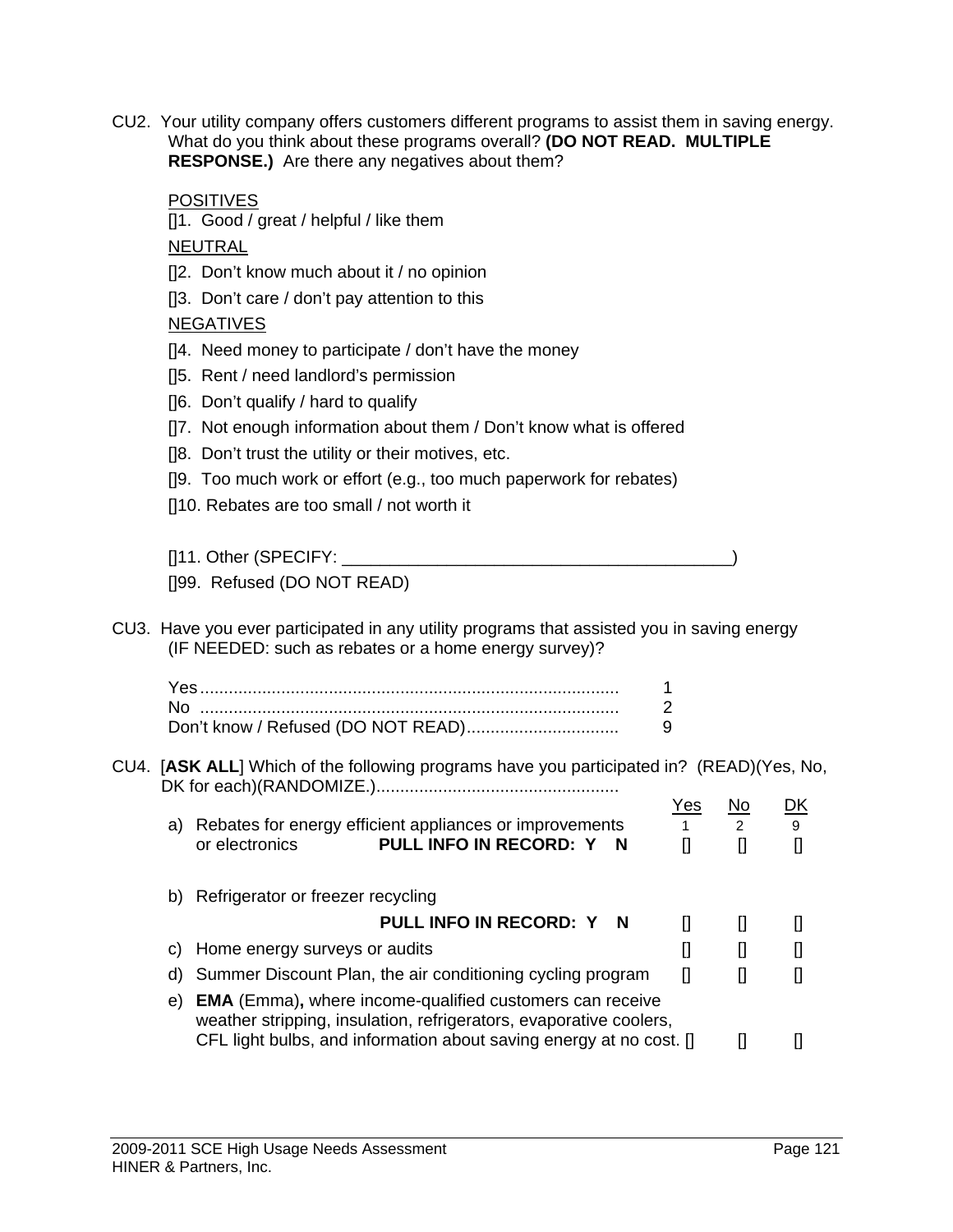CU2. Your utility company offers customers different programs to assist them in saving energy. What do you think about these programs overall? **(DO NOT READ. MULTIPLE RESPONSE.)** Are there any negatives about them?

POSITIVES

[]1. Good / great / helpful / like them

NEUTRAL

[]2. Don't know much about it / no opinion

[]3. Don't care / don't pay attention to this

NEGATIVES

[]4. Need money to participate / don't have the money

[]5. Rent / need landlord's permission

[]6. Don't qualify / hard to qualify

[]7. Not enough information about them / Don't know what is offered

[]8. Don't trust the utility or their motives, etc.

[]9. Too much work or effort (e.g., too much paperwork for rebates)

[]10. Rebates are too small / not worth it

[]11. Other (SPECIFY: ________________________________________)

[]99. Refused (DO NOT READ)

CU3. Have you ever participated in any utility programs that assisted you in saving energy (IF NEEDED: such as rebates or a home energy survey)?

| | |
|---|---|
| Yes | 1 |
| No | 2 |
| Don't know / Refused (DO NOT READ) | 9 |

CU4. [**ASK ALL**] Which of the following programs have you participated in? (READ)(Yes, No, DK for each)(RANDOMIZE.)

| | Yes | No | DK |
|---|---|---|---|
| | 1 | 2 | 9 |
| a) Rebates for energy efficient appliances or improvements or electronics **PULL INFO IN RECORD: Y N** | [] | [] | [] |
| b) Refrigerator or freezer recycling **PULL INFO IN RECORD: Y N** | [] | [] | [] |
| c) Home energy surveys or audits | [] | [] | [] |
| d) Summer Discount Plan, the air conditioning cycling program | [] | [] | [] |
| e) **EMA** (Emma)**,** where income-qualified customers can receive weather stripping, insulation, refrigerators, evaporative coolers, CFL light bulbs, and information about saving energy at no cost. | [] | [] | [] |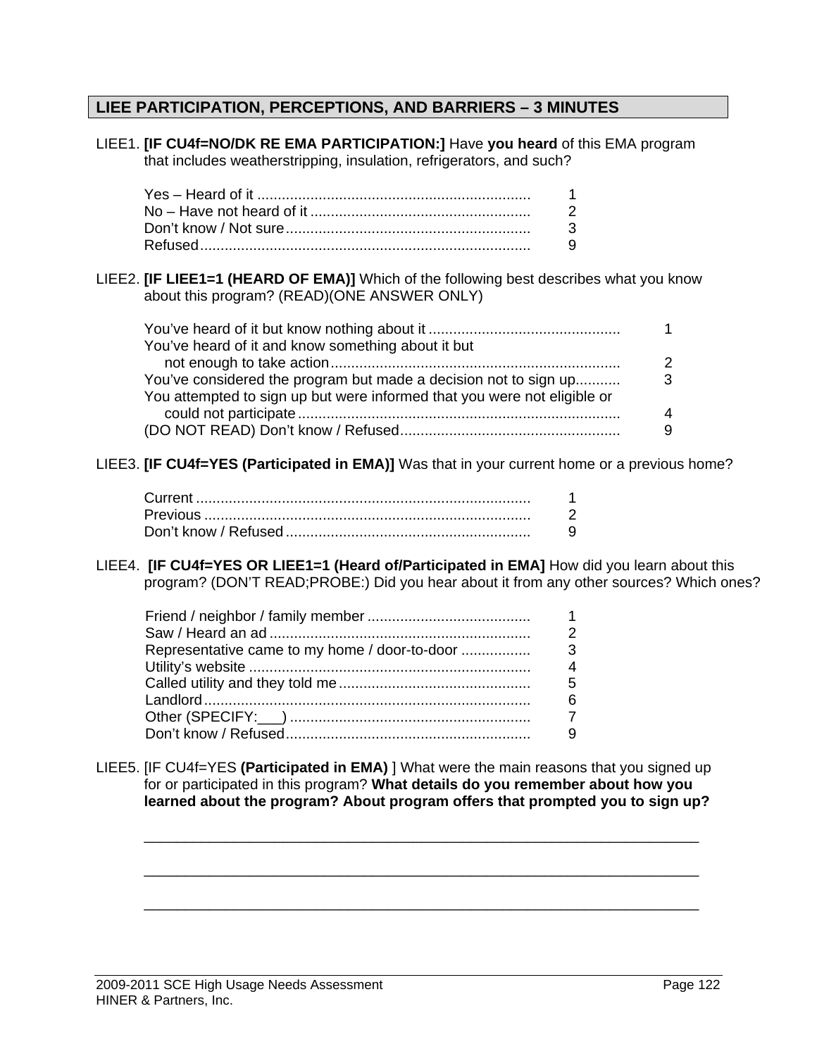## LIEE PARTICIPATION, PERCEPTIONS, AND BARRIERS – 3 MINUTES

LIEE1. **[IF CU4f=NO/DK RE EMA PARTICIPATION:]** Have **you heard** of this EMA program that includes weatherstripping, insulation, refrigerators, and such?

| | |
|---|---|
| Yes – Heard of it | 1 |
| No – Have not heard of it | 2 |
| Don't know / Not sure | 3 |
| Refused | 9 |

LIEE2. **[IF LIEE1=1 (HEARD OF EMA)]** Which of the following best describes what you know about this program? (READ)(ONE ANSWER ONLY)

| | |
|---|---|
| You've heard of it but know nothing about it | 1 |
| You've heard of it and know something about it but not enough to take action | 2 |
| You've considered the program but made a decision not to sign up | 3 |
| You attempted to sign up but were informed that you were not eligible or could not participate | 4 |
| (DO NOT READ) Don't know / Refused | 9 |

LIEE3. **[IF CU4f=YES (Participated in EMA)]** Was that in your current home or a previous home?

| | |
|---|---|
| Current | 1 |
| Previous | 2 |
| Don't know / Refused | 9 |

LIEE4. **[IF CU4f=YES OR LIEE1=1 (Heard of/Participated in EMA]** How did you learn about this program? (DON'T READ;PROBE:) Did you hear about it from any other sources? Which ones?

| | |
|---|---|
| Friend / neighbor / family member | 1 |
| Saw / Heard an ad | 2 |
| Representative came to my home / door-to-door | 3 |
| Utility's website | 4 |
| Called utility and they told me | 5 |
| Landlord | 6 |
| Other (SPECIFY:___) | 7 |
| Don't know / Refused | 9 |

LIEE5. [IF CU4f=YES **(Participated in EMA)** ] What were the main reasons that you signed up for or participated in this program? **What details do you remember about how you learned about the program? About program offers that prompted you to sign up?**

\_\_\_\_\_\_\_\_\_\_\_\_\_\_\_\_\_\_\_\_\_\_\_\_\_\_\_\_\_\_\_\_\_\_\_\_\_\_\_\_\_\_\_\_\_\_\_\_\_\_\_\_\_\_\_\_\_\_\_\_\_\_\_\_\_\_

\_\_\_\_\_\_\_\_\_\_\_\_\_\_\_\_\_\_\_\_\_\_\_\_\_\_\_\_\_\_\_\_\_\_\_\_\_\_\_\_\_\_\_\_\_\_\_\_\_\_\_\_\_\_\_\_\_\_\_\_\_\_\_\_\_\_

\_\_\_\_\_\_\_\_\_\_\_\_\_\_\_\_\_\_\_\_\_\_\_\_\_\_\_\_\_\_\_\_\_\_\_\_\_\_\_\_\_\_\_\_\_\_\_\_\_\_\_\_\_\_\_\_\_\_\_\_\_\_\_\_\_\_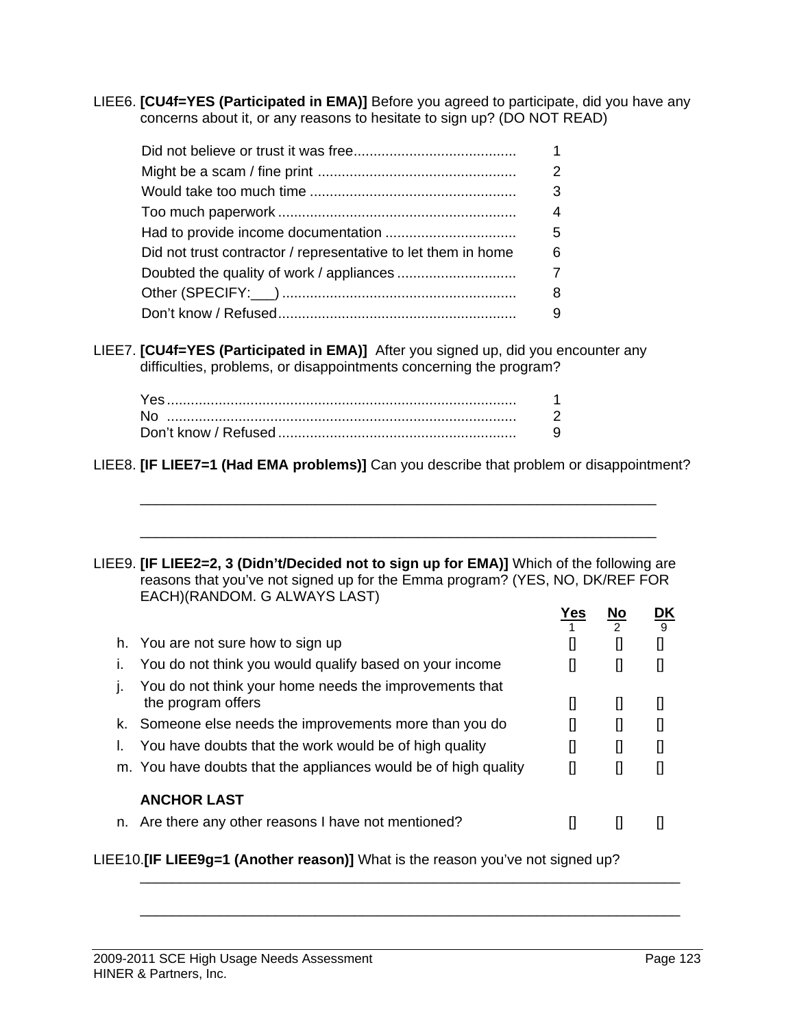LIEE6. **[CU4f=YES (Participated in EMA)]** Before you agreed to participate, did you have any concerns about it, or any reasons to hesitate to sign up? (DO NOT READ)

| | |
|---|---|
| Did not believe or trust it was free | 1 |
| Might be a scam / fine print | 2 |
| Would take too much time | 3 |
| Too much paperwork | 4 |
| Had to provide income documentation | 5 |
| Did not trust contractor / representative to let them in home | 6 |
| Doubted the quality of work / appliances | 7 |
| Other (SPECIFY:___) | 8 |
| Don't know / Refused | 9 |

LIEE7. **[CU4f=YES (Participated in EMA)]** After you signed up, did you encounter any difficulties, problems, or disappointments concerning the program?

| | |
|---|---|
| Yes | 1 |
| No | 2 |
| Don't know / Refused | 9 |

LIEE8. **[IF LIEE7=1 (Had EMA problems)]** Can you describe that problem or disappointment?

_______________________________________________________________

_______________________________________________________________

LIEE9. **[IF LIEE2=2, 3 (Didn't/Decided not to sign up for EMA)]** Which of the following are reasons that you've not signed up for the Emma program? (YES, NO, DK/REF FOR EACH)(RANDOM. G ALWAYS LAST)

| | | Yes<br>1 | No<br>2 | DK<br>9 |
|---|---|---|---|---|
| h. | You are not sure how to sign up | [] | [] | [] |
| i. | You do not think you would qualify based on your income | [] | [] | [] |
| j. | You do not think your home needs the improvements that the program offers | [] | [] | [] |
| k. | Someone else needs the improvements more than you do | [] | [] | [] |
| l. | You have doubts that the work would be of high quality | [] | [] | [] |
| m. | You have doubts that the appliances would be of high quality | [] | [] | [] |
| | **ANCHOR LAST** | | | |
| n. | Are there any other reasons I have not mentioned? | [] | [] | [] |

LIEE10. **[IF LIEE9g=1 (Another reason)]** What is the reason you've not signed up?

_______________________________________________________________

_______________________________________________________________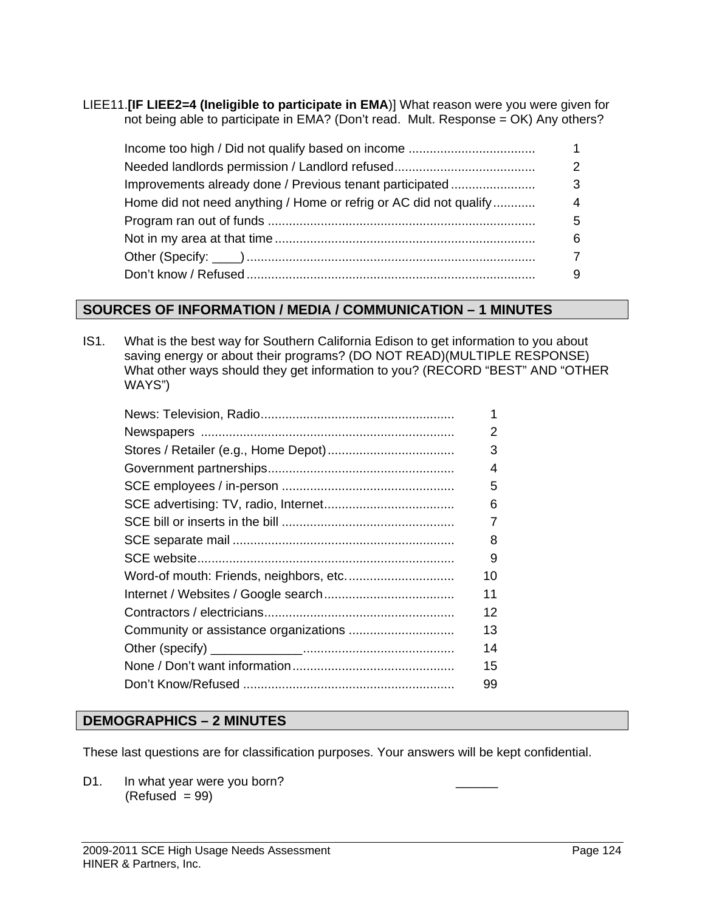LIEE11.**[IF LIEE2=4 (Ineligible to participate in EMA**)] What reason were you were given for not being able to participate in EMA? (Don't read. Mult. Response = OK) Any others?

| Response | Code |
|---|---|
| Income too high / Did not qualify based on income | 1 |
| Needed landlords permission / Landlord refused | 2 |
| Improvements already done / Previous tenant participated | 3 |
| Home did not need anything / Home or refrig or AC did not qualify | 4 |
| Program ran out of funds | 5 |
| Not in my area at that time | 6 |
| Other (Specify: ____) | 7 |
| Don't know / Refused | 9 |

## SOURCES OF INFORMATION / MEDIA / COMMUNICATION – 1 MINUTES

IS1. What is the best way for Southern California Edison to get information to you about saving energy or about their programs? (DO NOT READ)(MULTIPLE RESPONSE) What other ways should they get information to you? (RECORD "BEST" AND "OTHER WAYS")

| Response | Code |
|---|---|
| News: Television, Radio | 1 |
| Newspapers | 2 |
| Stores / Retailer (e.g., Home Depot) | 3 |
| Government partnerships | 4 |
| SCE employees / in-person | 5 |
| SCE advertising: TV, radio, Internet | 6 |
| SCE bill or inserts in the bill | 7 |
| SCE separate mail | 8 |
| SCE website | 9 |
| Word-of mouth: Friends, neighbors, etc. | 10 |
| Internet / Websites / Google search | 11 |
| Contractors / electricians | 12 |
| Community or assistance organizations | 13 |
| Other (specify) _____________ | 14 |
| None / Don't want information | 15 |
| Don't Know/Refused | 99 |

## DEMOGRAPHICS – 2 MINUTES

These last questions are for classification purposes. Your answers will be kept confidential.

D1. In what year were you born? ______
(Refused = 99)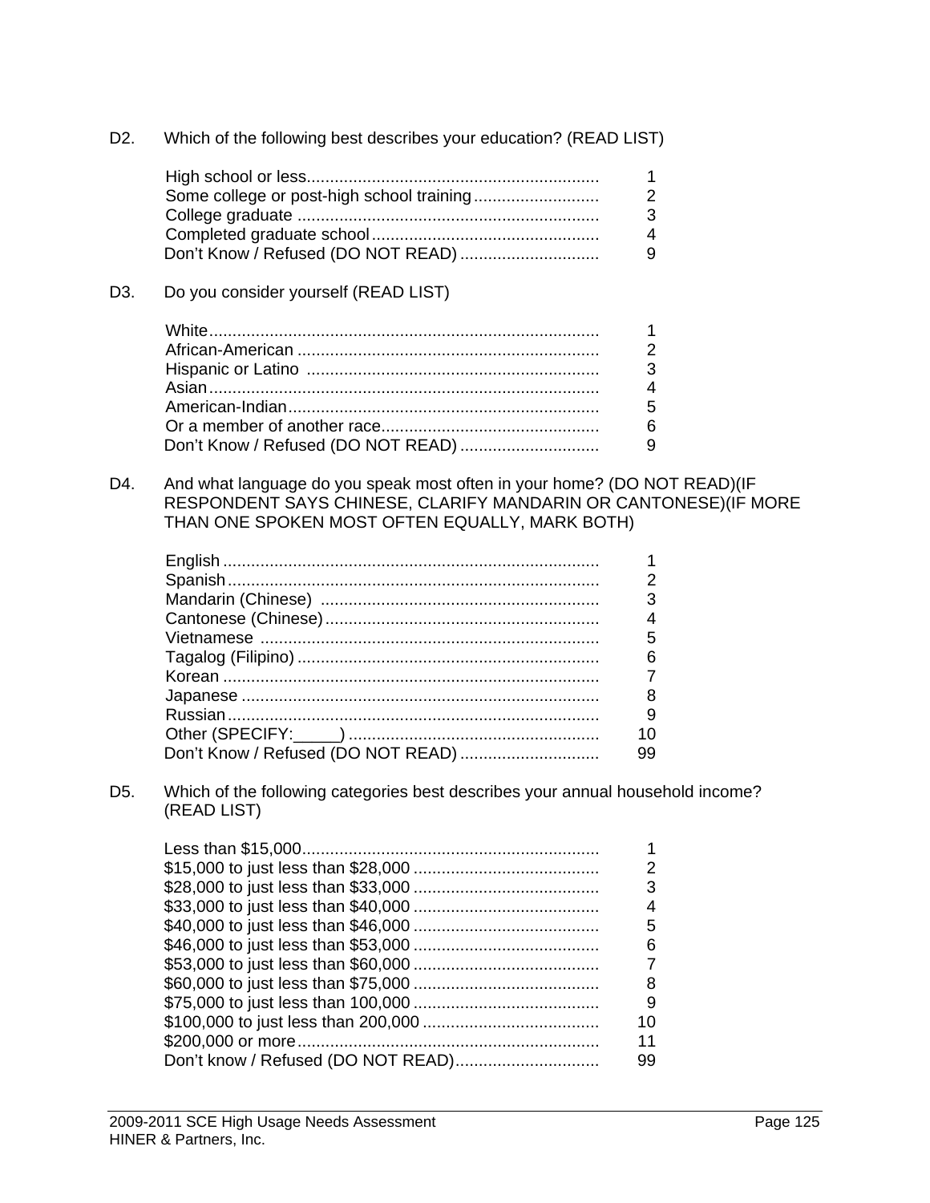D2. Which of the following best describes your education? (READ LIST)

| | |
|---|---|
| High school or less | 1 |
| Some college or post-high school training | 2 |
| College graduate | 3 |
| Completed graduate school | 4 |
| Don't Know / Refused (DO NOT READ) | 9 |

D3. Do you consider yourself (READ LIST)

| | |
|---|---|
| White | 1 |
| African-American | 2 |
| Hispanic or Latino | 3 |
| Asian | 4 |
| American-Indian | 5 |
| Or a member of another race | 6 |
| Don't Know / Refused (DO NOT READ) | 9 |

D4. And what language do you speak most often in your home? (DO NOT READ)(IF RESPONDENT SAYS CHINESE, CLARIFY MANDARIN OR CANTONESE)(IF MORE THAN ONE SPOKEN MOST OFTEN EQUALLY, MARK BOTH)

| | |
|---|---|
| English | 1 |
| Spanish | 2 |
| Mandarin (Chinese) | 3 |
| Cantonese (Chinese) | 4 |
| Vietnamese | 5 |
| Tagalog (Filipino) | 6 |
| Korean | 7 |
| Japanese | 8 |
| Russian | 9 |
| Other (SPECIFY:_____) | 10 |
| Don't Know / Refused (DO NOT READ) | 99 |

D5. Which of the following categories best describes your annual household income? (READ LIST)

| | |
|---|---|
| Less than $15,000 | 1 |
| $15,000 to just less than $28,000 | 2 |
| $28,000 to just less than $33,000 | 3 |
| $33,000 to just less than $40,000 | 4 |
| $40,000 to just less than $46,000 | 5 |
| $46,000 to just less than $53,000 | 6 |
| $53,000 to just less than $60,000 | 7 |
| $60,000 to just less than $75,000 | 8 |
| $75,000 to just less than 100,000 | 9 |
| $100,000 to just less than 200,000 | 10 |
| $200,000 or more | 11 |
| Don't know / Refused (DO NOT READ) | 99 |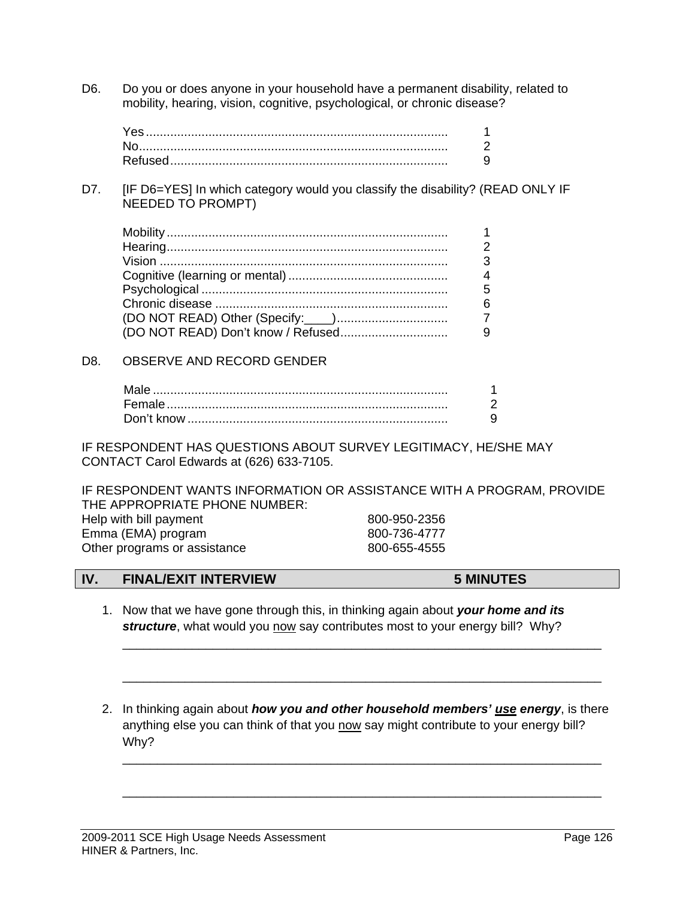D6. Do you or does anyone in your household have a permanent disability, related to mobility, hearing, vision, cognitive, psychological, or chronic disease?

| | |
|---|---|
| Yes | 1 |
| No | 2 |
| Refused | 9 |

D7. [IF D6=YES] In which category would you classify the disability? (READ ONLY IF NEEDED TO PROMPT)

| | |
|---|---|
| Mobility | 1 |
| Hearing | 2 |
| Vision | 3 |
| Cognitive (learning or mental) | 4 |
| Psychological | 5 |
| Chronic disease | 6 |
| (DO NOT READ) Other (Specify:____) | 7 |
| (DO NOT READ) Don't know / Refused | 9 |

D8. OBSERVE AND RECORD GENDER

| | |
|---|---|
| Male | 1 |
| Female | 2 |
| Don't know | 9 |

IF RESPONDENT HAS QUESTIONS ABOUT SURVEY LEGITIMACY, HE/SHE MAY CONTACT Carol Edwards at (626) 633-7105.

IF RESPONDENT WANTS INFORMATION OR ASSISTANCE WITH A PROGRAM, PROVIDE THE APPROPRIATE PHONE NUMBER:

| | |
|---|---|
| Help with bill payment | 800-950-2356 |
| Emma (EMA) program | 800-736-4777 |
| Other programs or assistance | 800-655-4555 |

## IV. FINAL/EXIT INTERVIEW 5 MINUTES

1. Now that we have gone through this, in thinking again about ***your home and its structure***, what would you now say contributes most to your energy bill? Why?

   ______________________________________________________________________

   ______________________________________________________________________

2. In thinking again about ***how you and other household members' use energy***, is there anything else you can think of that you now say might contribute to your energy bill? Why?

   ______________________________________________________________________

   ______________________________________________________________________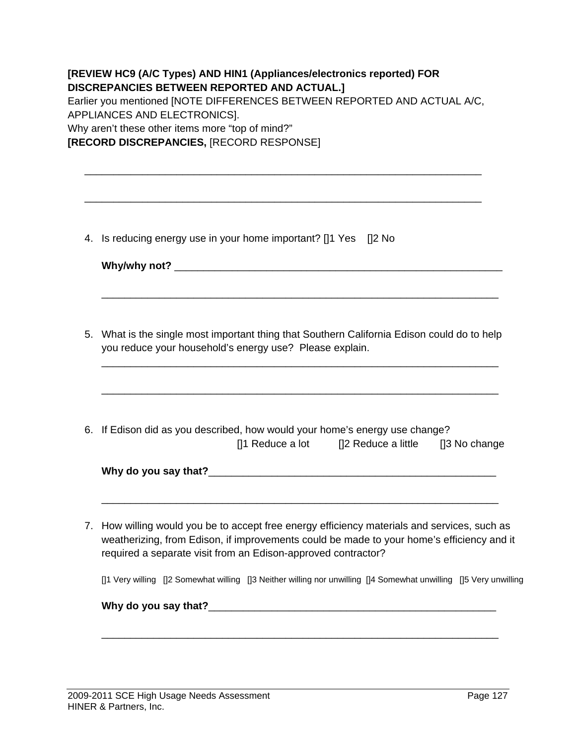**[REVIEW HC9 (A/C Types) AND HIN1 (Appliances/electronics reported) FOR DISCREPANCIES BETWEEN REPORTED AND ACTUAL.]**
Earlier you mentioned [NOTE DIFFERENCES BETWEEN REPORTED AND ACTUAL A/C, APPLIANCES AND ELECTRONICS].
Why aren't these other items more "top of mind?"
**[RECORD DISCREPANCIES,** [RECORD RESPONSE]

_______________________________________________________________________

_______________________________________________________________________

4. Is reducing energy use in your home important? []1 Yes []2 No

   **Why/why not?** ___________________________________________________________

   _______________________________________________________________________

5. What is the single most important thing that Southern California Edison could do to help you reduce your household's energy use? Please explain.

   _______________________________________________________________________

   _______________________________________________________________________

6. If Edison did as you described, how would your home's energy use change?
   []1 Reduce a lot []2 Reduce a little []3 No change

   **Why do you say that?**____________________________________________________

   _______________________________________________________________________

7. How willing would you be to accept free energy efficiency materials and services, such as weatherizing, from Edison, if improvements could be made to your home's efficiency and it required a separate visit from an Edison-approved contractor?

   []1 Very willing []2 Somewhat willing []3 Neither willing nor unwilling []4 Somewhat unwilling []5 Very unwilling

   **Why do you say that?**____________________________________________________

   _______________________________________________________________________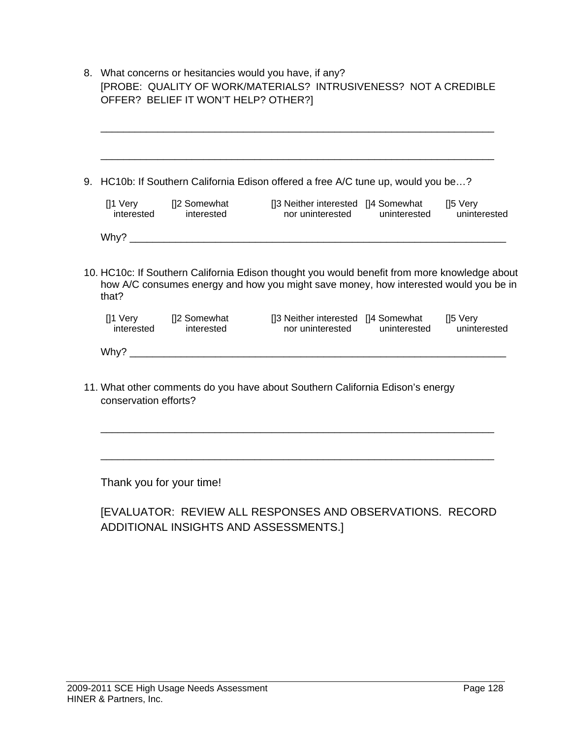8. What concerns or hesitancies would you have, if any?
   [PROBE: QUALITY OF WORK/MATERIALS? INTRUSIVENESS? NOT A CREDIBLE OFFER? BELIEF IT WON'T HELP? OTHER?]

   ______________________________________________________________________

   ______________________________________________________________________

9. HC10b: If Southern California Edison offered a free A/C tune up, would you be…?

| []1 Very interested | []2 Somewhat interested | []3 Neither interested nor uninterested | []4 Somewhat uninterested | []5 Very uninterested |
|---|---|---|---|---|

   Why? ______________________________________________________________________

10. HC10c: If Southern California Edison thought you would benefit from more knowledge about how A/C consumes energy and how you might save money, how interested would you be in that?

| []1 Very interested | []2 Somewhat interested | []3 Neither interested nor uninterested | []4 Somewhat uninterested | []5 Very uninterested |
|---|---|---|---|---|

   Why? ______________________________________________________________________

11. What other comments do you have about Southern California Edison's energy conservation efforts?

   ______________________________________________________________________

   ______________________________________________________________________

Thank you for your time!

[EVALUATOR: REVIEW ALL RESPONSES AND OBSERVATIONS. RECORD ADDITIONAL INSIGHTS AND ASSESSMENTS.]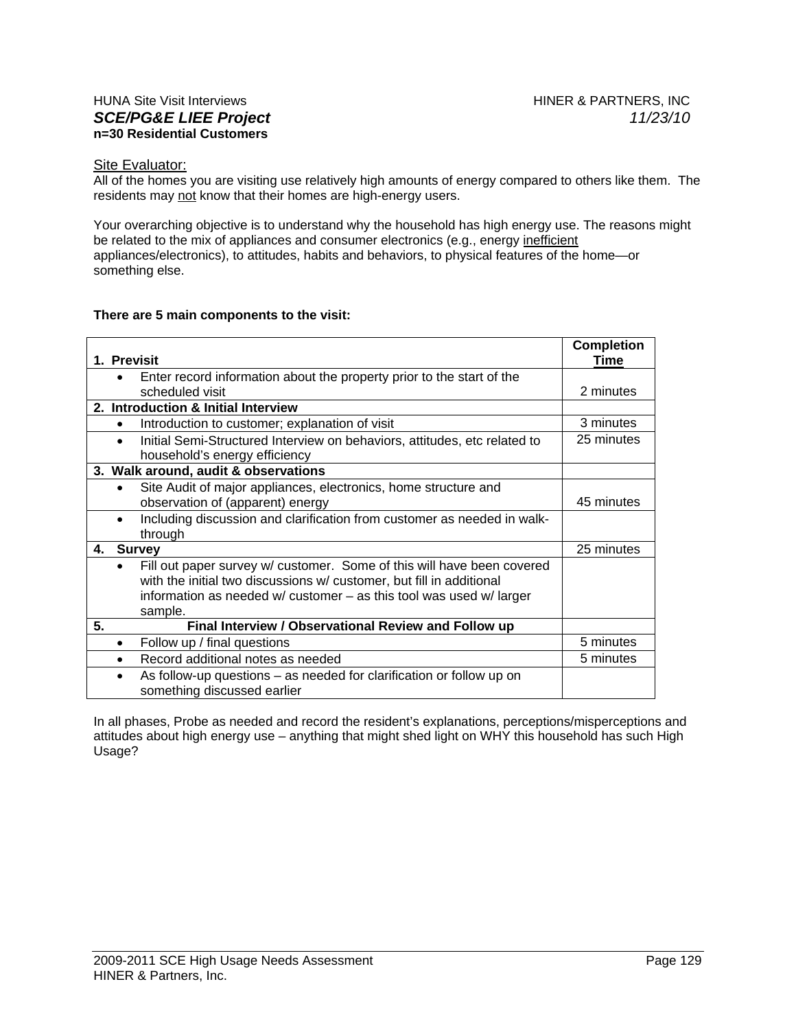HUNA Site Visit Interviews HINER & PARTNERS, INC
***SCE/PG&E LIEE Project*** *11/23/10*
**n=30 Residential Customers**

Site Evaluator:
All of the homes you are visiting use relatively high amounts of energy compared to others like them. The residents may not know that their homes are high-energy users.

Your overarching objective is to understand why the household has high energy use. The reasons might be related to the mix of appliances and consumer electronics (e.g., energy inefficient appliances/electronics), to attitudes, habits and behaviors, to physical features of the home—or something else.

**There are 5 main components to the visit:**

| **1. Previsit** | **Completion Time** |
|---|---|
| • Enter record information about the property prior to the start of the scheduled visit | 2 minutes |
| **2. Introduction & Initial Interview** | |
| • Introduction to customer; explanation of visit | 3 minutes |
| • Initial Semi-Structured Interview on behaviors, attitudes, etc related to household's energy efficiency | 25 minutes |
| **3. Walk around, audit & observations** | |
| • Site Audit of major appliances, electronics, home structure and observation of (apparent) energy | 45 minutes |
| • Including discussion and clarification from customer as needed in walk-through | |
| **4. Survey** | 25 minutes |
| • Fill out paper survey w/ customer. Some of this will have been covered with the initial two discussions w/ customer, but fill in additional information as needed w/ customer – as this tool was used w/ larger sample. | |
| **5. Final Interview / Observational Review and Follow up** | |
| • Follow up / final questions | 5 minutes |
| • Record additional notes as needed | 5 minutes |
| • As follow-up questions – as needed for clarification or follow up on something discussed earlier | |

In all phases, Probe as needed and record the resident's explanations, perceptions/misperceptions and attitudes about high energy use – anything that might shed light on WHY this household has such High Usage?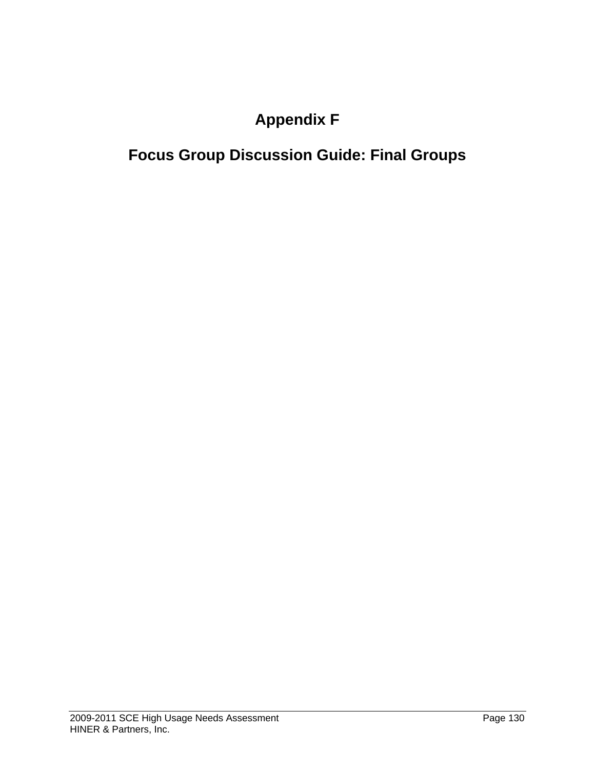# Appendix F

# Focus Group Discussion Guide: Final Groups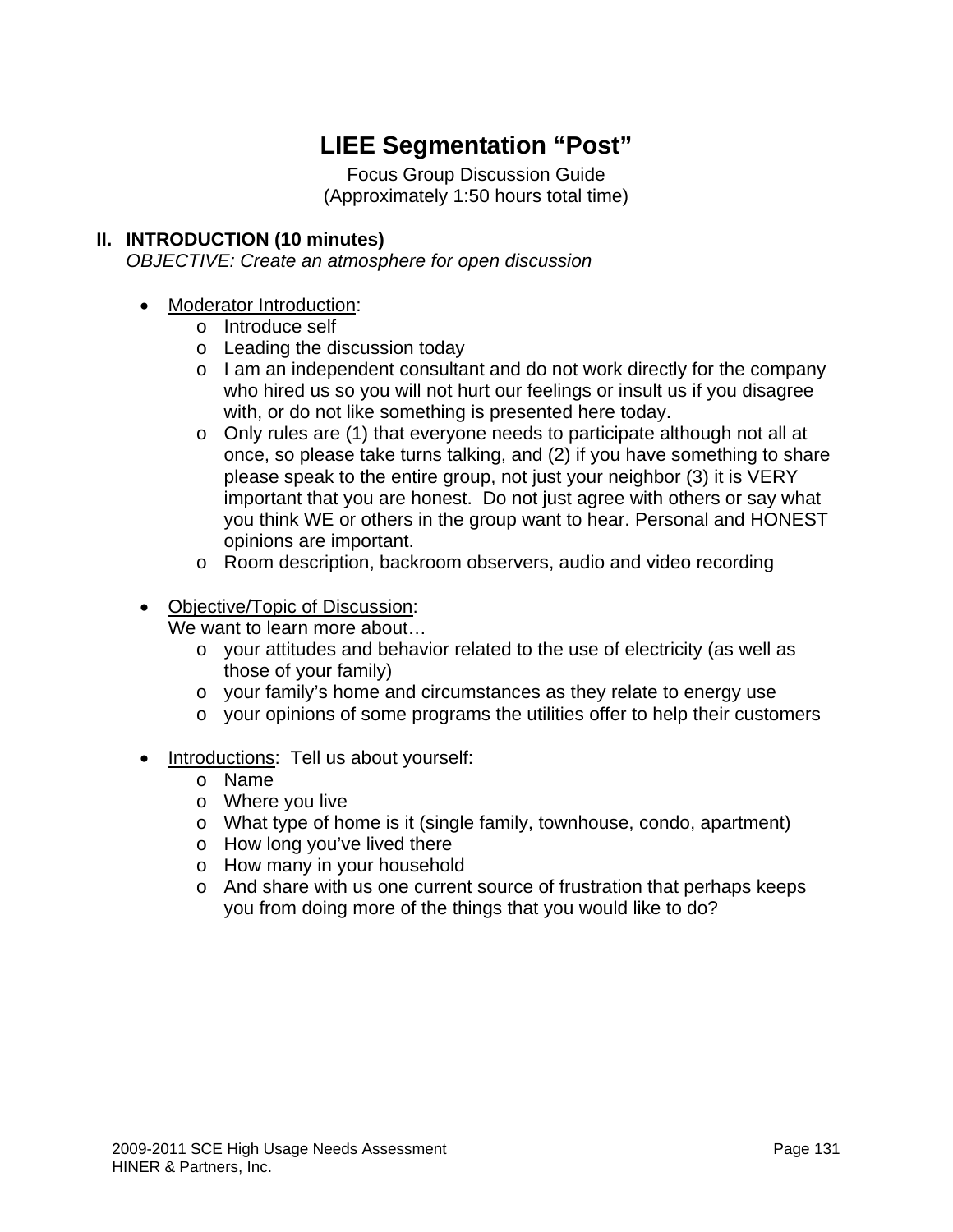# LIEE Segmentation "Post"

Focus Group Discussion Guide
(Approximately 1:50 hours total time)

## II. INTRODUCTION (10 minutes)

*OBJECTIVE: Create an atmosphere for open discussion*

- Moderator Introduction:
  - Introduce self
  - Leading the discussion today
  - I am an independent consultant and do not work directly for the company who hired us so you will not hurt our feelings or insult us if you disagree with, or do not like something is presented here today.
  - Only rules are (1) that everyone needs to participate although not all at once, so please take turns talking, and (2) if you have something to share please speak to the entire group, not just your neighbor (3) it is VERY important that you are honest. Do not just agree with others or say what you think WE or others in the group want to hear. Personal and HONEST opinions are important.
  - Room description, backroom observers, audio and video recording

- Objective/Topic of Discussion:
  We want to learn more about…
  - your attitudes and behavior related to the use of electricity (as well as those of your family)
  - your family's home and circumstances as they relate to energy use
  - your opinions of some programs the utilities offer to help their customers

- Introductions: Tell us about yourself:
  - Name
  - Where you live
  - What type of home is it (single family, townhouse, condo, apartment)
  - How long you've lived there
  - How many in your household
  - And share with us one current source of frustration that perhaps keeps you from doing more of the things that you would like to do?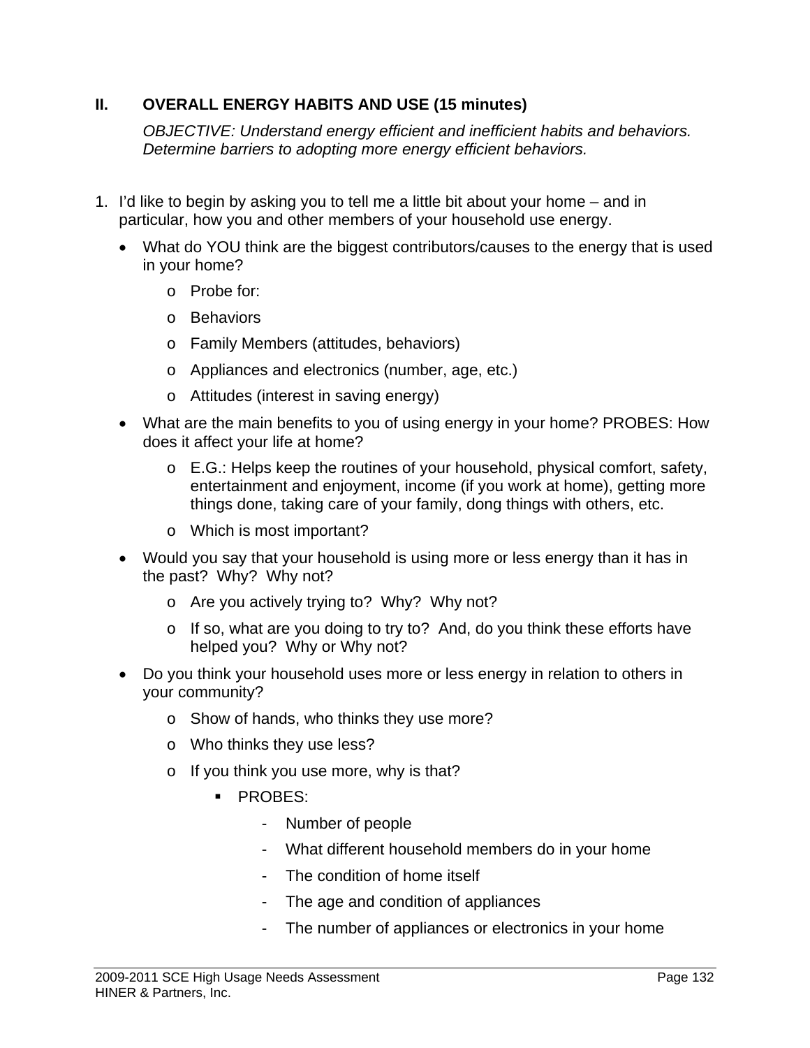## II. OVERALL ENERGY HABITS AND USE (15 minutes)

*OBJECTIVE: Understand energy efficient and inefficient habits and behaviors. Determine barriers to adopting more energy efficient behaviors.*

1. I'd like to begin by asking you to tell me a little bit about your home – and in particular, how you and other members of your household use energy.
   - What do YOU think are the biggest contributors/causes to the energy that is used in your home?
     - Probe for:
     - Behaviors
     - Family Members (attitudes, behaviors)
     - Appliances and electronics (number, age, etc.)
     - Attitudes (interest in saving energy)
   - What are the main benefits to you of using energy in your home? PROBES: How does it affect your life at home?
     - E.G.: Helps keep the routines of your household, physical comfort, safety, entertainment and enjoyment, income (if you work at home), getting more things done, taking care of your family, dong things with others, etc.
     - Which is most important?
   - Would you say that your household is using more or less energy than it has in the past? Why? Why not?
     - Are you actively trying to? Why? Why not?
     - If so, what are you doing to try to? And, do you think these efforts have helped you? Why or Why not?
   - Do you think your household uses more or less energy in relation to others in your community?
     - Show of hands, who thinks they use more?
     - Who thinks they use less?
     - If you think you use more, why is that?
       - PROBES:
         - Number of people
         - What different household members do in your home
         - The condition of home itself
         - The age and condition of appliances
         - The number of appliances or electronics in your home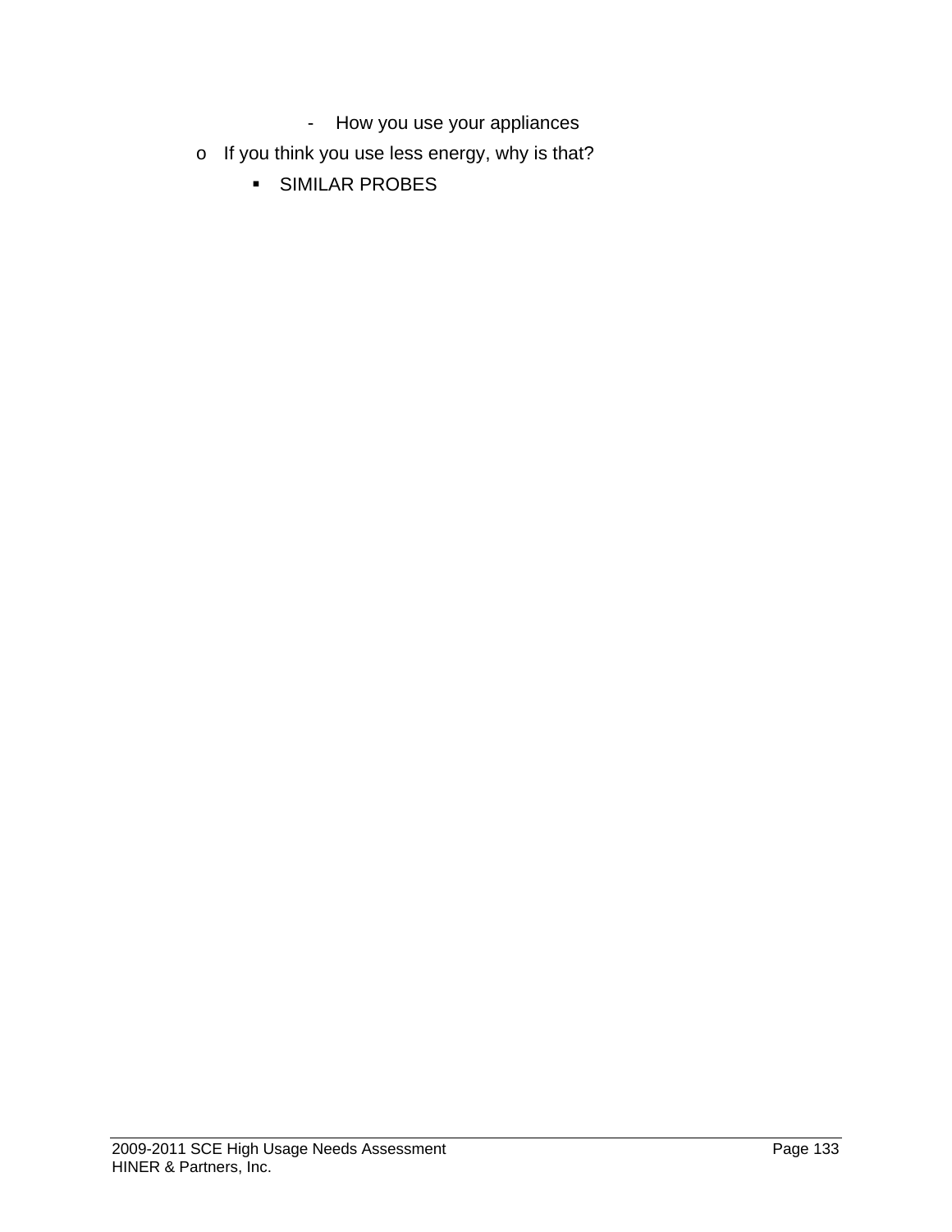- How you use your appliances
    - If you think you use less energy, why is that?
        - SIMILAR PROBES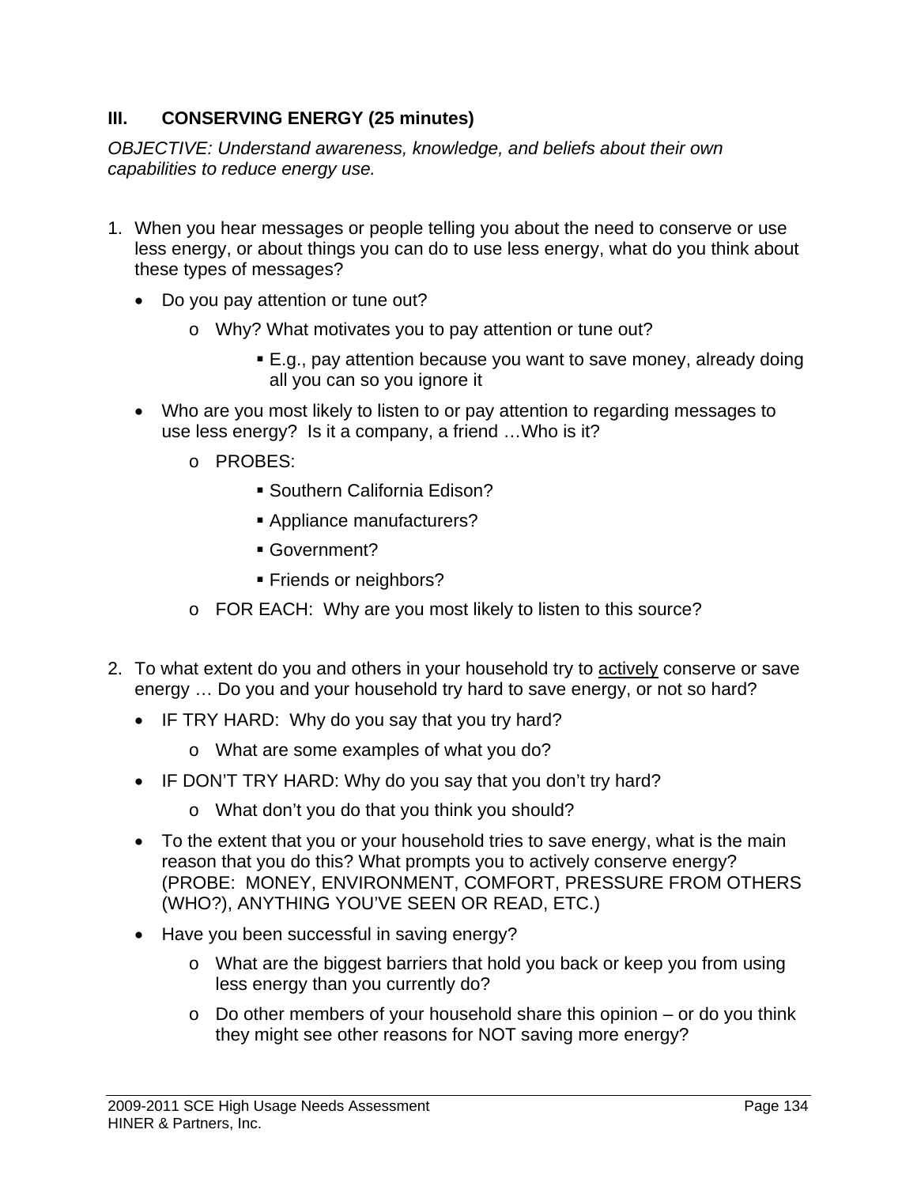## III. CONSERVING ENERGY (25 minutes)

*OBJECTIVE: Understand awareness, knowledge, and beliefs about their own capabilities to reduce energy use.*

1. When you hear messages or people telling you about the need to conserve or use less energy, or about things you can do to use less energy, what do you think about these types of messages?
   - Do you pay attention or tune out?
     - Why? What motivates you to pay attention or tune out?
       - E.g., pay attention because you want to save money, already doing all you can so you ignore it
   - Who are you most likely to listen to or pay attention to regarding messages to use less energy? Is it a company, a friend …Who is it?
     - PROBES:
       - Southern California Edison?
       - Appliance manufacturers?
       - Government?
       - Friends or neighbors?
     - FOR EACH: Why are you most likely to listen to this source?

2. To what extent do you and others in your household try to <u>actively</u> conserve or save energy … Do you and your household try hard to save energy, or not so hard?
   - IF TRY HARD: Why do you say that you try hard?
     - What are some examples of what you do?
   - IF DON'T TRY HARD: Why do you say that you don't try hard?
     - What don't you do that you think you should?
   - To the extent that you or your household tries to save energy, what is the main reason that you do this? What prompts you to actively conserve energy? (PROBE: MONEY, ENVIRONMENT, COMFORT, PRESSURE FROM OTHERS (WHO?), ANYTHING YOU'VE SEEN OR READ, ETC.)
   - Have you been successful in saving energy?
     - What are the biggest barriers that hold you back or keep you from using less energy than you currently do?
     - Do other members of your household share this opinion – or do you think they might see other reasons for NOT saving more energy?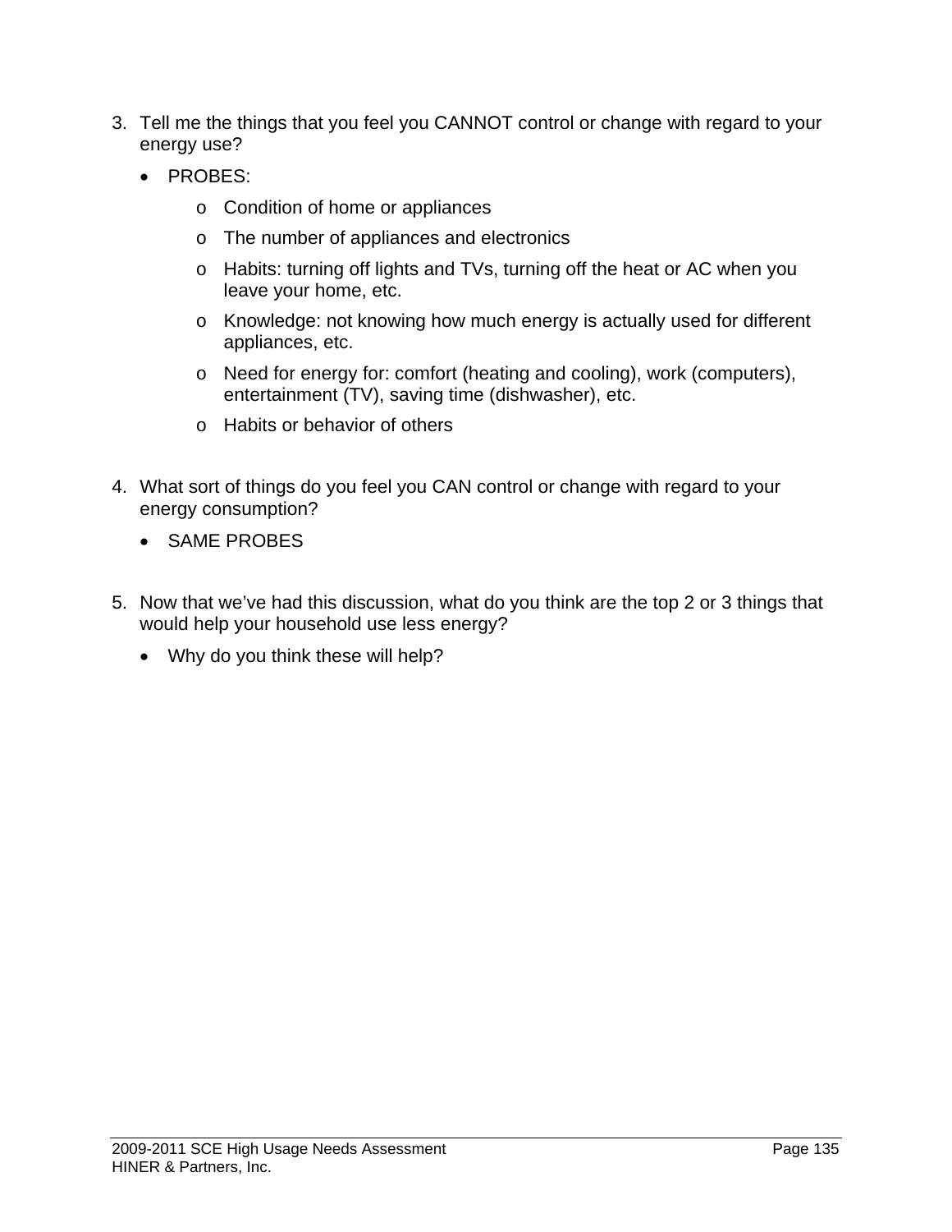3. Tell me the things that you feel you CANNOT control or change with regard to your energy use?
   - PROBES:
     - Condition of home or appliances
     - The number of appliances and electronics
     - Habits: turning off lights and TVs, turning off the heat or AC when you leave your home, etc.
     - Knowledge: not knowing how much energy is actually used for different appliances, etc.
     - Need for energy for: comfort (heating and cooling), work (computers), entertainment (TV), saving time (dishwasher), etc.
     - Habits or behavior of others

4. What sort of things do you feel you CAN control or change with regard to your energy consumption?
   - SAME PROBES

5. Now that we've had this discussion, what do you think are the top 2 or 3 things that would help your household use less energy?
   - Why do you think these will help?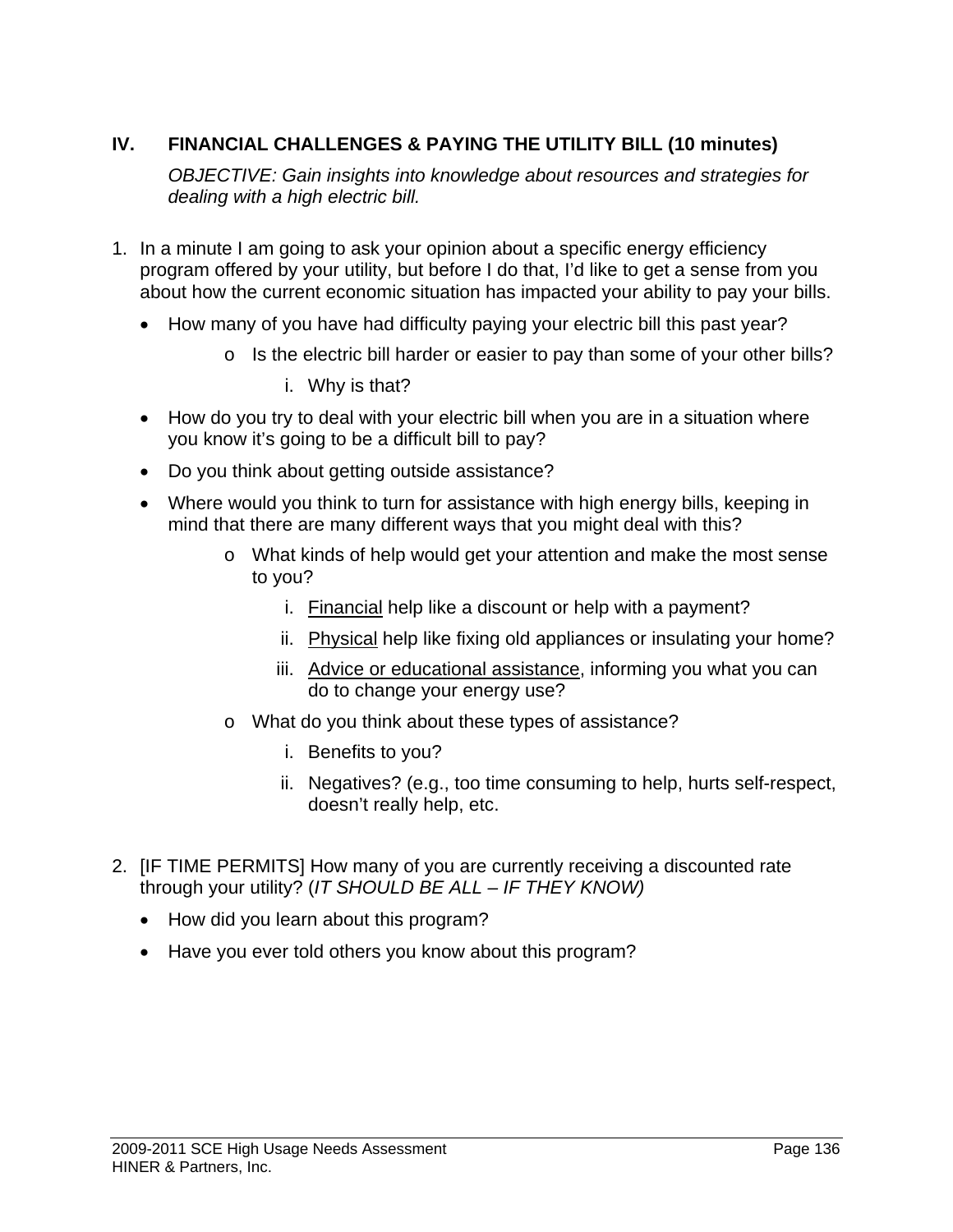## IV. FINANCIAL CHALLENGES & PAYING THE UTILITY BILL (10 minutes)

*OBJECTIVE: Gain insights into knowledge about resources and strategies for dealing with a high electric bill.*

1. In a minute I am going to ask your opinion about a specific energy efficiency program offered by your utility, but before I do that, I'd like to get a sense from you about how the current economic situation has impacted your ability to pay your bills.
   - How many of you have had difficulty paying your electric bill this past year?
     - Is the electric bill harder or easier to pay than some of your other bills?
       1. Why is that?
   - How do you try to deal with your electric bill when you are in a situation where you know it's going to be a difficult bill to pay?
   - Do you think about getting outside assistance?
   - Where would you think to turn for assistance with high energy bills, keeping in mind that there are many different ways that you might deal with this?
     - What kinds of help would get your attention and make the most sense to you?
       1. <u>Financial</u> help like a discount or help with a payment?
       2. <u>Physical</u> help like fixing old appliances or insulating your home?
       3. <u>Advice or educational assistance</u>, informing you what you can do to change your energy use?
     - What do you think about these types of assistance?
       1. Benefits to you?
       2. Negatives? (e.g., too time consuming to help, hurts self-respect, doesn't really help, etc.

2. [IF TIME PERMITS] How many of you are currently receiving a discounted rate through your utility? (*IT SHOULD BE ALL – IF THEY KNOW)*
   - How did you learn about this program?
   - Have you ever told others you know about this program?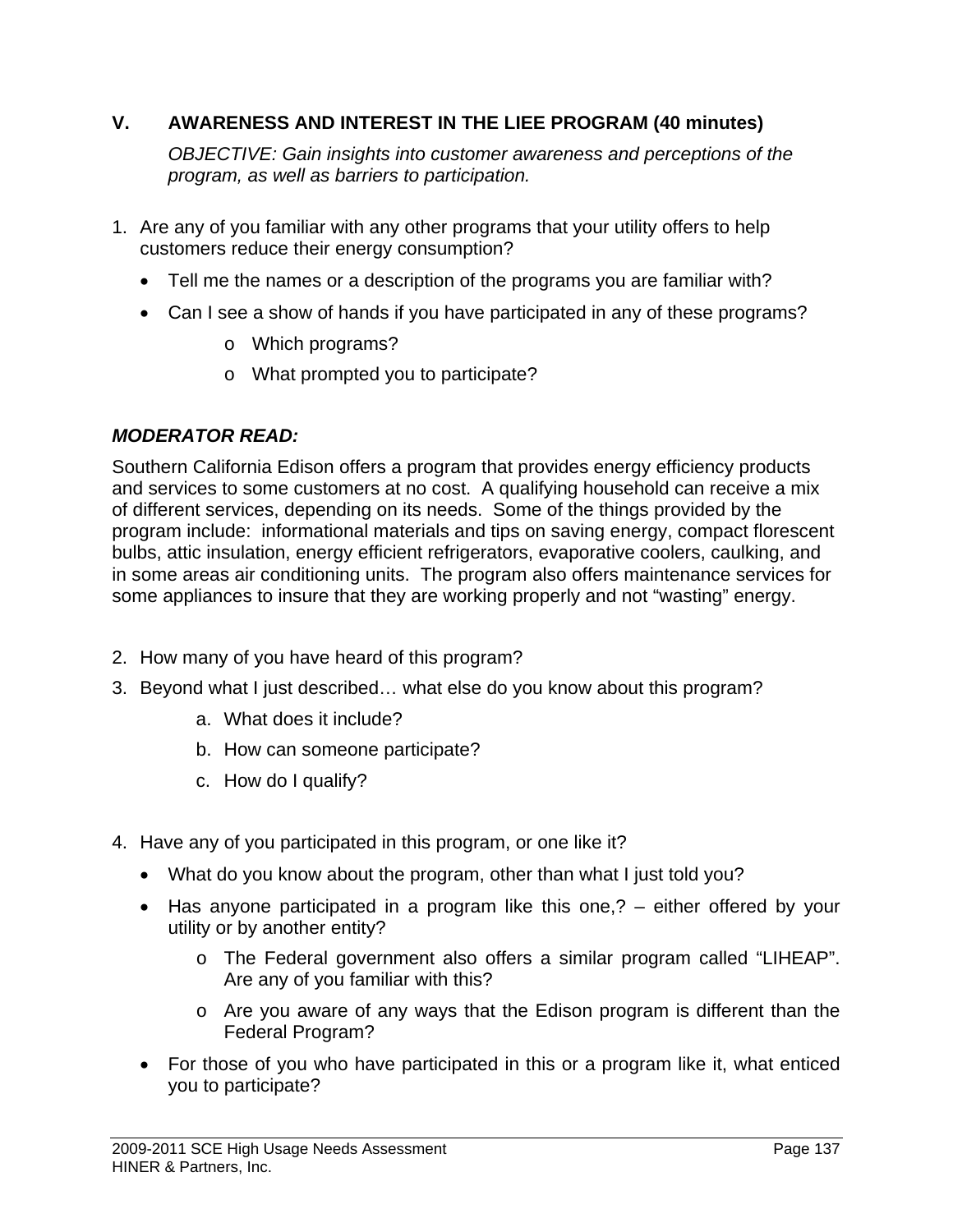## V. AWARENESS AND INTEREST IN THE LIEE PROGRAM (40 minutes)

*OBJECTIVE: Gain insights into customer awareness and perceptions of the program, as well as barriers to participation.*

1. Are any of you familiar with any other programs that your utility offers to help customers reduce their energy consumption?
   - Tell me the names or a description of the programs you are familiar with?
   - Can I see a show of hands if you have participated in any of these programs?
     - Which programs?
     - What prompted you to participate?

***MODERATOR READ:***

Southern California Edison offers a program that provides energy efficiency products and services to some customers at no cost. A qualifying household can receive a mix of different services, depending on its needs. Some of the things provided by the program include: informational materials and tips on saving energy, compact florescent bulbs, attic insulation, energy efficient refrigerators, evaporative coolers, caulking, and in some areas air conditioning units. The program also offers maintenance services for some appliances to insure that they are working properly and not "wasting" energy.

2. How many of you have heard of this program?
3. Beyond what I just described… what else do you know about this program?
   a. What does it include?
   b. How can someone participate?
   c. How do I qualify?

4. Have any of you participated in this program, or one like it?
   - What do you know about the program, other than what I just told you?
   - Has anyone participated in a program like this one,? – either offered by your utility or by another entity?
     - The Federal government also offers a similar program called "LIHEAP". Are any of you familiar with this?
     - Are you aware of any ways that the Edison program is different than the Federal Program?
   - For those of you who have participated in this or a program like it, what enticed you to participate?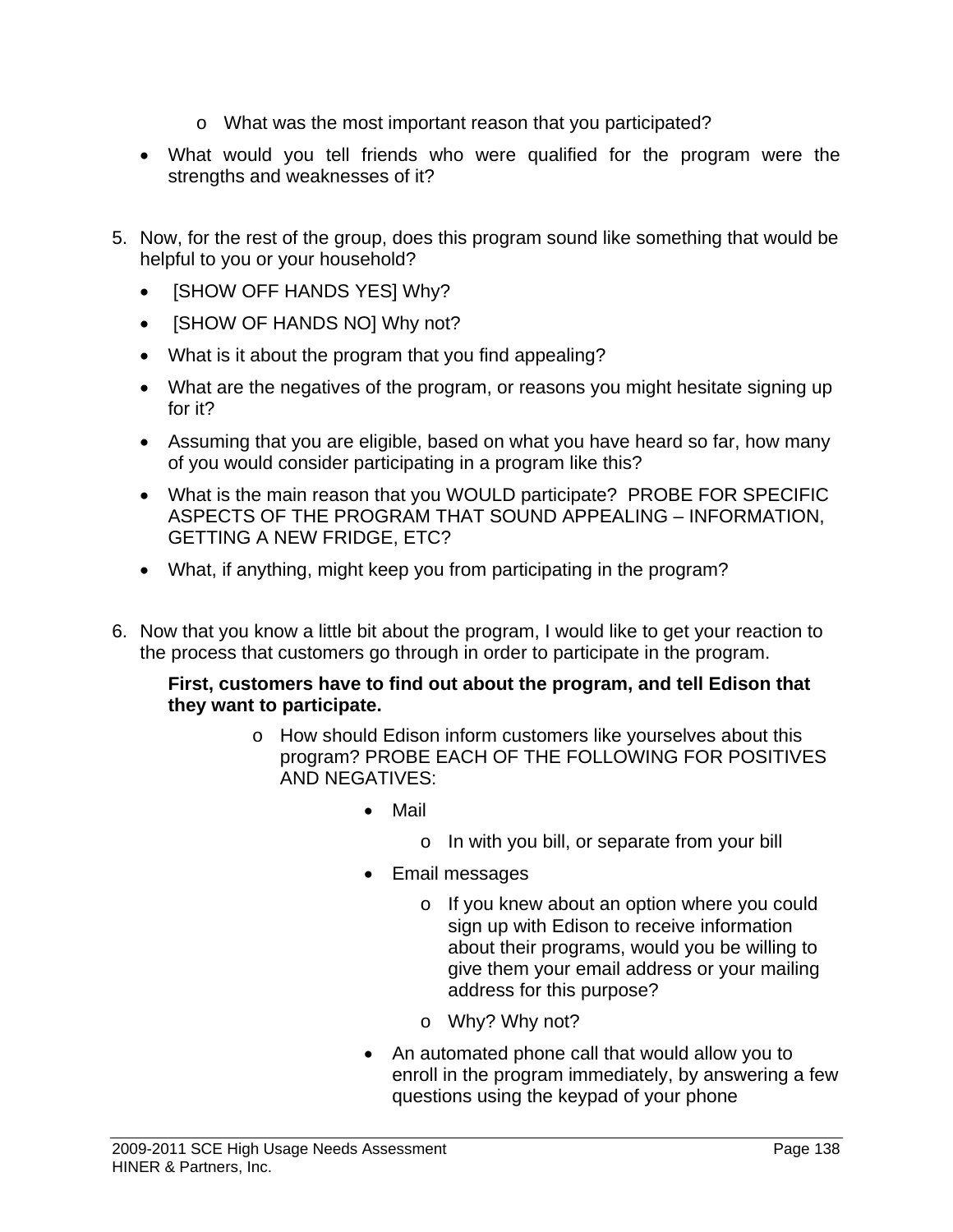- What was the most important reason that you participated?

- What would you tell friends who were qualified for the program were the strengths and weaknesses of it?

5. Now, for the rest of the group, does this program sound like something that would be helpful to you or your household?

   - [SHOW OFF HANDS YES] Why?
   - [SHOW OF HANDS NO] Why not?
   - What is it about the program that you find appealing?
   - What are the negatives of the program, or reasons you might hesitate signing up for it?
   - Assuming that you are eligible, based on what you have heard so far, how many of you would consider participating in a program like this?
   - What is the main reason that you WOULD participate? PROBE FOR SPECIFIC ASPECTS OF THE PROGRAM THAT SOUND APPEALING – INFORMATION, GETTING A NEW FRIDGE, ETC?
   - What, if anything, might keep you from participating in the program?

6. Now that you know a little bit about the program, I would like to get your reaction to the process that customers go through in order to participate in the program.

   **First, customers have to find out about the program, and tell Edison that they want to participate.**

   - How should Edison inform customers like yourselves about this program? PROBE EACH OF THE FOLLOWING FOR POSITIVES AND NEGATIVES:
     - Mail
       - In with you bill, or separate from your bill
     - Email messages
       - If you knew about an option where you could sign up with Edison to receive information about their programs, would you be willing to give them your email address or your mailing address for this purpose?
       - Why? Why not?
     - An automated phone call that would allow you to enroll in the program immediately, by answering a few questions using the keypad of your phone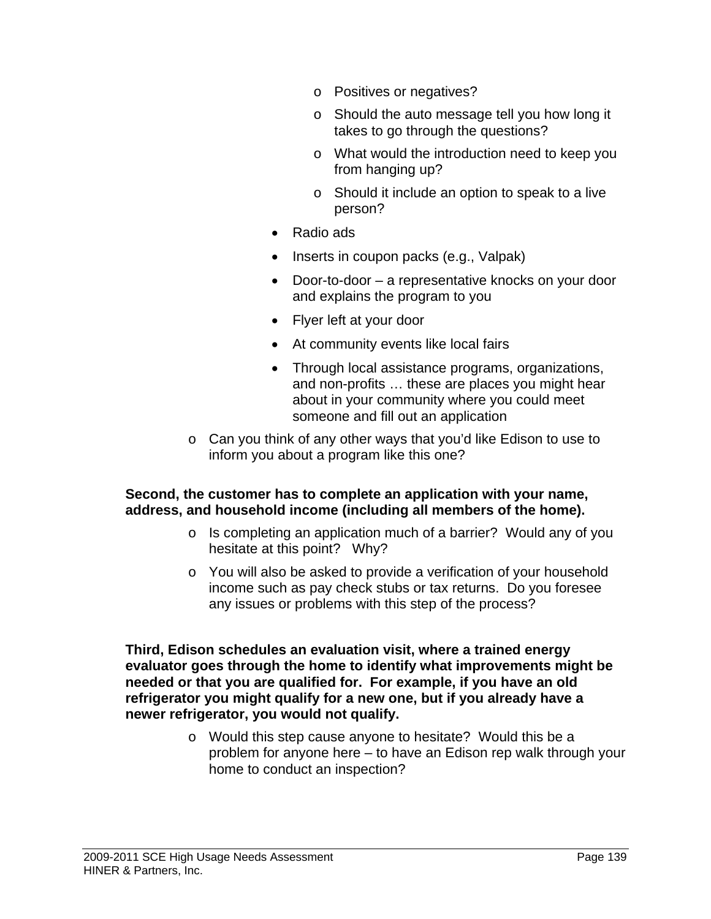- Positives or negatives?
        - Should the auto message tell you how long it takes to go through the questions?
        - What would the introduction need to keep you from hanging up?
        - Should it include an option to speak to a live person?
    - Radio ads
    - Inserts in coupon packs (e.g., Valpak)
    - Door-to-door – a representative knocks on your door and explains the program to you
    - Flyer left at your door
    - At community events like local fairs
    - Through local assistance programs, organizations, and non-profits … these are places you might hear about in your community where you could meet someone and fill out an application
- Can you think of any other ways that you'd like Edison to use to inform you about a program like this one?

**Second, the customer has to complete an application with your name, address, and household income (including all members of the home).**

- Is completing an application much of a barrier? Would any of you hesitate at this point? Why?
- You will also be asked to provide a verification of your household income such as pay check stubs or tax returns. Do you foresee any issues or problems with this step of the process?

**Third, Edison schedules an evaluation visit, where a trained energy evaluator goes through the home to identify what improvements might be needed or that you are qualified for. For example, if you have an old refrigerator you might qualify for a new one, but if you already have a newer refrigerator, you would not qualify.**

- Would this step cause anyone to hesitate? Would this be a problem for anyone here – to have an Edison rep walk through your home to conduct an inspection?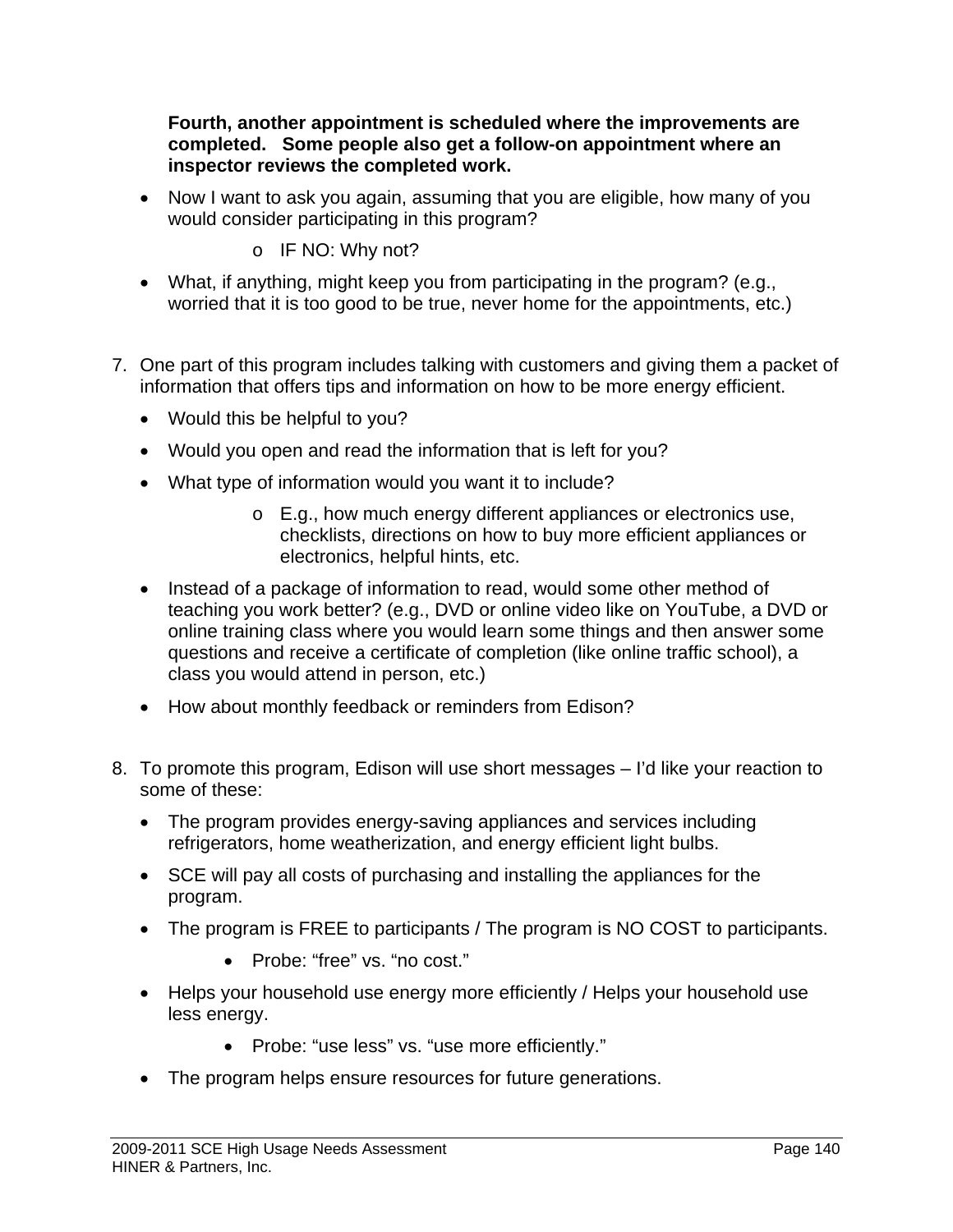**Fourth, another appointment is scheduled where the improvements are completed. Some people also get a follow-on appointment where an inspector reviews the completed work.**

- Now I want to ask you again, assuming that you are eligible, how many of you would consider participating in this program?
    - o IF NO: Why not?
- What, if anything, might keep you from participating in the program? (e.g., worried that it is too good to be true, never home for the appointments, etc.)

7. One part of this program includes talking with customers and giving them a packet of information that offers tips and information on how to be more energy efficient.
    - Would this be helpful to you?
    - Would you open and read the information that is left for you?
    - What type of information would you want it to include?
        - o E.g., how much energy different appliances or electronics use, checklists, directions on how to buy more efficient appliances or electronics, helpful hints, etc.
    - Instead of a package of information to read, would some other method of teaching you work better? (e.g., DVD or online video like on YouTube, a DVD or online training class where you would learn some things and then answer some questions and receive a certificate of completion (like online traffic school), a class you would attend in person, etc.)
    - How about monthly feedback or reminders from Edison?

8. To promote this program, Edison will use short messages – I'd like your reaction to some of these:
    - The program provides energy-saving appliances and services including refrigerators, home weatherization, and energy efficient light bulbs.
    - SCE will pay all costs of purchasing and installing the appliances for the program.
    - The program is FREE to participants / The program is NO COST to participants.
        - Probe: "free" vs. "no cost."
    - Helps your household use energy more efficiently / Helps your household use less energy.
        - Probe: "use less" vs. "use more efficiently."
    - The program helps ensure resources for future generations.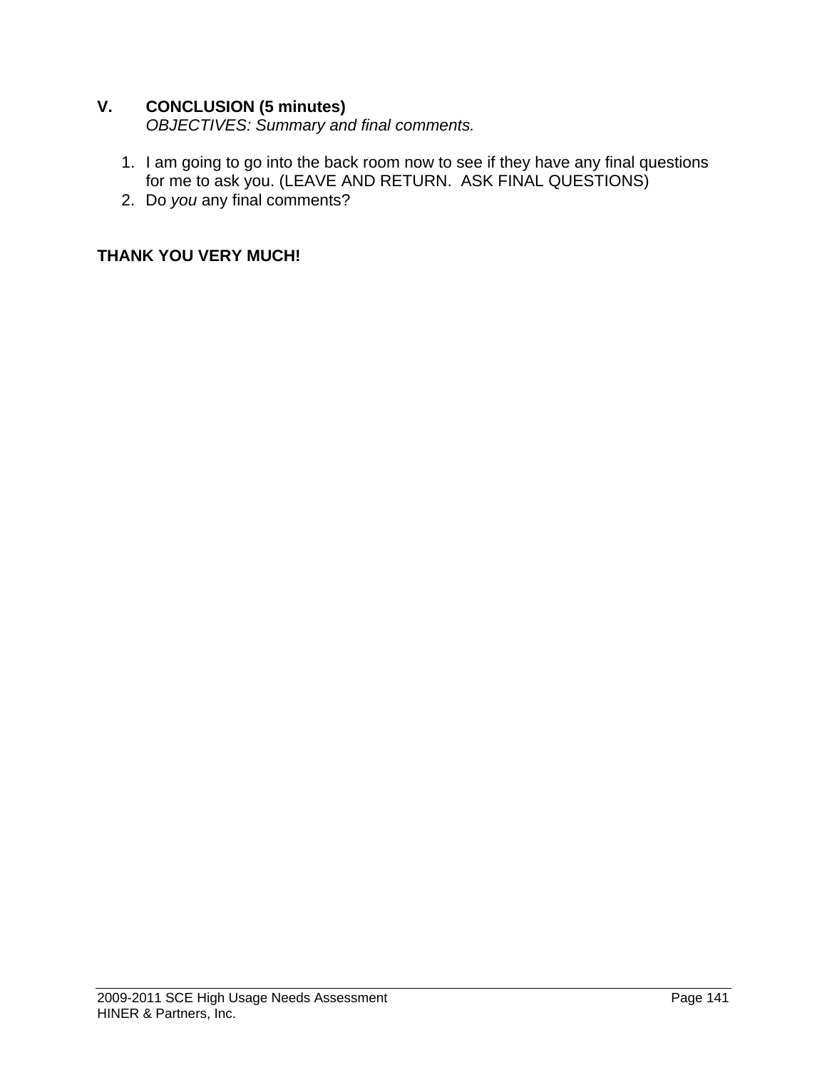## V. CONCLUSION (5 minutes)

*OBJECTIVES: Summary and final comments.*

1. I am going to go into the back room now to see if they have any final questions for me to ask you. (LEAVE AND RETURN. ASK FINAL QUESTIONS)
2. Do *you* any final comments?

**THANK YOU VERY MUCH!**